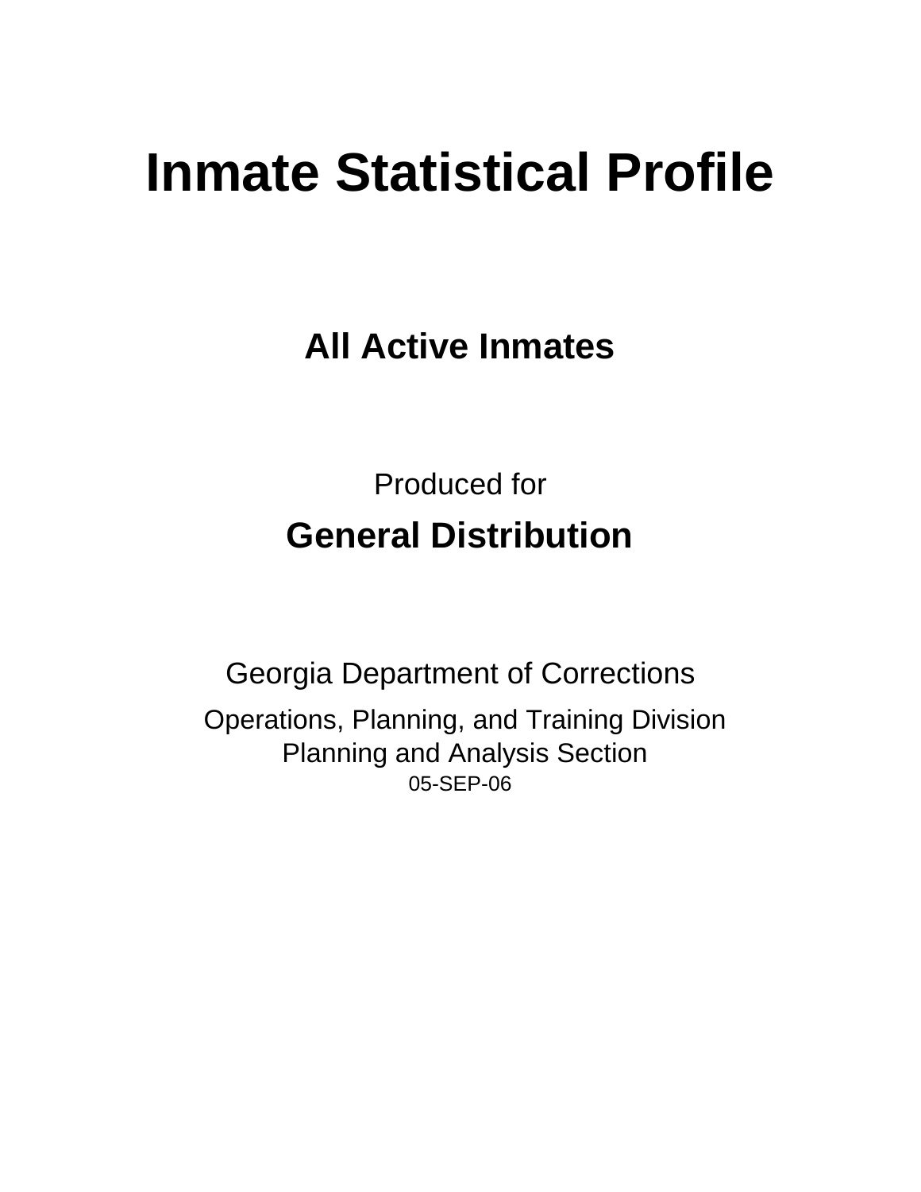# Inmate Statistical Profile

## All Active Inmates

Produced for

## General Distribution

Georgia Department of Corrections

Operations, Planning, and Training Division
Planning and Analysis Section
05-SEP-06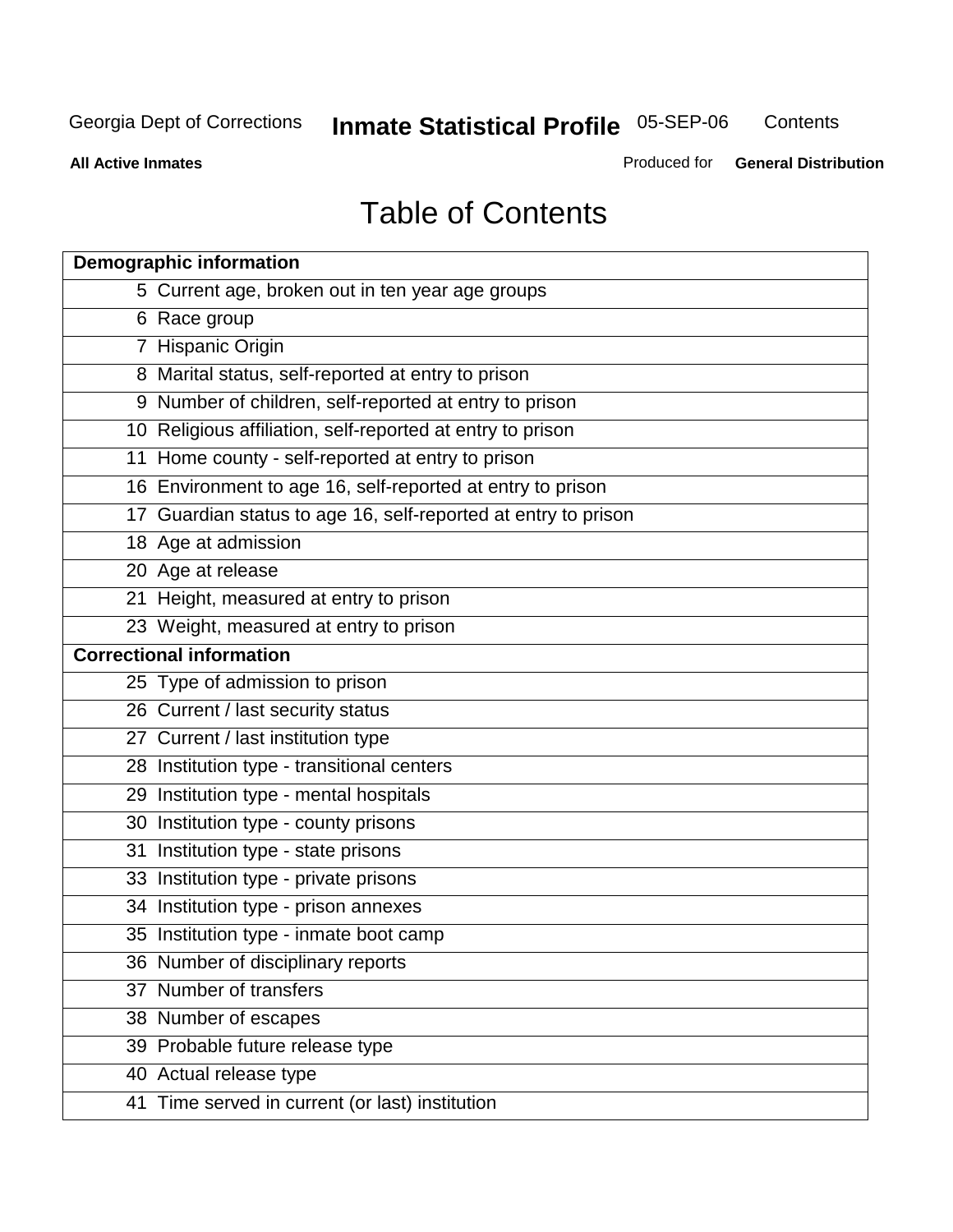# Table of Contents

| Demographic information | |
|---|---|
| 5 | Current age, broken out in ten year age groups |
| 6 | Race group |
| 7 | Hispanic Origin |
| 8 | Marital status, self-reported at entry to prison |
| 9 | Number of children, self-reported at entry to prison |
| 10 | Religious affiliation, self-reported at entry to prison |
| 11 | Home county - self-reported at entry to prison |
| 16 | Environment to age 16, self-reported at entry to prison |
| 17 | Guardian status to age 16, self-reported at entry to prison |
| 18 | Age at admission |
| 20 | Age at release |
| 21 | Height, measured at entry to prison |
| 23 | Weight, measured at entry to prison |
| **Correctional information** | |
| 25 | Type of admission to prison |
| 26 | Current / last security status |
| 27 | Current / last institution type |
| 28 | Institution type - transitional centers |
| 29 | Institution type - mental hospitals |
| 30 | Institution type - county prisons |
| 31 | Institution type - state prisons |
| 33 | Institution type - private prisons |
| 34 | Institution type - prison annexes |
| 35 | Institution type - inmate boot camp |
| 36 | Number of disciplinary reports |
| 37 | Number of transfers |
| 38 | Number of escapes |
| 39 | Probable future release type |
| 40 | Actual release type |
| 41 | Time served in current (or last) institution |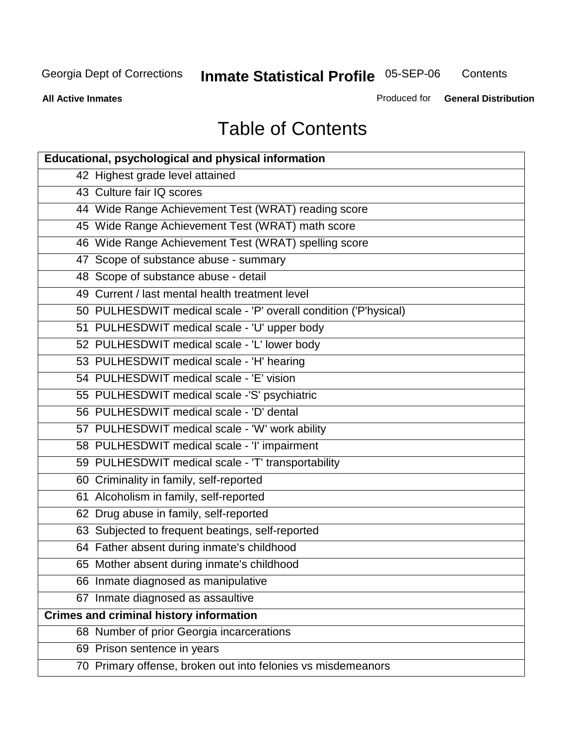# Table of Contents

| Educational, psychological and physical information |
|---|
| 42 Highest grade level attained |
| 43 Culture fair IQ scores |
| 44 Wide Range Achievement Test (WRAT) reading score |
| 45 Wide Range Achievement Test (WRAT) math score |
| 46 Wide Range Achievement Test (WRAT) spelling score |
| 47 Scope of substance abuse - summary |
| 48 Scope of substance abuse - detail |
| 49 Current / last mental health treatment level |
| 50 PULHESDWIT medical scale - 'P' overall condition ('P'hysical) |
| 51 PULHESDWIT medical scale - 'U' upper body |
| 52 PULHESDWIT medical scale - 'L' lower body |
| 53 PULHESDWIT medical scale - 'H' hearing |
| 54 PULHESDWIT medical scale - 'E' vision |
| 55 PULHESDWIT medical scale -'S' psychiatric |
| 56 PULHESDWIT medical scale - 'D' dental |
| 57 PULHESDWIT medical scale - 'W' work ability |
| 58 PULHESDWIT medical scale - 'I' impairment |
| 59 PULHESDWIT medical scale - 'T' transportability |
| 60 Criminality in family, self-reported |
| 61 Alcoholism in family, self-reported |
| 62 Drug abuse in family, self-reported |
| 63 Subjected to frequent beatings, self-reported |
| 64 Father absent during inmate's childhood |
| 65 Mother absent during inmate's childhood |
| 66 Inmate diagnosed as manipulative |
| 67 Inmate diagnosed as assaultive |
| **Crimes and criminal history information** |
| 68 Number of prior Georgia incarcerations |
| 69 Prison sentence in years |
| 70 Primary offense, broken out into felonies vs misdemeanors |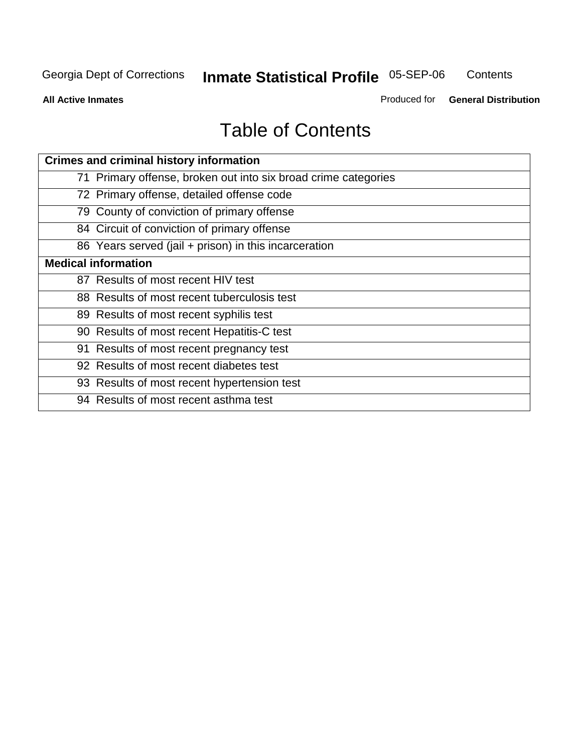# Table of Contents

| Crimes and criminal history information |
|---|
| 71 Primary offense, broken out into six broad crime categories |
| 72 Primary offense, detailed offense code |
| 79 County of conviction of primary offense |
| 84 Circuit of conviction of primary offense |
| 86 Years served (jail + prison) in this incarceration |
| **Medical information** |
| 87 Results of most recent HIV test |
| 88 Results of most recent tuberculosis test |
| 89 Results of most recent syphilis test |
| 90 Results of most recent Hepatitis-C test |
| 91 Results of most recent pregnancy test |
| 92 Results of most recent diabetes test |
| 93 Results of most recent hypertension test |
| 94 Results of most recent asthma test |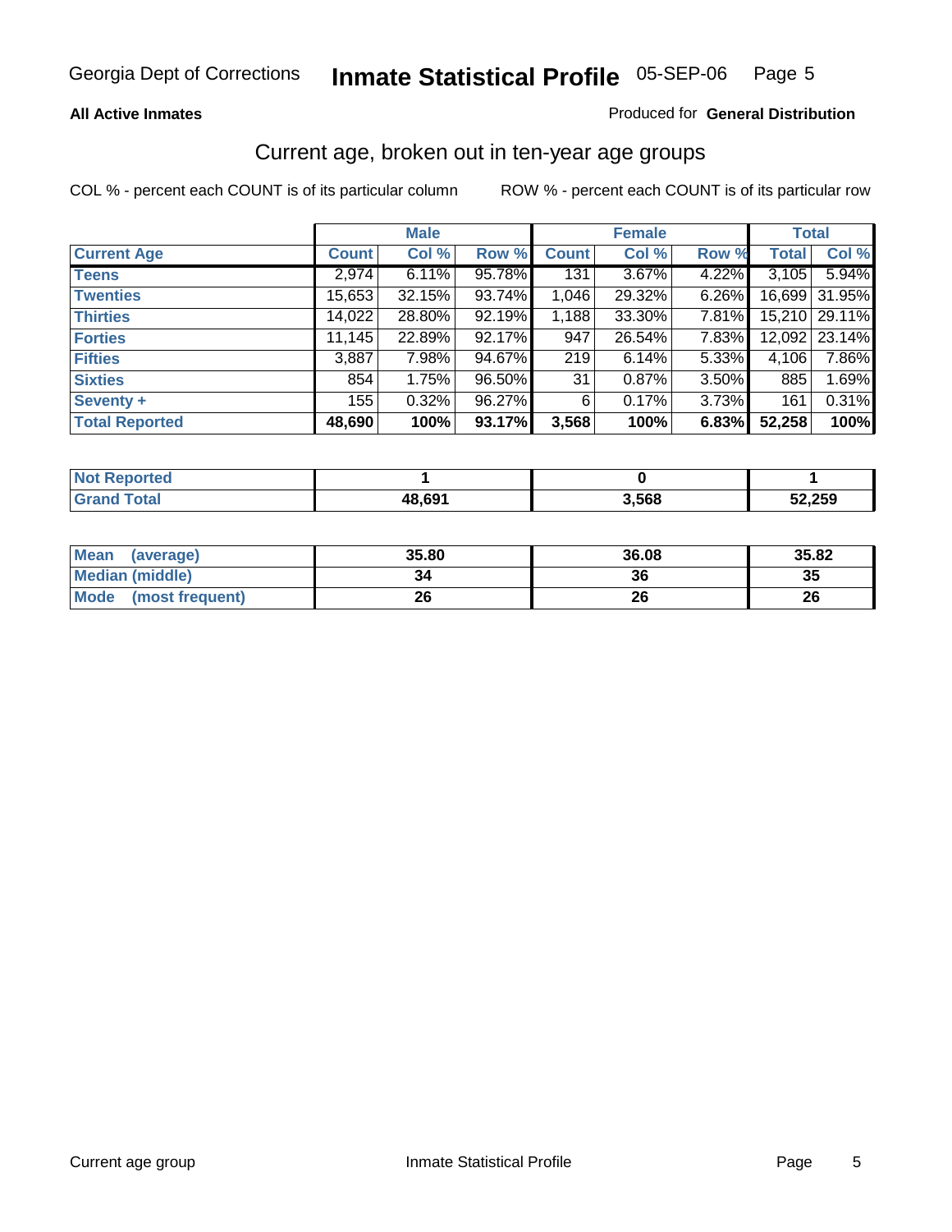Georgia Dept of Corrections **Inmate Statistical Profile** 05-SEP-06

**All Active Inmates** Produced for **General Distribution**

## Current age, broken out in ten-year age groups

COL % - percent each COUNT is of its particular column ROW % - percent each COUNT is of its particular row

| | Male | | | Female | | | Total | |
|---|---|---|---|---|---|---|---|---|
| **Current Age** | **Count** | **Col %** | **Row %** | **Count** | **Col %** | **Row %** | **Total** | **Col %** |
| **Teens** | 2,974 | 6.11% | 95.78% | 131 | 3.67% | 4.22% | 3,105 | 5.94% |
| **Twenties** | 15,653 | 32.15% | 93.74% | 1,046 | 29.32% | 6.26% | 16,699 | 31.95% |
| **Thirties** | 14,022 | 28.80% | 92.19% | 1,188 | 33.30% | 7.81% | 15,210 | 29.11% |
| **Forties** | 11,145 | 22.89% | 92.17% | 947 | 26.54% | 7.83% | 12,092 | 23.14% |
| **Fifties** | 3,887 | 7.98% | 94.67% | 219 | 6.14% | 5.33% | 4,106 | 7.86% |
| **Sixties** | 854 | 1.75% | 96.50% | 31 | 0.87% | 3.50% | 885 | 1.69% |
| **Seventy +** | 155 | 0.32% | 96.27% | 6 | 0.17% | 3.73% | 161 | 0.31% |
| **Total Reported** | **48,690** | **100%** | **93.17%** | **3,568** | **100%** | **6.83%** | **52,258** | **100%** |

| | Male | Female | Total |
|---|---|---|---|
| **Not Reported** | **1** | **0** | **1** |
| **Grand Total** | **48,691** | **3,568** | **52,259** |

| | Male | Female | Total |
|---|---|---|---|
| **Mean (average)** | **35.80** | **36.08** | **35.82** |
| **Median (middle)** | **34** | **36** | **35** |
| **Mode (most frequent)** | **26** | **26** | **26** |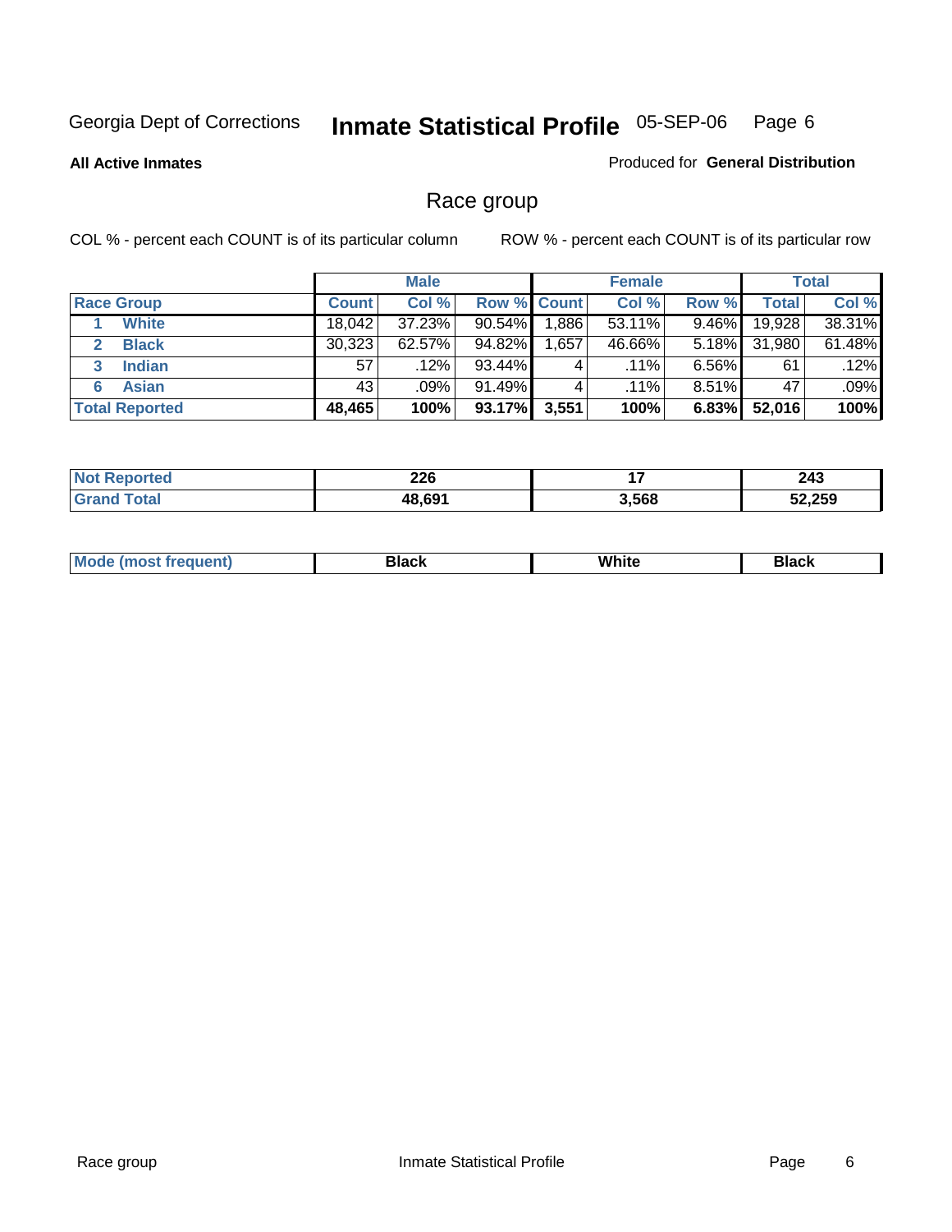Georgia Dept of Corrections **Inmate Statistical Profile** 05-SEP-06

**All Active Inmates**

Produced for **General Distribution**

## Race group

COL % - percent each COUNT is of its particular column

ROW % - percent each COUNT is of its particular row

| | Male | | | Female | | | Total | |
|---|---|---|---|---|---|---|---|---|
| **Race Group** | **Count** | **Col %** | **Row %** | **Count** | **Col %** | **Row %** | **Total** | **Col %** |
| 1 **White** | 18,042 | 37.23% | 90.54% | 1,886 | 53.11% | 9.46% | 19,928 | 38.31% |
| 2 **Black** | 30,323 | 62.57% | 94.82% | 1,657 | 46.66% | 5.18% | 31,980 | 61.48% |
| 3 **Indian** | 57 | .12% | 93.44% | 4 | .11% | 6.56% | 61 | .12% |
| 6 **Asian** | 43 | .09% | 91.49% | 4 | .11% | 8.51% | 47 | .09% |
| **Total Reported** | **48,465** | **100%** | **93.17%** | **3,551** | **100%** | **6.83%** | **52,016** | **100%** |

| | Male | Female | Total |
|---|---|---|---|
| **Not Reported** | **226** | **17** | **243** |
| **Grand Total** | **48,691** | **3,568** | **52,259** |

| | Male | Female | Total |
|---|---|---|---|
| **Mode (most frequent)** | **Black** | **White** | **Black** |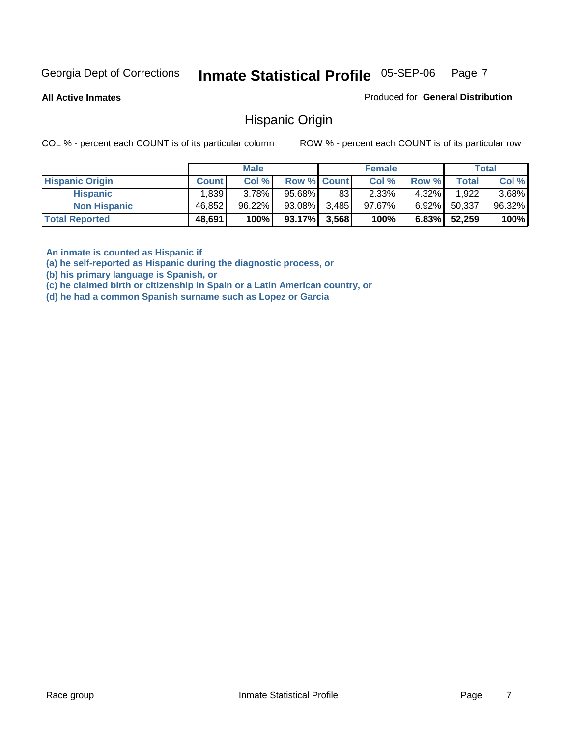Georgia Dept of Corrections **Inmate Statistical Profile** 05-SEP-06

**All Active Inmates**

Produced for **General Distribution**

## Hispanic Origin

COL % - percent each COUNT is of its particular column ROW % - percent each COUNT is of its particular row

| | Male | | | Female | | | Total | |
|---|---|---|---|---|---|---|---|---|
| **Hispanic Origin** | **Count** | **Col %** | **Row %** | **Count** | **Col %** | **Row %** | **Total** | **Col %** |
| **Hispanic** | 1,839 | 3.78% | 95.68% | 83 | 2.33% | 4.32% | 1,922 | 3.68% |
| **Non Hispanic** | 46,852 | 96.22% | 93.08% | 3,485 | 97.67% | 6.92% | 50,337 | 96.32% |
| **Total Reported** | **48,691** | **100%** | **93.17%** | **3,568** | **100%** | **6.83%** | **52,259** | **100%** |

**An inmate is counted as Hispanic if**
**(a) he self-reported as Hispanic during the diagnostic process, or**
**(b) his primary language is Spanish, or**
**(c) he claimed birth or citizenship in Spain or a Latin American country, or**
**(d) he had a common Spanish surname such as Lopez or Garcia**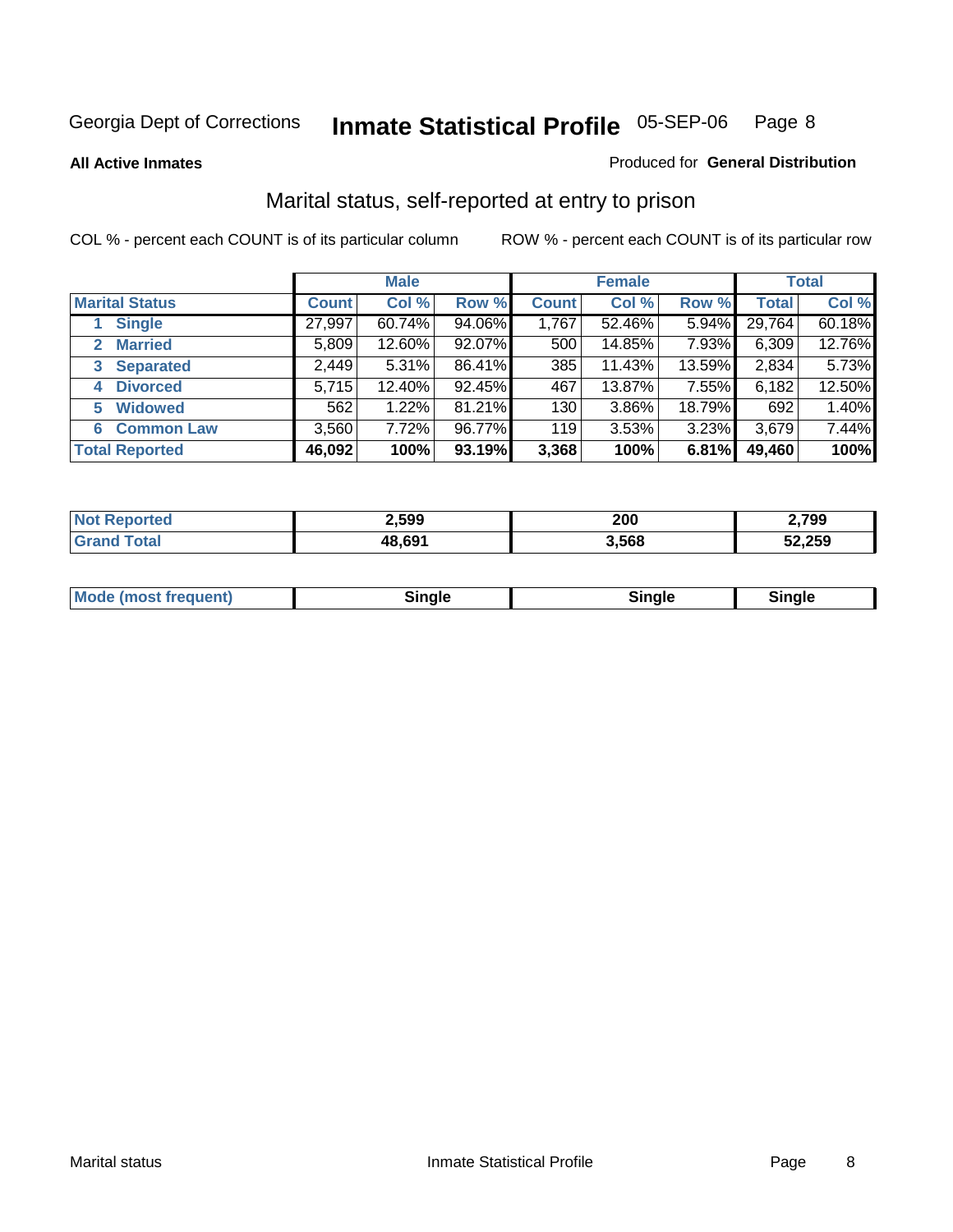Georgia Dept of Corrections **Inmate Statistical Profile** 05-SEP-06

**All Active Inmates**

Produced for **General Distribution**

## Marital status, self-reported at entry to prison

COL % - percent each COUNT is of its particular column

ROW % - percent each COUNT is of its particular row

| Marital Status | Male | | | Female | | | Total | |
|---|---|---|---|---|---|---|---|---|
| | Count | Col % | Row % | Count | Col % | Row % | Total | Col % |
| 1 Single | 27,997 | 60.74% | 94.06% | 1,767 | 52.46% | 5.94% | 29,764 | 60.18% |
| 2 Married | 5,809 | 12.60% | 92.07% | 500 | 14.85% | 7.93% | 6,309 | 12.76% |
| 3 Separated | 2,449 | 5.31% | 86.41% | 385 | 11.43% | 13.59% | 2,834 | 5.73% |
| 4 Divorced | 5,715 | 12.40% | 92.45% | 467 | 13.87% | 7.55% | 6,182 | 12.50% |
| 5 Widowed | 562 | 1.22% | 81.21% | 130 | 3.86% | 18.79% | 692 | 1.40% |
| 6 Common Law | 3,560 | 7.72% | 96.77% | 119 | 3.53% | 3.23% | 3,679 | 7.44% |
| **Total Reported** | **46,092** | **100%** | **93.19%** | **3,368** | **100%** | **6.81%** | **49,460** | **100%** |

| | Male | Female | Total |
|---|---|---|---|
| Not Reported | 2,599 | 200 | 2,799 |
| Grand Total | 48,691 | 3,568 | 52,259 |

| | Male | Female | Total |
|---|---|---|---|
| Mode (most frequent) | Single | Single | Single |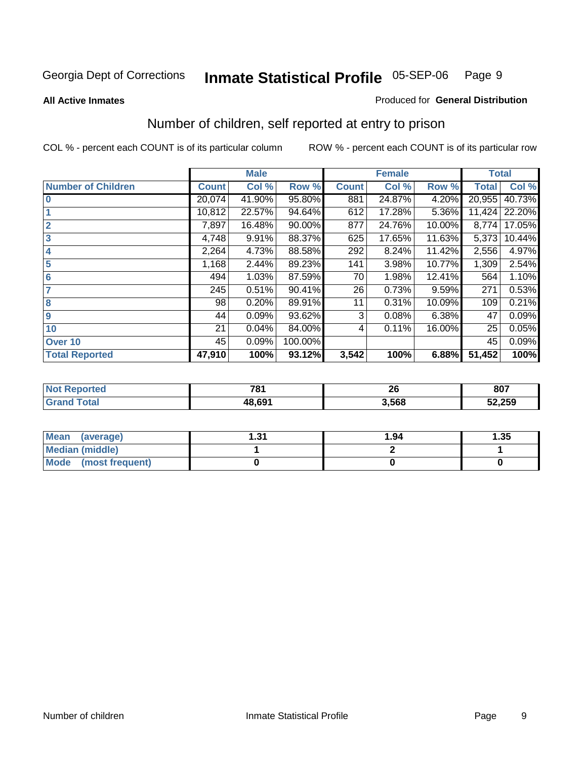Georgia Dept of Corrections **Inmate Statistical Profile** 05-SEP-06

**All Active Inmates**

Produced for **General Distribution**

## Number of children, self reported at entry to prison

COL % - percent each COUNT is of its particular column

ROW % - percent each COUNT is of its particular row

| | Male | | | Female | | | Total | |
|---|---|---|---|---|---|---|---|---|
| **Number of Children** | **Count** | **Col %** | **Row %** | **Count** | **Col %** | **Row %** | **Total** | **Col %** |
| **0** | 20,074 | 41.90% | 95.80% | 881 | 24.87% | 4.20% | 20,955 | 40.73% |
| **1** | 10,812 | 22.57% | 94.64% | 612 | 17.28% | 5.36% | 11,424 | 22.20% |
| **2** | 7,897 | 16.48% | 90.00% | 877 | 24.76% | 10.00% | 8,774 | 17.05% |
| **3** | 4,748 | 9.91% | 88.37% | 625 | 17.65% | 11.63% | 5,373 | 10.44% |
| **4** | 2,264 | 4.73% | 88.58% | 292 | 8.24% | 11.42% | 2,556 | 4.97% |
| **5** | 1,168 | 2.44% | 89.23% | 141 | 3.98% | 10.77% | 1,309 | 2.54% |
| **6** | 494 | 1.03% | 87.59% | 70 | 1.98% | 12.41% | 564 | 1.10% |
| **7** | 245 | 0.51% | 90.41% | 26 | 0.73% | 9.59% | 271 | 0.53% |
| **8** | 98 | 0.20% | 89.91% | 11 | 0.31% | 10.09% | 109 | 0.21% |
| **9** | 44 | 0.09% | 93.62% | 3 | 0.08% | 6.38% | 47 | 0.09% |
| **10** | 21 | 0.04% | 84.00% | 4 | 0.11% | 16.00% | 25 | 0.05% |
| **Over 10** | 45 | 0.09% | 100.00% | | | | 45 | 0.09% |
| **Total Reported** | **47,910** | **100%** | **93.12%** | **3,542** | **100%** | **6.88%** | **51,452** | **100%** |

| | Male | Female | Total |
|---|---|---|---|
| **Not Reported** | **781** | **26** | **807** |
| **Grand Total** | **48,691** | **3,568** | **52,259** |

| | Male | Female | Total |
|---|---|---|---|
| **Mean (average)** | **1.31** | **1.94** | **1.35** |
| **Median (middle)** | **1** | **2** | **1** |
| **Mode (most frequent)** | **0** | **0** | **0** |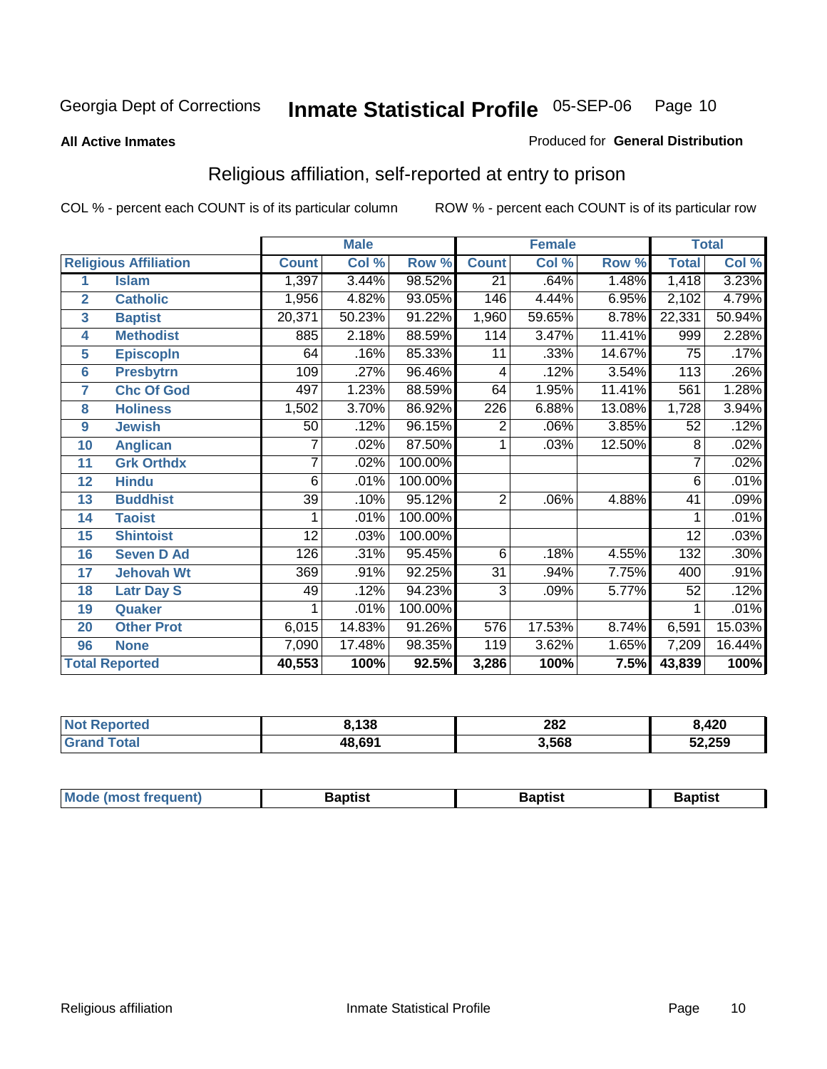Georgia Dept of Corrections **Inmate Statistical Profile** 05-SEP-06

**All Active Inmates**

Produced for **General Distribution**

## Religious affiliation, self-reported at entry to prison

COL % - percent each COUNT is of its particular column ROW % - percent each COUNT is of its particular row

| | | Male | | | Female | | | Total | |
|---|---|---|---|---|---|---|---|---|---|
| **Religious Affiliation** | | **Count** | **Col %** | **Row %** | **Count** | **Col %** | **Row %** | **Total** | **Col %** |
| 1 | Islam | 1,397 | 3.44% | 98.52% | 21 | .64% | 1.48% | 1,418 | 3.23% |
| 2 | Catholic | 1,956 | 4.82% | 93.05% | 146 | 4.44% | 6.95% | 2,102 | 4.79% |
| 3 | Baptist | 20,371 | 50.23% | 91.22% | 1,960 | 59.65% | 8.78% | 22,331 | 50.94% |
| 4 | Methodist | 885 | 2.18% | 88.59% | 114 | 3.47% | 11.41% | 999 | 2.28% |
| 5 | Episcopln | 64 | .16% | 85.33% | 11 | .33% | 14.67% | 75 | .17% |
| 6 | Presbytrn | 109 | .27% | 96.46% | 4 | .12% | 3.54% | 113 | .26% |
| 7 | Chc Of God | 497 | 1.23% | 88.59% | 64 | 1.95% | 11.41% | 561 | 1.28% |
| 8 | Holiness | 1,502 | 3.70% | 86.92% | 226 | 6.88% | 13.08% | 1,728 | 3.94% |
| 9 | Jewish | 50 | .12% | 96.15% | 2 | .06% | 3.85% | 52 | .12% |
| 10 | Anglican | 7 | .02% | 87.50% | 1 | .03% | 12.50% | 8 | .02% |
| 11 | Grk Orthdx | 7 | .02% | 100.00% | | | | 7 | .02% |
| 12 | Hindu | 6 | .01% | 100.00% | | | | 6 | .01% |
| 13 | Buddhist | 39 | .10% | 95.12% | 2 | .06% | 4.88% | 41 | .09% |
| 14 | Taoist | 1 | .01% | 100.00% | | | | 1 | .01% |
| 15 | Shintoist | 12 | .03% | 100.00% | | | | 12 | .03% |
| 16 | Seven D Ad | 126 | .31% | 95.45% | 6 | .18% | 4.55% | 132 | .30% |
| 17 | Jehovah Wt | 369 | .91% | 92.25% | 31 | .94% | 7.75% | 400 | .91% |
| 18 | Latr Day S | 49 | .12% | 94.23% | 3 | .09% | 5.77% | 52 | .12% |
| 19 | Quaker | 1 | .01% | 100.00% | | | | 1 | .01% |
| 20 | Other Prot | 6,015 | 14.83% | 91.26% | 576 | 17.53% | 8.74% | 6,591 | 15.03% |
| 96 | None | 7,090 | 17.48% | 98.35% | 119 | 3.62% | 1.65% | 7,209 | 16.44% |
| **Total Reported** | | **40,553** | **100%** | **92.5%** | **3,286** | **100%** | **7.5%** | **43,839** | **100%** |

| | Male | Female | Total |
|---|---|---|---|
| Not Reported | 8,138 | 282 | 8,420 |
| Grand Total | 48,691 | 3,568 | 52,259 |

| | Male | Female | Total |
|---|---|---|---|
| Mode (most frequent) | Baptist | Baptist | Baptist |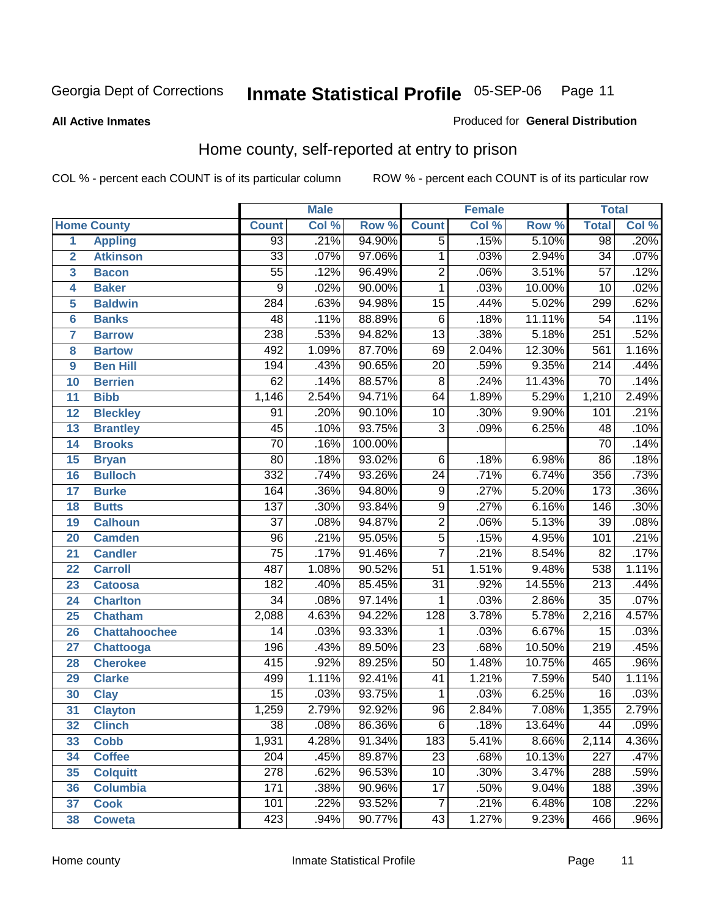Georgia Dept of Corrections **Inmate Statistical Profile** 05-SEP-06

**All Active Inmates**

Produced for **General Distribution**

## Home county, self-reported at entry to prison

COL % - percent each COUNT is of its particular column ROW % - percent each COUNT is of its particular row

| | | Male | | | Female | | | Total | |
|---|---|---|---|---|---|---|---|---|---|
| **Home County** | | **Count** | **Col %** | **Row %** | **Count** | **Col %** | **Row %** | **Total** | **Col %** |
| 1 | Appling | 93 | .21% | 94.90% | 5 | .15% | 5.10% | 98 | .20% |
| 2 | Atkinson | 33 | .07% | 97.06% | 1 | .03% | 2.94% | 34 | .07% |
| 3 | Bacon | 55 | .12% | 96.49% | 2 | .06% | 3.51% | 57 | .12% |
| 4 | Baker | 9 | .02% | 90.00% | 1 | .03% | 10.00% | 10 | .02% |
| 5 | Baldwin | 284 | .63% | 94.98% | 15 | .44% | 5.02% | 299 | .62% |
| 6 | Banks | 48 | .11% | 88.89% | 6 | .18% | 11.11% | 54 | .11% |
| 7 | Barrow | 238 | .53% | 94.82% | 13 | .38% | 5.18% | 251 | .52% |
| 8 | Bartow | 492 | 1.09% | 87.70% | 69 | 2.04% | 12.30% | 561 | 1.16% |
| 9 | Ben Hill | 194 | .43% | 90.65% | 20 | .59% | 9.35% | 214 | .44% |
| 10 | Berrien | 62 | .14% | 88.57% | 8 | .24% | 11.43% | 70 | .14% |
| 11 | Bibb | 1,146 | 2.54% | 94.71% | 64 | 1.89% | 5.29% | 1,210 | 2.49% |
| 12 | Bleckley | 91 | .20% | 90.10% | 10 | .30% | 9.90% | 101 | .21% |
| 13 | Brantley | 45 | .10% | 93.75% | 3 | .09% | 6.25% | 48 | .10% |
| 14 | Brooks | 70 | .16% | 100.00% | | | | 70 | .14% |
| 15 | Bryan | 80 | .18% | 93.02% | 6 | .18% | 6.98% | 86 | .18% |
| 16 | Bulloch | 332 | .74% | 93.26% | 24 | .71% | 6.74% | 356 | .73% |
| 17 | Burke | 164 | .36% | 94.80% | 9 | .27% | 5.20% | 173 | .36% |
| 18 | Butts | 137 | .30% | 93.84% | 9 | .27% | 6.16% | 146 | .30% |
| 19 | Calhoun | 37 | .08% | 94.87% | 2 | .06% | 5.13% | 39 | .08% |
| 20 | Camden | 96 | .21% | 95.05% | 5 | .15% | 4.95% | 101 | .21% |
| 21 | Candler | 75 | .17% | 91.46% | 7 | .21% | 8.54% | 82 | .17% |
| 22 | Carroll | 487 | 1.08% | 90.52% | 51 | 1.51% | 9.48% | 538 | 1.11% |
| 23 | Catoosa | 182 | .40% | 85.45% | 31 | .92% | 14.55% | 213 | .44% |
| 24 | Charlton | 34 | .08% | 97.14% | 1 | .03% | 2.86% | 35 | .07% |
| 25 | Chatham | 2,088 | 4.63% | 94.22% | 128 | 3.78% | 5.78% | 2,216 | 4.57% |
| 26 | Chattahoochee | 14 | .03% | 93.33% | 1 | .03% | 6.67% | 15 | .03% |
| 27 | Chattooga | 196 | .43% | 89.50% | 23 | .68% | 10.50% | 219 | .45% |
| 28 | Cherokee | 415 | .92% | 89.25% | 50 | 1.48% | 10.75% | 465 | .96% |
| 29 | Clarke | 499 | 1.11% | 92.41% | 41 | 1.21% | 7.59% | 540 | 1.11% |
| 30 | Clay | 15 | .03% | 93.75% | 1 | .03% | 6.25% | 16 | .03% |
| 31 | Clayton | 1,259 | 2.79% | 92.92% | 96 | 2.84% | 7.08% | 1,355 | 2.79% |
| 32 | Clinch | 38 | .08% | 86.36% | 6 | .18% | 13.64% | 44 | .09% |
| 33 | Cobb | 1,931 | 4.28% | 91.34% | 183 | 5.41% | 8.66% | 2,114 | 4.36% |
| 34 | Coffee | 204 | .45% | 89.87% | 23 | .68% | 10.13% | 227 | .47% |
| 35 | Colquitt | 278 | .62% | 96.53% | 10 | .30% | 3.47% | 288 | .59% |
| 36 | Columbia | 171 | .38% | 90.96% | 17 | .50% | 9.04% | 188 | .39% |
| 37 | Cook | 101 | .22% | 93.52% | 7 | .21% | 6.48% | 108 | .22% |
| 38 | Coweta | 423 | .94% | 90.77% | 43 | 1.27% | 9.23% | 466 | .96% |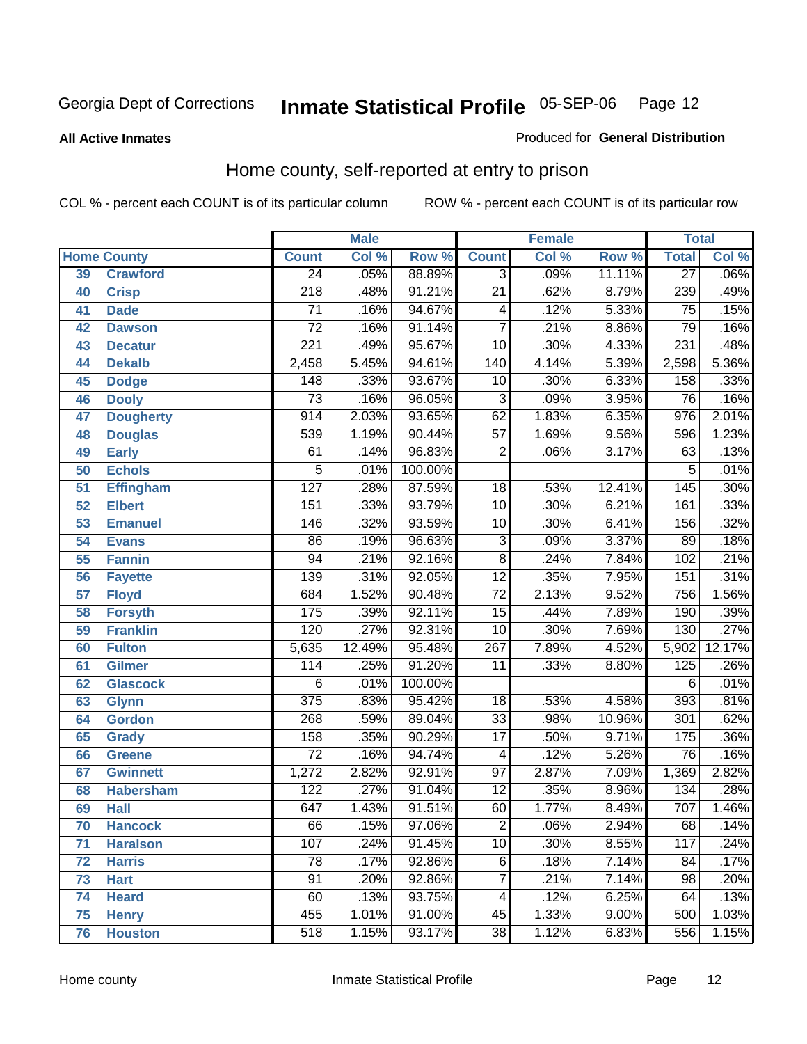Georgia Dept of Corrections **Inmate Statistical Profile** 05-SEP-06

**All Active Inmates**

Produced for **General Distribution**

## Home county, self-reported at entry to prison

COL % - percent each COUNT is of its particular column

ROW % - percent each COUNT is of its particular row

| Home County | | Male | | | Female | | | Total | |
|---|---|---|---|---|---|---|---|---|---|
| | | Count | Col % | Row % | Count | Col % | Row % | Total | Col % |
| 39 | Crawford | 24 | .05% | 88.89% | 3 | .09% | 11.11% | 27 | .06% |
| 40 | Crisp | 218 | .48% | 91.21% | 21 | .62% | 8.79% | 239 | .49% |
| 41 | Dade | 71 | .16% | 94.67% | 4 | .12% | 5.33% | 75 | .15% |
| 42 | Dawson | 72 | .16% | 91.14% | 7 | .21% | 8.86% | 79 | .16% |
| 43 | Decatur | 221 | .49% | 95.67% | 10 | .30% | 4.33% | 231 | .48% |
| 44 | Dekalb | 2,458 | 5.45% | 94.61% | 140 | 4.14% | 5.39% | 2,598 | 5.36% |
| 45 | Dodge | 148 | .33% | 93.67% | 10 | .30% | 6.33% | 158 | .33% |
| 46 | Dooly | 73 | .16% | 96.05% | 3 | .09% | 3.95% | 76 | .16% |
| 47 | Dougherty | 914 | 2.03% | 93.65% | 62 | 1.83% | 6.35% | 976 | 2.01% |
| 48 | Douglas | 539 | 1.19% | 90.44% | 57 | 1.69% | 9.56% | 596 | 1.23% |
| 49 | Early | 61 | .14% | 96.83% | 2 | .06% | 3.17% | 63 | .13% |
| 50 | Echols | 5 | .01% | 100.00% | | | | 5 | .01% |
| 51 | Effingham | 127 | .28% | 87.59% | 18 | .53% | 12.41% | 145 | .30% |
| 52 | Elbert | 151 | .33% | 93.79% | 10 | .30% | 6.21% | 161 | .33% |
| 53 | Emanuel | 146 | .32% | 93.59% | 10 | .30% | 6.41% | 156 | .32% |
| 54 | Evans | 86 | .19% | 96.63% | 3 | .09% | 3.37% | 89 | .18% |
| 55 | Fannin | 94 | .21% | 92.16% | 8 | .24% | 7.84% | 102 | .21% |
| 56 | Fayette | 139 | .31% | 92.05% | 12 | .35% | 7.95% | 151 | .31% |
| 57 | Floyd | 684 | 1.52% | 90.48% | 72 | 2.13% | 9.52% | 756 | 1.56% |
| 58 | Forsyth | 175 | .39% | 92.11% | 15 | .44% | 7.89% | 190 | .39% |
| 59 | Franklin | 120 | .27% | 92.31% | 10 | .30% | 7.69% | 130 | .27% |
| 60 | Fulton | 5,635 | 12.49% | 95.48% | 267 | 7.89% | 4.52% | 5,902 | 12.17% |
| 61 | Gilmer | 114 | .25% | 91.20% | 11 | .33% | 8.80% | 125 | .26% |
| 62 | Glascock | 6 | .01% | 100.00% | | | | 6 | .01% |
| 63 | Glynn | 375 | .83% | 95.42% | 18 | .53% | 4.58% | 393 | .81% |
| 64 | Gordon | 268 | .59% | 89.04% | 33 | .98% | 10.96% | 301 | .62% |
| 65 | Grady | 158 | .35% | 90.29% | 17 | .50% | 9.71% | 175 | .36% |
| 66 | Greene | 72 | .16% | 94.74% | 4 | .12% | 5.26% | 76 | .16% |
| 67 | Gwinnett | 1,272 | 2.82% | 92.91% | 97 | 2.87% | 7.09% | 1,369 | 2.82% |
| 68 | Habersham | 122 | .27% | 91.04% | 12 | .35% | 8.96% | 134 | .28% |
| 69 | Hall | 647 | 1.43% | 91.51% | 60 | 1.77% | 8.49% | 707 | 1.46% |
| 70 | Hancock | 66 | .15% | 97.06% | 2 | .06% | 2.94% | 68 | .14% |
| 71 | Haralson | 107 | .24% | 91.45% | 10 | .30% | 8.55% | 117 | .24% |
| 72 | Harris | 78 | .17% | 92.86% | 6 | .18% | 7.14% | 84 | .17% |
| 73 | Hart | 91 | .20% | 92.86% | 7 | .21% | 7.14% | 98 | .20% |
| 74 | Heard | 60 | .13% | 93.75% | 4 | .12% | 6.25% | 64 | .13% |
| 75 | Henry | 455 | 1.01% | 91.00% | 45 | 1.33% | 9.00% | 500 | 1.03% |
| 76 | Houston | 518 | 1.15% | 93.17% | 38 | 1.12% | 6.83% | 556 | 1.15% |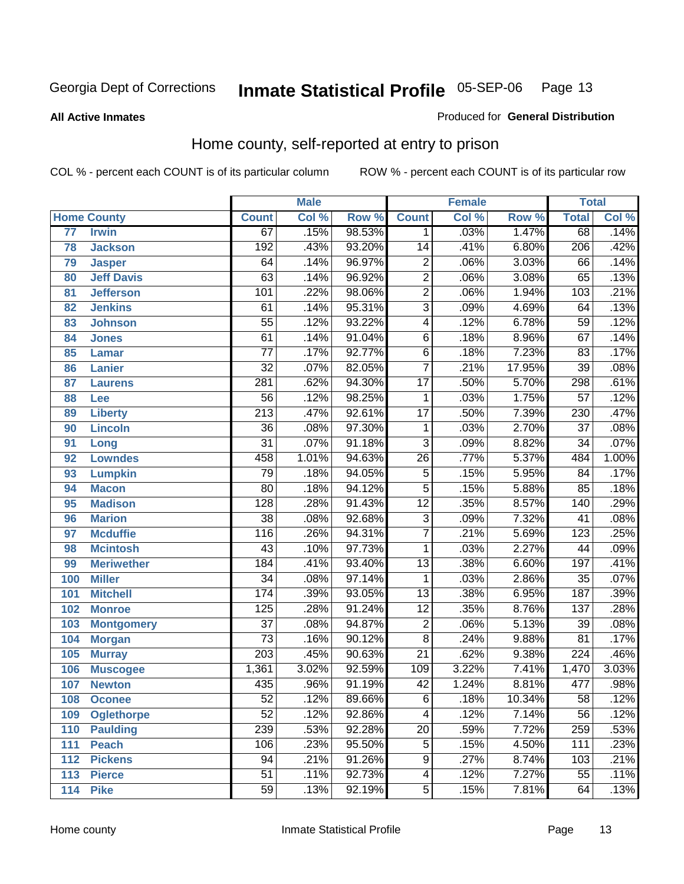Georgia Dept of Corrections **Inmate Statistical Profile** 05-SEP-06

**All Active Inmates**

Produced for **General Distribution**

## Home county, self-reported at entry to prison

COL % - percent each COUNT is of its particular column

ROW % - percent each COUNT is of its particular row

| | | Male | | | Female | | | Total | |
|---|---|---|---|---|---|---|---|---|---|
| **Home County** | | **Count** | **Col %** | **Row %** | **Count** | **Col %** | **Row %** | **Total** | **Col %** |
| 77 | Irwin | 67 | .15% | 98.53% | 1 | .03% | 1.47% | 68 | .14% |
| 78 | Jackson | 192 | .43% | 93.20% | 14 | .41% | 6.80% | 206 | .42% |
| 79 | Jasper | 64 | .14% | 96.97% | 2 | .06% | 3.03% | 66 | .14% |
| 80 | Jeff Davis | 63 | .14% | 96.92% | 2 | .06% | 3.08% | 65 | .13% |
| 81 | Jefferson | 101 | .22% | 98.06% | 2 | .06% | 1.94% | 103 | .21% |
| 82 | Jenkins | 61 | .14% | 95.31% | 3 | .09% | 4.69% | 64 | .13% |
| 83 | Johnson | 55 | .12% | 93.22% | 4 | .12% | 6.78% | 59 | .12% |
| 84 | Jones | 61 | .14% | 91.04% | 6 | .18% | 8.96% | 67 | .14% |
| 85 | Lamar | 77 | .17% | 92.77% | 6 | .18% | 7.23% | 83 | .17% |
| 86 | Lanier | 32 | .07% | 82.05% | 7 | .21% | 17.95% | 39 | .08% |
| 87 | Laurens | 281 | .62% | 94.30% | 17 | .50% | 5.70% | 298 | .61% |
| 88 | Lee | 56 | .12% | 98.25% | 1 | .03% | 1.75% | 57 | .12% |
| 89 | Liberty | 213 | .47% | 92.61% | 17 | .50% | 7.39% | 230 | .47% |
| 90 | Lincoln | 36 | .08% | 97.30% | 1 | .03% | 2.70% | 37 | .08% |
| 91 | Long | 31 | .07% | 91.18% | 3 | .09% | 8.82% | 34 | .07% |
| 92 | Lowndes | 458 | 1.01% | 94.63% | 26 | .77% | 5.37% | 484 | 1.00% |
| 93 | Lumpkin | 79 | .18% | 94.05% | 5 | .15% | 5.95% | 84 | .17% |
| 94 | Macon | 80 | .18% | 94.12% | 5 | .15% | 5.88% | 85 | .18% |
| 95 | Madison | 128 | .28% | 91.43% | 12 | .35% | 8.57% | 140 | .29% |
| 96 | Marion | 38 | .08% | 92.68% | 3 | .09% | 7.32% | 41 | .08% |
| 97 | Mcduffie | 116 | .26% | 94.31% | 7 | .21% | 5.69% | 123 | .25% |
| 98 | Mcintosh | 43 | .10% | 97.73% | 1 | .03% | 2.27% | 44 | .09% |
| 99 | Meriwether | 184 | .41% | 93.40% | 13 | .38% | 6.60% | 197 | .41% |
| 100 | Miller | 34 | .08% | 97.14% | 1 | .03% | 2.86% | 35 | .07% |
| 101 | Mitchell | 174 | .39% | 93.05% | 13 | .38% | 6.95% | 187 | .39% |
| 102 | Monroe | 125 | .28% | 91.24% | 12 | .35% | 8.76% | 137 | .28% |
| 103 | Montgomery | 37 | .08% | 94.87% | 2 | .06% | 5.13% | 39 | .08% |
| 104 | Morgan | 73 | .16% | 90.12% | 8 | .24% | 9.88% | 81 | .17% |
| 105 | Murray | 203 | .45% | 90.63% | 21 | .62% | 9.38% | 224 | .46% |
| 106 | Muscogee | 1,361 | 3.02% | 92.59% | 109 | 3.22% | 7.41% | 1,470 | 3.03% |
| 107 | Newton | 435 | .96% | 91.19% | 42 | 1.24% | 8.81% | 477 | .98% |
| 108 | Oconee | 52 | .12% | 89.66% | 6 | .18% | 10.34% | 58 | .12% |
| 109 | Oglethorpe | 52 | .12% | 92.86% | 4 | .12% | 7.14% | 56 | .12% |
| 110 | Paulding | 239 | .53% | 92.28% | 20 | .59% | 7.72% | 259 | .53% |
| 111 | Peach | 106 | .23% | 95.50% | 5 | .15% | 4.50% | 111 | .23% |
| 112 | Pickens | 94 | .21% | 91.26% | 9 | .27% | 8.74% | 103 | .21% |
| 113 | Pierce | 51 | .11% | 92.73% | 4 | .12% | 7.27% | 55 | .11% |
| 114 | Pike | 59 | .13% | 92.19% | 5 | .15% | 7.81% | 64 | .13% |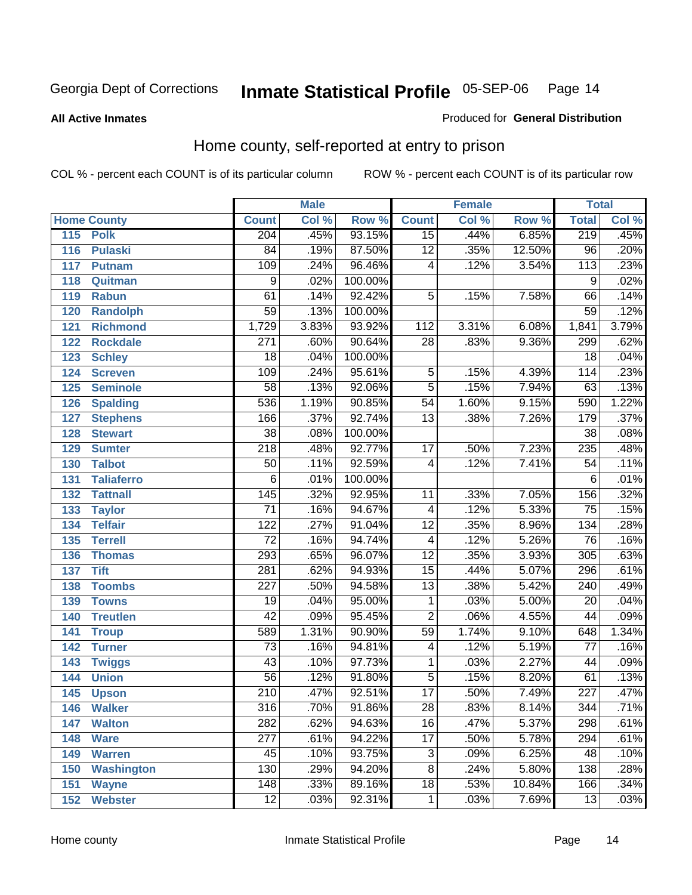Georgia Dept of Corrections **Inmate Statistical Profile** 05-SEP-06

**All Active Inmates**

Produced for **General Distribution**

## Home county, self-reported at entry to prison

COL % - percent each COUNT is of its particular column ROW % - percent each COUNT is of its particular row

| Home County | | Male | | | Female | | | Total | |
|---|---|---|---|---|---|---|---|---|---|
| | | Count | Col % | Row % | Count | Col % | Row % | Total | Col % |
| 115 | Polk | 204 | .45% | 93.15% | 15 | .44% | 6.85% | 219 | .45% |
| 116 | Pulaski | 84 | .19% | 87.50% | 12 | .35% | 12.50% | 96 | .20% |
| 117 | Putnam | 109 | .24% | 96.46% | 4 | .12% | 3.54% | 113 | .23% |
| 118 | Quitman | 9 | .02% | 100.00% | | | | 9 | .02% |
| 119 | Rabun | 61 | .14% | 92.42% | 5 | .15% | 7.58% | 66 | .14% |
| 120 | Randolph | 59 | .13% | 100.00% | | | | 59 | .12% |
| 121 | Richmond | 1,729 | 3.83% | 93.92% | 112 | 3.31% | 6.08% | 1,841 | 3.79% |
| 122 | Rockdale | 271 | .60% | 90.64% | 28 | .83% | 9.36% | 299 | .62% |
| 123 | Schley | 18 | .04% | 100.00% | | | | 18 | .04% |
| 124 | Screven | 109 | .24% | 95.61% | 5 | .15% | 4.39% | 114 | .23% |
| 125 | Seminole | 58 | .13% | 92.06% | 5 | .15% | 7.94% | 63 | .13% |
| 126 | Spalding | 536 | 1.19% | 90.85% | 54 | 1.60% | 9.15% | 590 | 1.22% |
| 127 | Stephens | 166 | .37% | 92.74% | 13 | .38% | 7.26% | 179 | .37% |
| 128 | Stewart | 38 | .08% | 100.00% | | | | 38 | .08% |
| 129 | Sumter | 218 | .48% | 92.77% | 17 | .50% | 7.23% | 235 | .48% |
| 130 | Talbot | 50 | .11% | 92.59% | 4 | .12% | 7.41% | 54 | .11% |
| 131 | Taliaferro | 6 | .01% | 100.00% | | | | 6 | .01% |
| 132 | Tattnall | 145 | .32% | 92.95% | 11 | .33% | 7.05% | 156 | .32% |
| 133 | Taylor | 71 | .16% | 94.67% | 4 | .12% | 5.33% | 75 | .15% |
| 134 | Telfair | 122 | .27% | 91.04% | 12 | .35% | 8.96% | 134 | .28% |
| 135 | Terrell | 72 | .16% | 94.74% | 4 | .12% | 5.26% | 76 | .16% |
| 136 | Thomas | 293 | .65% | 96.07% | 12 | .35% | 3.93% | 305 | .63% |
| 137 | Tift | 281 | .62% | 94.93% | 15 | .44% | 5.07% | 296 | .61% |
| 138 | Toombs | 227 | .50% | 94.58% | 13 | .38% | 5.42% | 240 | .49% |
| 139 | Towns | 19 | .04% | 95.00% | 1 | .03% | 5.00% | 20 | .04% |
| 140 | Treutlen | 42 | .09% | 95.45% | 2 | .06% | 4.55% | 44 | .09% |
| 141 | Troup | 589 | 1.31% | 90.90% | 59 | 1.74% | 9.10% | 648 | 1.34% |
| 142 | Turner | 73 | .16% | 94.81% | 4 | .12% | 5.19% | 77 | .16% |
| 143 | Twiggs | 43 | .10% | 97.73% | 1 | .03% | 2.27% | 44 | .09% |
| 144 | Union | 56 | .12% | 91.80% | 5 | .15% | 8.20% | 61 | .13% |
| 145 | Upson | 210 | .47% | 92.51% | 17 | .50% | 7.49% | 227 | .47% |
| 146 | Walker | 316 | .70% | 91.86% | 28 | .83% | 8.14% | 344 | .71% |
| 147 | Walton | 282 | .62% | 94.63% | 16 | .47% | 5.37% | 298 | .61% |
| 148 | Ware | 277 | .61% | 94.22% | 17 | .50% | 5.78% | 294 | .61% |
| 149 | Warren | 45 | .10% | 93.75% | 3 | .09% | 6.25% | 48 | .10% |
| 150 | Washington | 130 | .29% | 94.20% | 8 | .24% | 5.80% | 138 | .28% |
| 151 | Wayne | 148 | .33% | 89.16% | 18 | .53% | 10.84% | 166 | .34% |
| 152 | Webster | 12 | .03% | 92.31% | 1 | .03% | 7.69% | 13 | .03% |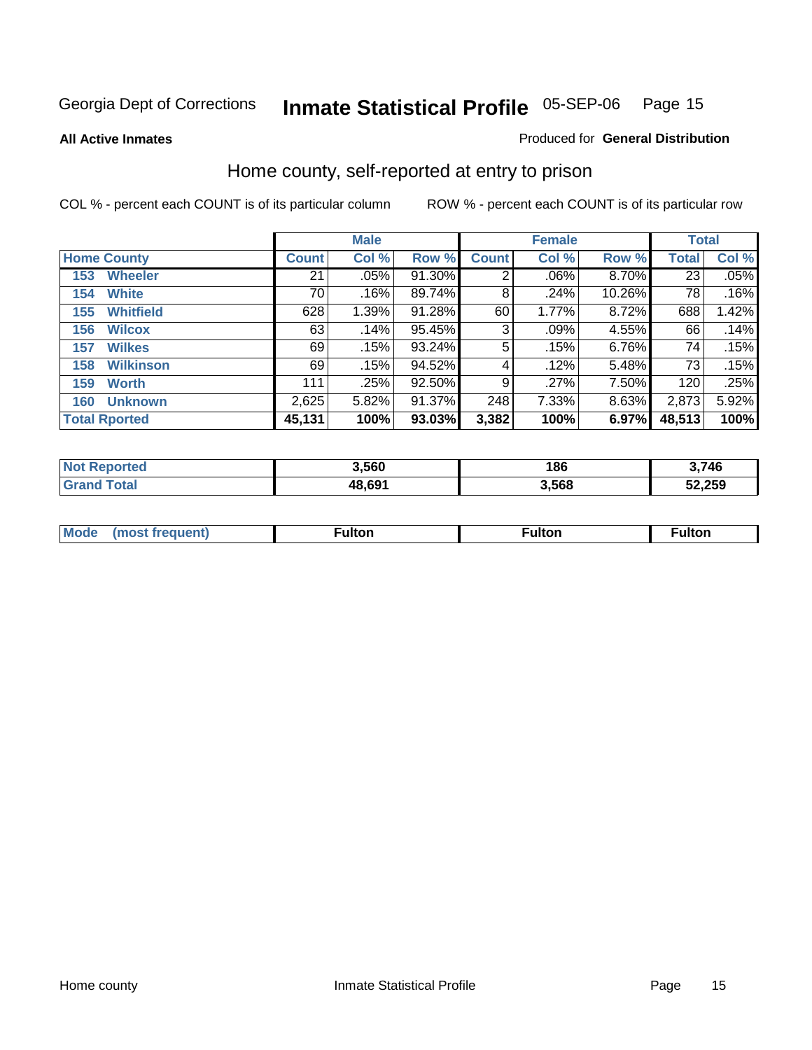Georgia Dept of Corrections **Inmate Statistical Profile** 05-SEP-06

**All Active Inmates** Produced for **General Distribution**

## Home county, self-reported at entry to prison

COL % - percent each COUNT is of its particular column ROW % - percent each COUNT is of its particular row

| | Male | | | Female | | | Total | |
|---|---|---|---|---|---|---|---|---|
| **Home County** | **Count** | **Col %** | **Row %** | **Count** | **Col %** | **Row %** | **Total** | **Col %** |
| 153 Wheeler | 21 | .05% | 91.30% | 2 | .06% | 8.70% | 23 | .05% |
| 154 White | 70 | .16% | 89.74% | 8 | .24% | 10.26% | 78 | .16% |
| 155 Whitfield | 628 | 1.39% | 91.28% | 60 | 1.77% | 8.72% | 688 | 1.42% |
| 156 Wilcox | 63 | .14% | 95.45% | 3 | .09% | 4.55% | 66 | .14% |
| 157 Wilkes | 69 | .15% | 93.24% | 5 | .15% | 6.76% | 74 | .15% |
| 158 Wilkinson | 69 | .15% | 94.52% | 4 | .12% | 5.48% | 73 | .15% |
| 159 Worth | 111 | .25% | 92.50% | 9 | .27% | 7.50% | 120 | .25% |
| 160 Unknown | 2,625 | 5.82% | 91.37% | 248 | 7.33% | 8.63% | 2,873 | 5.92% |
| **Total Rported** | **45,131** | **100%** | **93.03%** | **3,382** | **100%** | **6.97%** | **48,513** | **100%** |

| | Male | Female | Total |
|---|---|---|---|
| **Not Reported** | **3,560** | **186** | **3,746** |
| **Grand Total** | **48,691** | **3,568** | **52,259** |

| | Male | Female | Total |
|---|---|---|---|
| **Mode (most frequent)** | **Fulton** | **Fulton** | **Fulton** |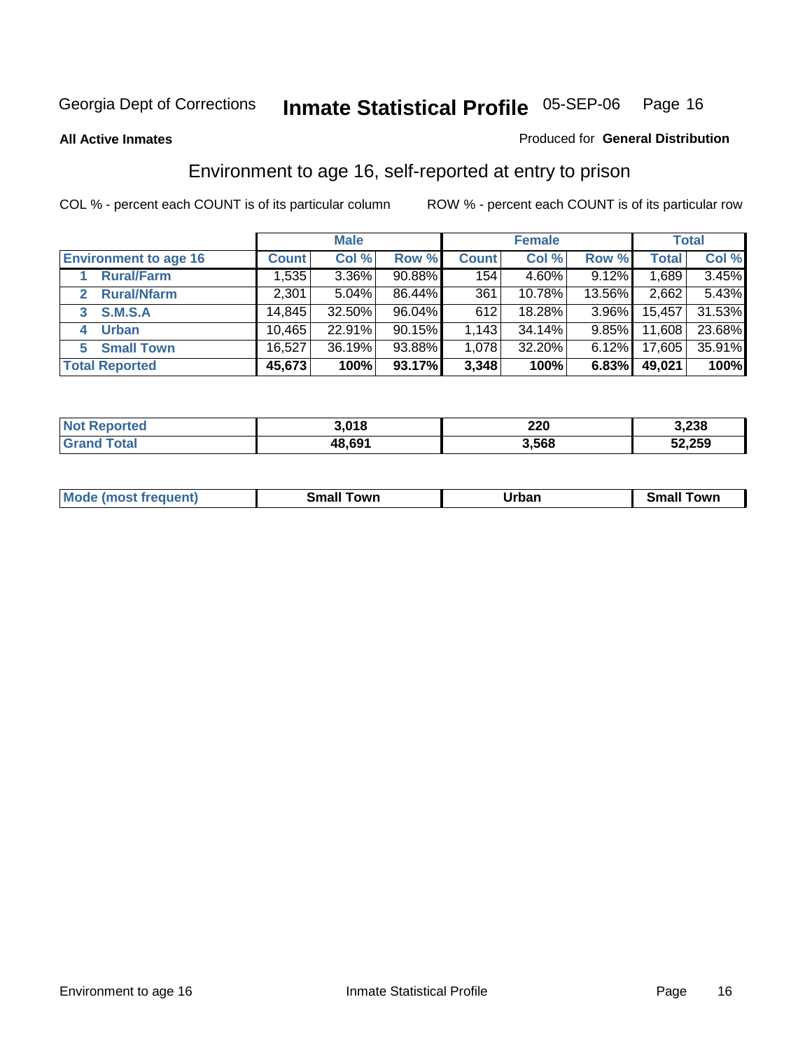Georgia Dept of Corrections **Inmate Statistical Profile** 05-SEP-06

**All Active Inmates**

Produced for **General Distribution**

## Environment to age 16, self-reported at entry to prison

COL % - percent each COUNT is of its particular column

ROW % - percent each COUNT is of its particular row

| | Male | | | Female | | | Total | |
|---|---|---|---|---|---|---|---|---|
| **Environment to age 16** | **Count** | **Col %** | **Row %** | **Count** | **Col %** | **Row %** | **Total** | **Col %** |
| 1 **Rural/Farm** | 1,535 | 3.36% | 90.88% | 154 | 4.60% | 9.12% | 1,689 | 3.45% |
| 2 **Rural/Nfarm** | 2,301 | 5.04% | 86.44% | 361 | 10.78% | 13.56% | 2,662 | 5.43% |
| 3 **S.M.S.A** | 14,845 | 32.50% | 96.04% | 612 | 18.28% | 3.96% | 15,457 | 31.53% |
| 4 **Urban** | 10,465 | 22.91% | 90.15% | 1,143 | 34.14% | 9.85% | 11,608 | 23.68% |
| 5 **Small Town** | 16,527 | 36.19% | 93.88% | 1,078 | 32.20% | 6.12% | 17,605 | 35.91% |
| **Total Reported** | **45,673** | **100%** | **93.17%** | **3,348** | **100%** | **6.83%** | **49,021** | **100%** |

| | Male | Female | Total |
|---|---|---|---|
| **Not Reported** | **3,018** | **220** | **3,238** |
| **Grand Total** | **48,691** | **3,568** | **52,259** |

| | Male | Female | Total |
|---|---|---|---|
| **Mode (most frequent)** | **Small Town** | **Urban** | **Small Town** |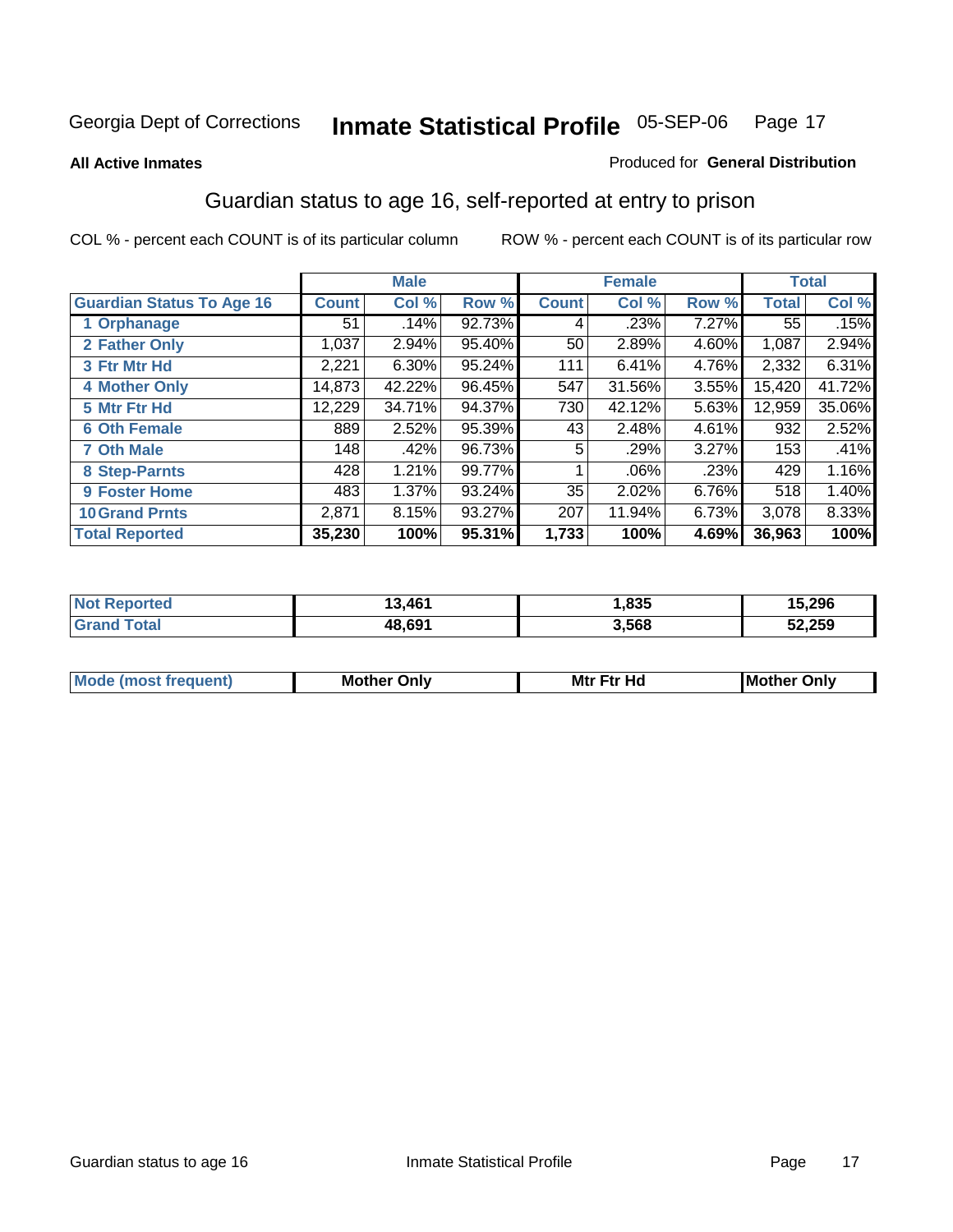Georgia Dept of Corrections **Inmate Statistical Profile** 05-SEP-06

**All Active Inmates** Produced for **General Distribution**

## Guardian status to age 16, self-reported at entry to prison

COL % - percent each COUNT is of its particular column ROW % - percent each COUNT is of its particular row

| | Male | | | Female | | | Total | |
|---|---|---|---|---|---|---|---|---|
| **Guardian Status To Age 16** | **Count** | **Col %** | **Row %** | **Count** | **Col %** | **Row %** | **Total** | **Col %** |
| 1 Orphanage | 51 | .14% | 92.73% | 4 | .23% | 7.27% | 55 | .15% |
| 2 Father Only | 1,037 | 2.94% | 95.40% | 50 | 2.89% | 4.60% | 1,087 | 2.94% |
| 3 Ftr Mtr Hd | 2,221 | 6.30% | 95.24% | 111 | 6.41% | 4.76% | 2,332 | 6.31% |
| 4 Mother Only | 14,873 | 42.22% | 96.45% | 547 | 31.56% | 3.55% | 15,420 | 41.72% |
| 5 Mtr Ftr Hd | 12,229 | 34.71% | 94.37% | 730 | 42.12% | 5.63% | 12,959 | 35.06% |
| 6 Oth Female | 889 | 2.52% | 95.39% | 43 | 2.48% | 4.61% | 932 | 2.52% |
| 7 Oth Male | 148 | .42% | 96.73% | 5 | .29% | 3.27% | 153 | .41% |
| 8 Step-Parnts | 428 | 1.21% | 99.77% | 1 | .06% | .23% | 429 | 1.16% |
| 9 Foster Home | 483 | 1.37% | 93.24% | 35 | 2.02% | 6.76% | 518 | 1.40% |
| 10 Grand Prnts | 2,871 | 8.15% | 93.27% | 207 | 11.94% | 6.73% | 3,078 | 8.33% |
| **Total Reported** | **35,230** | **100%** | **95.31%** | **1,733** | **100%** | **4.69%** | **36,963** | **100%** |

| | Male | Female | Total |
|---|---|---|---|
| Not Reported | **13,461** | **1,835** | **15,296** |
| Grand Total | **48,691** | **3,568** | **52,259** |

| | Male | Female | Total |
|---|---|---|---|
| Mode (most frequent) | **Mother Only** | **Mtr Ftr Hd** | **Mother Only** |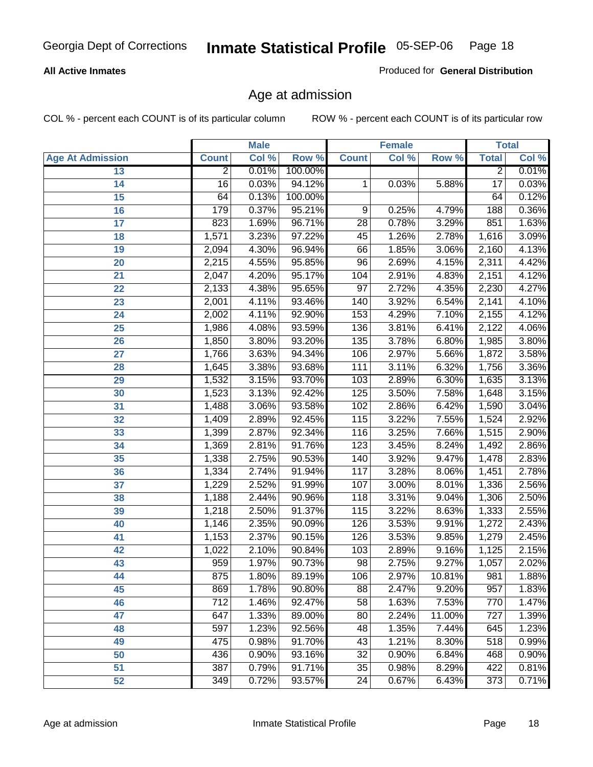## Age at admission

All Active Inmates

Produced for **General Distribution**

COL % - percent each COUNT is of its particular column    ROW % - percent each COUNT is of its particular row

| Age At Admission | Male | | | Female | | | Total | |
|---|---|---|---|---|---|---|---|---|
| | Count | Col % | Row % | Count | Col % | Row % | Total | Col % |
| 13 | 2 | 0.01% | 100.00% | | | | 2 | 0.01% |
| 14 | 16 | 0.03% | 94.12% | 1 | 0.03% | 5.88% | 17 | 0.03% |
| 15 | 64 | 0.13% | 100.00% | | | | 64 | 0.12% |
| 16 | 179 | 0.37% | 95.21% | 9 | 0.25% | 4.79% | 188 | 0.36% |
| 17 | 823 | 1.69% | 96.71% | 28 | 0.78% | 3.29% | 851 | 1.63% |
| 18 | 1,571 | 3.23% | 97.22% | 45 | 1.26% | 2.78% | 1,616 | 3.09% |
| 19 | 2,094 | 4.30% | 96.94% | 66 | 1.85% | 3.06% | 2,160 | 4.13% |
| 20 | 2,215 | 4.55% | 95.85% | 96 | 2.69% | 4.15% | 2,311 | 4.42% |
| 21 | 2,047 | 4.20% | 95.17% | 104 | 2.91% | 4.83% | 2,151 | 4.12% |
| 22 | 2,133 | 4.38% | 95.65% | 97 | 2.72% | 4.35% | 2,230 | 4.27% |
| 23 | 2,001 | 4.11% | 93.46% | 140 | 3.92% | 6.54% | 2,141 | 4.10% |
| 24 | 2,002 | 4.11% | 92.90% | 153 | 4.29% | 7.10% | 2,155 | 4.12% |
| 25 | 1,986 | 4.08% | 93.59% | 136 | 3.81% | 6.41% | 2,122 | 4.06% |
| 26 | 1,850 | 3.80% | 93.20% | 135 | 3.78% | 6.80% | 1,985 | 3.80% |
| 27 | 1,766 | 3.63% | 94.34% | 106 | 2.97% | 5.66% | 1,872 | 3.58% |
| 28 | 1,645 | 3.38% | 93.68% | 111 | 3.11% | 6.32% | 1,756 | 3.36% |
| 29 | 1,532 | 3.15% | 93.70% | 103 | 2.89% | 6.30% | 1,635 | 3.13% |
| 30 | 1,523 | 3.13% | 92.42% | 125 | 3.50% | 7.58% | 1,648 | 3.15% |
| 31 | 1,488 | 3.06% | 93.58% | 102 | 2.86% | 6.42% | 1,590 | 3.04% |
| 32 | 1,409 | 2.89% | 92.45% | 115 | 3.22% | 7.55% | 1,524 | 2.92% |
| 33 | 1,399 | 2.87% | 92.34% | 116 | 3.25% | 7.66% | 1,515 | 2.90% |
| 34 | 1,369 | 2.81% | 91.76% | 123 | 3.45% | 8.24% | 1,492 | 2.86% |
| 35 | 1,338 | 2.75% | 90.53% | 140 | 3.92% | 9.47% | 1,478 | 2.83% |
| 36 | 1,334 | 2.74% | 91.94% | 117 | 3.28% | 8.06% | 1,451 | 2.78% |
| 37 | 1,229 | 2.52% | 91.99% | 107 | 3.00% | 8.01% | 1,336 | 2.56% |
| 38 | 1,188 | 2.44% | 90.96% | 118 | 3.31% | 9.04% | 1,306 | 2.50% |
| 39 | 1,218 | 2.50% | 91.37% | 115 | 3.22% | 8.63% | 1,333 | 2.55% |
| 40 | 1,146 | 2.35% | 90.09% | 126 | 3.53% | 9.91% | 1,272 | 2.43% |
| 41 | 1,153 | 2.37% | 90.15% | 126 | 3.53% | 9.85% | 1,279 | 2.45% |
| 42 | 1,022 | 2.10% | 90.84% | 103 | 2.89% | 9.16% | 1,125 | 2.15% |
| 43 | 959 | 1.97% | 90.73% | 98 | 2.75% | 9.27% | 1,057 | 2.02% |
| 44 | 875 | 1.80% | 89.19% | 106 | 2.97% | 10.81% | 981 | 1.88% |
| 45 | 869 | 1.78% | 90.80% | 88 | 2.47% | 9.20% | 957 | 1.83% |
| 46 | 712 | 1.46% | 92.47% | 58 | 1.63% | 7.53% | 770 | 1.47% |
| 47 | 647 | 1.33% | 89.00% | 80 | 2.24% | 11.00% | 727 | 1.39% |
| 48 | 597 | 1.23% | 92.56% | 48 | 1.35% | 7.44% | 645 | 1.23% |
| 49 | 475 | 0.98% | 91.70% | 43 | 1.21% | 8.30% | 518 | 0.99% |
| 50 | 436 | 0.90% | 93.16% | 32 | 0.90% | 6.84% | 468 | 0.90% |
| 51 | 387 | 0.79% | 91.71% | 35 | 0.98% | 8.29% | 422 | 0.81% |
| 52 | 349 | 0.72% | 93.57% | 24 | 0.67% | 6.43% | 373 | 0.71% |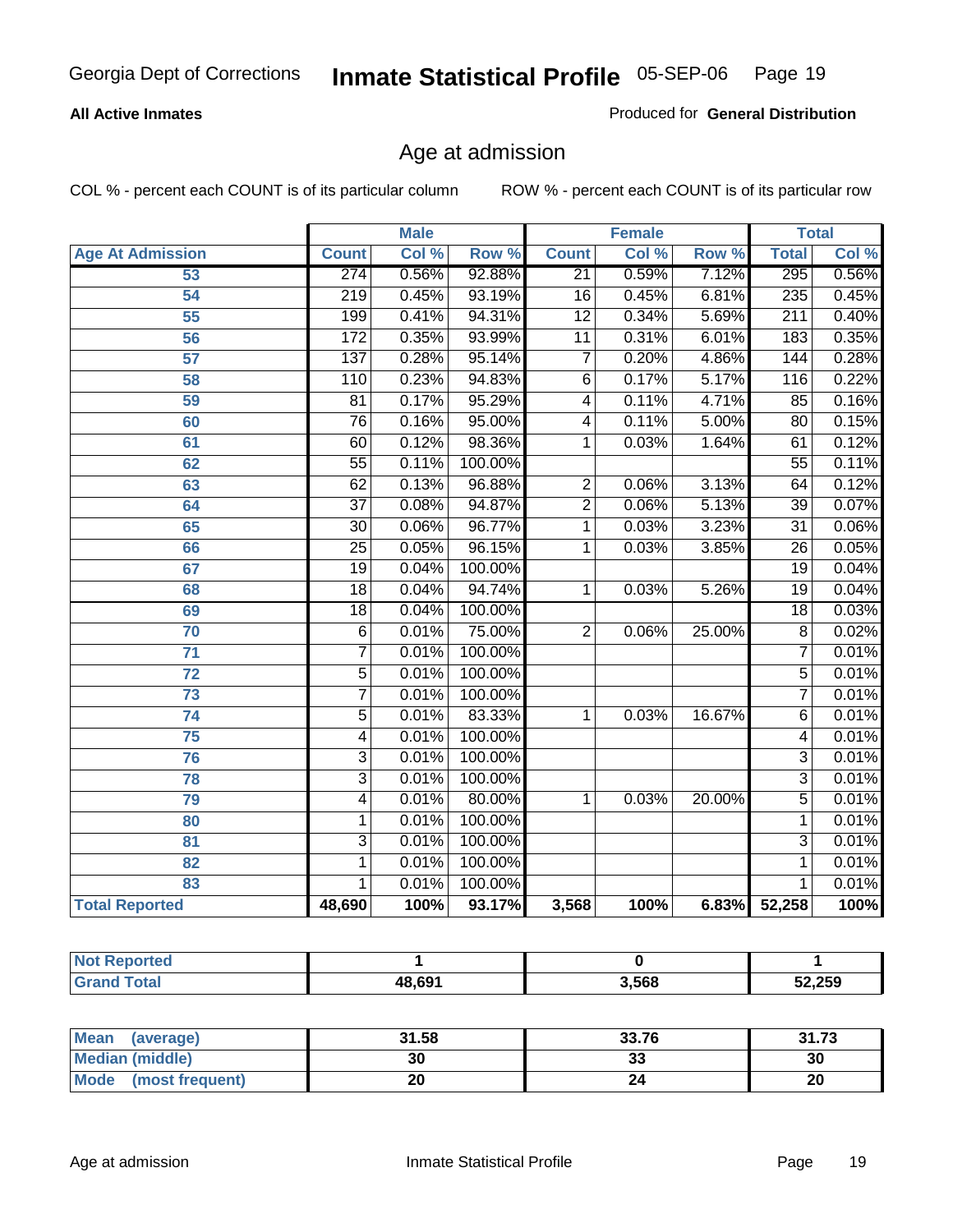Georgia Dept of Corrections **Inmate Statistical Profile** 05-SEP-06

**All Active Inmates**

Produced for **General Distribution**

## Age at admission

COL % - percent each COUNT is of its particular column

ROW % - percent each COUNT is of its particular row

| | Male | | | Female | | | Total | |
|---|---|---|---|---|---|---|---|---|
| **Age At Admission** | **Count** | **Col %** | **Row %** | **Count** | **Col %** | **Row %** | **Total** | **Col %** |
| 53 | 274 | 0.56% | 92.88% | 21 | 0.59% | 7.12% | 295 | 0.56% |
| 54 | 219 | 0.45% | 93.19% | 16 | 0.45% | 6.81% | 235 | 0.45% |
| 55 | 199 | 0.41% | 94.31% | 12 | 0.34% | 5.69% | 211 | 0.40% |
| 56 | 172 | 0.35% | 93.99% | 11 | 0.31% | 6.01% | 183 | 0.35% |
| 57 | 137 | 0.28% | 95.14% | 7 | 0.20% | 4.86% | 144 | 0.28% |
| 58 | 110 | 0.23% | 94.83% | 6 | 0.17% | 5.17% | 116 | 0.22% |
| 59 | 81 | 0.17% | 95.29% | 4 | 0.11% | 4.71% | 85 | 0.16% |
| 60 | 76 | 0.16% | 95.00% | 4 | 0.11% | 5.00% | 80 | 0.15% |
| 61 | 60 | 0.12% | 98.36% | 1 | 0.03% | 1.64% | 61 | 0.12% |
| 62 | 55 | 0.11% | 100.00% | | | | 55 | 0.11% |
| 63 | 62 | 0.13% | 96.88% | 2 | 0.06% | 3.13% | 64 | 0.12% |
| 64 | 37 | 0.08% | 94.87% | 2 | 0.06% | 5.13% | 39 | 0.07% |
| 65 | 30 | 0.06% | 96.77% | 1 | 0.03% | 3.23% | 31 | 0.06% |
| 66 | 25 | 0.05% | 96.15% | 1 | 0.03% | 3.85% | 26 | 0.05% |
| 67 | 19 | 0.04% | 100.00% | | | | 19 | 0.04% |
| 68 | 18 | 0.04% | 94.74% | 1 | 0.03% | 5.26% | 19 | 0.04% |
| 69 | 18 | 0.04% | 100.00% | | | | 18 | 0.03% |
| 70 | 6 | 0.01% | 75.00% | 2 | 0.06% | 25.00% | 8 | 0.02% |
| 71 | 7 | 0.01% | 100.00% | | | | 7 | 0.01% |
| 72 | 5 | 0.01% | 100.00% | | | | 5 | 0.01% |
| 73 | 7 | 0.01% | 100.00% | | | | 7 | 0.01% |
| 74 | 5 | 0.01% | 83.33% | 1 | 0.03% | 16.67% | 6 | 0.01% |
| 75 | 4 | 0.01% | 100.00% | | | | 4 | 0.01% |
| 76 | 3 | 0.01% | 100.00% | | | | 3 | 0.01% |
| 78 | 3 | 0.01% | 100.00% | | | | 3 | 0.01% |
| 79 | 4 | 0.01% | 80.00% | 1 | 0.03% | 20.00% | 5 | 0.01% |
| 80 | 1 | 0.01% | 100.00% | | | | 1 | 0.01% |
| 81 | 3 | 0.01% | 100.00% | | | | 3 | 0.01% |
| 82 | 1 | 0.01% | 100.00% | | | | 1 | 0.01% |
| 83 | 1 | 0.01% | 100.00% | | | | 1 | 0.01% |
| **Total Reported** | **48,690** | **100%** | **93.17%** | **3,568** | **100%** | **6.83%** | **52,258** | **100%** |

| | Male | Female | Total |
|---|---|---|---|
| **Not Reported** | **1** | **0** | **1** |
| **Grand Total** | **48,691** | **3,568** | **52,259** |

| | Male | Female | Total |
|---|---|---|---|
| **Mean (average)** | **31.58** | **33.76** | **31.73** |
| **Median (middle)** | **30** | **33** | **30** |
| **Mode (most frequent)** | **20** | **24** | **20** |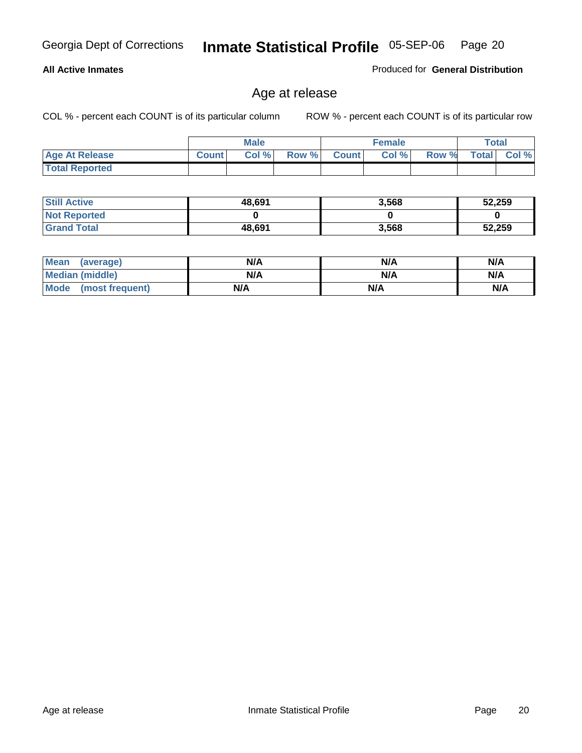Georgia Dept of Corrections **Inmate Statistical Profile** 05-SEP-06

**All Active Inmates**

Produced for **General Distribution**

## Age at release

COL % - percent each COUNT is of its particular column     ROW % - percent each COUNT is of its particular row

| | Male | | | Female | | | Total | |
|---|---|---|---|---|---|---|---|---|
| **Age At Release** | **Count** | **Col %** | **Row %** | **Count** | **Col %** | **Row %** | **Total** | **Col %** |
| **Total Reported** | | | | | | | | |

| | Male | Female | Total |
|---|---|---|---|
| **Still Active** | **48,691** | **3,568** | **52,259** |
| **Not Reported** | **0** | **0** | **0** |
| **Grand Total** | **48,691** | **3,568** | **52,259** |

| | Male | Female | Total |
|---|---|---|---|
| **Mean (average)** | **N/A** | **N/A** | **N/A** |
| **Median (middle)** | **N/A** | **N/A** | **N/A** |
| **Mode (most frequent)** | **N/A** | **N/A** | **N/A** |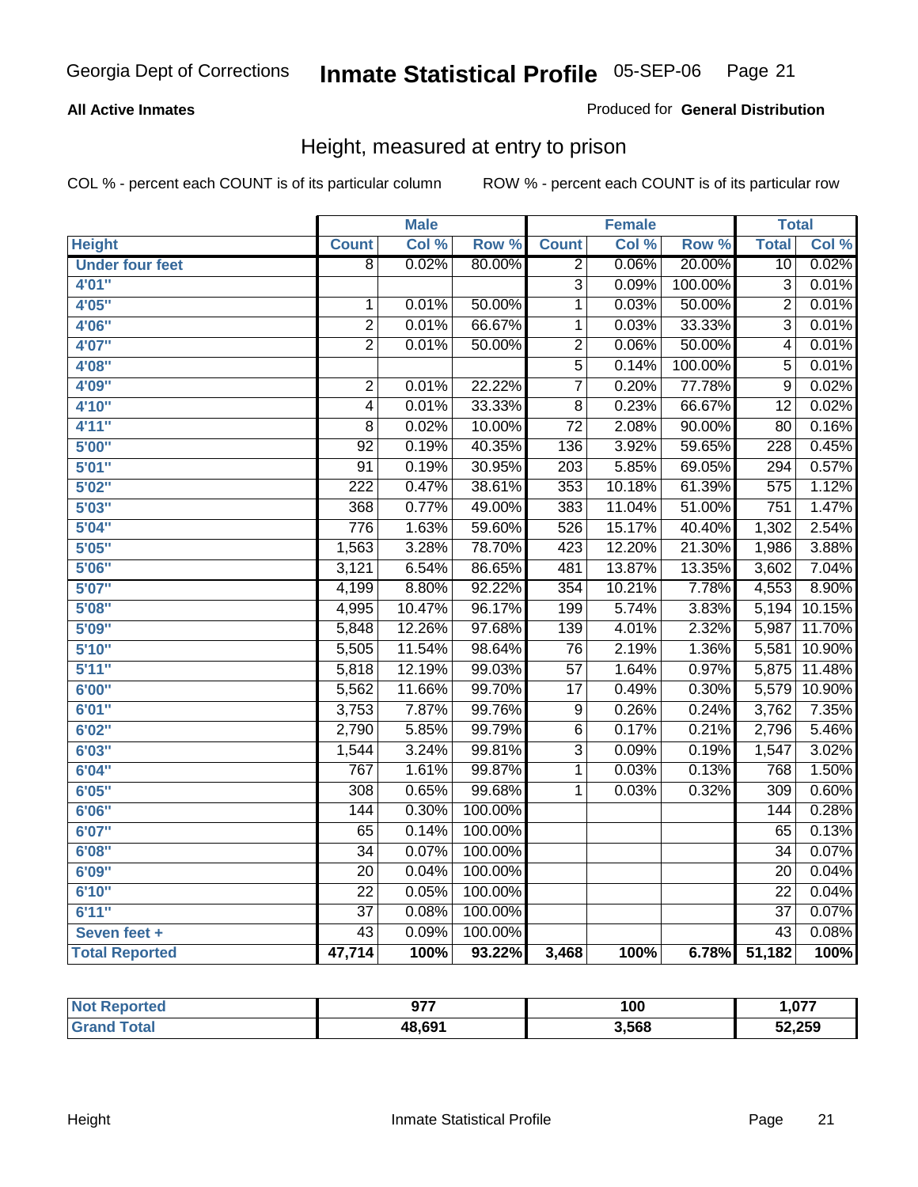Georgia Dept of Corrections **Inmate Statistical Profile** 05-SEP-06

**All Active Inmates**

Produced for **General Distribution**

## Height, measured at entry to prison

COL % - percent each COUNT is of its particular column

ROW % - percent each COUNT is of its particular row

| | Male | | | Female | | | Total | |
|---|---|---|---|---|---|---|---|---|
| **Height** | **Count** | **Col %** | **Row %** | **Count** | **Col %** | **Row %** | **Total** | **Col %** |
| **Under four feet** | 8 | 0.02% | 80.00% | 2 | 0.06% | 20.00% | 10 | 0.02% |
| **4'01"** | | | | 3 | 0.09% | 100.00% | 3 | 0.01% |
| **4'05"** | 1 | 0.01% | 50.00% | 1 | 0.03% | 50.00% | 2 | 0.01% |
| **4'06"** | 2 | 0.01% | 66.67% | 1 | 0.03% | 33.33% | 3 | 0.01% |
| **4'07"** | 2 | 0.01% | 50.00% | 2 | 0.06% | 50.00% | 4 | 0.01% |
| **4'08"** | | | | 5 | 0.14% | 100.00% | 5 | 0.01% |
| **4'09"** | 2 | 0.01% | 22.22% | 7 | 0.20% | 77.78% | 9 | 0.02% |
| **4'10"** | 4 | 0.01% | 33.33% | 8 | 0.23% | 66.67% | 12 | 0.02% |
| **4'11"** | 8 | 0.02% | 10.00% | 72 | 2.08% | 90.00% | 80 | 0.16% |
| **5'00"** | 92 | 0.19% | 40.35% | 136 | 3.92% | 59.65% | 228 | 0.45% |
| **5'01"** | 91 | 0.19% | 30.95% | 203 | 5.85% | 69.05% | 294 | 0.57% |
| **5'02"** | 222 | 0.47% | 38.61% | 353 | 10.18% | 61.39% | 575 | 1.12% |
| **5'03"** | 368 | 0.77% | 49.00% | 383 | 11.04% | 51.00% | 751 | 1.47% |
| **5'04"** | 776 | 1.63% | 59.60% | 526 | 15.17% | 40.40% | 1,302 | 2.54% |
| **5'05"** | 1,563 | 3.28% | 78.70% | 423 | 12.20% | 21.30% | 1,986 | 3.88% |
| **5'06"** | 3,121 | 6.54% | 86.65% | 481 | 13.87% | 13.35% | 3,602 | 7.04% |
| **5'07"** | 4,199 | 8.80% | 92.22% | 354 | 10.21% | 7.78% | 4,553 | 8.90% |
| **5'08"** | 4,995 | 10.47% | 96.17% | 199 | 5.74% | 3.83% | 5,194 | 10.15% |
| **5'09"** | 5,848 | 12.26% | 97.68% | 139 | 4.01% | 2.32% | 5,987 | 11.70% |
| **5'10"** | 5,505 | 11.54% | 98.64% | 76 | 2.19% | 1.36% | 5,581 | 10.90% |
| **5'11"** | 5,818 | 12.19% | 99.03% | 57 | 1.64% | 0.97% | 5,875 | 11.48% |
| **6'00"** | 5,562 | 11.66% | 99.70% | 17 | 0.49% | 0.30% | 5,579 | 10.90% |
| **6'01"** | 3,753 | 7.87% | 99.76% | 9 | 0.26% | 0.24% | 3,762 | 7.35% |
| **6'02"** | 2,790 | 5.85% | 99.79% | 6 | 0.17% | 0.21% | 2,796 | 5.46% |
| **6'03"** | 1,544 | 3.24% | 99.81% | 3 | 0.09% | 0.19% | 1,547 | 3.02% |
| **6'04"** | 767 | 1.61% | 99.87% | 1 | 0.03% | 0.13% | 768 | 1.50% |
| **6'05"** | 308 | 0.65% | 99.68% | 1 | 0.03% | 0.32% | 309 | 0.60% |
| **6'06"** | 144 | 0.30% | 100.00% | | | | 144 | 0.28% |
| **6'07"** | 65 | 0.14% | 100.00% | | | | 65 | 0.13% |
| **6'08"** | 34 | 0.07% | 100.00% | | | | 34 | 0.07% |
| **6'09"** | 20 | 0.04% | 100.00% | | | | 20 | 0.04% |
| **6'10"** | 22 | 0.05% | 100.00% | | | | 22 | 0.04% |
| **6'11"** | 37 | 0.08% | 100.00% | | | | 37 | 0.07% |
| **Seven feet +** | 43 | 0.09% | 100.00% | | | | 43 | 0.08% |
| **Total Reported** | **47,714** | **100%** | **93.22%** | **3,468** | **100%** | **6.78%** | **51,182** | **100%** |

| | Male | Female | Total |
|---|---|---|---|
| **Not Reported** | **977** | **100** | **1,077** |
| **Grand Total** | **48,691** | **3,568** | **52,259** |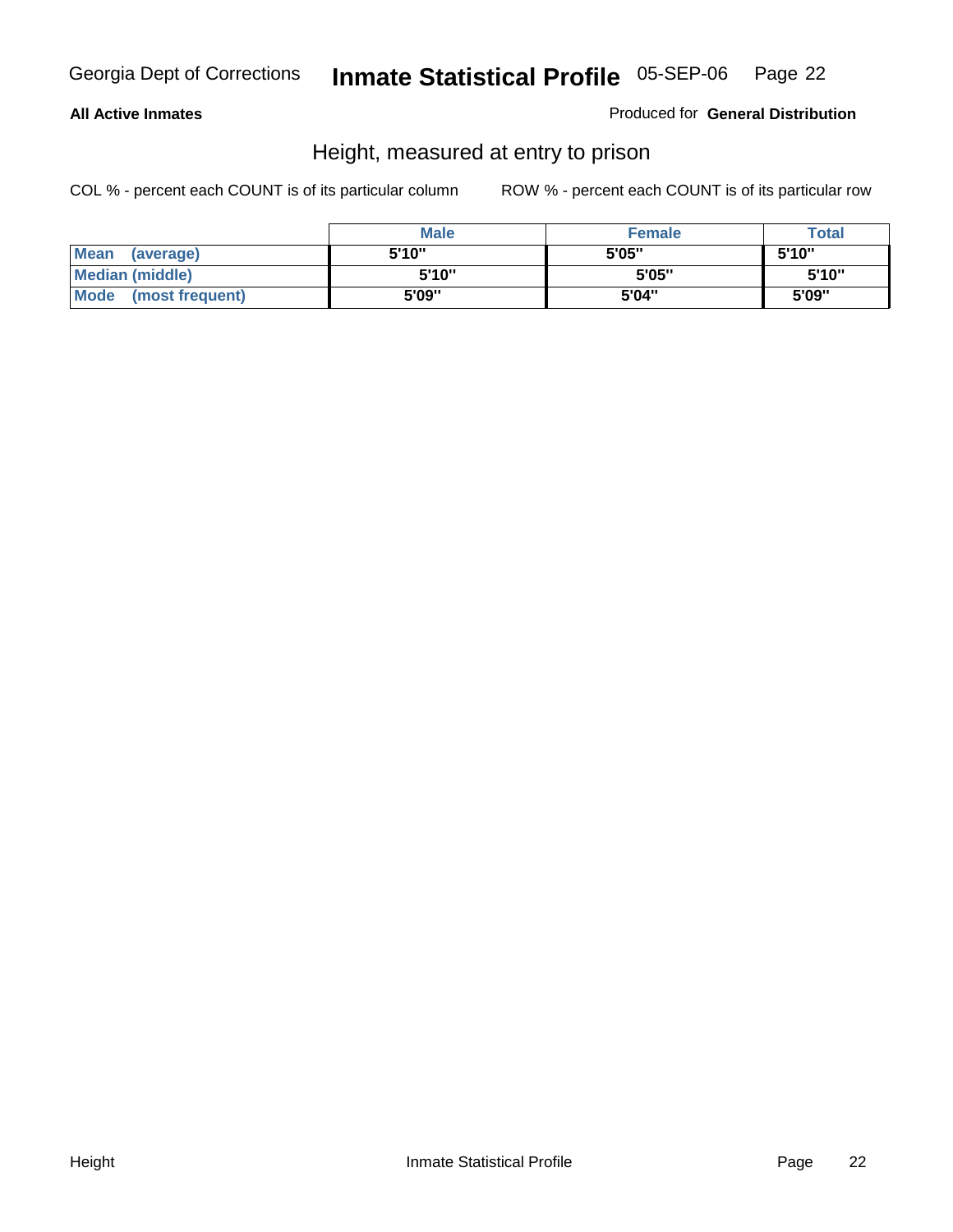**All Active Inmates**

Produced for **General Distribution**

## Height, measured at entry to prison

COL % - percent each COUNT is of its particular column

ROW % - percent each COUNT is of its particular row

| | Male | Female | Total |
|---|---|---|---|
| **Mean (average)** | 5'10" | 5'05" | 5'10" |
| **Median (middle)** | 5'10" | 5'05" | 5'10" |
| **Mode (most frequent)** | 5'09" | 5'04" | 5'09" |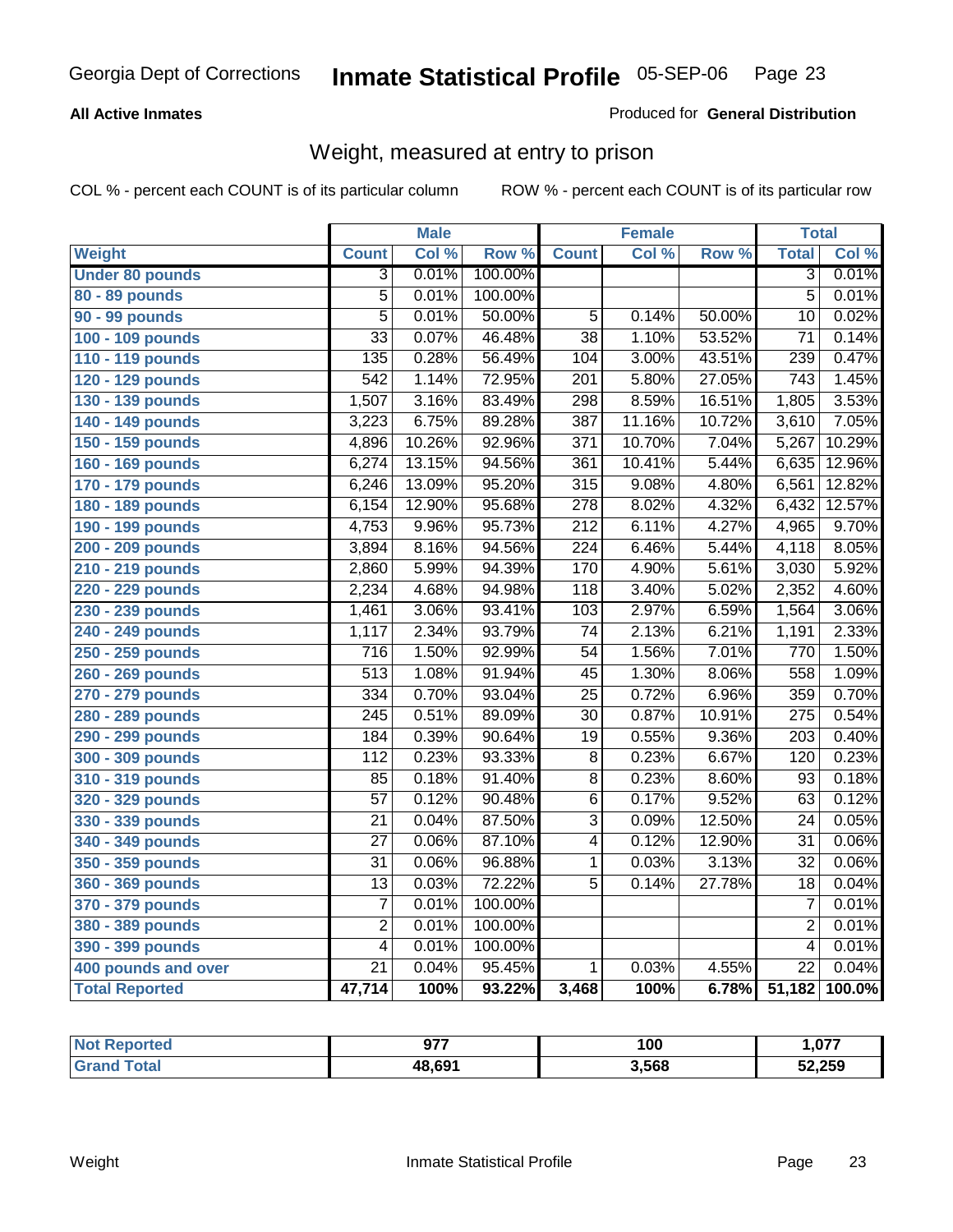Georgia Dept of Corrections **Inmate Statistical Profile** 05-SEP-06

**All Active Inmates**

Produced for **General Distribution**

## Weight, measured at entry to prison

COL % - percent each COUNT is of its particular column ROW % - percent each COUNT is of its particular row

| | Male | | | Female | | | Total | |
|---|---|---|---|---|---|---|---|---|
| **Weight** | **Count** | **Col %** | **Row %** | **Count** | **Col %** | **Row %** | **Total** | **Col %** |
| **Under 80 pounds** | 3 | 0.01% | 100.00% | | | | 3 | 0.01% |
| **80 - 89 pounds** | 5 | 0.01% | 100.00% | | | | 5 | 0.01% |
| **90 - 99 pounds** | 5 | 0.01% | 50.00% | 5 | 0.14% | 50.00% | 10 | 0.02% |
| **100 - 109 pounds** | 33 | 0.07% | 46.48% | 38 | 1.10% | 53.52% | 71 | 0.14% |
| **110 - 119 pounds** | 135 | 0.28% | 56.49% | 104 | 3.00% | 43.51% | 239 | 0.47% |
| **120 - 129 pounds** | 542 | 1.14% | 72.95% | 201 | 5.80% | 27.05% | 743 | 1.45% |
| **130 - 139 pounds** | 1,507 | 3.16% | 83.49% | 298 | 8.59% | 16.51% | 1,805 | 3.53% |
| **140 - 149 pounds** | 3,223 | 6.75% | 89.28% | 387 | 11.16% | 10.72% | 3,610 | 7.05% |
| **150 - 159 pounds** | 4,896 | 10.26% | 92.96% | 371 | 10.70% | 7.04% | 5,267 | 10.29% |
| **160 - 169 pounds** | 6,274 | 13.15% | 94.56% | 361 | 10.41% | 5.44% | 6,635 | 12.96% |
| **170 - 179 pounds** | 6,246 | 13.09% | 95.20% | 315 | 9.08% | 4.80% | 6,561 | 12.82% |
| **180 - 189 pounds** | 6,154 | 12.90% | 95.68% | 278 | 8.02% | 4.32% | 6,432 | 12.57% |
| **190 - 199 pounds** | 4,753 | 9.96% | 95.73% | 212 | 6.11% | 4.27% | 4,965 | 9.70% |
| **200 - 209 pounds** | 3,894 | 8.16% | 94.56% | 224 | 6.46% | 5.44% | 4,118 | 8.05% |
| **210 - 219 pounds** | 2,860 | 5.99% | 94.39% | 170 | 4.90% | 5.61% | 3,030 | 5.92% |
| **220 - 229 pounds** | 2,234 | 4.68% | 94.98% | 118 | 3.40% | 5.02% | 2,352 | 4.60% |
| **230 - 239 pounds** | 1,461 | 3.06% | 93.41% | 103 | 2.97% | 6.59% | 1,564 | 3.06% |
| **240 - 249 pounds** | 1,117 | 2.34% | 93.79% | 74 | 2.13% | 6.21% | 1,191 | 2.33% |
| **250 - 259 pounds** | 716 | 1.50% | 92.99% | 54 | 1.56% | 7.01% | 770 | 1.50% |
| **260 - 269 pounds** | 513 | 1.08% | 91.94% | 45 | 1.30% | 8.06% | 558 | 1.09% |
| **270 - 279 pounds** | 334 | 0.70% | 93.04% | 25 | 0.72% | 6.96% | 359 | 0.70% |
| **280 - 289 pounds** | 245 | 0.51% | 89.09% | 30 | 0.87% | 10.91% | 275 | 0.54% |
| **290 - 299 pounds** | 184 | 0.39% | 90.64% | 19 | 0.55% | 9.36% | 203 | 0.40% |
| **300 - 309 pounds** | 112 | 0.23% | 93.33% | 8 | 0.23% | 6.67% | 120 | 0.23% |
| **310 - 319 pounds** | 85 | 0.18% | 91.40% | 8 | 0.23% | 8.60% | 93 | 0.18% |
| **320 - 329 pounds** | 57 | 0.12% | 90.48% | 6 | 0.17% | 9.52% | 63 | 0.12% |
| **330 - 339 pounds** | 21 | 0.04% | 87.50% | 3 | 0.09% | 12.50% | 24 | 0.05% |
| **340 - 349 pounds** | 27 | 0.06% | 87.10% | 4 | 0.12% | 12.90% | 31 | 0.06% |
| **350 - 359 pounds** | 31 | 0.06% | 96.88% | 1 | 0.03% | 3.13% | 32 | 0.06% |
| **360 - 369 pounds** | 13 | 0.03% | 72.22% | 5 | 0.14% | 27.78% | 18 | 0.04% |
| **370 - 379 pounds** | 7 | 0.01% | 100.00% | | | | 7 | 0.01% |
| **380 - 389 pounds** | 2 | 0.01% | 100.00% | | | | 2 | 0.01% |
| **390 - 399 pounds** | 4 | 0.01% | 100.00% | | | | 4 | 0.01% |
| **400 pounds and over** | 21 | 0.04% | 95.45% | 1 | 0.03% | 4.55% | 22 | 0.04% |
| **Total Reported** | **47,714** | **100%** | **93.22%** | **3,468** | **100%** | **6.78%** | **51,182** | **100.0%** |

| | Male | Female | Total |
|---|---|---|---|
| **Not Reported** | **977** | **100** | **1,077** |
| **Grand Total** | **48,691** | **3,568** | **52,259** |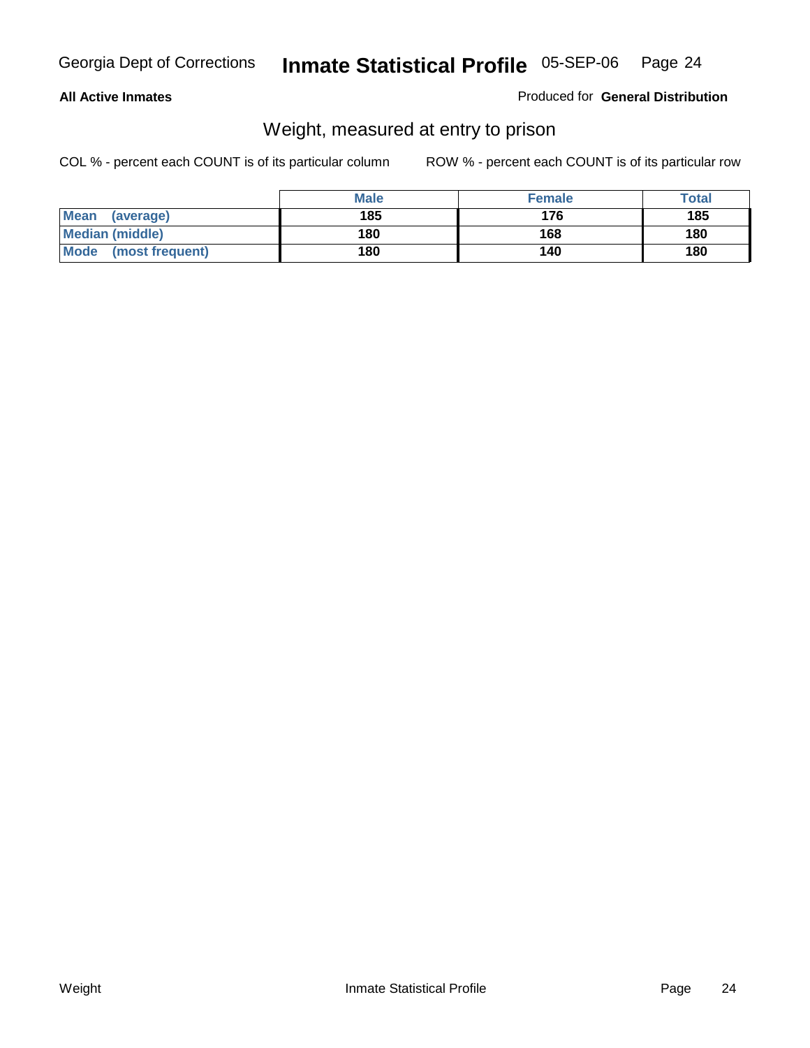**All Active Inmates**

Produced for **General Distribution**

## Weight, measured at entry to prison

COL % - percent each COUNT is of its particular column

ROW % - percent each COUNT is of its particular row

| | Male | Female | Total |
|---|---|---|---|
| **Mean (average)** | 185 | 176 | 185 |
| **Median (middle)** | 180 | 168 | 180 |
| **Mode (most frequent)** | 180 | 140 | 180 |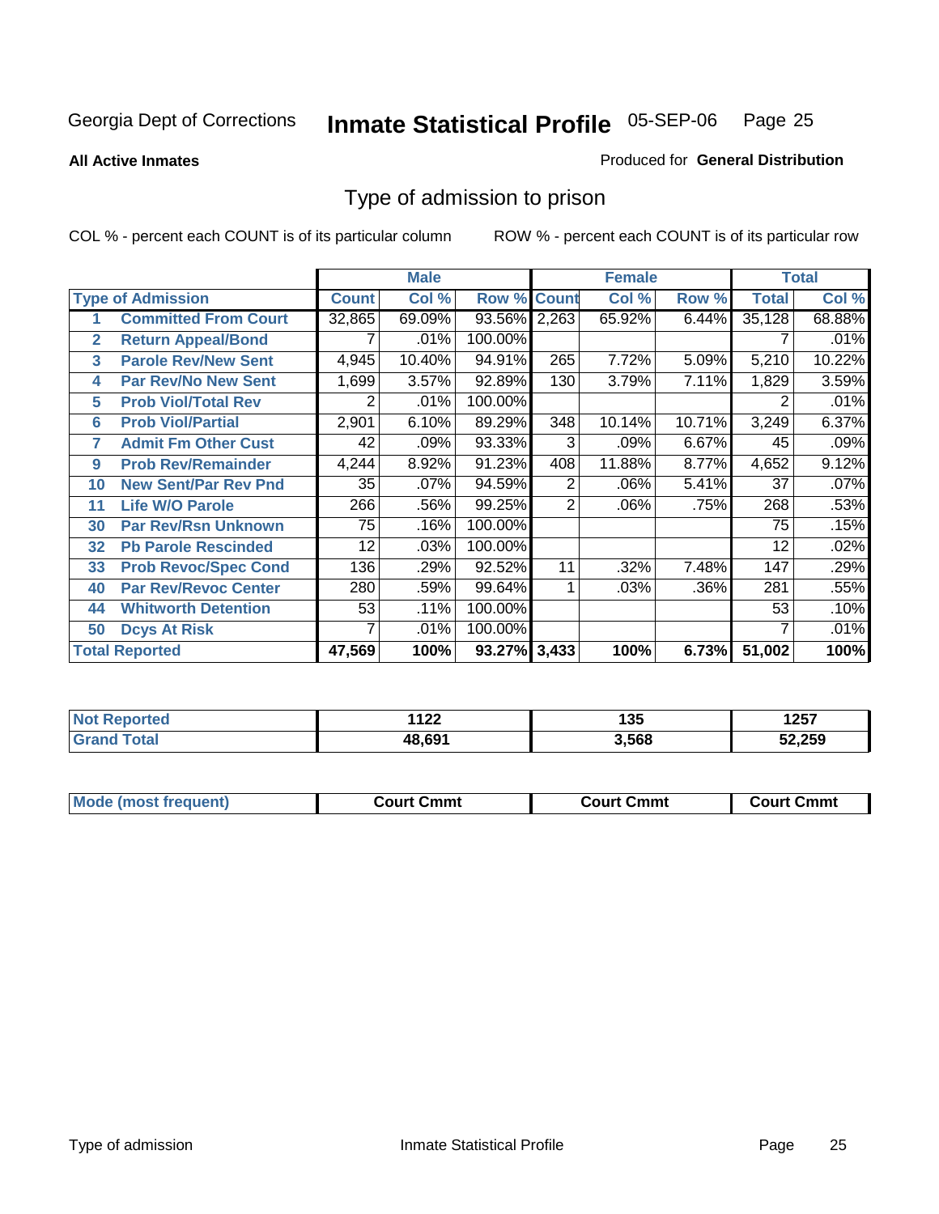Georgia Dept of Corrections **Inmate Statistical Profile** 05-SEP-06

**All Active Inmates**

Produced for **General Distribution**

## Type of admission to prison

COL % - percent each COUNT is of its particular column

ROW % - percent each COUNT is of its particular row

| Type of Admission | | Male | | | Female | | | Total | |
|---|---|---|---|---|---|---|---|---|---|
| | | Count | Col % | Row % | Count | Col % | Row % | Total | Col % |
| 1 | Committed From Court | 32,865 | 69.09% | 93.56% | 2,263 | 65.92% | 6.44% | 35,128 | 68.88% |
| 2 | Return Appeal/Bond | 7 | .01% | 100.00% | | | | 7 | .01% |
| 3 | Parole Rev/New Sent | 4,945 | 10.40% | 94.91% | 265 | 7.72% | 5.09% | 5,210 | 10.22% |
| 4 | Par Rev/No New Sent | 1,699 | 3.57% | 92.89% | 130 | 3.79% | 7.11% | 1,829 | 3.59% |
| 5 | Prob Viol/Total Rev | 2 | .01% | 100.00% | | | | 2 | .01% |
| 6 | Prob Viol/Partial | 2,901 | 6.10% | 89.29% | 348 | 10.14% | 10.71% | 3,249 | 6.37% |
| 7 | Admit Fm Other Cust | 42 | .09% | 93.33% | 3 | .09% | 6.67% | 45 | .09% |
| 9 | Prob Rev/Remainder | 4,244 | 8.92% | 91.23% | 408 | 11.88% | 8.77% | 4,652 | 9.12% |
| 10 | New Sent/Par Rev Pnd | 35 | .07% | 94.59% | 2 | .06% | 5.41% | 37 | .07% |
| 11 | Life W/O Parole | 266 | .56% | 99.25% | 2 | .06% | .75% | 268 | .53% |
| 30 | Par Rev/Rsn Unknown | 75 | .16% | 100.00% | | | | 75 | .15% |
| 32 | Pb Parole Rescinded | 12 | .03% | 100.00% | | | | 12 | .02% |
| 33 | Prob Revoc/Spec Cond | 136 | .29% | 92.52% | 11 | .32% | 7.48% | 147 | .29% |
| 40 | Par Rev/Revoc Center | 280 | .59% | 99.64% | 1 | .03% | .36% | 281 | .55% |
| 44 | Whitworth Detention | 53 | .11% | 100.00% | | | | 53 | .10% |
| 50 | Dcys At Risk | 7 | .01% | 100.00% | | | | 7 | .01% |
| **Total Reported** | | **47,569** | **100%** | **93.27%** | **3,433** | **100%** | **6.73%** | **51,002** | **100%** |

| | Male | Female | Total |
|---|---|---|---|
| Not Reported | 1122 | 135 | 1257 |
| Grand Total | 48,691 | 3,568 | 52,259 |

| | Male | Female | Total |
|---|---|---|---|
| Mode (most frequent) | Court Cmmt | Court Cmmt | Court Cmmt |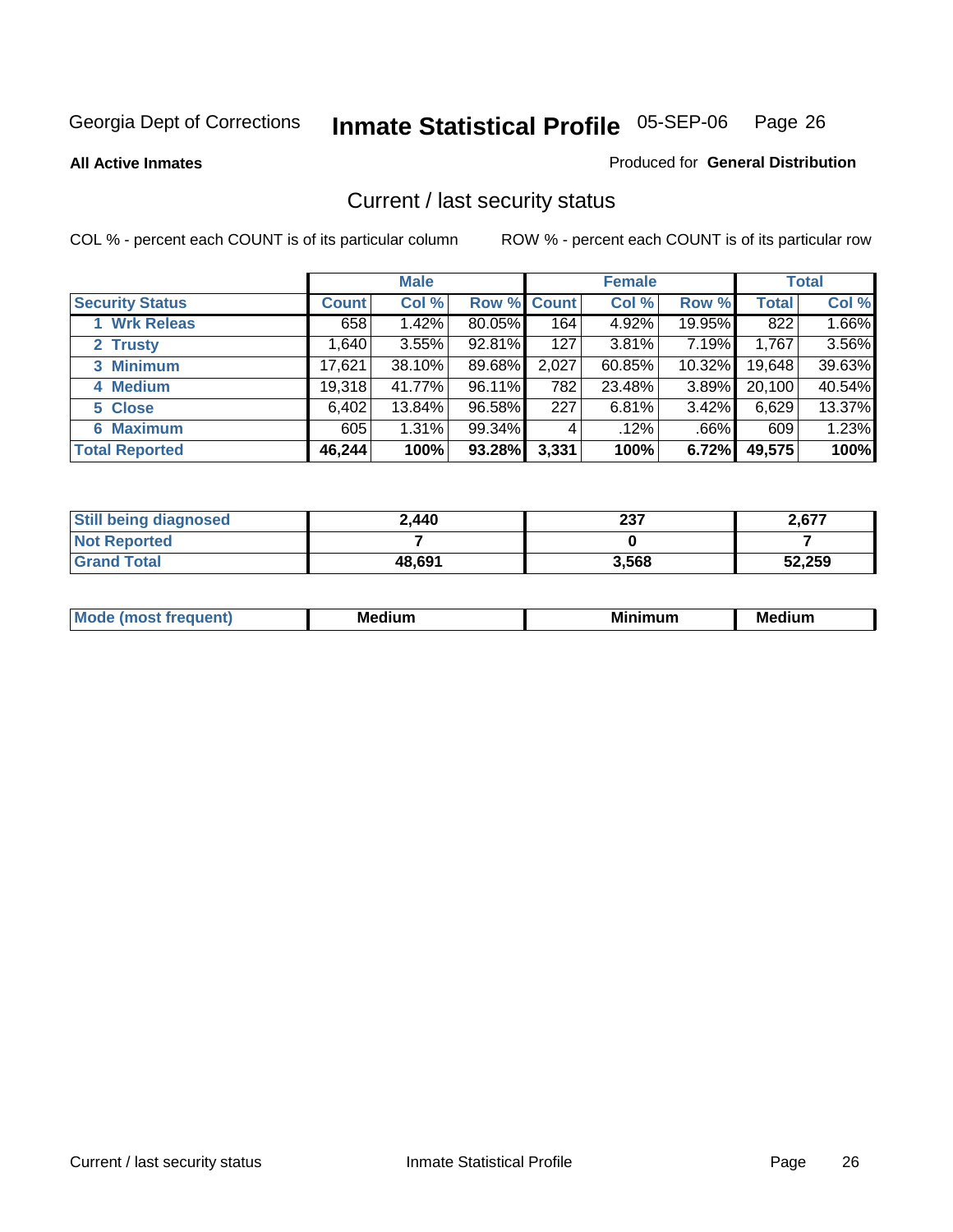Georgia Dept of Corrections **Inmate Statistical Profile** 05-SEP-06

**All Active Inmates**

Produced for **General Distribution**

## Current / last security status

COL % - percent each COUNT is of its particular column

ROW % - percent each COUNT is of its particular row

| | Male | | | Female | | | Total | |
|---|---|---|---|---|---|---|---|---|
| **Security Status** | **Count** | **Col %** | **Row %** | **Count** | **Col %** | **Row %** | **Total** | **Col %** |
| **1 Wrk Releas** | 658 | 1.42% | 80.05% | 164 | 4.92% | 19.95% | 822 | 1.66% |
| **2 Trusty** | 1,640 | 3.55% | 92.81% | 127 | 3.81% | 7.19% | 1,767 | 3.56% |
| **3 Minimum** | 17,621 | 38.10% | 89.68% | 2,027 | 60.85% | 10.32% | 19,648 | 39.63% |
| **4 Medium** | 19,318 | 41.77% | 96.11% | 782 | 23.48% | 3.89% | 20,100 | 40.54% |
| **5 Close** | 6,402 | 13.84% | 96.58% | 227 | 6.81% | 3.42% | 6,629 | 13.37% |
| **6 Maximum** | 605 | 1.31% | 99.34% | 4 | .12% | .66% | 609 | 1.23% |
| **Total Reported** | **46,244** | **100%** | **93.28%** | **3,331** | **100%** | **6.72%** | **49,575** | **100%** |

| | Male | Female | Total |
|---|---|---|---|
| **Still being diagnosed** | **2,440** | **237** | **2,677** |
| **Not Reported** | **7** | **0** | **7** |
| **Grand Total** | **48,691** | **3,568** | **52,259** |

| | Male | Female | Total |
|---|---|---|---|
| **Mode (most frequent)** | **Medium** | **Minimum** | **Medium** |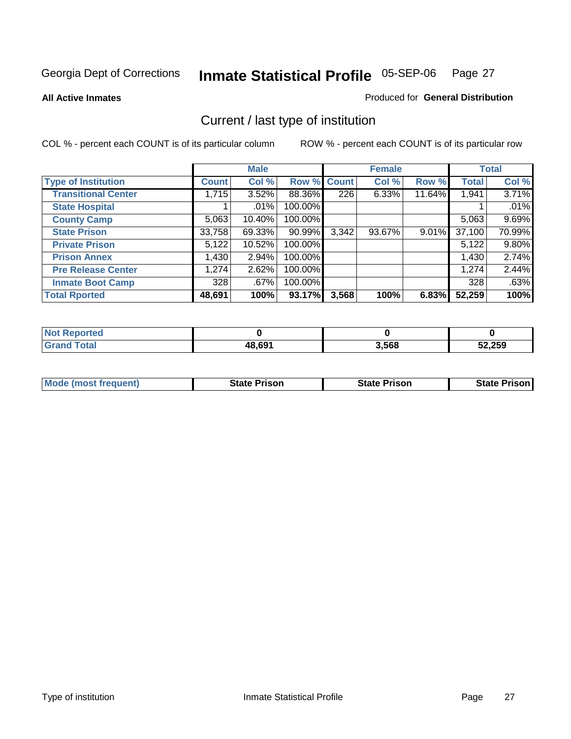Georgia Dept of Corrections **Inmate Statistical Profile** 05-SEP-06

**All Active Inmates**

Produced for **General Distribution**

## Current / last type of institution

COL % - percent each COUNT is of its particular column

ROW % - percent each COUNT is of its particular row

| | Male | | | Female | | | Total | |
|---|---|---|---|---|---|---|---|---|
| **Type of Institution** | **Count** | **Col %** | **Row %** | **Count** | **Col %** | **Row %** | **Total** | **Col %** |
| **Transitional Center** | 1,715 | 3.52% | 88.36% | 226 | 6.33% | 11.64% | 1,941 | 3.71% |
| **State Hospital** | 1 | .01% | 100.00% | | | | 1 | .01% |
| **County Camp** | 5,063 | 10.40% | 100.00% | | | | 5,063 | 9.69% |
| **State Prison** | 33,758 | 69.33% | 90.99% | 3,342 | 93.67% | 9.01% | 37,100 | 70.99% |
| **Private Prison** | 5,122 | 10.52% | 100.00% | | | | 5,122 | 9.80% |
| **Prison Annex** | 1,430 | 2.94% | 100.00% | | | | 1,430 | 2.74% |
| **Pre Release Center** | 1,274 | 2.62% | 100.00% | | | | 1,274 | 2.44% |
| **Inmate Boot Camp** | 328 | .67% | 100.00% | | | | 328 | .63% |
| **Total Rported** | **48,691** | **100%** | **93.17%** | **3,568** | **100%** | **6.83%** | **52,259** | **100%** |

| | Male | Female | Total |
|---|---|---|---|
| **Not Reported** | **0** | **0** | **0** |
| **Grand Total** | **48,691** | **3,568** | **52,259** |

| | Male | Female | Total |
|---|---|---|---|
| **Mode (most frequent)** | **State Prison** | **State Prison** | **State Prison** |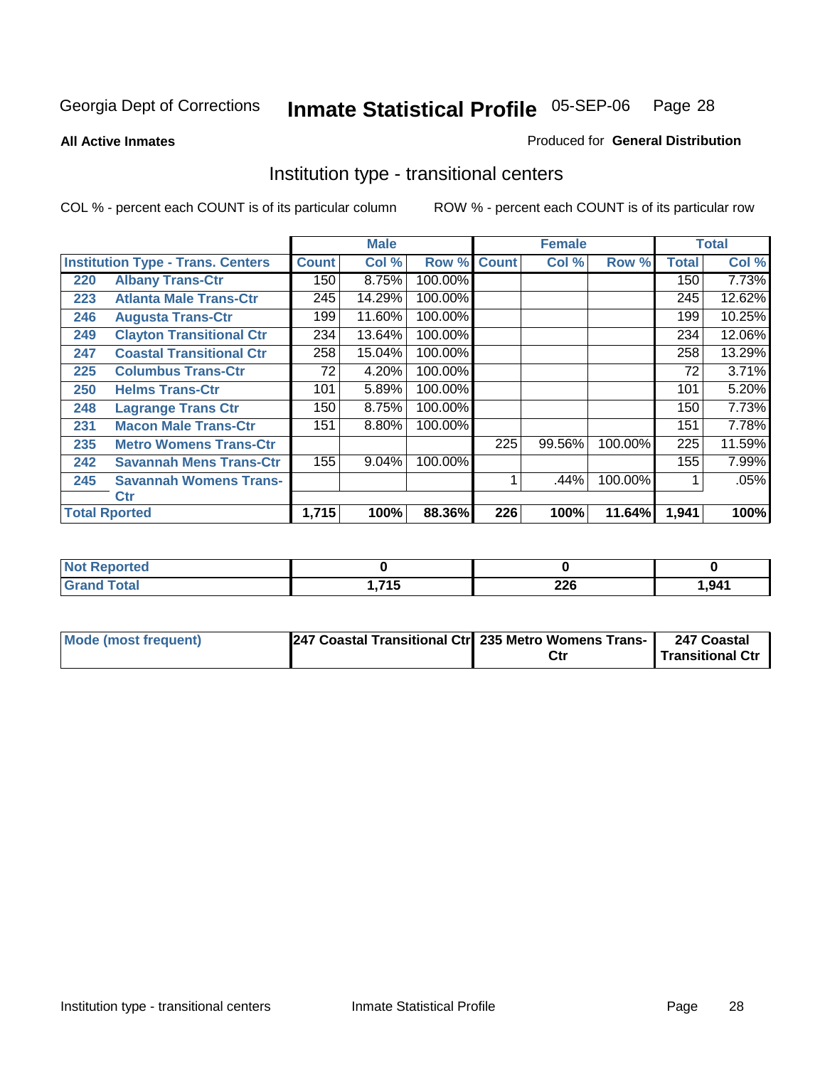Georgia Dept of Corrections **Inmate Statistical Profile** 05-SEP-06 Page 28

**All Active Inmates**

Produced for **General Distribution**

## Institution type - transitional centers

COL % - percent each COUNT is of its particular column

ROW % - percent each COUNT is of its particular row

| Institution Type - Trans. Centers | | Male | | | Female | | | Total | |
|---|---|---|---|---|---|---|---|---|---|
| | | Count | Col % | Row % | Count | Col % | Row % | Total | Col % |
| 220 | Albany Trans-Ctr | 150 | 8.75% | 100.00% | | | | 150 | 7.73% |
| 223 | Atlanta Male Trans-Ctr | 245 | 14.29% | 100.00% | | | | 245 | 12.62% |
| 246 | Augusta Trans-Ctr | 199 | 11.60% | 100.00% | | | | 199 | 10.25% |
| 249 | Clayton Transitional Ctr | 234 | 13.64% | 100.00% | | | | 234 | 12.06% |
| 247 | Coastal Transitional Ctr | 258 | 15.04% | 100.00% | | | | 258 | 13.29% |
| 225 | Columbus Trans-Ctr | 72 | 4.20% | 100.00% | | | | 72 | 3.71% |
| 250 | Helms Trans-Ctr | 101 | 5.89% | 100.00% | | | | 101 | 5.20% |
| 248 | Lagrange Trans Ctr | 150 | 8.75% | 100.00% | | | | 150 | 7.73% |
| 231 | Macon Male Trans-Ctr | 151 | 8.80% | 100.00% | | | | 151 | 7.78% |
| 235 | Metro Womens Trans-Ctr | | | | 225 | 99.56% | 100.00% | 225 | 11.59% |
| 242 | Savannah Mens Trans-Ctr | 155 | 9.04% | 100.00% | | | | 155 | 7.99% |
| 245 | Savannah Womens Trans-Ctr | | | | 1 | .44% | 100.00% | 1 | .05% |
| **Total Rported** | | **1,715** | **100%** | **88.36%** | **226** | **100%** | **11.64%** | **1,941** | **100%** |

| | Male | Female | Total |
|---|---|---|---|
| **Not Reported** | **0** | **0** | **0** |
| **Grand Total** | **1,715** | **226** | **1,941** |

| | Male | Female | Total |
|---|---|---|---|
| **Mode (most frequent)** | **247 Coastal Transitional Ctr** | **235 Metro Womens Trans-Ctr** | **247 Coastal Transitional Ctr** |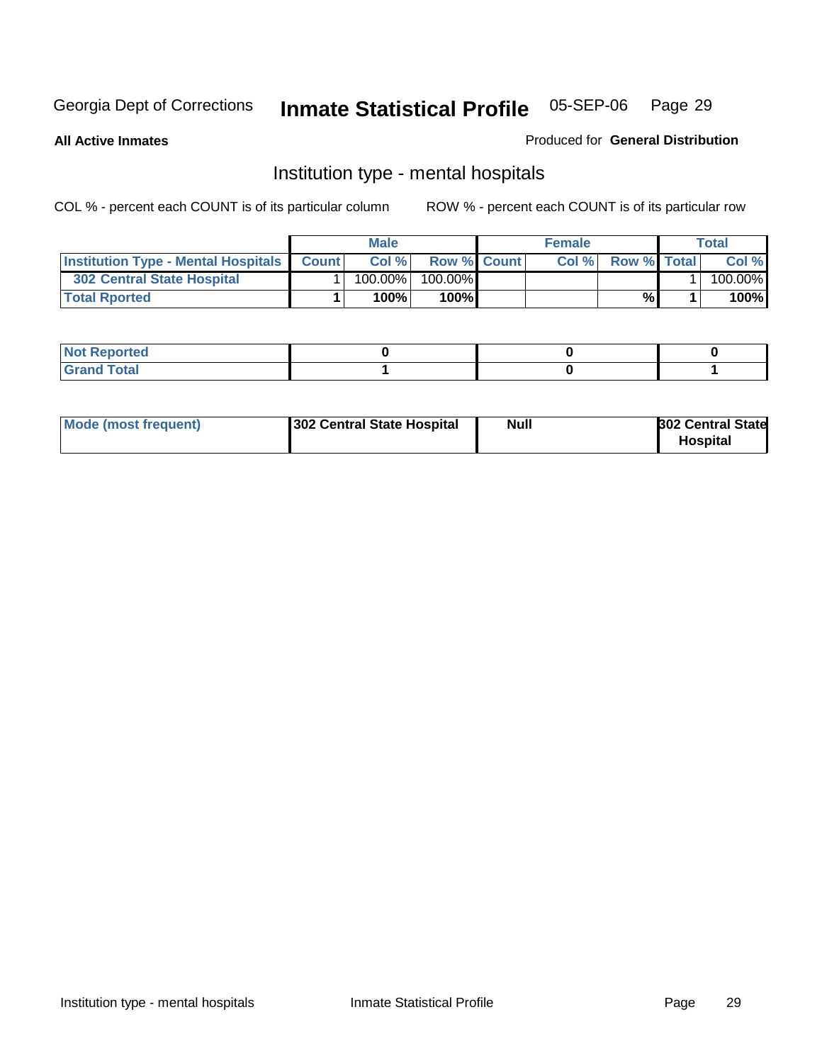Georgia Dept of Corrections **Inmate Statistical Profile** 05-SEP-06

**All Active Inmates**

Produced for **General Distribution**

## Institution type - mental hospitals

COL % - percent each COUNT is of its particular column

ROW % - percent each COUNT is of its particular row

| | Male | | | Female | | | Total | |
|---|---|---|---|---|---|---|---|---|
| **Institution Type - Mental Hospitals** | **Count** | **Col %** | **Row %** | **Count** | **Col %** | **Row %** | **Total** | **Col %** |
| **302 Central State Hospital** | 1 | 100.00% | 100.00% | | | | 1 | 100.00% |
| **Total Rported** | **1** | **100%** | **100%** | | | **%** | **1** | **100%** |

| | | | |
|---|---|---|---|
| **Not Reported** | **0** | **0** | **0** |
| **Grand Total** | **1** | **0** | **1** |

| | | | |
|---|---|---|---|
| **Mode (most frequent)** | **302 Central State Hospital** | **Null** | **302 Central State Hospital** |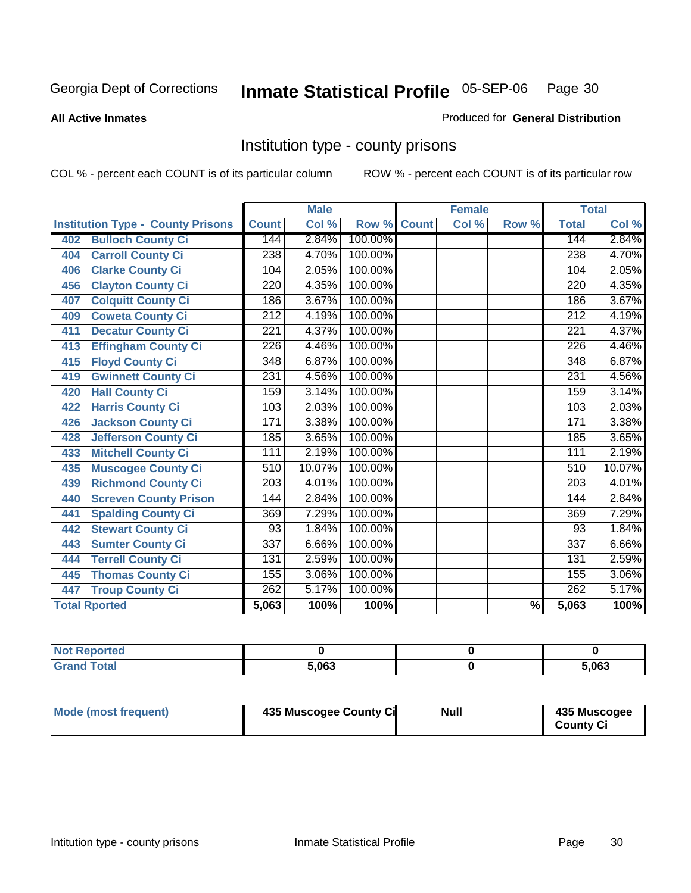Georgia Dept of Corrections **Inmate Statistical Profile** 05-SEP-06

**All Active Inmates**

Produced for **General Distribution**

## Institution type - county prisons

COL % - percent each COUNT is of its particular column

ROW % - percent each COUNT is of its particular row

| Institution Type - County Prisons | Male | | | Female | | | Total | |
|---|---|---|---|---|---|---|---|---|
| | Count | Col % | Row % | Count | Col % | Row % | Total | Col % |
| 402 Bulloch County Ci | 144 | 2.84% | 100.00% | | | | 144 | 2.84% |
| 404 Carroll County Ci | 238 | 4.70% | 100.00% | | | | 238 | 4.70% |
| 406 Clarke County Ci | 104 | 2.05% | 100.00% | | | | 104 | 2.05% |
| 456 Clayton County Ci | 220 | 4.35% | 100.00% | | | | 220 | 4.35% |
| 407 Colquitt County Ci | 186 | 3.67% | 100.00% | | | | 186 | 3.67% |
| 409 Coweta County Ci | 212 | 4.19% | 100.00% | | | | 212 | 4.19% |
| 411 Decatur County Ci | 221 | 4.37% | 100.00% | | | | 221 | 4.37% |
| 413 Effingham County Ci | 226 | 4.46% | 100.00% | | | | 226 | 4.46% |
| 415 Floyd County Ci | 348 | 6.87% | 100.00% | | | | 348 | 6.87% |
| 419 Gwinnett County Ci | 231 | 4.56% | 100.00% | | | | 231 | 4.56% |
| 420 Hall County Ci | 159 | 3.14% | 100.00% | | | | 159 | 3.14% |
| 422 Harris County Ci | 103 | 2.03% | 100.00% | | | | 103 | 2.03% |
| 426 Jackson County Ci | 171 | 3.38% | 100.00% | | | | 171 | 3.38% |
| 428 Jefferson County Ci | 185 | 3.65% | 100.00% | | | | 185 | 3.65% |
| 433 Mitchell County Ci | 111 | 2.19% | 100.00% | | | | 111 | 2.19% |
| 435 Muscogee County Ci | 510 | 10.07% | 100.00% | | | | 510 | 10.07% |
| 439 Richmond County Ci | 203 | 4.01% | 100.00% | | | | 203 | 4.01% |
| 440 Screven County Prison | 144 | 2.84% | 100.00% | | | | 144 | 2.84% |
| 441 Spalding County Ci | 369 | 7.29% | 100.00% | | | | 369 | 7.29% |
| 442 Stewart County Ci | 93 | 1.84% | 100.00% | | | | 93 | 1.84% |
| 443 Sumter County Ci | 337 | 6.66% | 100.00% | | | | 337 | 6.66% |
| 444 Terrell County Ci | 131 | 2.59% | 100.00% | | | | 131 | 2.59% |
| 445 Thomas County Ci | 155 | 3.06% | 100.00% | | | | 155 | 3.06% |
| 447 Troup County Ci | 262 | 5.17% | 100.00% | | | | 262 | 5.17% |
| **Total Rported** | **5,063** | **100%** | **100%** | | | **%** | **5,063** | **100%** |

| | Male | Female | Total |
|---|---|---|---|
| Not Reported | 0 | 0 | 0 |
| Grand Total | 5,063 | 0 | 5,063 |

| | Male | Female | Total |
|---|---|---|---|
| Mode (most frequent) | 435 Muscogee County Ci | Null | 435 Muscogee County Ci |

Intitution type - county prisons | Inmate Statistical Profile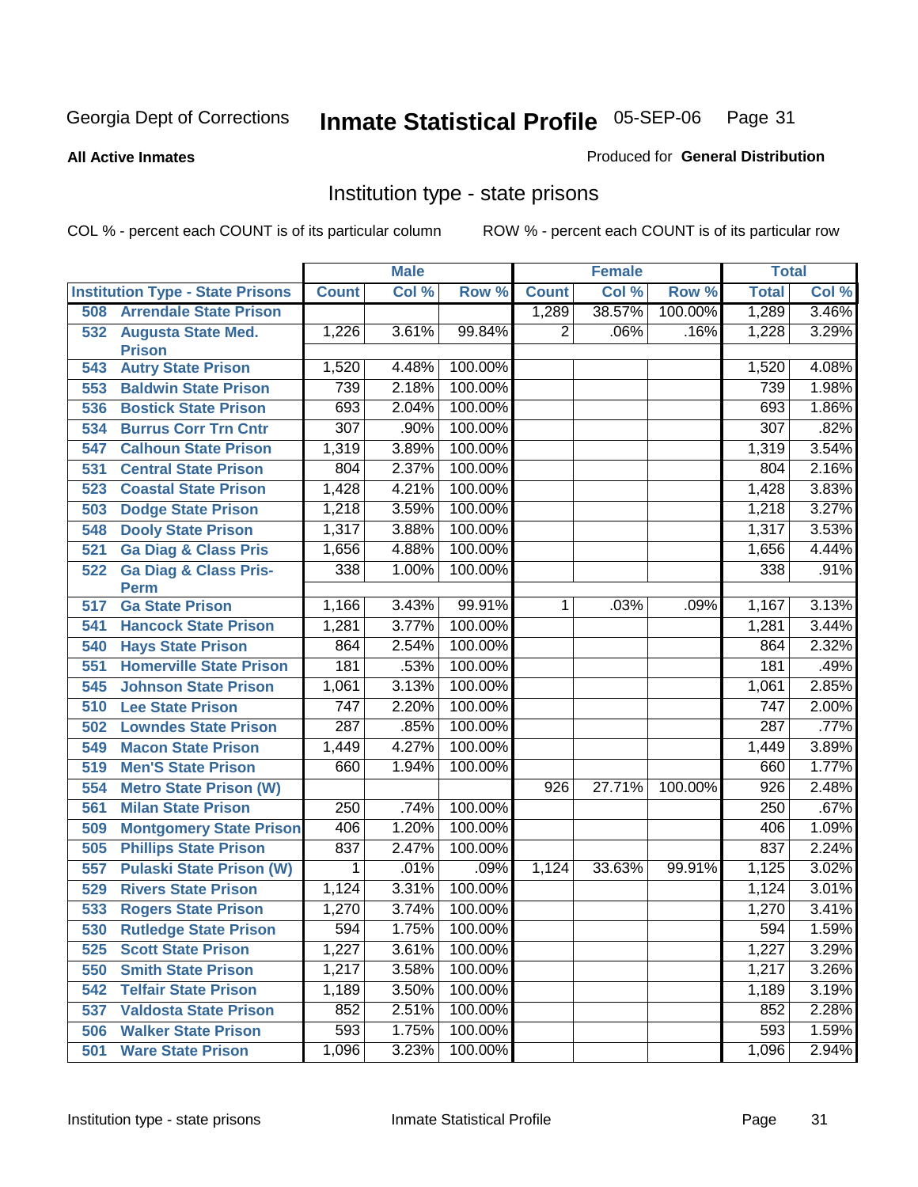Georgia Dept of Corrections **Inmate Statistical Profile** 05-SEP-06

**All Active Inmates**

Produced for **General Distribution**

## Institution type - state prisons

COL % - percent each COUNT is of its particular column ROW % - percent each COUNT is of its particular row

| | Male | | | Female | | | Total | |
|---|---|---|---|---|---|---|---|---|
| **Institution Type - State Prisons** | **Count** | **Col %** | **Row %** | **Count** | **Col %** | **Row %** | **Total** | **Col %** |
| 508 Arrendale State Prison | | | | 1,289 | 38.57% | 100.00% | 1,289 | 3.46% |
| 532 Augusta State Med. Prison | 1,226 | 3.61% | 99.84% | 2 | .06% | .16% | 1,228 | 3.29% |
| 543 Autry State Prison | 1,520 | 4.48% | 100.00% | | | | 1,520 | 4.08% |
| 553 Baldwin State Prison | 739 | 2.18% | 100.00% | | | | 739 | 1.98% |
| 536 Bostick State Prison | 693 | 2.04% | 100.00% | | | | 693 | 1.86% |
| 534 Burrus Corr Trn Cntr | 307 | .90% | 100.00% | | | | 307 | .82% |
| 547 Calhoun State Prison | 1,319 | 3.89% | 100.00% | | | | 1,319 | 3.54% |
| 531 Central State Prison | 804 | 2.37% | 100.00% | | | | 804 | 2.16% |
| 523 Coastal State Prison | 1,428 | 4.21% | 100.00% | | | | 1,428 | 3.83% |
| 503 Dodge State Prison | 1,218 | 3.59% | 100.00% | | | | 1,218 | 3.27% |
| 548 Dooly State Prison | 1,317 | 3.88% | 100.00% | | | | 1,317 | 3.53% |
| 521 Ga Diag & Class Pris | 1,656 | 4.88% | 100.00% | | | | 1,656 | 4.44% |
| 522 Ga Diag & Class Pris-Perm | 338 | 1.00% | 100.00% | | | | 338 | .91% |
| 517 Ga State Prison | 1,166 | 3.43% | 99.91% | 1 | .03% | .09% | 1,167 | 3.13% |
| 541 Hancock State Prison | 1,281 | 3.77% | 100.00% | | | | 1,281 | 3.44% |
| 540 Hays State Prison | 864 | 2.54% | 100.00% | | | | 864 | 2.32% |
| 551 Homerville State Prison | 181 | .53% | 100.00% | | | | 181 | .49% |
| 545 Johnson State Prison | 1,061 | 3.13% | 100.00% | | | | 1,061 | 2.85% |
| 510 Lee State Prison | 747 | 2.20% | 100.00% | | | | 747 | 2.00% |
| 502 Lowndes State Prison | 287 | .85% | 100.00% | | | | 287 | .77% |
| 549 Macon State Prison | 1,449 | 4.27% | 100.00% | | | | 1,449 | 3.89% |
| 519 Men'S State Prison | 660 | 1.94% | 100.00% | | | | 660 | 1.77% |
| 554 Metro State Prison (W) | | | | 926 | 27.71% | 100.00% | 926 | 2.48% |
| 561 Milan State Prison | 250 | .74% | 100.00% | | | | 250 | .67% |
| 509 Montgomery State Prison | 406 | 1.20% | 100.00% | | | | 406 | 1.09% |
| 505 Phillips State Prison | 837 | 2.47% | 100.00% | | | | 837 | 2.24% |
| 557 Pulaski State Prison (W) | 1 | .01% | .09% | 1,124 | 33.63% | 99.91% | 1,125 | 3.02% |
| 529 Rivers State Prison | 1,124 | 3.31% | 100.00% | | | | 1,124 | 3.01% |
| 533 Rogers State Prison | 1,270 | 3.74% | 100.00% | | | | 1,270 | 3.41% |
| 530 Rutledge State Prison | 594 | 1.75% | 100.00% | | | | 594 | 1.59% |
| 525 Scott State Prison | 1,227 | 3.61% | 100.00% | | | | 1,227 | 3.29% |
| 550 Smith State Prison | 1,217 | 3.58% | 100.00% | | | | 1,217 | 3.26% |
| 542 Telfair State Prison | 1,189 | 3.50% | 100.00% | | | | 1,189 | 3.19% |
| 537 Valdosta State Prison | 852 | 2.51% | 100.00% | | | | 852 | 2.28% |
| 506 Walker State Prison | 593 | 1.75% | 100.00% | | | | 593 | 1.59% |
| 501 Ware State Prison | 1,096 | 3.23% | 100.00% | | | | 1,096 | 2.94% |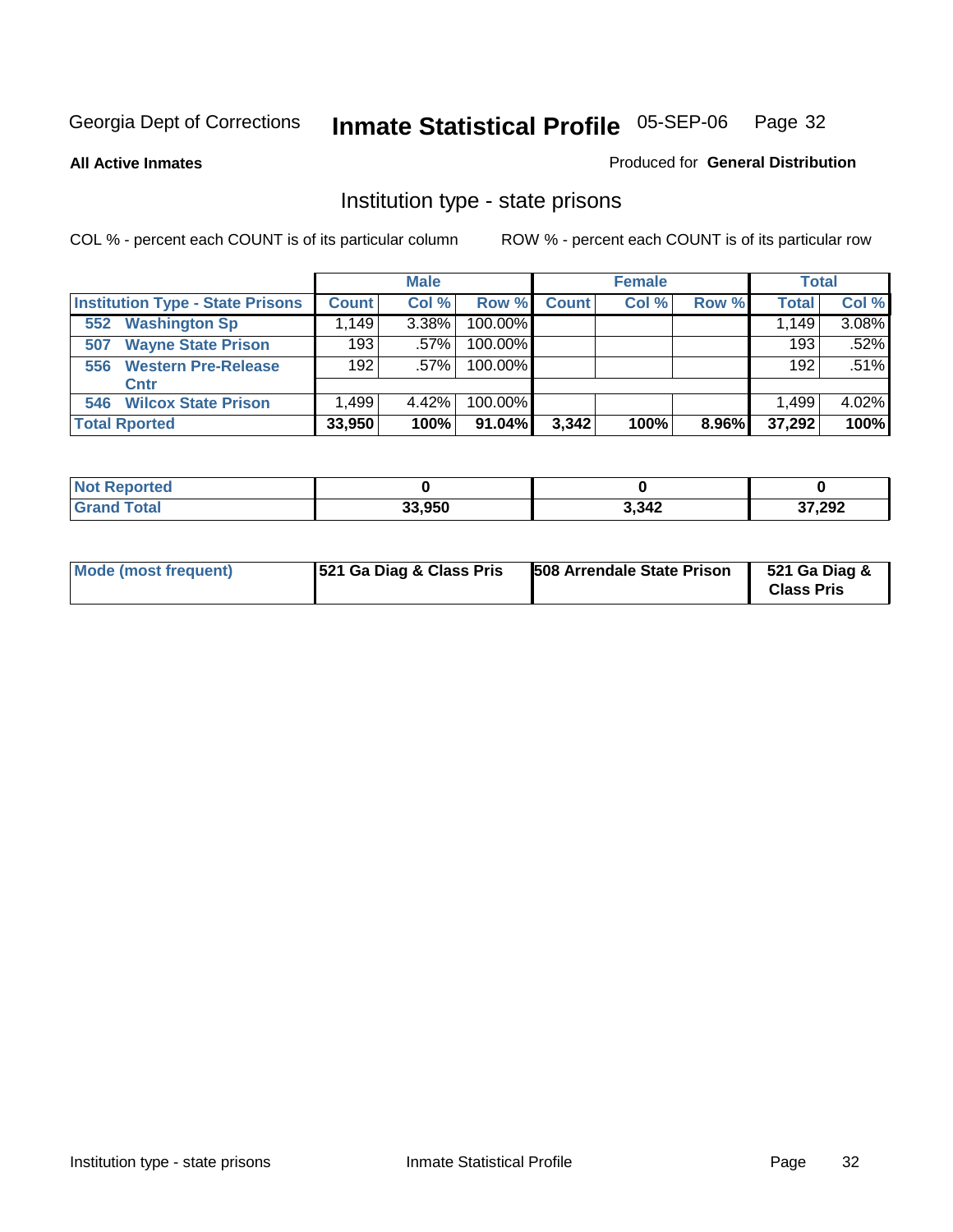Georgia Dept of Corrections **Inmate Statistical Profile** 05-SEP-06

**All Active Inmates**

Produced for **General Distribution**

## Institution type - state prisons

COL % - percent each COUNT is of its particular column

ROW % - percent each COUNT is of its particular row

| | Male | | | Female | | | Total | |
|---|---|---|---|---|---|---|---|---|
| **Institution Type - State Prisons** | **Count** | **Col %** | **Row %** | **Count** | **Col %** | **Row %** | **Total** | **Col %** |
| **552 Washington Sp** | 1,149 | 3.38% | 100.00% | | | | 1,149 | 3.08% |
| **507 Wayne State Prison** | 193 | .57% | 100.00% | | | | 193 | .52% |
| **556 Western Pre-Release Cntr** | 192 | .57% | 100.00% | | | | 192 | .51% |
| **546 Wilcox State Prison** | 1,499 | 4.42% | 100.00% | | | | 1,499 | 4.02% |
| **Total Rported** | **33,950** | **100%** | **91.04%** | **3,342** | **100%** | **8.96%** | **37,292** | **100%** |

| | Male | Female | Total |
|---|---|---|---|
| **Not Reported** | **0** | **0** | **0** |
| **Grand Total** | **33,950** | **3,342** | **37,292** |

| | Male | Female | Total |
|---|---|---|---|
| **Mode (most frequent)** | **521 Ga Diag & Class Pris** | **508 Arrendale State Prison** | **521 Ga Diag & Class Pris** |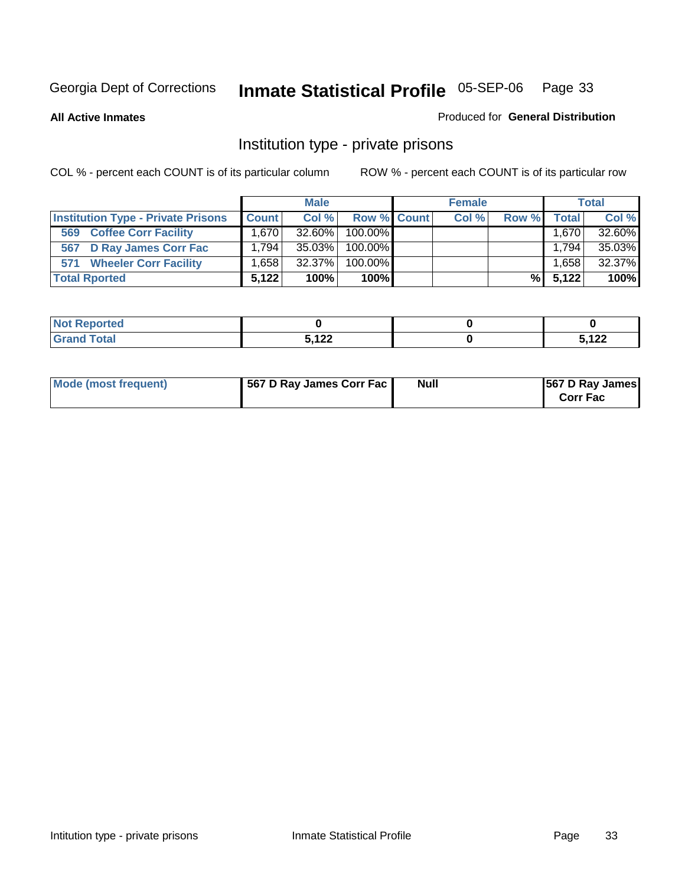Georgia Dept of Corrections **Inmate Statistical Profile** 05-SEP-06

**All Active Inmates**

Produced for **General Distribution**

## Institution type - private prisons

COL % - percent each COUNT is of its particular column

ROW % - percent each COUNT is of its particular row

| | Male | | | Female | | | Total | |
|---|---|---|---|---|---|---|---|---|
| **Institution Type - Private Prisons** | **Count** | **Col %** | **Row %** | **Count** | **Col %** | **Row %** | **Total** | **Col %** |
| **569 Coffee Corr Facility** | 1,670 | 32.60% | 100.00% | | | | 1,670 | 32.60% |
| **567 D Ray James Corr Fac** | 1,794 | 35.03% | 100.00% | | | | 1,794 | 35.03% |
| **571 Wheeler Corr Facility** | 1,658 | 32.37% | 100.00% | | | | 1,658 | 32.37% |
| **Total Rported** | **5,122** | **100%** | **100%** | | | **%** | **5,122** | **100%** |

| | Male | Female | Total |
|---|---|---|---|
| **Not Reported** | **0** | **0** | **0** |
| **Grand Total** | **5,122** | **0** | **5,122** |

| | Male | Female | Total |
|---|---|---|---|
| **Mode (most frequent)** | **567 D Ray James Corr Fac** | **Null** | **567 D Ray James Corr Fac** |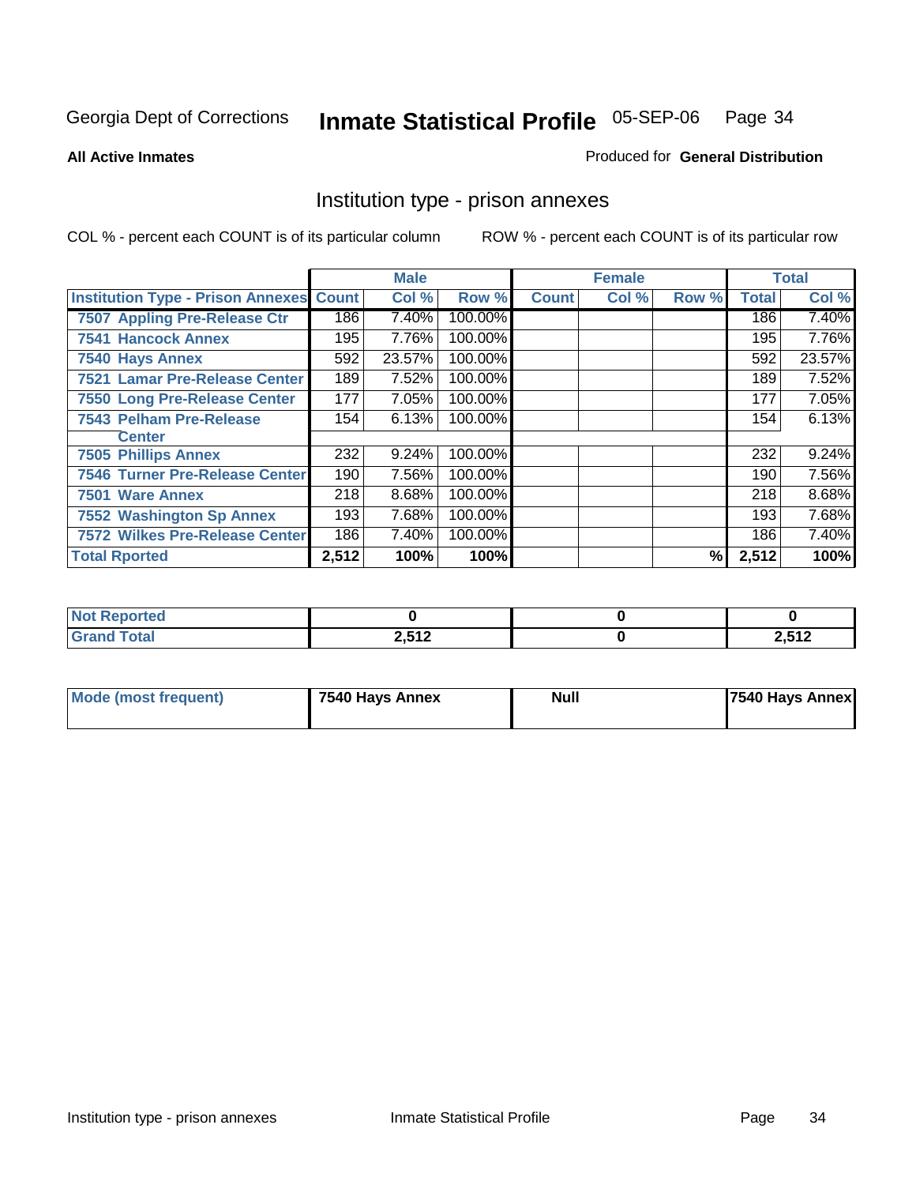Georgia Dept of Corrections **Inmate Statistical Profile** 05-SEP-06

**All Active Inmates**

Produced for **General Distribution**

## Institution type - prison annexes

COL % - percent each COUNT is of its particular column ROW % - percent each COUNT is of its particular row

| | Male | | | Female | | | Total | |
|---|---|---|---|---|---|---|---|---|
| **Institution Type - Prison Annexes** | **Count** | **Col %** | **Row %** | **Count** | **Col %** | **Row %** | **Total** | **Col %** |
| **7507 Appling Pre-Release Ctr** | 186 | 7.40% | 100.00% | | | | 186 | 7.40% |
| **7541 Hancock Annex** | 195 | 7.76% | 100.00% | | | | 195 | 7.76% |
| **7540 Hays Annex** | 592 | 23.57% | 100.00% | | | | 592 | 23.57% |
| **7521 Lamar Pre-Release Center** | 189 | 7.52% | 100.00% | | | | 189 | 7.52% |
| **7550 Long Pre-Release Center** | 177 | 7.05% | 100.00% | | | | 177 | 7.05% |
| **7543 Pelham Pre-Release Center** | 154 | 6.13% | 100.00% | | | | 154 | 6.13% |
| **7505 Phillips Annex** | 232 | 9.24% | 100.00% | | | | 232 | 9.24% |
| **7546 Turner Pre-Release Center** | 190 | 7.56% | 100.00% | | | | 190 | 7.56% |
| **7501 Ware Annex** | 218 | 8.68% | 100.00% | | | | 218 | 8.68% |
| **7552 Washington Sp Annex** | 193 | 7.68% | 100.00% | | | | 193 | 7.68% |
| **7572 Wilkes Pre-Release Center** | 186 | 7.40% | 100.00% | | | | 186 | 7.40% |
| **Total Rported** | **2,512** | **100%** | **100%** | | | **%** | **2,512** | **100%** |

| | Male | Female | Total |
|---|---|---|---|
| **Not Reported** | **0** | **0** | **0** |
| **Grand Total** | **2,512** | **0** | **2,512** |

| | Male | Female | Total |
|---|---|---|---|
| **Mode (most frequent)** | **7540 Hays Annex** | **Null** | **7540 Hays Annex** |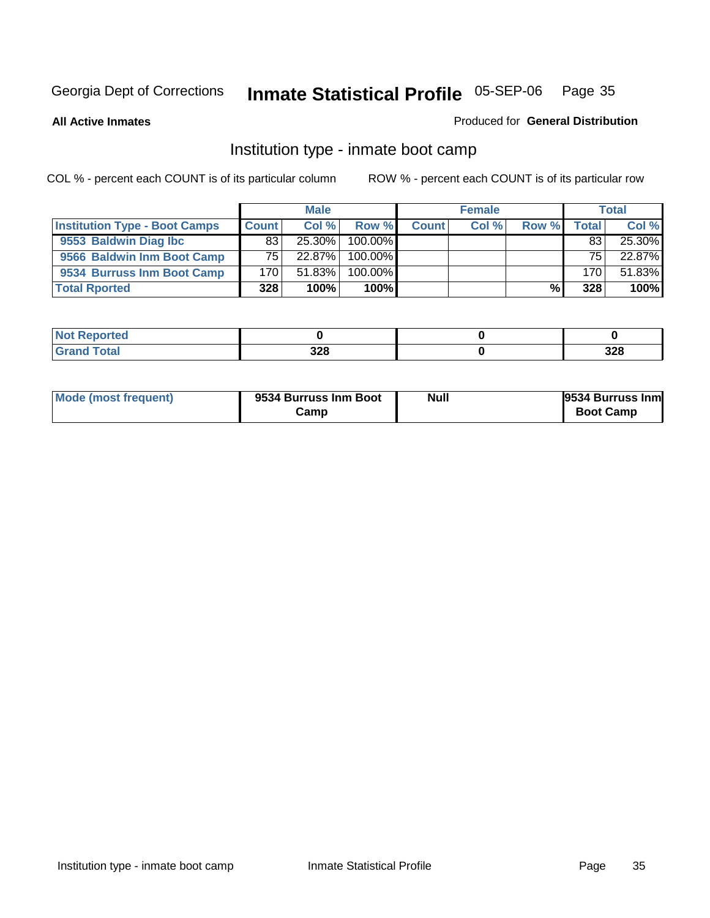Georgia Dept of Corrections **Inmate Statistical Profile** 05-SEP-06

**All Active Inmates**

Produced for **General Distribution**

## Institution type - inmate boot camp

COL % - percent each COUNT is of its particular column

ROW % - percent each COUNT is of its particular row

| | Male | | | Female | | | Total | |
|---|---|---|---|---|---|---|---|---|
| **Institution Type - Boot Camps** | **Count** | **Col %** | **Row %** | **Count** | **Col %** | **Row %** | **Total** | **Col %** |
| **9553 Baldwin Diag Ibc** | 83 | 25.30% | 100.00% | | | | 83 | 25.30% |
| **9566 Baldwin Inm Boot Camp** | 75 | 22.87% | 100.00% | | | | 75 | 22.87% |
| **9534 Burruss Inm Boot Camp** | 170 | 51.83% | 100.00% | | | | 170 | 51.83% |
| **Total Rported** | **328** | **100%** | **100%** | | | **%** | **328** | **100%** |

| | Male | Female | Total |
|---|---|---|---|
| **Not Reported** | **0** | **0** | **0** |
| **Grand Total** | **328** | **0** | **328** |

| | Male | Female | Total |
|---|---|---|---|
| **Mode (most frequent)** | **9534 Burruss Inm Boot Camp** | **Null** | **9534 Burruss Inm Boot Camp** |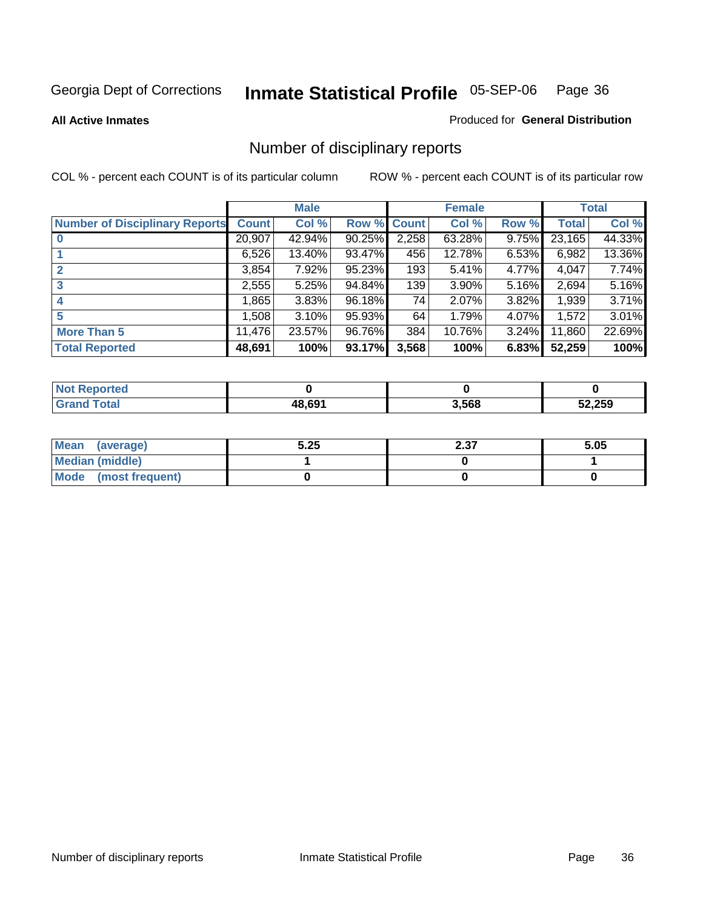Georgia Dept of Corrections

# Inmate Statistical Profile 05-SEP-06

**All Active Inmates**

Produced for **General Distribution**

## Number of disciplinary reports

COL % - percent each COUNT is of its particular column

ROW % - percent each COUNT is of its particular row

| | Male | | | Female | | | Total | |
|---|---|---|---|---|---|---|---|---|
| **Number of Disciplinary Reports** | **Count** | **Col %** | **Row %** | **Count** | **Col %** | **Row %** | **Total** | **Col %** |
| **0** | 20,907 | 42.94% | 90.25% | 2,258 | 63.28% | 9.75% | 23,165 | 44.33% |
| **1** | 6,526 | 13.40% | 93.47% | 456 | 12.78% | 6.53% | 6,982 | 13.36% |
| **2** | 3,854 | 7.92% | 95.23% | 193 | 5.41% | 4.77% | 4,047 | 7.74% |
| **3** | 2,555 | 5.25% | 94.84% | 139 | 3.90% | 5.16% | 2,694 | 5.16% |
| **4** | 1,865 | 3.83% | 96.18% | 74 | 2.07% | 3.82% | 1,939 | 3.71% |
| **5** | 1,508 | 3.10% | 95.93% | 64 | 1.79% | 4.07% | 1,572 | 3.01% |
| **More Than 5** | 11,476 | 23.57% | 96.76% | 384 | 10.76% | 3.24% | 11,860 | 22.69% |
| **Total Reported** | **48,691** | **100%** | **93.17%** | **3,568** | **100%** | **6.83%** | **52,259** | **100%** |

| | Male | Female | Total |
|---|---|---|---|
| **Not Reported** | **0** | **0** | **0** |
| **Grand Total** | **48,691** | **3,568** | **52,259** |

| | Male | Female | Total |
|---|---|---|---|
| **Mean (average)** | **5.25** | **2.37** | **5.05** |
| **Median (middle)** | **1** | **0** | **1** |
| **Mode (most frequent)** | **0** | **0** | **0** |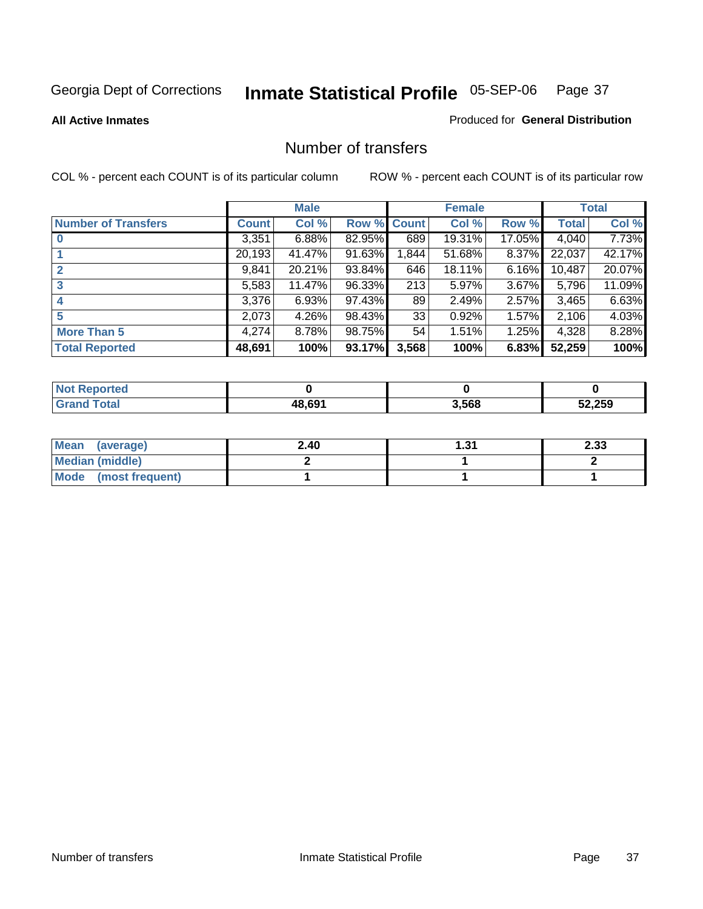Georgia Dept of Corrections **Inmate Statistical Profile** 05-SEP-06

**All Active Inmates**

Produced for **General Distribution**

## Number of transfers

COL % - percent each COUNT is of its particular column

ROW % - percent each COUNT is of its particular row

| | Male | | | Female | | | Total | |
|---|---|---|---|---|---|---|---|---|
| **Number of Transfers** | **Count** | **Col %** | **Row %** | **Count** | **Col %** | **Row %** | **Total** | **Col %** |
| **0** | 3,351 | 6.88% | 82.95% | 689 | 19.31% | 17.05% | 4,040 | 7.73% |
| **1** | 20,193 | 41.47% | 91.63% | 1,844 | 51.68% | 8.37% | 22,037 | 42.17% |
| **2** | 9,841 | 20.21% | 93.84% | 646 | 18.11% | 6.16% | 10,487 | 20.07% |
| **3** | 5,583 | 11.47% | 96.33% | 213 | 5.97% | 3.67% | 5,796 | 11.09% |
| **4** | 3,376 | 6.93% | 97.43% | 89 | 2.49% | 2.57% | 3,465 | 6.63% |
| **5** | 2,073 | 4.26% | 98.43% | 33 | 0.92% | 1.57% | 2,106 | 4.03% |
| **More Than 5** | 4,274 | 8.78% | 98.75% | 54 | 1.51% | 1.25% | 4,328 | 8.28% |
| **Total Reported** | **48,691** | **100%** | **93.17%** | **3,568** | **100%** | **6.83%** | **52,259** | **100%** |

| | Male | Female | Total |
|---|---|---|---|
| **Not Reported** | **0** | **0** | **0** |
| **Grand Total** | **48,691** | **3,568** | **52,259** |

| | Male | Female | Total |
|---|---|---|---|
| **Mean (average)** | **2.40** | **1.31** | **2.33** |
| **Median (middle)** | **2** | **1** | **2** |
| **Mode (most frequent)** | **1** | **1** | **1** |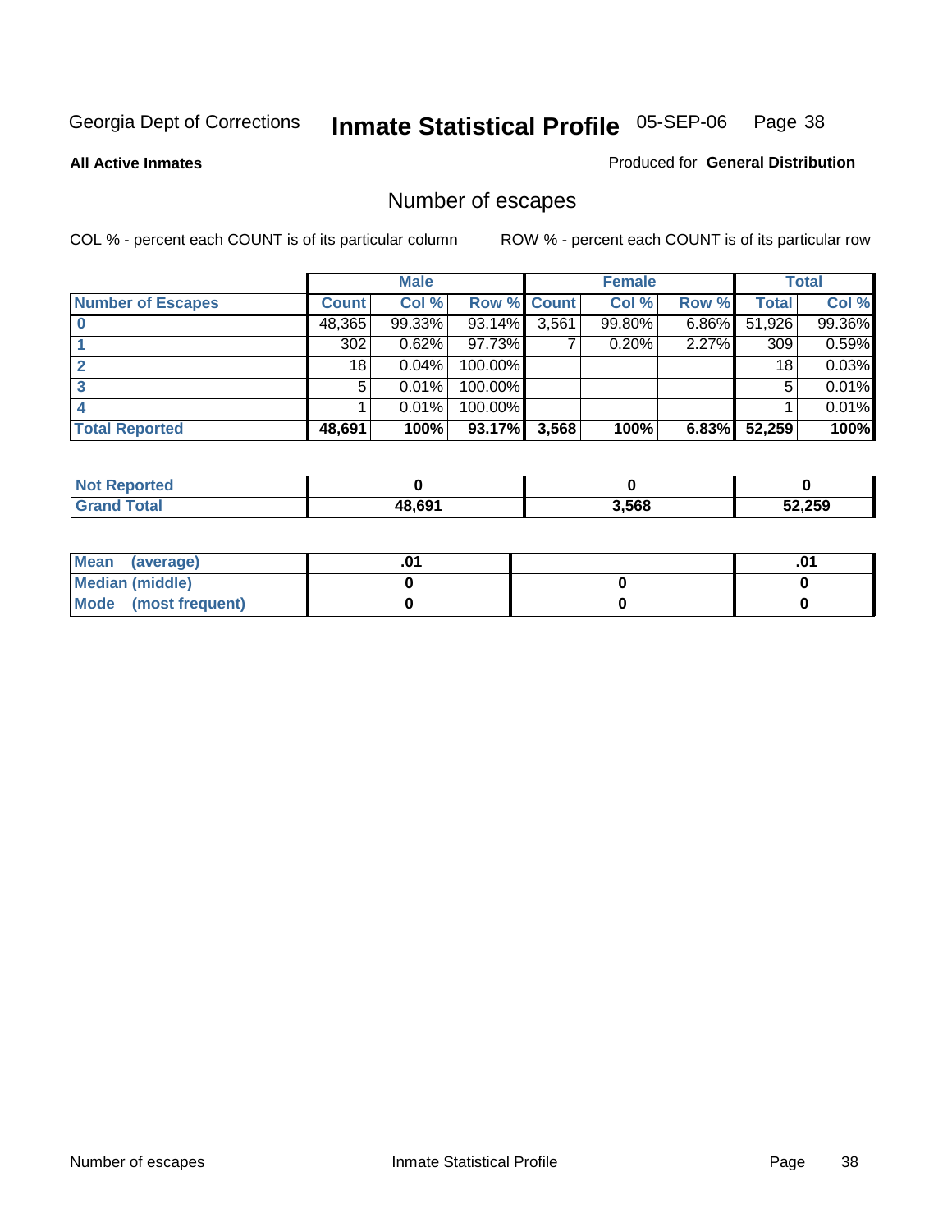Georgia Dept of Corrections **Inmate Statistical Profile** 05-SEP-06

**All Active Inmates**

Produced for **General Distribution**

## Number of escapes

COL % - percent each COUNT is of its particular column

ROW % - percent each COUNT is of its particular row

| | Male | | | Female | | | Total | |
|---|---|---|---|---|---|---|---|---|
| **Number of Escapes** | **Count** | **Col %** | **Row %** | **Count** | **Col %** | **Row %** | **Total** | **Col %** |
| **0** | 48,365 | 99.33% | 93.14% | 3,561 | 99.80% | 6.86% | 51,926 | 99.36% |
| **1** | 302 | 0.62% | 97.73% | 7 | 0.20% | 2.27% | 309 | 0.59% |
| **2** | 18 | 0.04% | 100.00% | | | | 18 | 0.03% |
| **3** | 5 | 0.01% | 100.00% | | | | 5 | 0.01% |
| **4** | 1 | 0.01% | 100.00% | | | | 1 | 0.01% |
| **Total Reported** | **48,691** | **100%** | **93.17%** | **3,568** | **100%** | **6.83%** | **52,259** | **100%** |

| | Male | Female | Total |
|---|---|---|---|
| **Not Reported** | **0** | **0** | **0** |
| **Grand Total** | **48,691** | **3,568** | **52,259** |

| | Male | Female | Total |
|---|---|---|---|
| **Mean (average)** | **.01** | | **.01** |
| **Median (middle)** | **0** | **0** | **0** |
| **Mode (most frequent)** | **0** | **0** | **0** |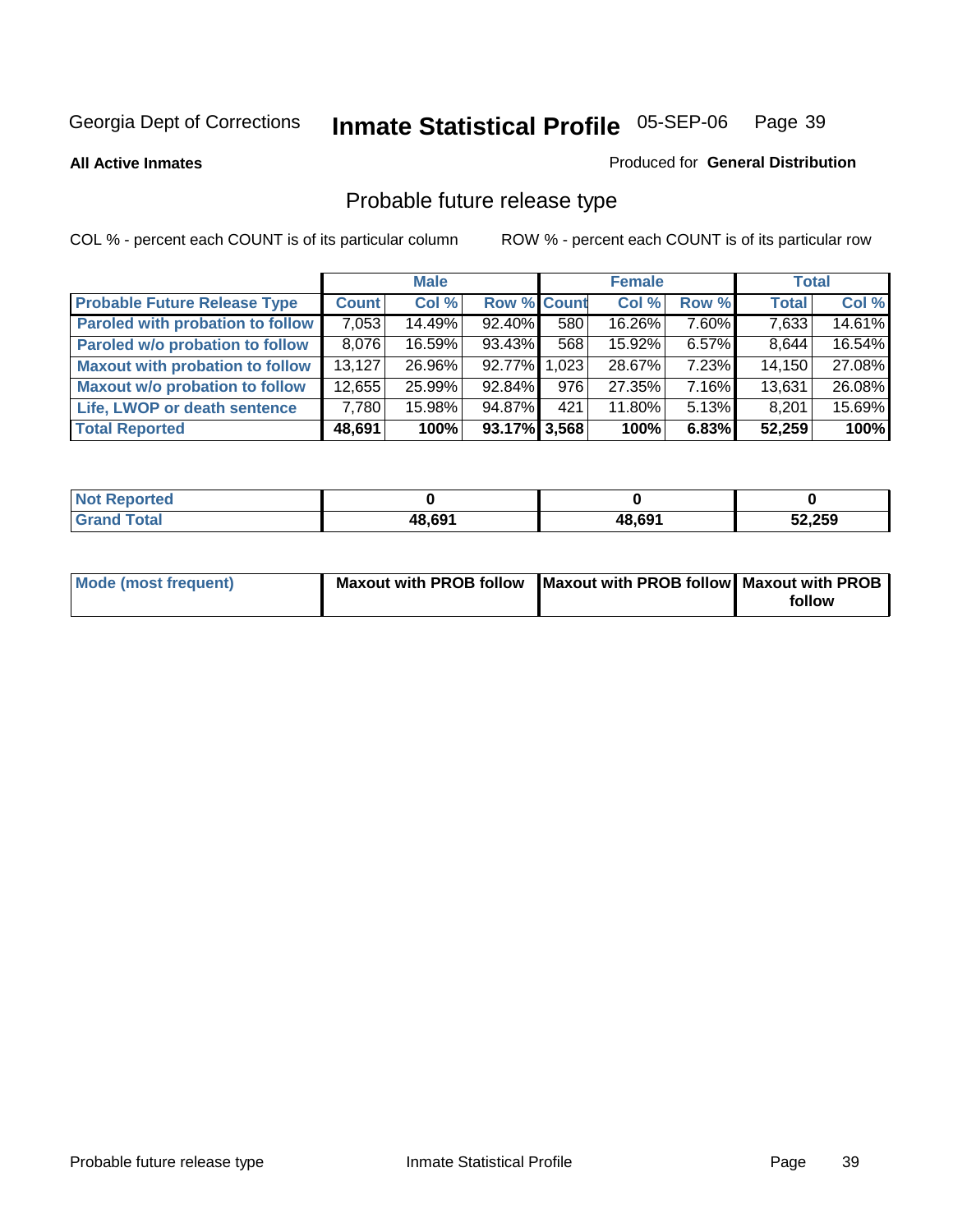Georgia Dept of Corrections **Inmate Statistical Profile** 05-SEP-06

**All Active Inmates**

Produced for **General Distribution**

## Probable future release type

COL % - percent each COUNT is of its particular column

ROW % - percent each COUNT is of its particular row

| | Male | | | Female | | | Total | |
|---|---|---|---|---|---|---|---|---|
| **Probable Future Release Type** | **Count** | **Col %** | **Row %** | **Count** | **Col %** | **Row %** | **Total** | **Col %** |
| **Paroled with probation to follow** | 7,053 | 14.49% | 92.40% | 580 | 16.26% | 7.60% | 7,633 | 14.61% |
| **Paroled w/o probation to follow** | 8,076 | 16.59% | 93.43% | 568 | 15.92% | 6.57% | 8,644 | 16.54% |
| **Maxout with probation to follow** | 13,127 | 26.96% | 92.77% | 1,023 | 28.67% | 7.23% | 14,150 | 27.08% |
| **Maxout w/o probation to follow** | 12,655 | 25.99% | 92.84% | 976 | 27.35% | 7.16% | 13,631 | 26.08% |
| **Life, LWOP or death sentence** | 7,780 | 15.98% | 94.87% | 421 | 11.80% | 5.13% | 8,201 | 15.69% |
| **Total Reported** | **48,691** | **100%** | **93.17%** | **3,568** | **100%** | **6.83%** | **52,259** | **100%** |

| | Male | Female | Total |
|---|---|---|---|
| **Not Reported** | **0** | **0** | **0** |
| **Grand Total** | **48,691** | **48,691** | **52,259** |

| | Male | Female | Total |
|---|---|---|---|
| **Mode (most frequent)** | **Maxout with PROB follow** | **Maxout with PROB follow** | **Maxout with PROB follow** |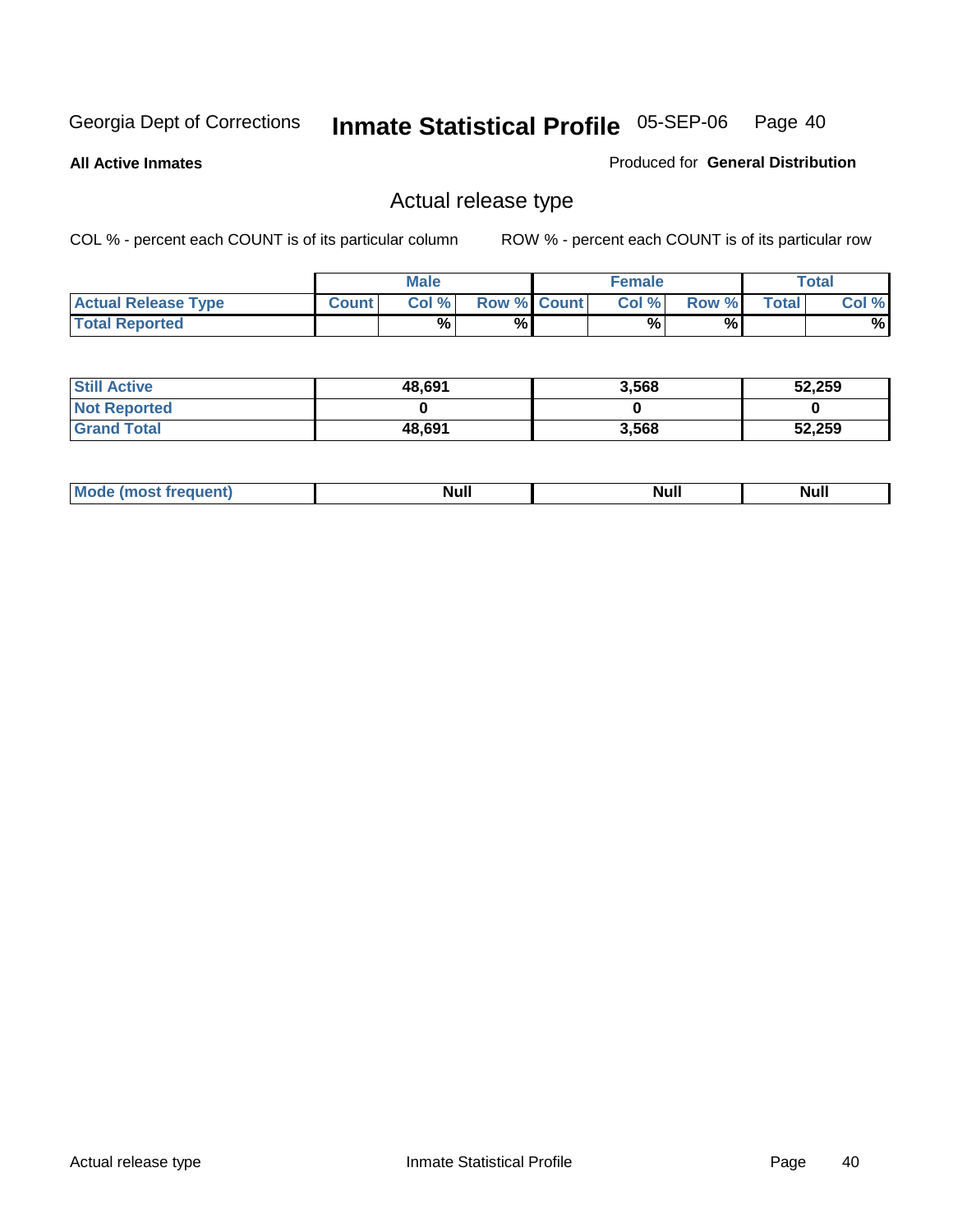Georgia Dept of Corrections **Inmate Statistical Profile** 05-SEP-06

**All Active Inmates**

Produced for **General Distribution**

## Actual release type

COL % - percent each COUNT is of its particular column ROW % - percent each COUNT is of its particular row

| | Male | | | Female | | | Total | |
|---|---|---|---|---|---|---|---|---|
| **Actual Release Type** | **Count** | **Col %** | **Row %** | **Count** | **Col %** | **Row %** | **Total** | **Col %** |
| **Total Reported** | | % | % | | % | % | | % |
| **Still Active** | 48,691 | | | 3,568 | | | 52,259 | |
| **Not Reported** | 0 | | | 0 | | | 0 | |
| **Grand Total** | 48,691 | | | 3,568 | | | 52,259 | |
| **Mode (most frequent)** | Null | | | Null | | | Null | |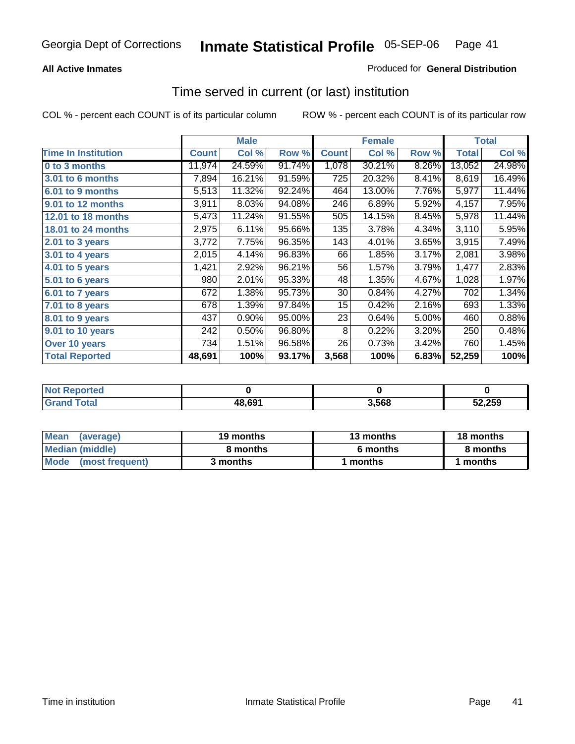Georgia Dept of Corrections **Inmate Statistical Profile** 05-SEP-06

**All Active Inmates**

Produced for **General Distribution**

## Time served in current (or last) institution

COL % - percent each COUNT is of its particular column ROW % - percent each COUNT is of its particular row

| | Male | | | Female | | | Total | |
|---|---|---|---|---|---|---|---|---|
| **Time In Institution** | **Count** | **Col %** | **Row %** | **Count** | **Col %** | **Row %** | **Total** | **Col %** |
| **0 to 3 months** | 11,974 | 24.59% | 91.74% | 1,078 | 30.21% | 8.26% | 13,052 | 24.98% |
| **3.01 to 6 months** | 7,894 | 16.21% | 91.59% | 725 | 20.32% | 8.41% | 8,619 | 16.49% |
| **6.01 to 9 months** | 5,513 | 11.32% | 92.24% | 464 | 13.00% | 7.76% | 5,977 | 11.44% |
| **9.01 to 12 months** | 3,911 | 8.03% | 94.08% | 246 | 6.89% | 5.92% | 4,157 | 7.95% |
| **12.01 to 18 months** | 5,473 | 11.24% | 91.55% | 505 | 14.15% | 8.45% | 5,978 | 11.44% |
| **18.01 to 24 months** | 2,975 | 6.11% | 95.66% | 135 | 3.78% | 4.34% | 3,110 | 5.95% |
| **2.01 to 3 years** | 3,772 | 7.75% | 96.35% | 143 | 4.01% | 3.65% | 3,915 | 7.49% |
| **3.01 to 4 years** | 2,015 | 4.14% | 96.83% | 66 | 1.85% | 3.17% | 2,081 | 3.98% |
| **4.01 to 5 years** | 1,421 | 2.92% | 96.21% | 56 | 1.57% | 3.79% | 1,477 | 2.83% |
| **5.01 to 6 years** | 980 | 2.01% | 95.33% | 48 | 1.35% | 4.67% | 1,028 | 1.97% |
| **6.01 to 7 years** | 672 | 1.38% | 95.73% | 30 | 0.84% | 4.27% | 702 | 1.34% |
| **7.01 to 8 years** | 678 | 1.39% | 97.84% | 15 | 0.42% | 2.16% | 693 | 1.33% |
| **8.01 to 9 years** | 437 | 0.90% | 95.00% | 23 | 0.64% | 5.00% | 460 | 0.88% |
| **9.01 to 10 years** | 242 | 0.50% | 96.80% | 8 | 0.22% | 3.20% | 250 | 0.48% |
| **Over 10 years** | 734 | 1.51% | 96.58% | 26 | 0.73% | 3.42% | 760 | 1.45% |
| **Total Reported** | **48,691** | **100%** | **93.17%** | **3,568** | **100%** | **6.83%** | **52,259** | **100%** |

| | Male | Female | Total |
|---|---|---|---|
| **Not Reported** | **0** | **0** | **0** |
| **Grand Total** | **48,691** | **3,568** | **52,259** |

| | Male | Female | Total |
|---|---|---|---|
| **Mean (average)** | **19 months** | **13 months** | **18 months** |
| **Median (middle)** | **8 months** | **6 months** | **8 months** |
| **Mode (most frequent)** | **3 months** | **1 months** | **1 months** |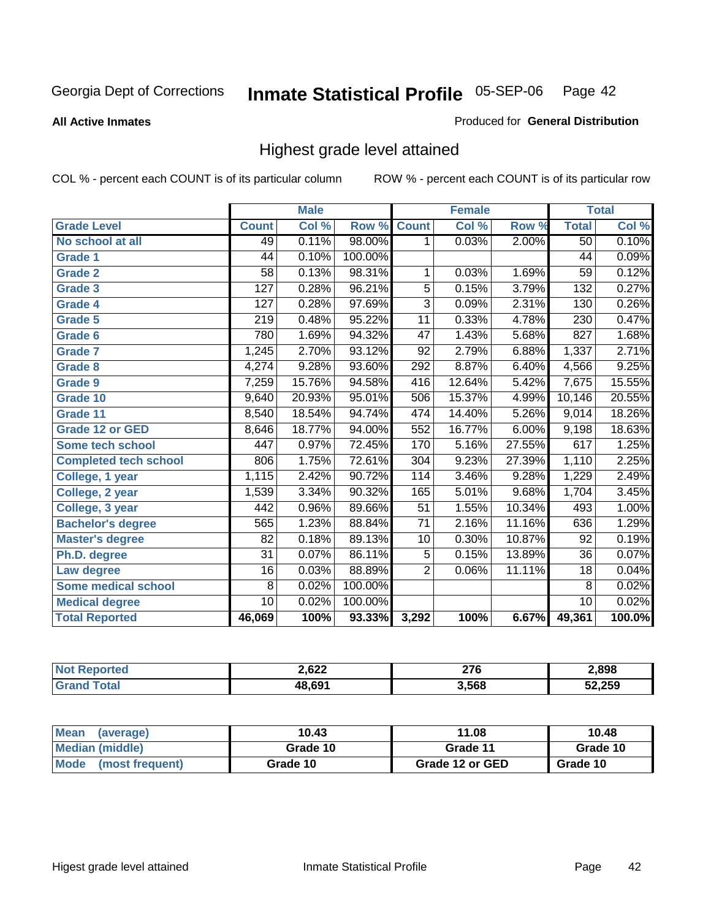Georgia Dept of Corrections **Inmate Statistical Profile** 05-SEP-06

**All Active Inmates**

Produced for **General Distribution**

## Highest grade level attained

COL % - percent each COUNT is of its particular column

ROW % - percent each COUNT is of its particular row

| | Male | | | Female | | | Total | |
|---|---|---|---|---|---|---|---|---|
| **Grade Level** | **Count** | **Col %** | **Row %** | **Count** | **Col %** | **Row %** | **Total** | **Col %** |
| No school at all | 49 | 0.11% | 98.00% | 1 | 0.03% | 2.00% | 50 | 0.10% |
| Grade 1 | 44 | 0.10% | 100.00% | | | | 44 | 0.09% |
| Grade 2 | 58 | 0.13% | 98.31% | 1 | 0.03% | 1.69% | 59 | 0.12% |
| Grade 3 | 127 | 0.28% | 96.21% | 5 | 0.15% | 3.79% | 132 | 0.27% |
| Grade 4 | 127 | 0.28% | 97.69% | 3 | 0.09% | 2.31% | 130 | 0.26% |
| Grade 5 | 219 | 0.48% | 95.22% | 11 | 0.33% | 4.78% | 230 | 0.47% |
| Grade 6 | 780 | 1.69% | 94.32% | 47 | 1.43% | 5.68% | 827 | 1.68% |
| Grade 7 | 1,245 | 2.70% | 93.12% | 92 | 2.79% | 6.88% | 1,337 | 2.71% |
| Grade 8 | 4,274 | 9.28% | 93.60% | 292 | 8.87% | 6.40% | 4,566 | 9.25% |
| Grade 9 | 7,259 | 15.76% | 94.58% | 416 | 12.64% | 5.42% | 7,675 | 15.55% |
| Grade 10 | 9,640 | 20.93% | 95.01% | 506 | 15.37% | 4.99% | 10,146 | 20.55% |
| Grade 11 | 8,540 | 18.54% | 94.74% | 474 | 14.40% | 5.26% | 9,014 | 18.26% |
| Grade 12 or GED | 8,646 | 18.77% | 94.00% | 552 | 16.77% | 6.00% | 9,198 | 18.63% |
| Some tech school | 447 | 0.97% | 72.45% | 170 | 5.16% | 27.55% | 617 | 1.25% |
| Completed tech school | 806 | 1.75% | 72.61% | 304 | 9.23% | 27.39% | 1,110 | 2.25% |
| College, 1 year | 1,115 | 2.42% | 90.72% | 114 | 3.46% | 9.28% | 1,229 | 2.49% |
| College, 2 year | 1,539 | 3.34% | 90.32% | 165 | 5.01% | 9.68% | 1,704 | 3.45% |
| College, 3 year | 442 | 0.96% | 89.66% | 51 | 1.55% | 10.34% | 493 | 1.00% |
| Bachelor's degree | 565 | 1.23% | 88.84% | 71 | 2.16% | 11.16% | 636 | 1.29% |
| Master's degree | 82 | 0.18% | 89.13% | 10 | 0.30% | 10.87% | 92 | 0.19% |
| Ph.D. degree | 31 | 0.07% | 86.11% | 5 | 0.15% | 13.89% | 36 | 0.07% |
| Law degree | 16 | 0.03% | 88.89% | 2 | 0.06% | 11.11% | 18 | 0.04% |
| Some medical school | 8 | 0.02% | 100.00% | | | | 8 | 0.02% |
| Medical degree | 10 | 0.02% | 100.00% | | | | 10 | 0.02% |
| **Total Reported** | **46,069** | **100%** | **93.33%** | **3,292** | **100%** | **6.67%** | **49,361** | **100.0%** |

| | Male | Female | Total |
|---|---|---|---|
| Not Reported | 2,622 | 276 | 2,898 |
| Grand Total | 48,691 | 3,568 | 52,259 |

| | Male | Female | Total |
|---|---|---|---|
| Mean (average) | 10.43 | 11.08 | 10.48 |
| Median (middle) | Grade 10 | Grade 11 | Grade 10 |
| Mode (most frequent) | Grade 10 | Grade 12 or GED | Grade 10 |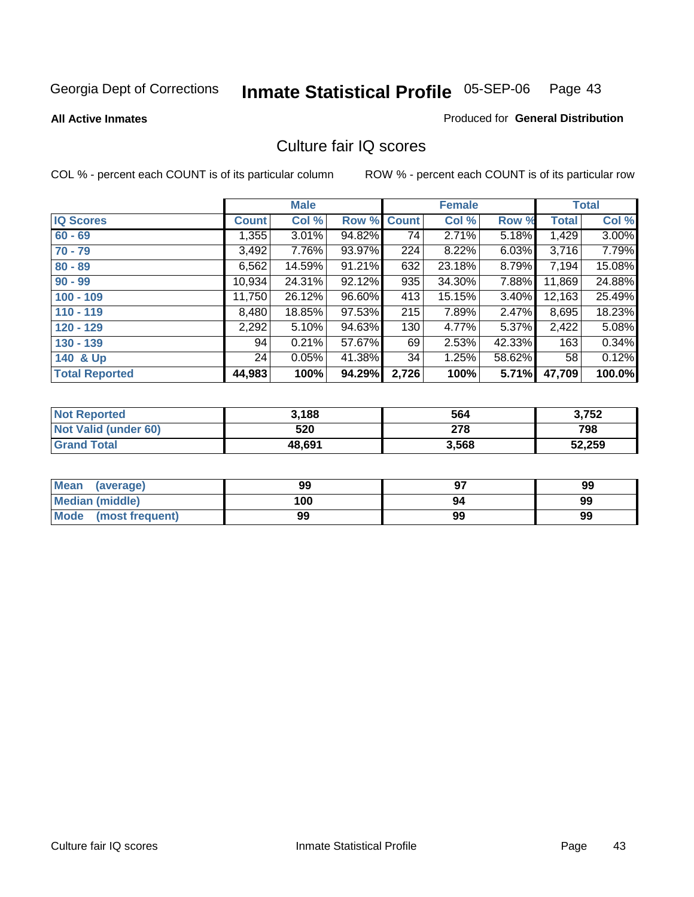Georgia Dept of Corrections **Inmate Statistical Profile** 05-SEP-06

**All Active Inmates**

Produced for **General Distribution**

## Culture fair IQ scores

COL % - percent each COUNT is of its particular column

ROW % - percent each COUNT is of its particular row

| | Male | | | Female | | | Total | |
|---|---|---|---|---|---|---|---|---|
| **IQ Scores** | **Count** | **Col %** | **Row %** | **Count** | **Col %** | **Row %** | **Total** | **Col %** |
| 60 - 69 | 1,355 | 3.01% | 94.82% | 74 | 2.71% | 5.18% | 1,429 | 3.00% |
| 70 - 79 | 3,492 | 7.76% | 93.97% | 224 | 8.22% | 6.03% | 3,716 | 7.79% |
| 80 - 89 | 6,562 | 14.59% | 91.21% | 632 | 23.18% | 8.79% | 7,194 | 15.08% |
| 90 - 99 | 10,934 | 24.31% | 92.12% | 935 | 34.30% | 7.88% | 11,869 | 24.88% |
| 100 - 109 | 11,750 | 26.12% | 96.60% | 413 | 15.15% | 3.40% | 12,163 | 25.49% |
| 110 - 119 | 8,480 | 18.85% | 97.53% | 215 | 7.89% | 2.47% | 8,695 | 18.23% |
| 120 - 129 | 2,292 | 5.10% | 94.63% | 130 | 4.77% | 5.37% | 2,422 | 5.08% |
| 130 - 139 | 94 | 0.21% | 57.67% | 69 | 2.53% | 42.33% | 163 | 0.34% |
| 140 & Up | 24 | 0.05% | 41.38% | 34 | 1.25% | 58.62% | 58 | 0.12% |
| **Total Reported** | **44,983** | **100%** | **94.29%** | **2,726** | **100%** | **5.71%** | **47,709** | **100.0%** |

| | Male | Female | Total |
|---|---|---|---|
| Not Reported | 3,188 | 564 | 3,752 |
| Not Valid (under 60) | 520 | 278 | 798 |
| Grand Total | 48,691 | 3,568 | 52,259 |

| | Male | Female | Total |
|---|---|---|---|
| Mean (average) | 99 | 97 | 99 |
| Median (middle) | 100 | 94 | 99 |
| Mode (most frequent) | 99 | 99 | 99 |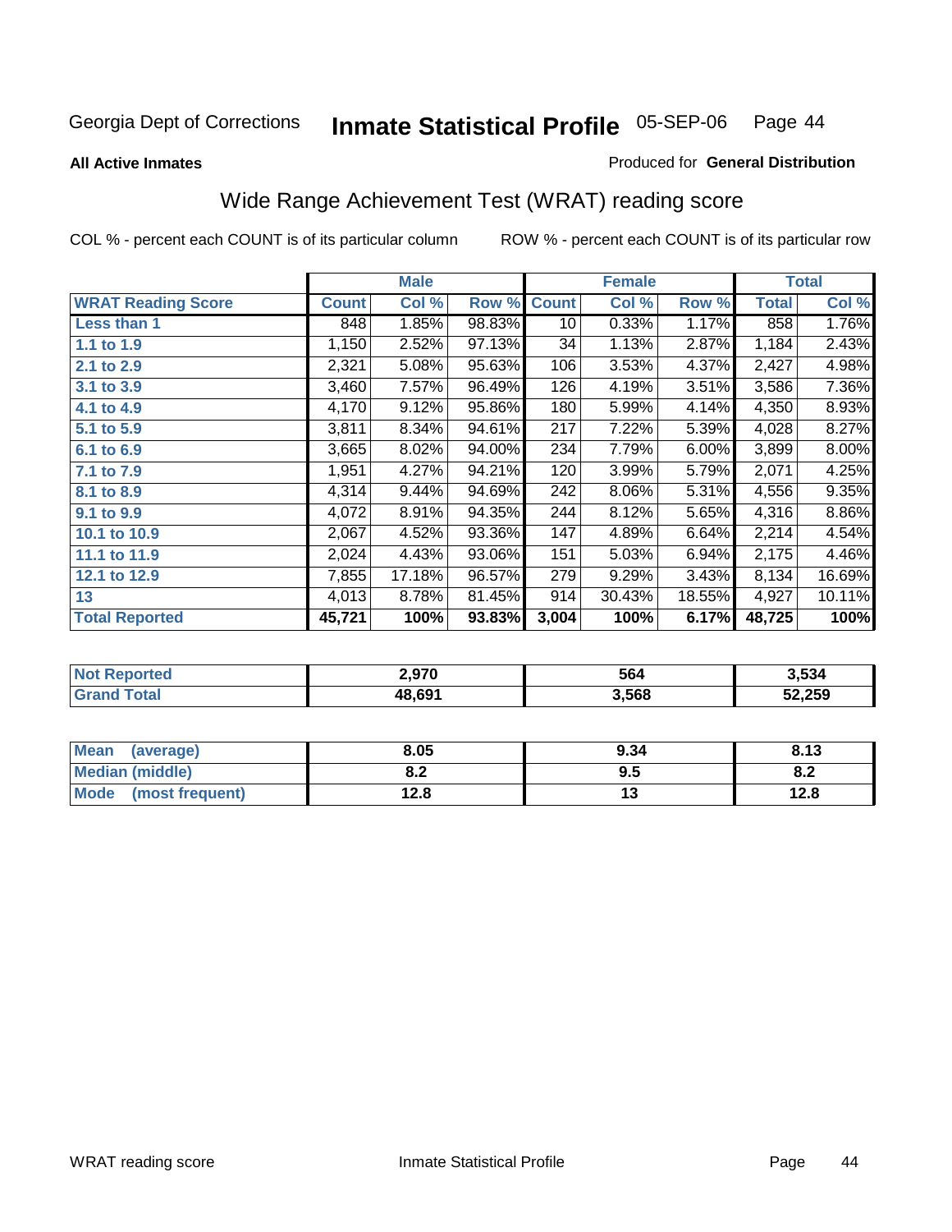Georgia Dept of Corrections **Inmate Statistical Profile** 05-SEP-06

**All Active Inmates**

Produced for **General Distribution**

## Wide Range Achievement Test (WRAT) reading score

COL % - percent each COUNT is of its particular column ROW % - percent each COUNT is of its particular row

| | Male | | | Female | | | Total | |
|---|---|---|---|---|---|---|---|---|
| **WRAT Reading Score** | **Count** | **Col %** | **Row %** | **Count** | **Col %** | **Row %** | **Total** | **Col %** |
| **Less than 1** | 848 | 1.85% | 98.83% | 10 | 0.33% | 1.17% | 858 | 1.76% |
| **1.1 to 1.9** | 1,150 | 2.52% | 97.13% | 34 | 1.13% | 2.87% | 1,184 | 2.43% |
| **2.1 to 2.9** | 2,321 | 5.08% | 95.63% | 106 | 3.53% | 4.37% | 2,427 | 4.98% |
| **3.1 to 3.9** | 3,460 | 7.57% | 96.49% | 126 | 4.19% | 3.51% | 3,586 | 7.36% |
| **4.1 to 4.9** | 4,170 | 9.12% | 95.86% | 180 | 5.99% | 4.14% | 4,350 | 8.93% |
| **5.1 to 5.9** | 3,811 | 8.34% | 94.61% | 217 | 7.22% | 5.39% | 4,028 | 8.27% |
| **6.1 to 6.9** | 3,665 | 8.02% | 94.00% | 234 | 7.79% | 6.00% | 3,899 | 8.00% |
| **7.1 to 7.9** | 1,951 | 4.27% | 94.21% | 120 | 3.99% | 5.79% | 2,071 | 4.25% |
| **8.1 to 8.9** | 4,314 | 9.44% | 94.69% | 242 | 8.06% | 5.31% | 4,556 | 9.35% |
| **9.1 to 9.9** | 4,072 | 8.91% | 94.35% | 244 | 8.12% | 5.65% | 4,316 | 8.86% |
| **10.1 to 10.9** | 2,067 | 4.52% | 93.36% | 147 | 4.89% | 6.64% | 2,214 | 4.54% |
| **11.1 to 11.9** | 2,024 | 4.43% | 93.06% | 151 | 5.03% | 6.94% | 2,175 | 4.46% |
| **12.1 to 12.9** | 7,855 | 17.18% | 96.57% | 279 | 9.29% | 3.43% | 8,134 | 16.69% |
| **13** | 4,013 | 8.78% | 81.45% | 914 | 30.43% | 18.55% | 4,927 | 10.11% |
| **Total Reported** | **45,721** | **100%** | **93.83%** | **3,004** | **100%** | **6.17%** | **48,725** | **100%** |

| | Male | Female | Total |
|---|---|---|---|
| **Not Reported** | **2,970** | **564** | **3,534** |
| **Grand Total** | **48,691** | **3,568** | **52,259** |

| | Male | Female | Total |
|---|---|---|---|
| **Mean (average)** | **8.05** | **9.34** | **8.13** |
| **Median (middle)** | **8.2** | **9.5** | **8.2** |
| **Mode (most frequent)** | **12.8** | **13** | **12.8** |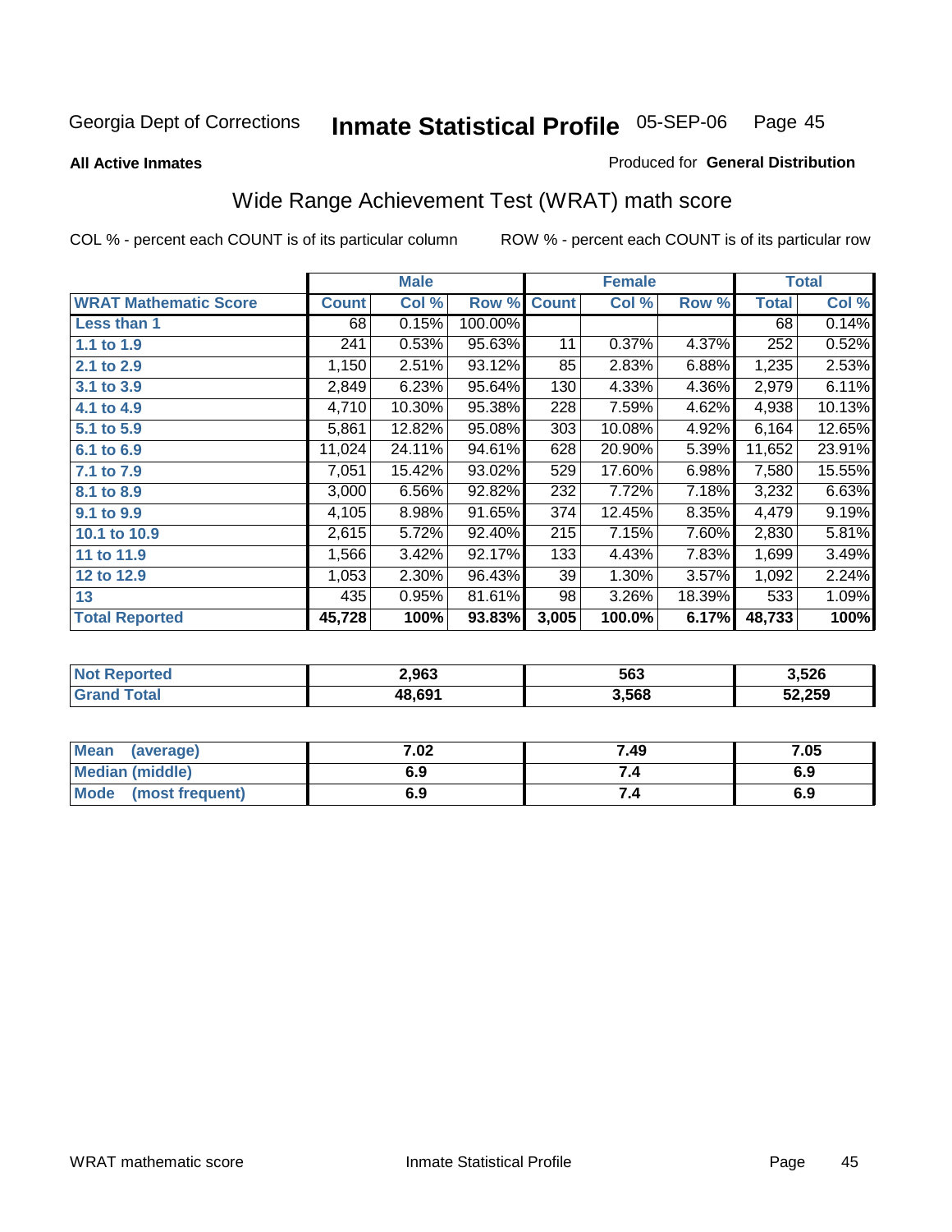Georgia Dept of Corrections **Inmate Statistical Profile** 05-SEP-06

**All Active Inmates**

Produced for **General Distribution**

## Wide Range Achievement Test (WRAT) math score

COL % - percent each COUNT is of its particular column

ROW % - percent each COUNT is of its particular row

| | Male | | | Female | | | Total | |
|---|---|---|---|---|---|---|---|---|
| **WRAT Mathematic Score** | **Count** | **Col %** | **Row %** | **Count** | **Col %** | **Row %** | **Total** | **Col %** |
| **Less than 1** | 68 | 0.15% | 100.00% | | | | 68 | 0.14% |
| **1.1 to 1.9** | 241 | 0.53% | 95.63% | 11 | 0.37% | 4.37% | 252 | 0.52% |
| **2.1 to 2.9** | 1,150 | 2.51% | 93.12% | 85 | 2.83% | 6.88% | 1,235 | 2.53% |
| **3.1 to 3.9** | 2,849 | 6.23% | 95.64% | 130 | 4.33% | 4.36% | 2,979 | 6.11% |
| **4.1 to 4.9** | 4,710 | 10.30% | 95.38% | 228 | 7.59% | 4.62% | 4,938 | 10.13% |
| **5.1 to 5.9** | 5,861 | 12.82% | 95.08% | 303 | 10.08% | 4.92% | 6,164 | 12.65% |
| **6.1 to 6.9** | 11,024 | 24.11% | 94.61% | 628 | 20.90% | 5.39% | 11,652 | 23.91% |
| **7.1 to 7.9** | 7,051 | 15.42% | 93.02% | 529 | 17.60% | 6.98% | 7,580 | 15.55% |
| **8.1 to 8.9** | 3,000 | 6.56% | 92.82% | 232 | 7.72% | 7.18% | 3,232 | 6.63% |
| **9.1 to 9.9** | 4,105 | 8.98% | 91.65% | 374 | 12.45% | 8.35% | 4,479 | 9.19% |
| **10.1 to 10.9** | 2,615 | 5.72% | 92.40% | 215 | 7.15% | 7.60% | 2,830 | 5.81% |
| **11 to 11.9** | 1,566 | 3.42% | 92.17% | 133 | 4.43% | 7.83% | 1,699 | 3.49% |
| **12 to 12.9** | 1,053 | 2.30% | 96.43% | 39 | 1.30% | 3.57% | 1,092 | 2.24% |
| **13** | 435 | 0.95% | 81.61% | 98 | 3.26% | 18.39% | 533 | 1.09% |
| **Total Reported** | **45,728** | **100%** | **93.83%** | **3,005** | **100.0%** | **6.17%** | **48,733** | **100%** |

| | Male | Female | Total |
|---|---|---|---|
| **Not Reported** | **2,963** | **563** | **3,526** |
| **Grand Total** | **48,691** | **3,568** | **52,259** |

| | Male | Female | Total |
|---|---|---|---|
| **Mean (average)** | **7.02** | **7.49** | **7.05** |
| **Median (middle)** | **6.9** | **7.4** | **6.9** |
| **Mode (most frequent)** | **6.9** | **7.4** | **6.9** |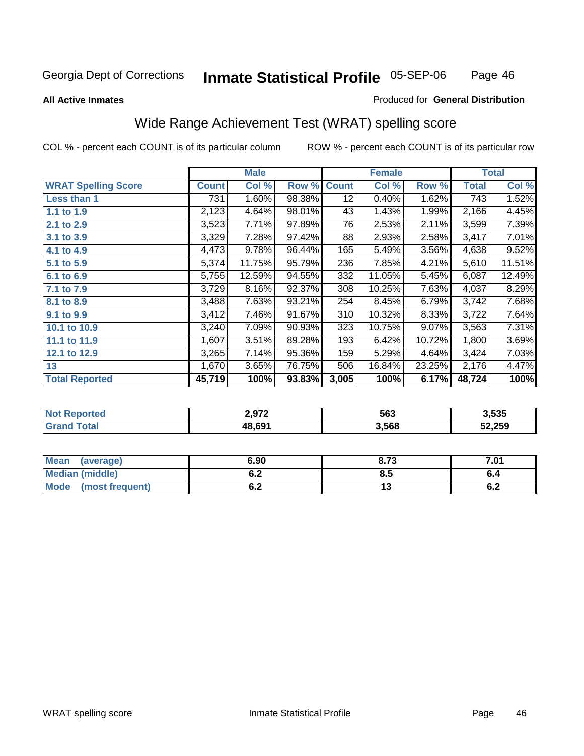Georgia Dept of Corrections **Inmate Statistical Profile** 05-SEP-06

**All Active Inmates**

Produced for **General Distribution**

## Wide Range Achievement Test (WRAT) spelling score

COL % - percent each COUNT is of its particular column

ROW % - percent each COUNT is of its particular row

| | Male | | | Female | | | Total | |
|---|---|---|---|---|---|---|---|---|
| **WRAT Spelling Score** | **Count** | **Col %** | **Row %** | **Count** | **Col %** | **Row %** | **Total** | **Col %** |
| **Less than 1** | 731 | 1.60% | 98.38% | 12 | 0.40% | 1.62% | 743 | 1.52% |
| **1.1 to 1.9** | 2,123 | 4.64% | 98.01% | 43 | 1.43% | 1.99% | 2,166 | 4.45% |
| **2.1 to 2.9** | 3,523 | 7.71% | 97.89% | 76 | 2.53% | 2.11% | 3,599 | 7.39% |
| **3.1 to 3.9** | 3,329 | 7.28% | 97.42% | 88 | 2.93% | 2.58% | 3,417 | 7.01% |
| **4.1 to 4.9** | 4,473 | 9.78% | 96.44% | 165 | 5.49% | 3.56% | 4,638 | 9.52% |
| **5.1 to 5.9** | 5,374 | 11.75% | 95.79% | 236 | 7.85% | 4.21% | 5,610 | 11.51% |
| **6.1 to 6.9** | 5,755 | 12.59% | 94.55% | 332 | 11.05% | 5.45% | 6,087 | 12.49% |
| **7.1 to 7.9** | 3,729 | 8.16% | 92.37% | 308 | 10.25% | 7.63% | 4,037 | 8.29% |
| **8.1 to 8.9** | 3,488 | 7.63% | 93.21% | 254 | 8.45% | 6.79% | 3,742 | 7.68% |
| **9.1 to 9.9** | 3,412 | 7.46% | 91.67% | 310 | 10.32% | 8.33% | 3,722 | 7.64% |
| **10.1 to 10.9** | 3,240 | 7.09% | 90.93% | 323 | 10.75% | 9.07% | 3,563 | 7.31% |
| **11.1 to 11.9** | 1,607 | 3.51% | 89.28% | 193 | 6.42% | 10.72% | 1,800 | 3.69% |
| **12.1 to 12.9** | 3,265 | 7.14% | 95.36% | 159 | 5.29% | 4.64% | 3,424 | 7.03% |
| **13** | 1,670 | 3.65% | 76.75% | 506 | 16.84% | 23.25% | 2,176 | 4.47% |
| **Total Reported** | **45,719** | **100%** | **93.83%** | **3,005** | **100%** | **6.17%** | **48,724** | **100%** |

| | Male | Female | Total |
|---|---|---|---|
| **Not Reported** | **2,972** | **563** | **3,535** |
| **Grand Total** | **48,691** | **3,568** | **52,259** |

| | Male | Female | Total |
|---|---|---|---|
| **Mean (average)** | **6.90** | **8.73** | **7.01** |
| **Median (middle)** | **6.2** | **8.5** | **6.4** |
| **Mode (most frequent)** | **6.2** | **13** | **6.2** |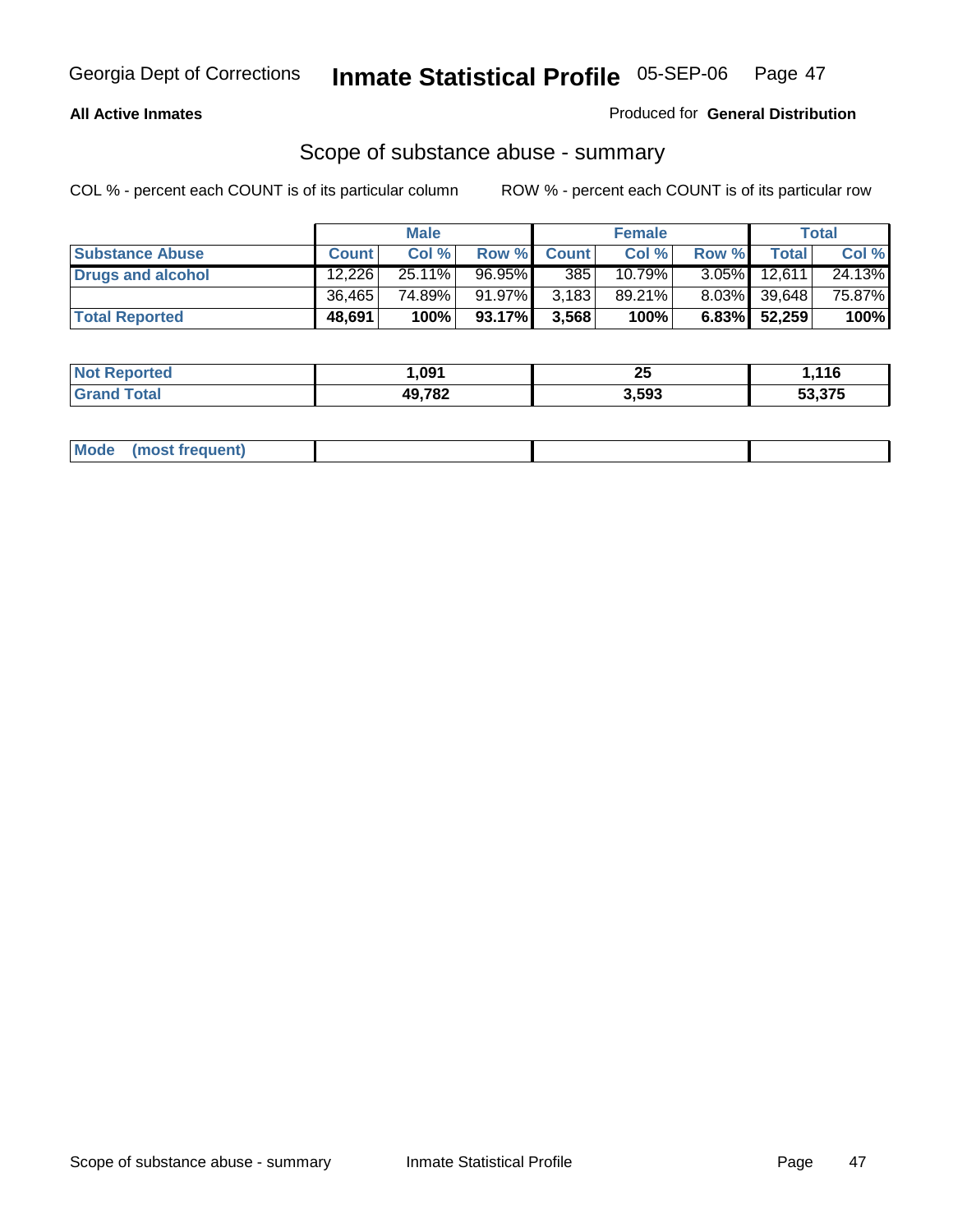Georgia Dept of Corrections **Inmate Statistical Profile** 05-SEP-06

**All Active Inmates** Produced for **General Distribution**

## Scope of substance abuse - summary

COL % - percent each COUNT is of its particular column ROW % - percent each COUNT is of its particular row

| | Male | | | Female | | | Total | |
|---|---|---|---|---|---|---|---|---|
| **Substance Abuse** | **Count** | **Col %** | **Row %** | **Count** | **Col %** | **Row %** | **Total** | **Col %** |
| **Drugs and alcohol** | 12,226 | 25.11% | 96.95% | 385 | 10.79% | 3.05% | 12,611 | 24.13% |
| | 36,465 | 74.89% | 91.97% | 3,183 | 89.21% | 8.03% | 39,648 | 75.87% |
| **Total Reported** | **48,691** | **100%** | **93.17%** | **3,568** | **100%** | **6.83%** | **52,259** | **100%** |

| | Male | Female | Total |
|---|---|---|---|
| **Not Reported** | **1,091** | **25** | **1,116** |
| **Grand Total** | **49,782** | **3,593** | **53,375** |

| | | | |
|---|---|---|---|
| **Mode (most frequent)** | | | |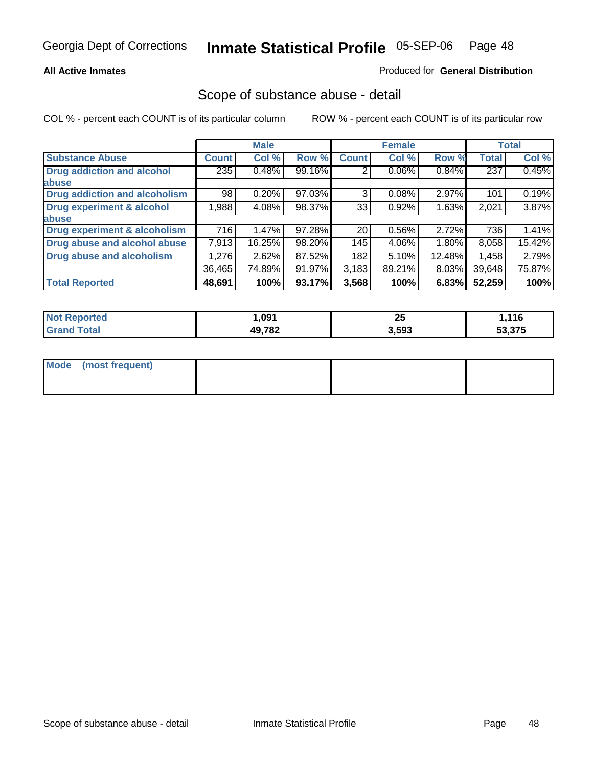# Inmate Statistical Profile

Georgia Dept of Corrections — 05-SEP-06

**All Active Inmates**

Produced for **General Distribution**

## Scope of substance abuse - detail

COL % - percent each COUNT is of its particular column

ROW % - percent each COUNT is of its particular row

| Substance Abuse | Male Count | Male Col % | Male Row % | Female Count | Female Col % | Female Row % | Total | Total Col % |
|---|---|---|---|---|---|---|---|---|
| Drug addiction and alcohol abuse | 235 | 0.48% | 99.16% | 2 | 0.06% | 0.84% | 237 | 0.45% |
| Drug addiction and alcoholism | 98 | 0.20% | 97.03% | 3 | 0.08% | 2.97% | 101 | 0.19% |
| Drug experiment & alcohol abuse | 1,988 | 4.08% | 98.37% | 33 | 0.92% | 1.63% | 2,021 | 3.87% |
| Drug experiment & alcoholism | 716 | 1.47% | 97.28% | 20 | 0.56% | 2.72% | 736 | 1.41% |
| Drug abuse and alcohol abuse | 7,913 | 16.25% | 98.20% | 145 | 4.06% | 1.80% | 8,058 | 15.42% |
| Drug abuse and alcoholism | 1,276 | 2.62% | 87.52% | 182 | 5.10% | 12.48% | 1,458 | 2.79% |
| | 36,465 | 74.89% | 91.97% | 3,183 | 89.21% | 8.03% | 39,648 | 75.87% |
| **Total Reported** | **48,691** | **100%** | **93.17%** | **3,568** | **100%** | **6.83%** | **52,259** | **100%** |

| | Male | Female | Total |
|---|---|---|---|
| Not Reported | 1,091 | 25 | 1,116 |
| Grand Total | 49,782 | 3,593 | 53,375 |

| Mode (most frequent) | | | |
|---|---|---|---|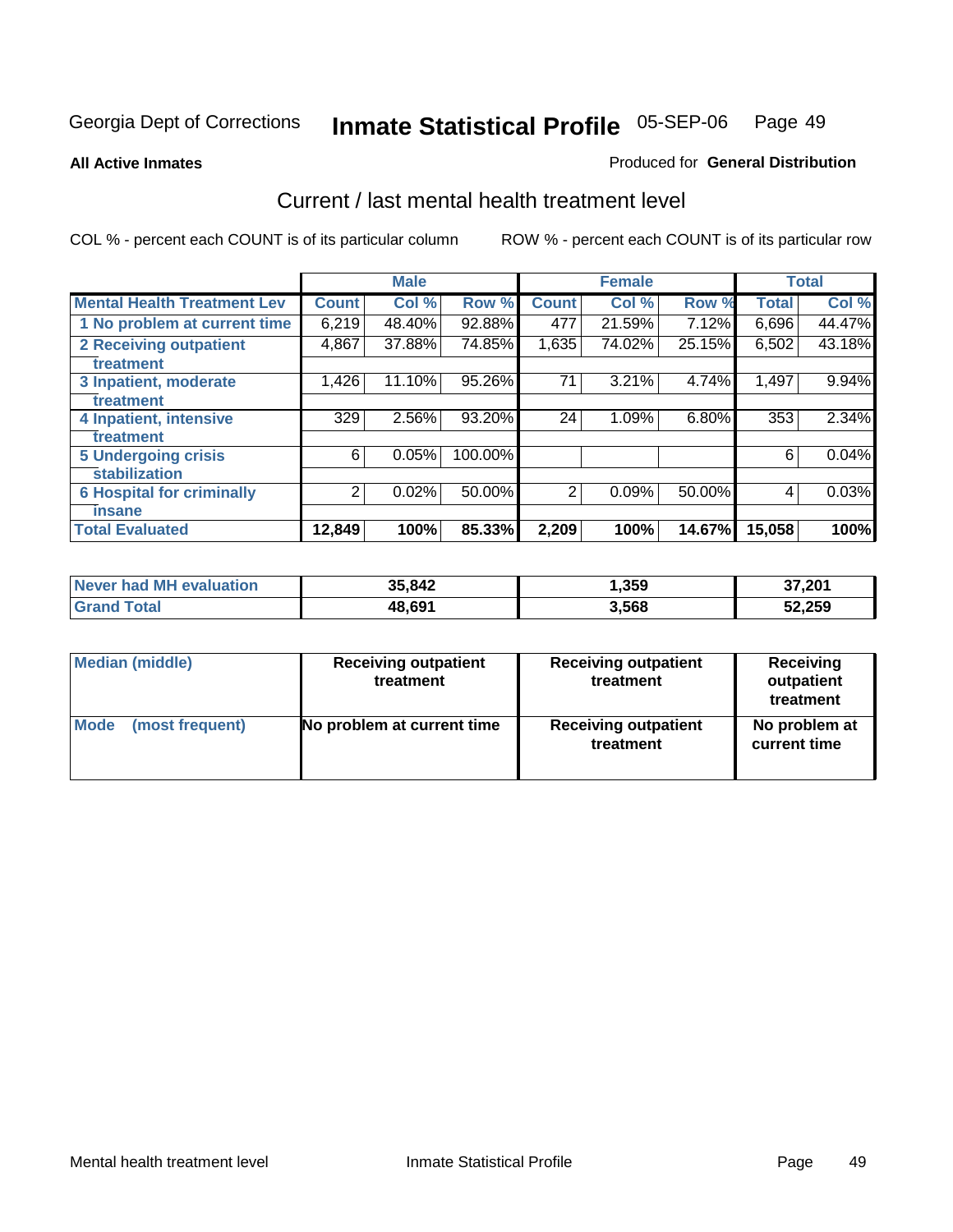Georgia Dept of Corrections **Inmate Statistical Profile** 05-SEP-06

**All Active Inmates**

Produced for **General Distribution**

## Current / last mental health treatment level

COL % - percent each COUNT is of its particular column

ROW % - percent each COUNT is of its particular row

| | Male | | | Female | | | Total | |
|---|---|---|---|---|---|---|---|---|
| **Mental Health Treatment Lev** | **Count** | **Col %** | **Row %** | **Count** | **Col %** | **Row %** | **Total** | **Col %** |
| 1 No problem at current time | 6,219 | 48.40% | 92.88% | 477 | 21.59% | 7.12% | 6,696 | 44.47% |
| 2 Receiving outpatient treatment | 4,867 | 37.88% | 74.85% | 1,635 | 74.02% | 25.15% | 6,502 | 43.18% |
| 3 Inpatient, moderate treatment | 1,426 | 11.10% | 95.26% | 71 | 3.21% | 4.74% | 1,497 | 9.94% |
| 4 Inpatient, intensive treatment | 329 | 2.56% | 93.20% | 24 | 1.09% | 6.80% | 353 | 2.34% |
| 5 Undergoing crisis stabilization | 6 | 0.05% | 100.00% | | | | 6 | 0.04% |
| 6 Hospital for criminally insane | 2 | 0.02% | 50.00% | 2 | 0.09% | 50.00% | 4 | 0.03% |
| **Total Evaluated** | **12,849** | **100%** | **85.33%** | **2,209** | **100%** | **14.67%** | **15,058** | **100%** |

| | Male | Female | Total |
|---|---|---|---|
| **Never had MH evaluation** | **35,842** | **1,359** | **37,201** |
| **Grand Total** | **48,691** | **3,568** | **52,259** |

| | Male | Female | Total |
|---|---|---|---|
| **Median (middle)** | **Receiving outpatient treatment** | **Receiving outpatient treatment** | **Receiving outpatient treatment** |
| **Mode (most frequent)** | **No problem at current time** | **Receiving outpatient treatment** | **No problem at current time** |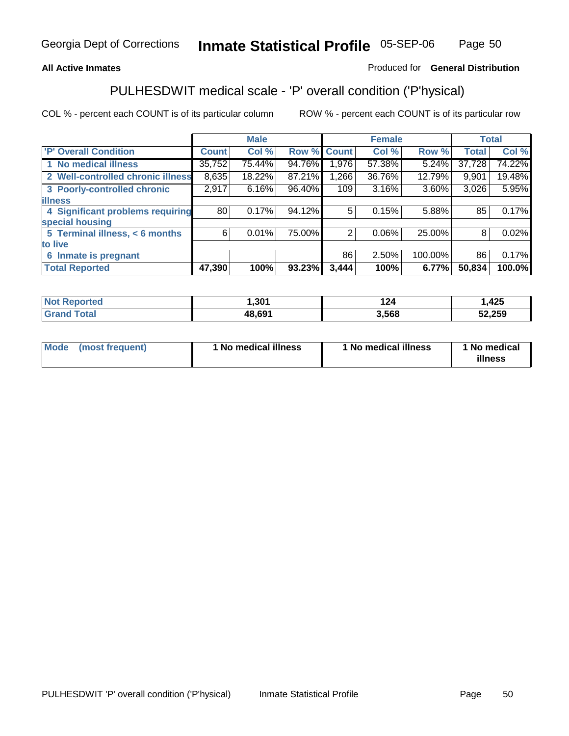**All Active Inmates**

Produced for **General Distribution**

## PULHESDWIT medical scale - 'P' overall condition ('P'hysical)

COL % - percent each COUNT is of its particular column

ROW % - percent each COUNT is of its particular row

| | Male | | | Female | | | Total | |
|---|---|---|---|---|---|---|---|---|
| 'P' Overall Condition | Count | Col % | Row % | Count | Col % | Row % | Total | Col % |
| 1 No medical illness | 35,752 | 75.44% | 94.76% | 1,976 | 57.38% | 5.24% | 37,728 | 74.22% |
| 2 Well-controlled chronic illness | 8,635 | 18.22% | 87.21% | 1,266 | 36.76% | 12.79% | 9,901 | 19.48% |
| 3 Poorly-controlled chronic illness | 2,917 | 6.16% | 96.40% | 109 | 3.16% | 3.60% | 3,026 | 5.95% |
| 4 Significant problems requiring special housing | 80 | 0.17% | 94.12% | 5 | 0.15% | 5.88% | 85 | 0.17% |
| 5 Terminal illness, < 6 months to live | 6 | 0.01% | 75.00% | 2 | 0.06% | 25.00% | 8 | 0.02% |
| 6 Inmate is pregnant | | | | 86 | 2.50% | 100.00% | 86 | 0.17% |
| **Total Reported** | **47,390** | **100%** | **93.23%** | **3,444** | **100%** | **6.77%** | **50,834** | **100.0%** |

| | Male | Female | Total |
|---|---|---|---|
| Not Reported | 1,301 | 124 | 1,425 |
| Grand Total | 48,691 | 3,568 | 52,259 |

| | Male | Female | Total |
|---|---|---|---|
| Mode (most frequent) | 1 No medical illness | 1 No medical illness | 1 No medical illness |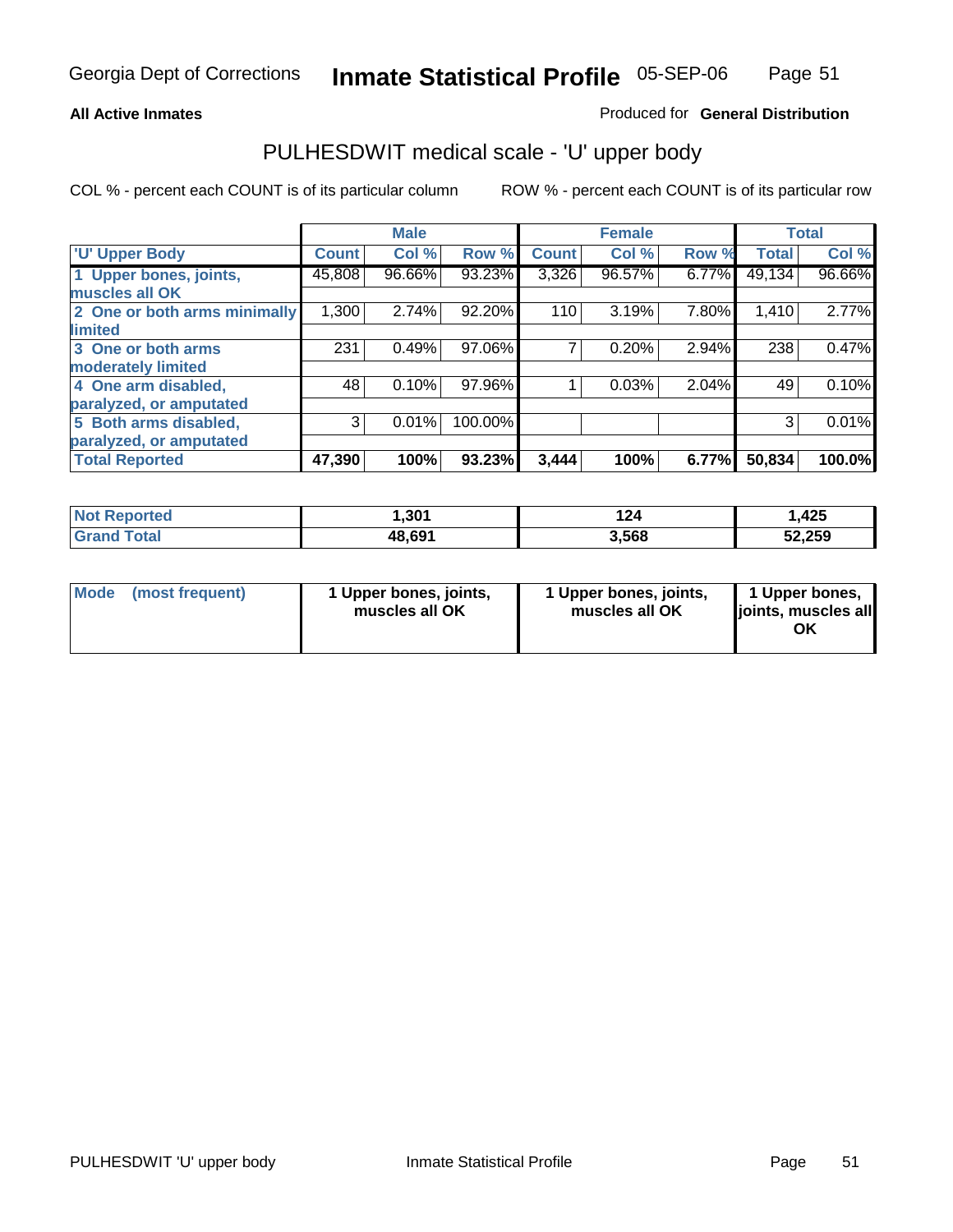Georgia Dept of Corrections **Inmate Statistical Profile** 05-SEP-06

**All Active Inmates**

Produced for **General Distribution**

## PULHESDWIT medical scale - 'U' upper body

COL % - percent each COUNT is of its particular column

ROW % - percent each COUNT is of its particular row

| | Male | | | Female | | | Total | |
|---|---|---|---|---|---|---|---|---|
| 'U' Upper Body | Count | Col % | Row % | Count | Col % | Row % | Total | Col % |
| 1 Upper bones, joints, muscles all OK | 45,808 | 96.66% | 93.23% | 3,326 | 96.57% | 6.77% | 49,134 | 96.66% |
| 2 One or both arms minimally limited | 1,300 | 2.74% | 92.20% | 110 | 3.19% | 7.80% | 1,410 | 2.77% |
| 3 One or both arms moderately limited | 231 | 0.49% | 97.06% | 7 | 0.20% | 2.94% | 238 | 0.47% |
| 4 One arm disabled, paralyzed, or amputated | 48 | 0.10% | 97.96% | 1 | 0.03% | 2.04% | 49 | 0.10% |
| 5 Both arms disabled, paralyzed, or amputated | 3 | 0.01% | 100.00% | | | | 3 | 0.01% |
| **Total Reported** | **47,390** | **100%** | **93.23%** | **3,444** | **100%** | **6.77%** | **50,834** | **100.0%** |

| | Male | Female | Total |
|---|---|---|---|
| Not Reported | 1,301 | 124 | 1,425 |
| Grand Total | 48,691 | 3,568 | 52,259 |

| | Male | Female | Total |
|---|---|---|---|
| Mode (most frequent) | 1 Upper bones, joints, muscles all OK | 1 Upper bones, joints, muscles all OK | 1 Upper bones, joints, muscles all OK |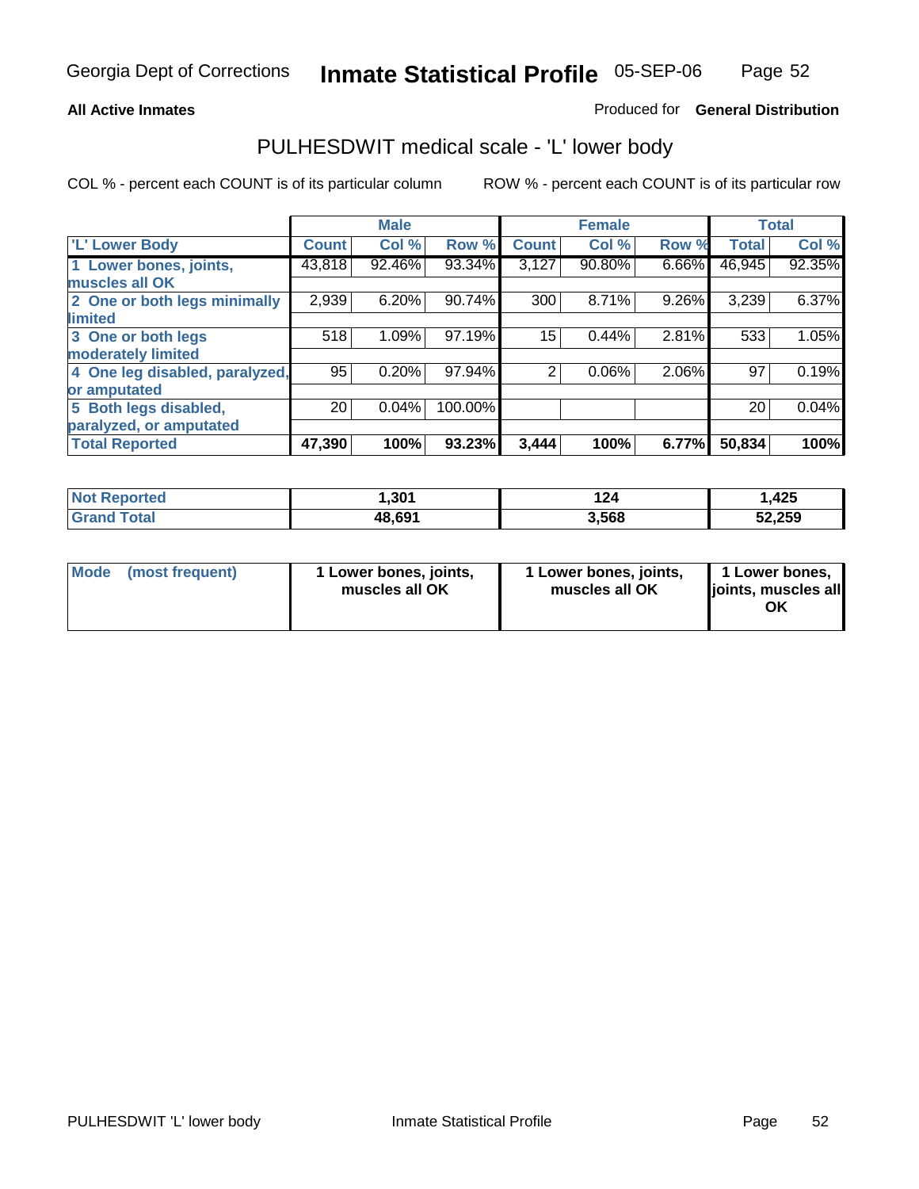Georgia Dept of Corrections **Inmate Statistical Profile** 05-SEP-06

**All Active Inmates**

Produced for **General Distribution**

## PULHESDWIT medical scale - 'L' lower body

COL % - percent each COUNT is of its particular column

ROW % - percent each COUNT is of its particular row

| | Male | | | Female | | | Total | |
|---|---|---|---|---|---|---|---|---|
| 'L' Lower Body | Count | Col % | Row % | Count | Col % | Row % | Total | Col % |
| 1 Lower bones, joints, muscles all OK | 43,818 | 92.46% | 93.34% | 3,127 | 90.80% | 6.66% | 46,945 | 92.35% |
| 2 One or both legs minimally limited | 2,939 | 6.20% | 90.74% | 300 | 8.71% | 9.26% | 3,239 | 6.37% |
| 3 One or both legs moderately limited | 518 | 1.09% | 97.19% | 15 | 0.44% | 2.81% | 533 | 1.05% |
| 4 One leg disabled, paralyzed, or amputated | 95 | 0.20% | 97.94% | 2 | 0.06% | 2.06% | 97 | 0.19% |
| 5 Both legs disabled, paralyzed, or amputated | 20 | 0.04% | 100.00% | | | | 20 | 0.04% |
| **Total Reported** | **47,390** | **100%** | **93.23%** | **3,444** | **100%** | **6.77%** | **50,834** | **100%** |

| | Male | Female | Total |
|---|---|---|---|
| **Not Reported** | **1,301** | **124** | **1,425** |
| **Grand Total** | **48,691** | **3,568** | **52,259** |

| | Male | Female | Total |
|---|---|---|---|
| **Mode (most frequent)** | **1 Lower bones, joints, muscles all OK** | **1 Lower bones, joints, muscles all OK** | **1 Lower bones, joints, muscles all OK** |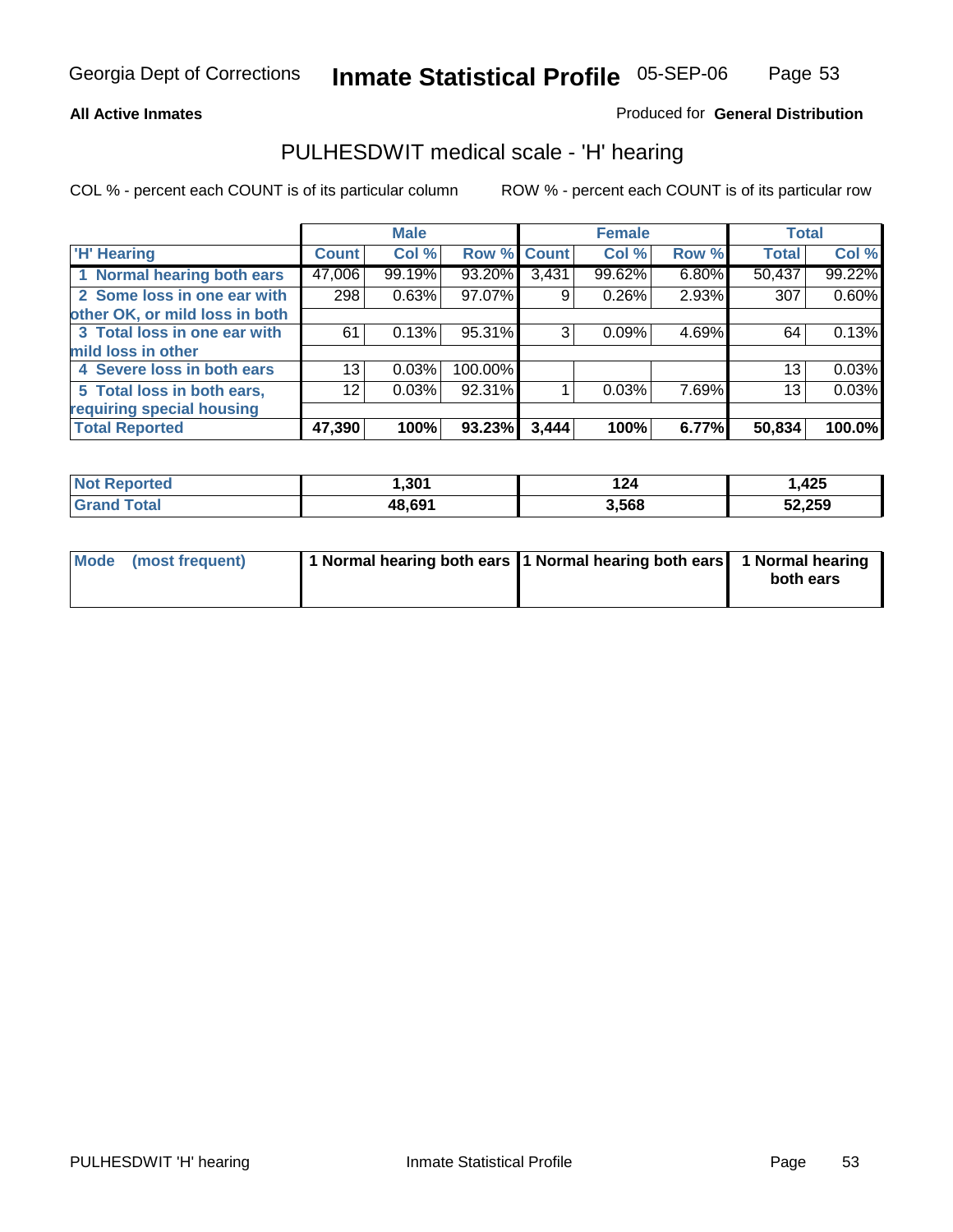**All Active Inmates**

Produced for **General Distribution**

## PULHESDWIT medical scale - 'H' hearing

COL % - percent each COUNT is of its particular column

ROW % - percent each COUNT is of its particular row

| | Male | | | Female | | | Total | |
|---|---|---|---|---|---|---|---|---|
| 'H' Hearing | Count | Col % | Row % | Count | Col % | Row % | Total | Col % |
| 1 Normal hearing both ears | 47,006 | 99.19% | 93.20% | 3,431 | 99.62% | 6.80% | 50,437 | 99.22% |
| 2 Some loss in one ear with other OK, or mild loss in both | 298 | 0.63% | 97.07% | 9 | 0.26% | 2.93% | 307 | 0.60% |
| 3 Total loss in one ear with mild loss in other | 61 | 0.13% | 95.31% | 3 | 0.09% | 4.69% | 64 | 0.13% |
| 4 Severe loss in both ears | 13 | 0.03% | 100.00% | | | | 13 | 0.03% |
| 5 Total loss in both ears, requiring special housing | 12 | 0.03% | 92.31% | 1 | 0.03% | 7.69% | 13 | 0.03% |
| **Total Reported** | **47,390** | **100%** | **93.23%** | **3,444** | **100%** | **6.77%** | **50,834** | **100.0%** |

| | Male | Female | Total |
|---|---|---|---|
| Not Reported | 1,301 | 124 | 1,425 |
| Grand Total | 48,691 | 3,568 | 52,259 |

| | Male | Female | Total |
|---|---|---|---|
| Mode (most frequent) | 1 Normal hearing both ears | 1 Normal hearing both ears | 1 Normal hearing both ears |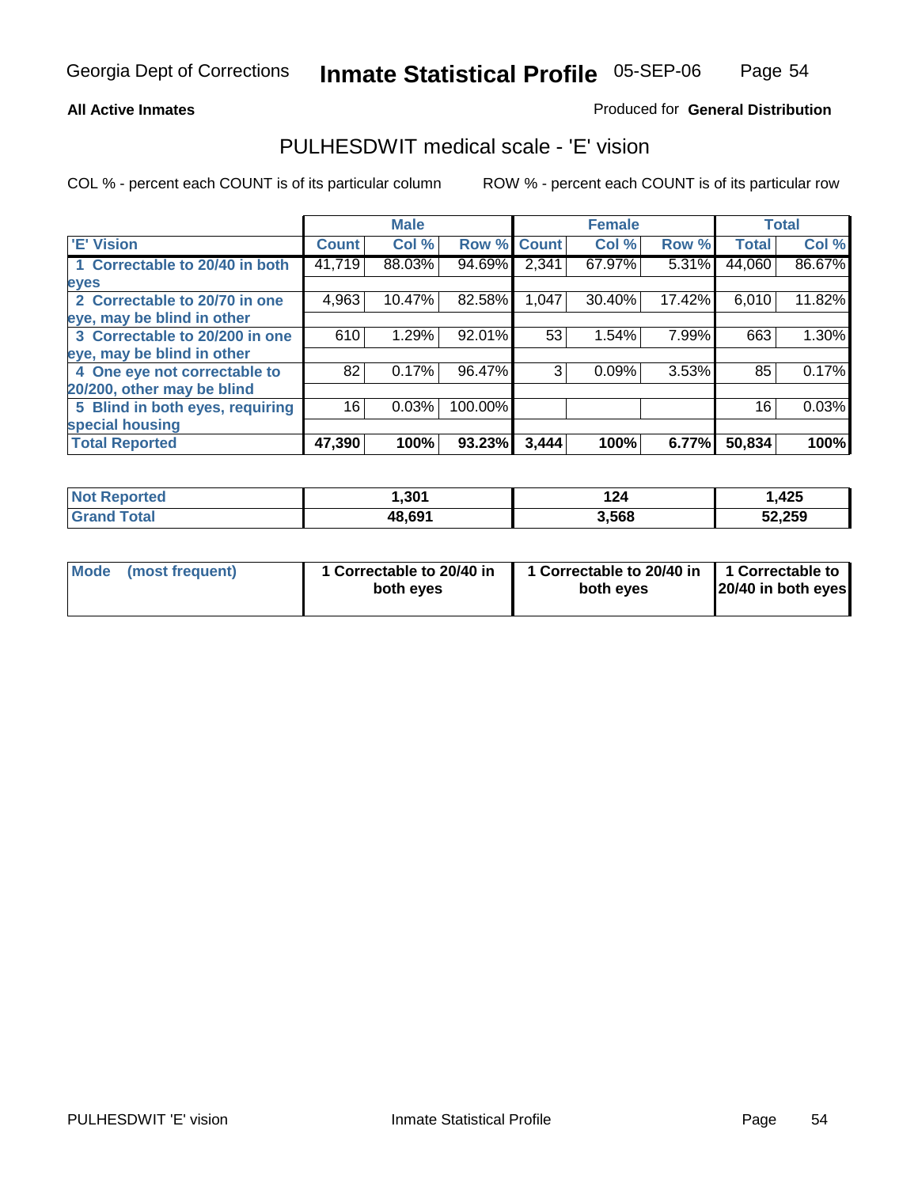Georgia Dept of Corrections **Inmate Statistical Profile** 05-SEP-06

**All Active Inmates**

Produced for **General Distribution**

## PULHESDWIT medical scale - 'E' vision

COL % - percent each COUNT is of its particular column

ROW % - percent each COUNT is of its particular row

| | Male | | | Female | | | Total | |
|---|---|---|---|---|---|---|---|---|
| **'E' Vision** | **Count** | **Col %** | **Row %** | **Count** | **Col %** | **Row %** | **Total** | **Col %** |
| **1 Correctable to 20/40 in both eyes** | 41,719 | 88.03% | 94.69% | 2,341 | 67.97% | 5.31% | 44,060 | 86.67% |
| **2 Correctable to 20/70 in one eye, may be blind in other** | 4,963 | 10.47% | 82.58% | 1,047 | 30.40% | 17.42% | 6,010 | 11.82% |
| **3 Correctable to 20/200 in one eye, may be blind in other** | 610 | 1.29% | 92.01% | 53 | 1.54% | 7.99% | 663 | 1.30% |
| **4 One eye not correctable to 20/200, other may be blind** | 82 | 0.17% | 96.47% | 3 | 0.09% | 3.53% | 85 | 0.17% |
| **5 Blind in both eyes, requiring special housing** | 16 | 0.03% | 100.00% | | | | 16 | 0.03% |
| **Total Reported** | **47,390** | **100%** | **93.23%** | **3,444** | **100%** | **6.77%** | **50,834** | **100%** |

| | Male | Female | Total |
|---|---|---|---|
| **Not Reported** | **1,301** | **124** | **1,425** |
| **Grand Total** | **48,691** | **3,568** | **52,259** |

| | Male | Female | Total |
|---|---|---|---|
| **Mode (most frequent)** | **1 Correctable to 20/40 in both eyes** | **1 Correctable to 20/40 in both eyes** | **1 Correctable to 20/40 in both eyes** |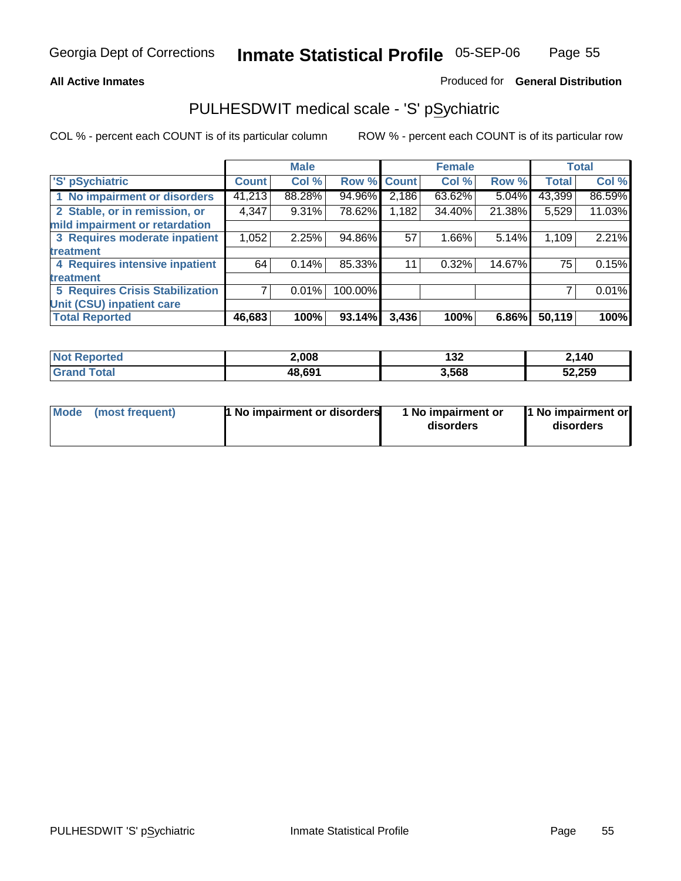**All Active Inmates**

Produced for **General Distribution**

# PULHESDWIT medical scale - 'S' pSychiatric

COL % - percent each COUNT is of its particular column

ROW % - percent each COUNT is of its particular row

| | Male | | | Female | | | Total | |
|---|---|---|---|---|---|---|---|---|
| 'S' pSychiatric | Count | Col % | Row % | Count | Col % | Row % | Total | Col % |
| 1 No impairment or disorders | 41,213 | 88.28% | 94.96% | 2,186 | 63.62% | 5.04% | 43,399 | 86.59% |
| 2 Stable, or in remission, or mild impairment or retardation | 4,347 | 9.31% | 78.62% | 1,182 | 34.40% | 21.38% | 5,529 | 11.03% |
| 3 Requires moderate inpatient treatment | 1,052 | 2.25% | 94.86% | 57 | 1.66% | 5.14% | 1,109 | 2.21% |
| 4 Requires intensive inpatient treatment | 64 | 0.14% | 85.33% | 11 | 0.32% | 14.67% | 75 | 0.15% |
| 5 Requires Crisis Stabilization Unit (CSU) inpatient care | 7 | 0.01% | 100.00% | | | | 7 | 0.01% |
| **Total Reported** | **46,683** | **100%** | **93.14%** | **3,436** | **100%** | **6.86%** | **50,119** | **100%** |

| | Male | Female | Total |
|---|---|---|---|
| Not Reported | 2,008 | 132 | 2,140 |
| Grand Total | 48,691 | 3,568 | 52,259 |

| | Male | Female | Total |
|---|---|---|---|
| Mode (most frequent) | 1 No impairment or disorders | 1 No impairment or disorders | 1 No impairment or disorders |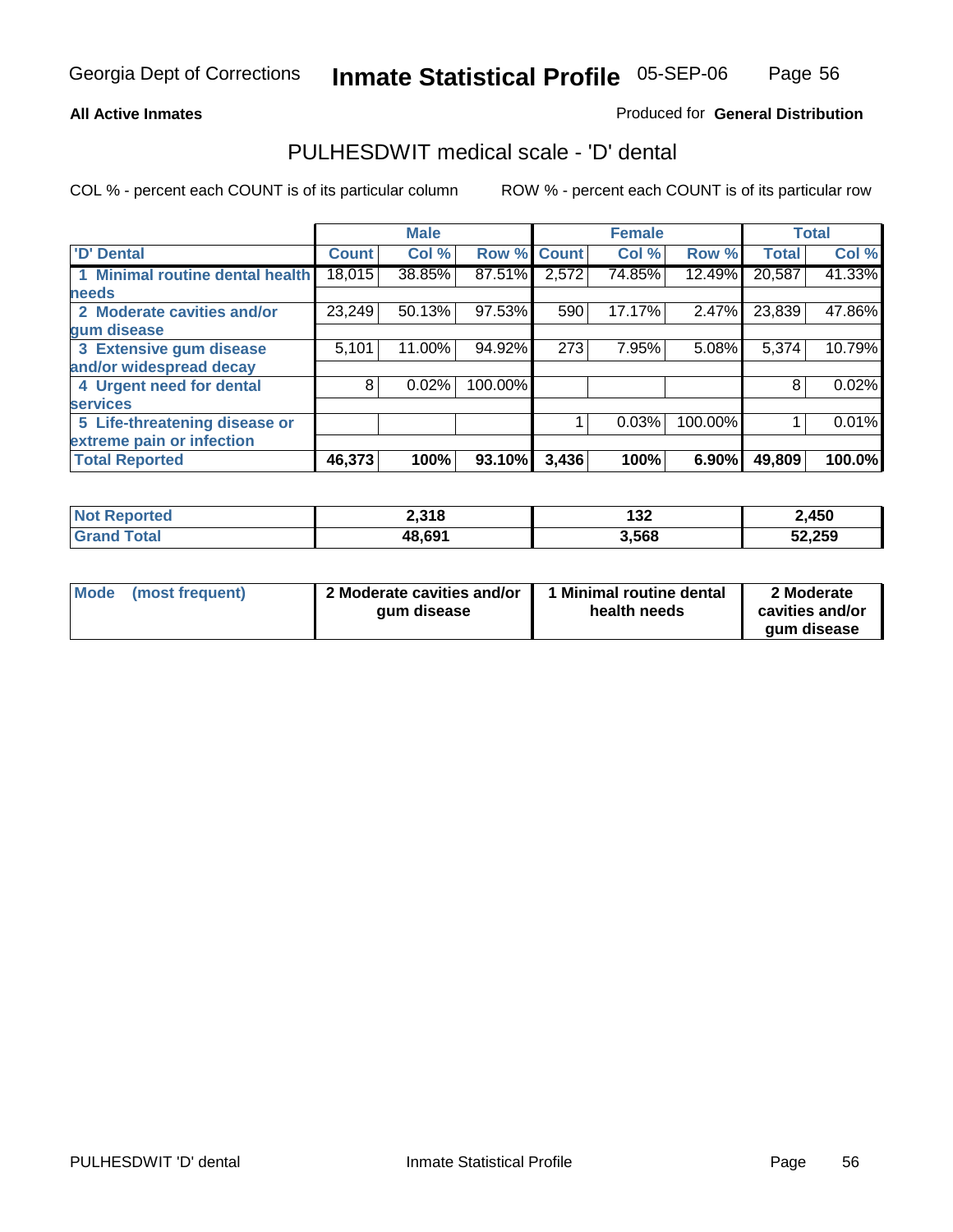Georgia Dept of Corrections **Inmate Statistical Profile** 05-SEP-06

**All Active Inmates**

Produced for **General Distribution**

## PULHESDWIT medical scale - 'D' dental

COL % - percent each COUNT is of its particular column

ROW % - percent each COUNT is of its particular row

| | Male | | | Female | | | Total | |
|---|---|---|---|---|---|---|---|---|
| 'D' Dental | Count | Col % | Row % | Count | Col % | Row % | Total | Col % |
| 1 Minimal routine dental health needs | 18,015 | 38.85% | 87.51% | 2,572 | 74.85% | 12.49% | 20,587 | 41.33% |
| 2 Moderate cavities and/or gum disease | 23,249 | 50.13% | 97.53% | 590 | 17.17% | 2.47% | 23,839 | 47.86% |
| 3 Extensive gum disease and/or widespread decay | 5,101 | 11.00% | 94.92% | 273 | 7.95% | 5.08% | 5,374 | 10.79% |
| 4 Urgent need for dental services | 8 | 0.02% | 100.00% | | | | 8 | 0.02% |
| 5 Life-threatening disease or extreme pain or infection | | | | 1 | 0.03% | 100.00% | 1 | 0.01% |
| **Total Reported** | **46,373** | **100%** | **93.10%** | **3,436** | **100%** | **6.90%** | **49,809** | **100.0%** |

| | Male | Female | Total |
|---|---|---|---|
| Not Reported | 2,318 | 132 | 2,450 |
| Grand Total | 48,691 | 3,568 | 52,259 |

| | Male | Female | Total |
|---|---|---|---|
| Mode (most frequent) | 2 Moderate cavities and/or gum disease | 1 Minimal routine dental health needs | 2 Moderate cavities and/or gum disease |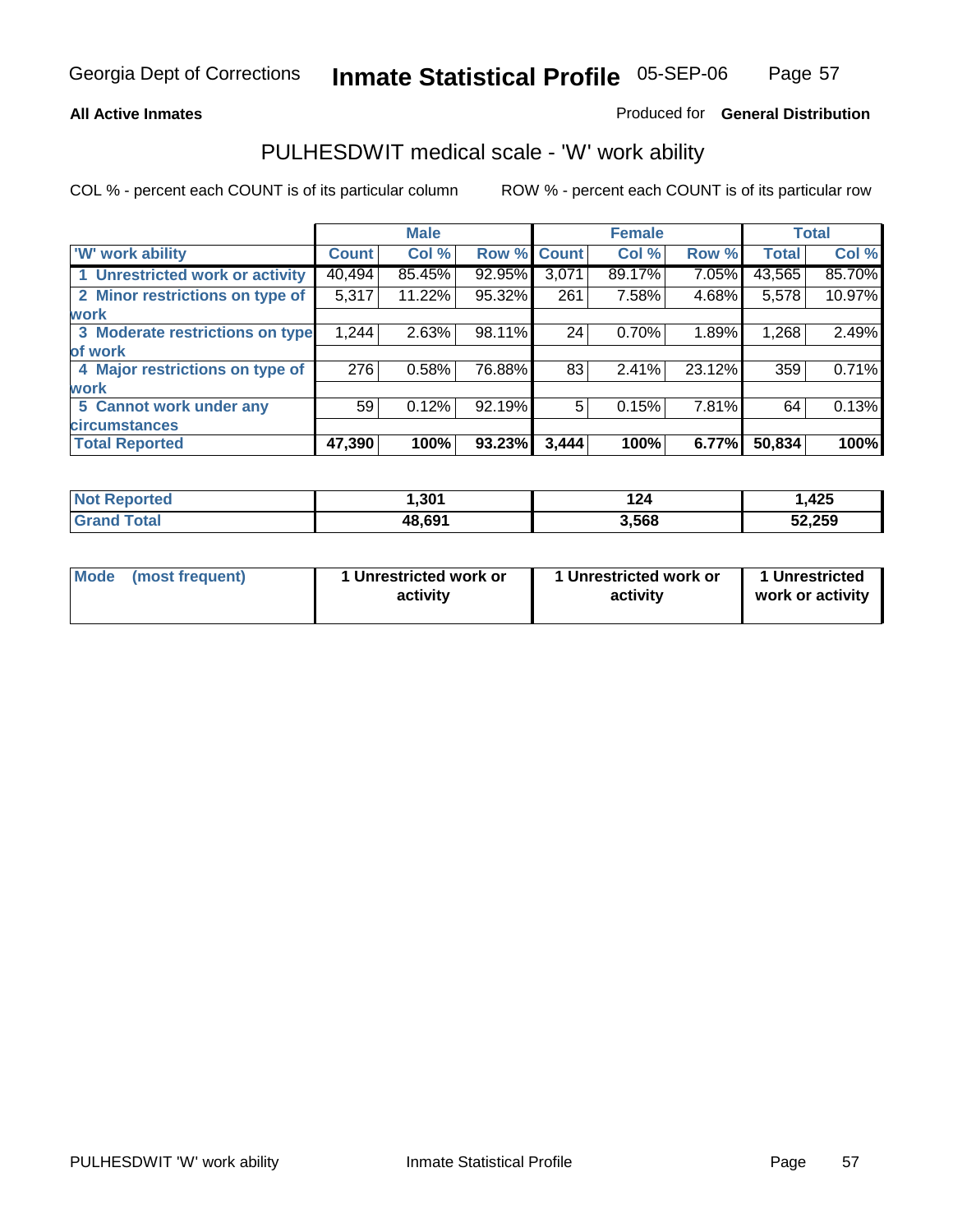**All Active Inmates**

Produced for **General Distribution**

## PULHESDWIT medical scale - 'W' work ability

COL % - percent each COUNT is of its particular column     ROW % - percent each COUNT is of its particular row

| | Male | | | Female | | | Total | |
|---|---|---|---|---|---|---|---|---|
| 'W' work ability | Count | Col % | Row % | Count | Col % | Row % | Total | Col % |
| 1 Unrestricted work or activity | 40,494 | 85.45% | 92.95% | 3,071 | 89.17% | 7.05% | 43,565 | 85.70% |
| 2 Minor restrictions on type of work | 5,317 | 11.22% | 95.32% | 261 | 7.58% | 4.68% | 5,578 | 10.97% |
| 3 Moderate restrictions on type of work | 1,244 | 2.63% | 98.11% | 24 | 0.70% | 1.89% | 1,268 | 2.49% |
| 4 Major restrictions on type of work | 276 | 0.58% | 76.88% | 83 | 2.41% | 23.12% | 359 | 0.71% |
| 5 Cannot work under any circumstances | 59 | 0.12% | 92.19% | 5 | 0.15% | 7.81% | 64 | 0.13% |
| **Total Reported** | **47,390** | **100%** | **93.23%** | **3,444** | **100%** | **6.77%** | **50,834** | **100%** |

| | Male | Female | Total |
|---|---|---|---|
| Not Reported | 1,301 | 124 | 1,425 |
| Grand Total | 48,691 | 3,568 | 52,259 |

| | Male | Female | Total |
|---|---|---|---|
| Mode (most frequent) | 1 Unrestricted work or activity | 1 Unrestricted work or activity | 1 Unrestricted work or activity |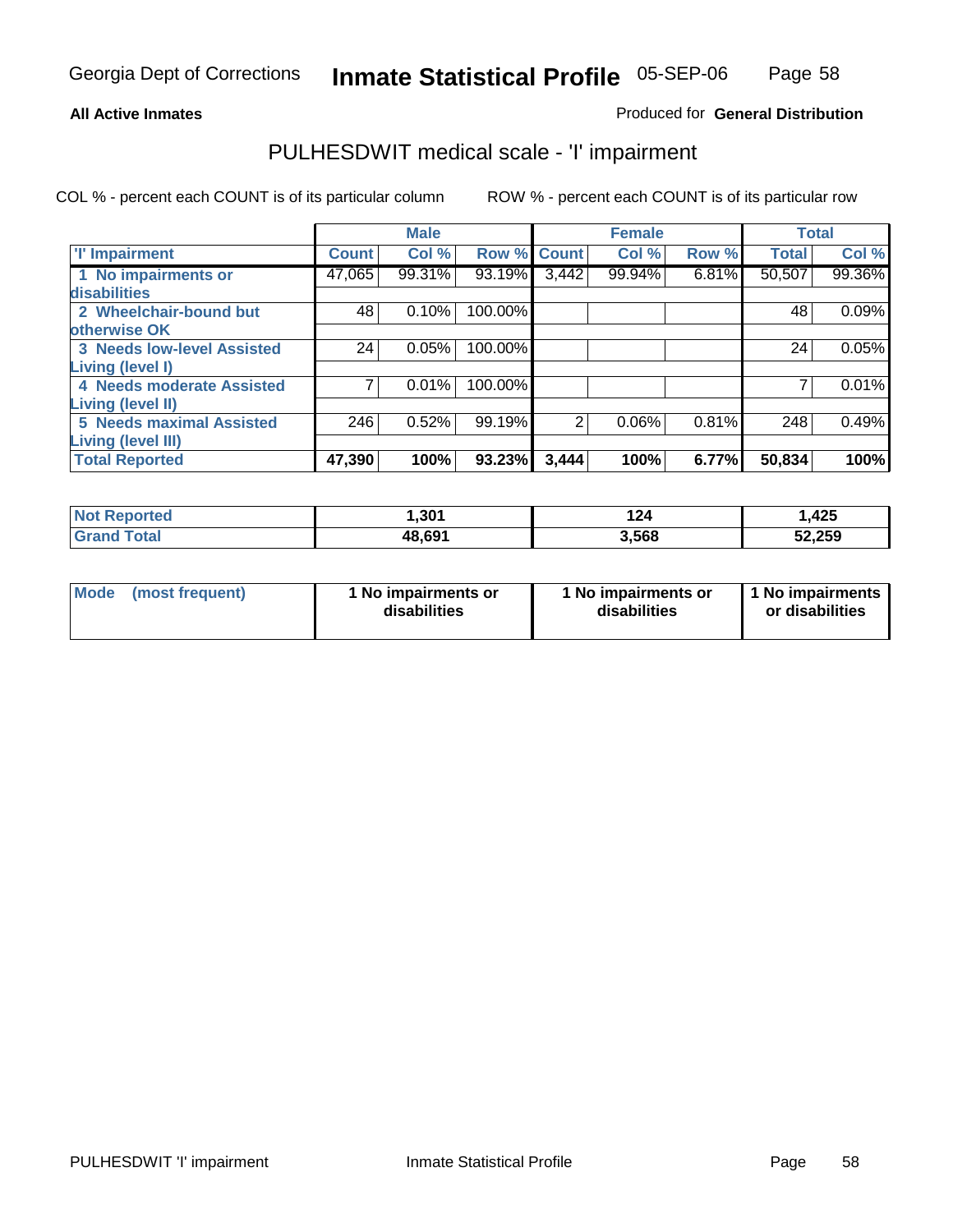Georgia Dept of Corrections **Inmate Statistical Profile** 05-SEP-06

**All Active Inmates**

Produced for **General Distribution**

## PULHESDWIT medical scale - 'I' impairment

COL % - percent each COUNT is of its particular column ROW % - percent each COUNT is of its particular row

| | Male | | | Female | | | Total | |
|---|---|---|---|---|---|---|---|---|
| 'I' Impairment | Count | Col % | Row % | Count | Col % | Row % | Total | Col % |
| 1 No impairments or disabilities | 47,065 | 99.31% | 93.19% | 3,442 | 99.94% | 6.81% | 50,507 | 99.36% |
| 2 Wheelchair-bound but otherwise OK | 48 | 0.10% | 100.00% | | | | 48 | 0.09% |
| 3 Needs low-level Assisted Living (level I) | 24 | 0.05% | 100.00% | | | | 24 | 0.05% |
| 4 Needs moderate Assisted Living (level II) | 7 | 0.01% | 100.00% | | | | 7 | 0.01% |
| 5 Needs maximal Assisted Living (level III) | 246 | 0.52% | 99.19% | 2 | 0.06% | 0.81% | 248 | 0.49% |
| **Total Reported** | **47,390** | **100%** | **93.23%** | **3,444** | **100%** | **6.77%** | **50,834** | **100%** |

| | Male | Female | Total |
|---|---|---|---|
| Not Reported | 1,301 | 124 | 1,425 |
| Grand Total | 48,691 | 3,568 | 52,259 |

| | Male | Female | Total |
|---|---|---|---|
| Mode (most frequent) | 1 No impairments or disabilities | 1 No impairments or disabilities | 1 No impairments or disabilities |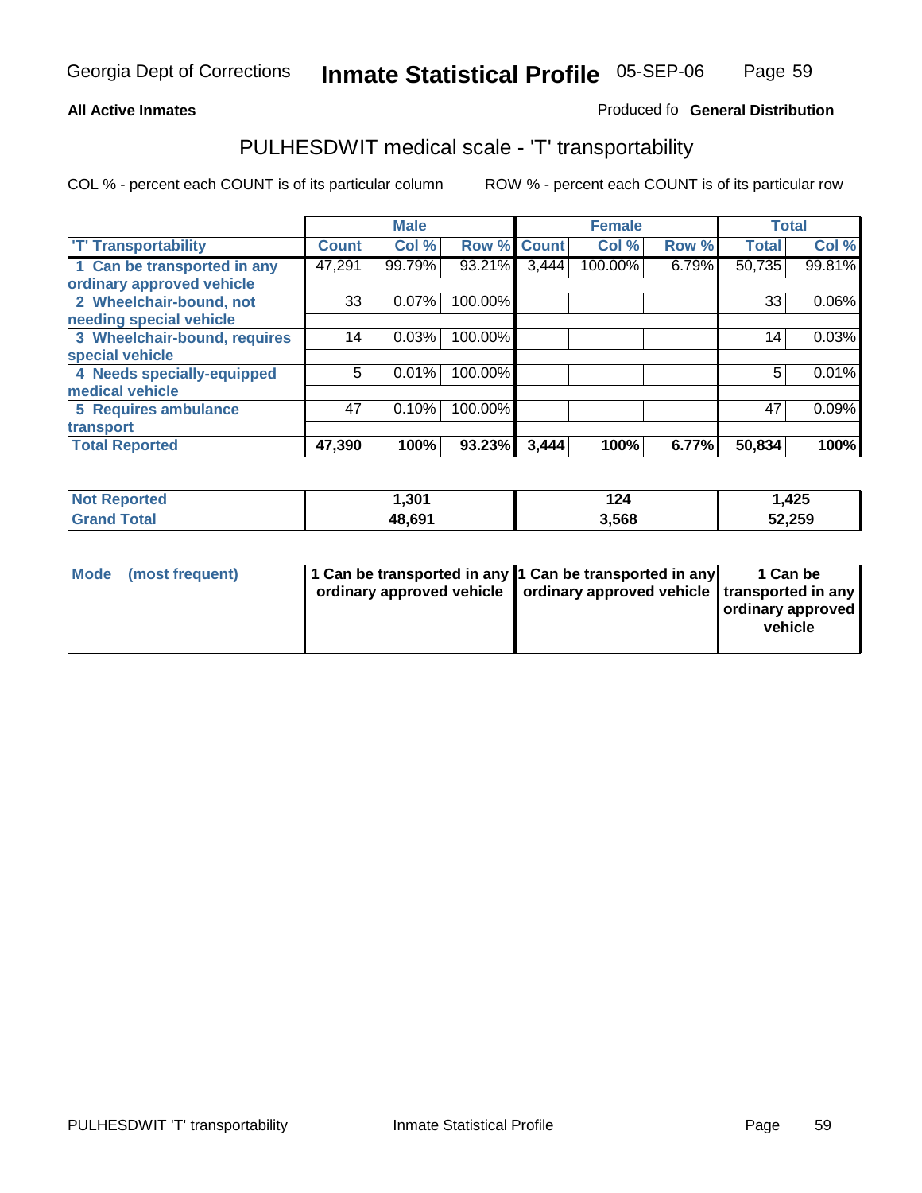**All Active Inmates**

Produced fo **General Distribution**

## PULHESDWIT medical scale - 'T' transportability

COL % - percent each COUNT is of its particular column

ROW % - percent each COUNT is of its particular row

| | Male | | | Female | | | Total | |
|---|---|---|---|---|---|---|---|---|
| 'T' Transportability | Count | Col % | Row % | Count | Col % | Row % | Total | Col % |
| 1 Can be transported in any ordinary approved vehicle | 47,291 | 99.79% | 93.21% | 3,444 | 100.00% | 6.79% | 50,735 | 99.81% |
| 2 Wheelchair-bound, not needing special vehicle | 33 | 0.07% | 100.00% | | | | 33 | 0.06% |
| 3 Wheelchair-bound, requires special vehicle | 14 | 0.03% | 100.00% | | | | 14 | 0.03% |
| 4 Needs specially-equipped medical vehicle | 5 | 0.01% | 100.00% | | | | 5 | 0.01% |
| 5 Requires ambulance transport | 47 | 0.10% | 100.00% | | | | 47 | 0.09% |
| **Total Reported** | **47,390** | **100%** | **93.23%** | **3,444** | **100%** | **6.77%** | **50,834** | **100%** |

| | Male | Female | Total |
|---|---|---|---|
| Not Reported | 1,301 | 124 | 1,425 |
| Grand Total | 48,691 | 3,568 | 52,259 |

| | Male | Female | Total |
|---|---|---|---|
| Mode (most frequent) | 1 Can be transported in any ordinary approved vehicle | 1 Can be transported in any ordinary approved vehicle | 1 Can be transported in any ordinary approved vehicle |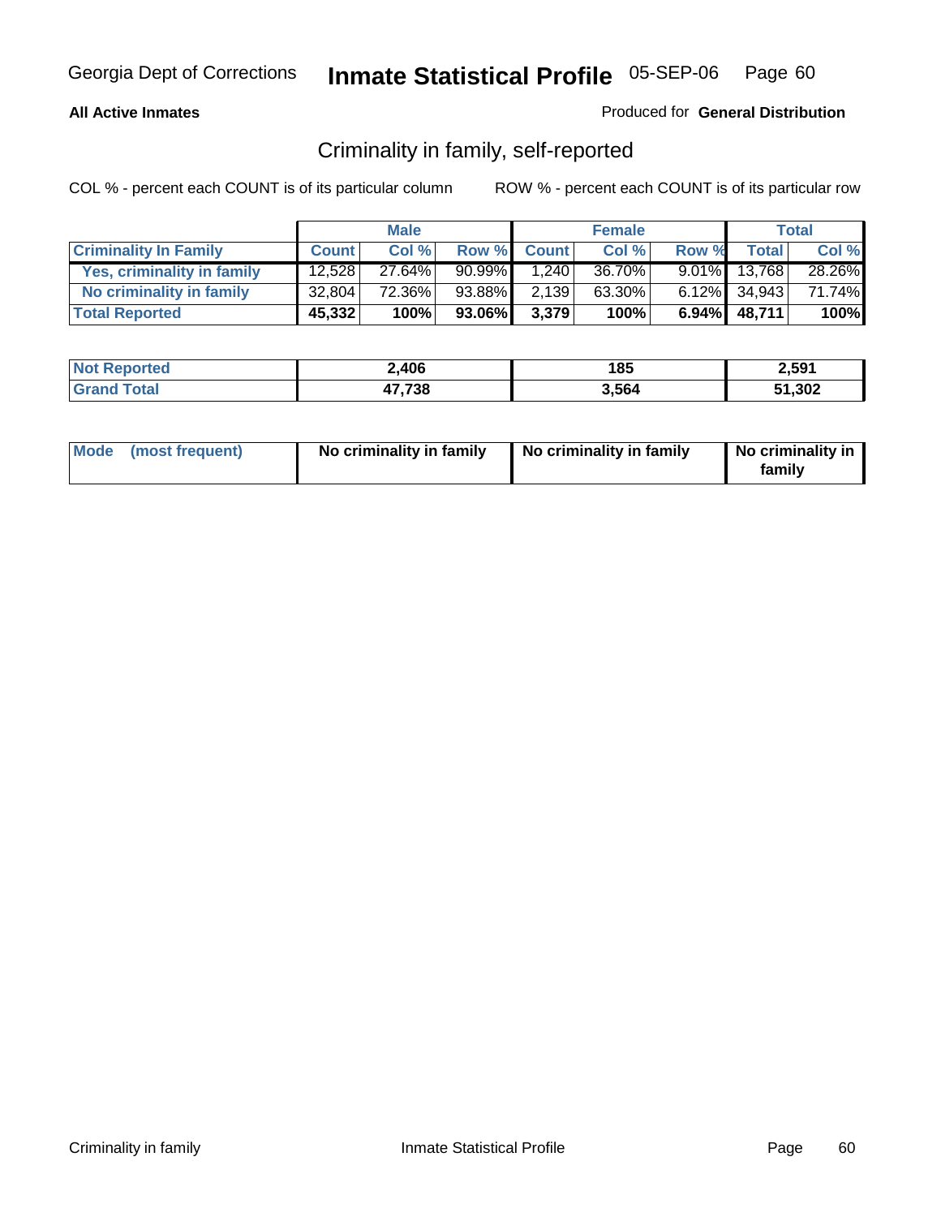**All Active Inmates**

Produced for **General Distribution**

## Criminality in family, self-reported

COL % - percent each COUNT is of its particular column

ROW % - percent each COUNT is of its particular row

| | Male | | | Female | | | Total | |
|---|---|---|---|---|---|---|---|---|
| **Criminality In Family** | **Count** | **Col %** | **Row %** | **Count** | **Col %** | **Row %** | **Total** | **Col %** |
| **Yes, criminality in family** | 12,528 | 27.64% | 90.99% | 1,240 | 36.70% | 9.01% | 13,768 | 28.26% |
| **No criminality in family** | 32,804 | 72.36% | 93.88% | 2,139 | 63.30% | 6.12% | 34,943 | 71.74% |
| **Total Reported** | **45,332** | **100%** | **93.06%** | **3,379** | **100%** | **6.94%** | **48,711** | **100%** |

| | Male | Female | Total |
|---|---|---|---|
| **Not Reported** | **2,406** | **185** | **2,591** |
| **Grand Total** | **47,738** | **3,564** | **51,302** |

| | Male | Female | Total |
|---|---|---|---|
| **Mode (most frequent)** | **No criminality in family** | **No criminality in family** | **No criminality in family** |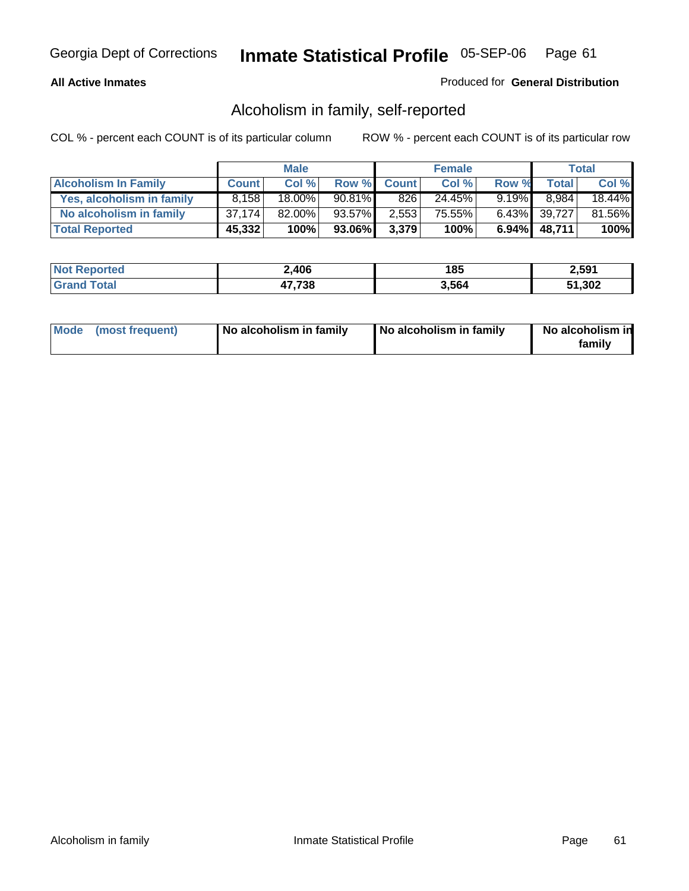Georgia Dept of Corrections **Inmate Statistical Profile** 05-SEP-06

**All Active Inmates**

Produced for **General Distribution**

## Alcoholism in family, self-reported

COL % - percent each COUNT is of its particular column ROW % - percent each COUNT is of its particular row

| | Male | | | Female | | | Total | |
|---|---|---|---|---|---|---|---|---|
| **Alcoholism In Family** | **Count** | **Col %** | **Row %** | **Count** | **Col %** | **Row %** | **Total** | **Col %** |
| **Yes, alcoholism in family** | 8,158 | 18.00% | 90.81% | 826 | 24.45% | 9.19% | 8,984 | 18.44% |
| **No alcoholism in family** | 37,174 | 82.00% | 93.57% | 2,553 | 75.55% | 6.43% | 39,727 | 81.56% |
| **Total Reported** | **45,332** | **100%** | **93.06%** | **3,379** | **100%** | **6.94%** | **48,711** | **100%** |

| | Male | Female | Total |
|---|---|---|---|
| **Not Reported** | **2,406** | **185** | **2,591** |
| **Grand Total** | **47,738** | **3,564** | **51,302** |

| | Male | Female | Total |
|---|---|---|---|
| **Mode (most frequent)** | **No alcoholism in family** | **No alcoholism in family** | **No alcoholism in family** |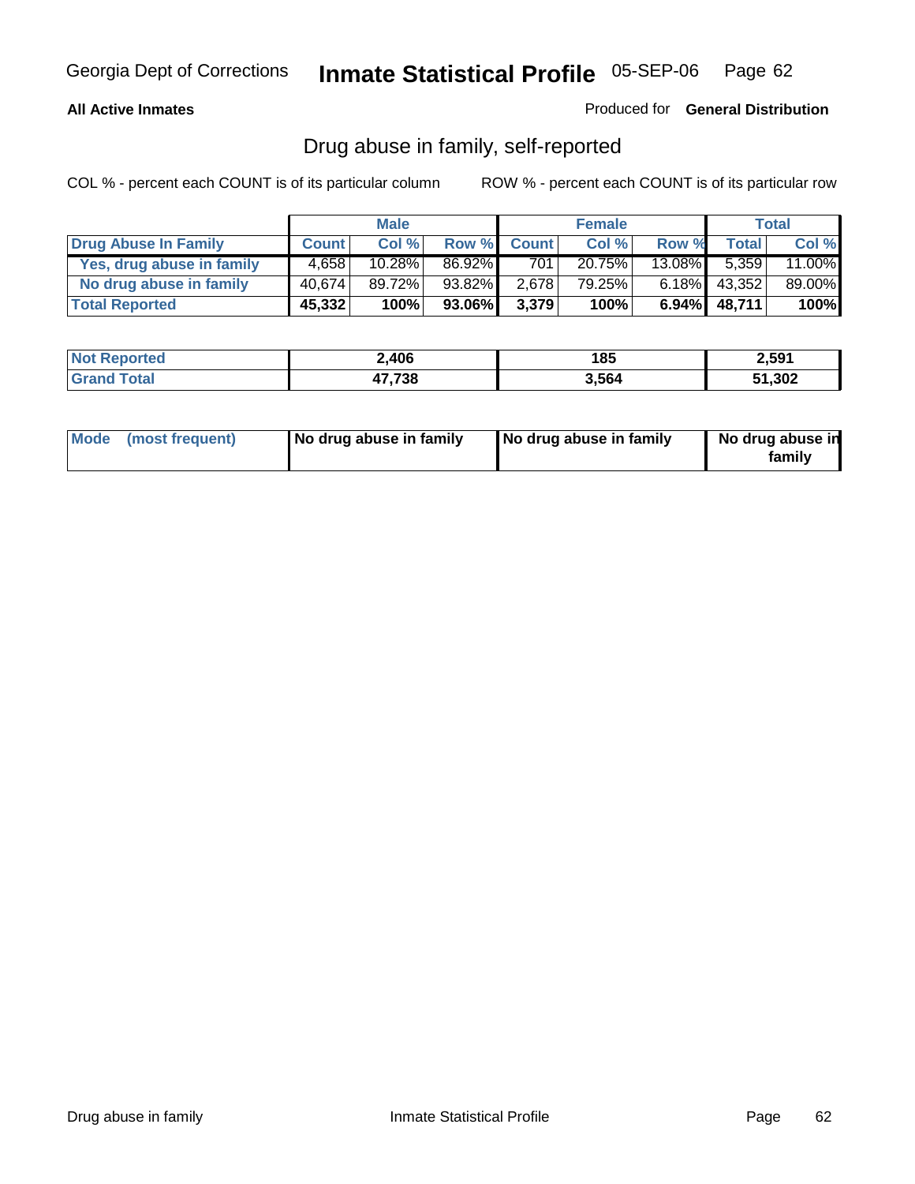**All Active Inmates** Produced for **General Distribution**

## Drug abuse in family, self-reported

COL % - percent each COUNT is of its particular column ROW % - percent each COUNT is of its particular row

| | Male | | | Female | | | Total | |
|---|---|---|---|---|---|---|---|---|
| **Drug Abuse In Family** | **Count** | **Col %** | **Row %** | **Count** | **Col %** | **Row %** | **Total** | **Col %** |
| Yes, drug abuse in family | 4,658 | 10.28% | 86.92% | 701 | 20.75% | 13.08% | 5,359 | 11.00% |
| No drug abuse in family | 40,674 | 89.72% | 93.82% | 2,678 | 79.25% | 6.18% | 43,352 | 89.00% |
| **Total Reported** | **45,332** | **100%** | **93.06%** | **3,379** | **100%** | **6.94%** | **48,711** | **100%** |

| | Male | Female | Total |
|---|---|---|---|
| **Not Reported** | **2,406** | **185** | **2,591** |
| **Grand Total** | **47,738** | **3,564** | **51,302** |

| | Male | Female | Total |
|---|---|---|---|
| **Mode (most frequent)** | **No drug abuse in family** | **No drug abuse in family** | **No drug abuse in family** |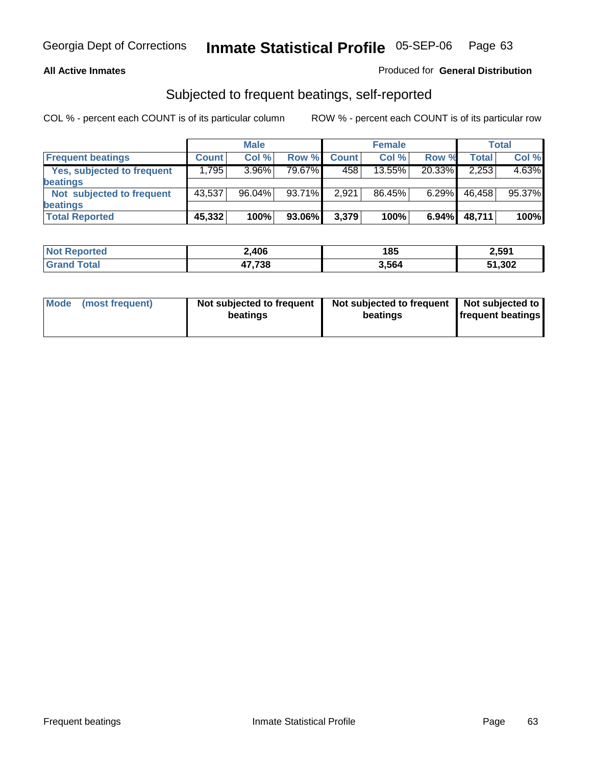**All Active Inmates**

Produced for **General Distribution**

## Subjected to frequent beatings, self-reported

COL % - percent each COUNT is of its particular column

ROW % - percent each COUNT is of its particular row

| | Male | | | Female | | | Total | |
|---|---|---|---|---|---|---|---|---|
| Frequent beatings | Count | Col % | Row % | Count | Col % | Row % | Total | Col % |
| Yes, subjected to frequent beatings | 1,795 | 3.96% | 79.67% | 458 | 13.55% | 20.33% | 2,253 | 4.63% |
| Not subjected to frequent beatings | 43,537 | 96.04% | 93.71% | 2,921 | 86.45% | 6.29% | 46,458 | 95.37% |
| **Total Reported** | **45,332** | **100%** | **93.06%** | **3,379** | **100%** | **6.94%** | **48,711** | **100%** |

| | Male | Female | Total |
|---|---|---|---|
| Not Reported | **2,406** | **185** | **2,591** |
| Grand Total | **47,738** | **3,564** | **51,302** |

| | Male | Female | Total |
|---|---|---|---|
| Mode (most frequent) | **Not subjected to frequent beatings** | **Not subjected to frequent beatings** | **Not subjected to frequent beatings** |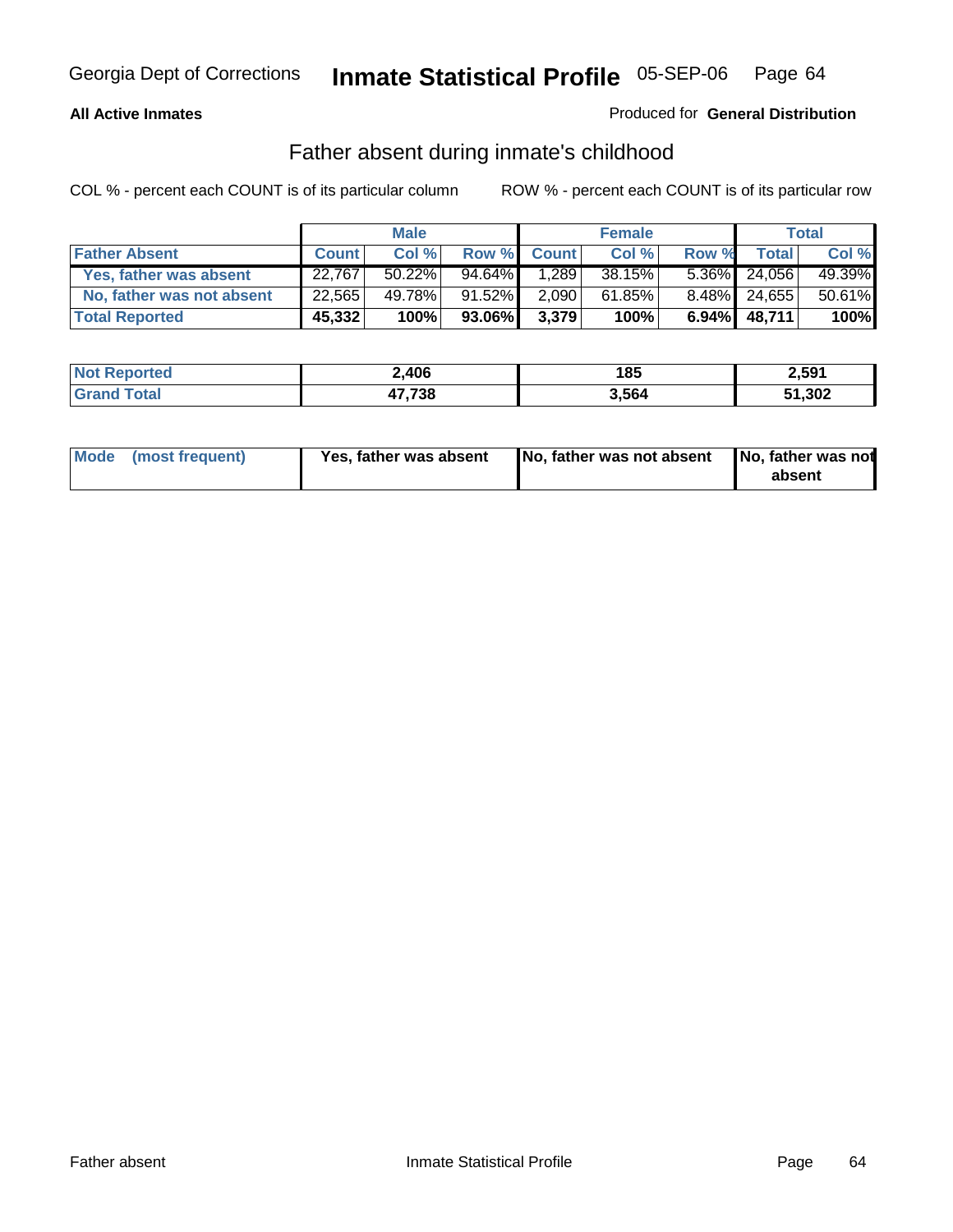Georgia Dept of Corrections **Inmate Statistical Profile** 05-SEP-06

**All Active Inmates** Produced for **General Distribution**

## Father absent during inmate's childhood

COL % - percent each COUNT is of its particular column ROW % - percent each COUNT is of its particular row

| | Male | | | Female | | | Total | |
|---|---|---|---|---|---|---|---|---|
| **Father Absent** | **Count** | **Col %** | **Row %** | **Count** | **Col %** | **Row %** | **Total** | **Col %** |
| Yes, father was absent | 22,767 | 50.22% | 94.64% | 1,289 | 38.15% | 5.36% | 24,056 | 49.39% |
| No, father was not absent | 22,565 | 49.78% | 91.52% | 2,090 | 61.85% | 8.48% | 24,655 | 50.61% |
| **Total Reported** | **45,332** | **100%** | **93.06%** | **3,379** | **100%** | **6.94%** | **48,711** | **100%** |

| | Male | Female | Total |
|---|---|---|---|
| **Not Reported** | **2,406** | **185** | **2,591** |
| **Grand Total** | **47,738** | **3,564** | **51,302** |

| | Male | Female | Total |
|---|---|---|---|
| **Mode (most frequent)** | **Yes, father was absent** | **No, father was not absent** | **No, father was not absent** |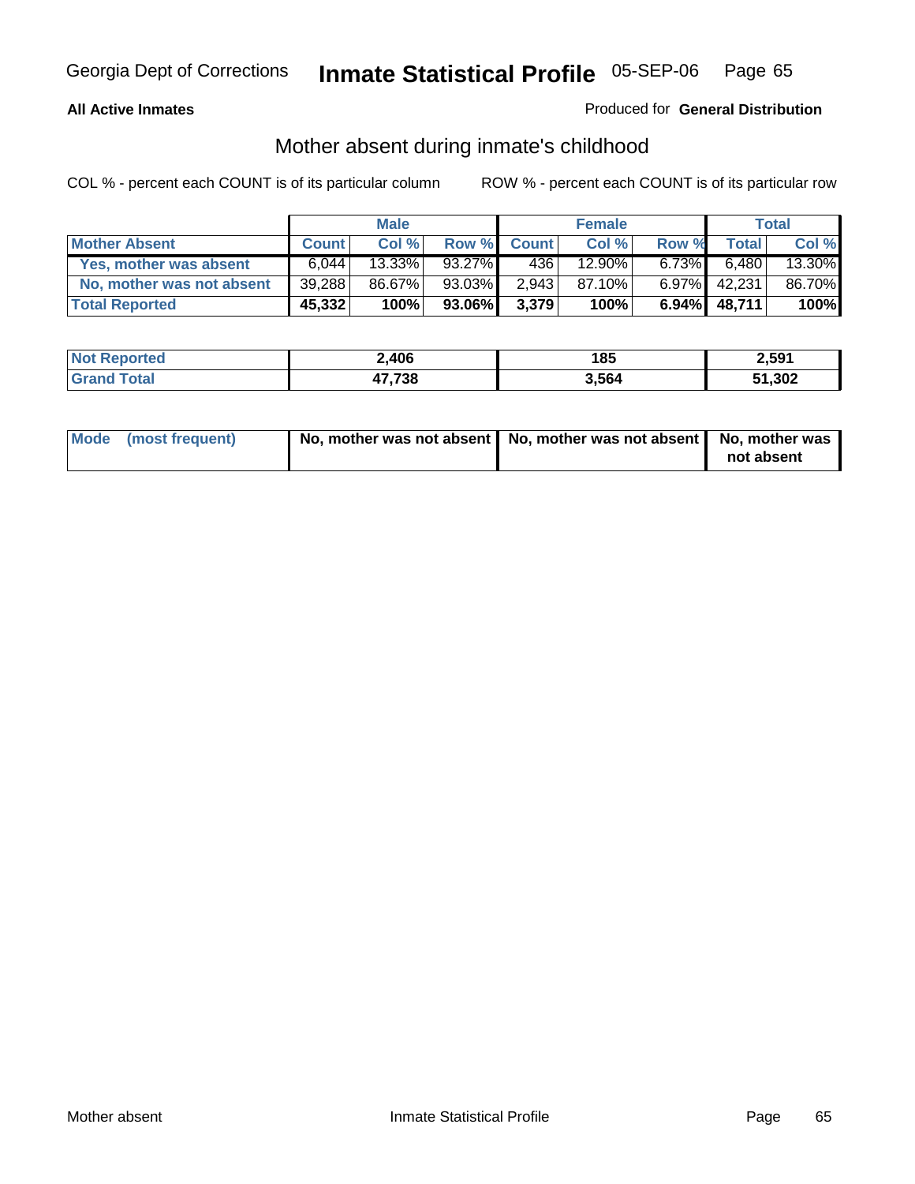Georgia Dept of Corrections **Inmate Statistical Profile** 05-SEP-06

**All Active Inmates**

Produced for **General Distribution**

## Mother absent during inmate's childhood

COL % - percent each COUNT is of its particular column    ROW % - percent each COUNT is of its particular row

| | Male | | | Female | | | Total | |
|---|---|---|---|---|---|---|---|---|
| **Mother Absent** | **Count** | **Col %** | **Row %** | **Count** | **Col %** | **Row %** | **Total** | **Col %** |
| **Yes, mother was absent** | 6,044 | 13.33% | 93.27% | 436 | 12.90% | 6.73% | 6,480 | 13.30% |
| **No, mother was not absent** | 39,288 | 86.67% | 93.03% | 2,943 | 87.10% | 6.97% | 42,231 | 86.70% |
| **Total Reported** | **45,332** | **100%** | **93.06%** | **3,379** | **100%** | **6.94%** | **48,711** | **100%** |

| | Male | Female | Total |
|---|---|---|---|
| **Not Reported** | **2,406** | **185** | **2,591** |
| **Grand Total** | **47,738** | **3,564** | **51,302** |

| | Male | Female | Total |
|---|---|---|---|
| **Mode (most frequent)** | **No, mother was not absent** | **No, mother was not absent** | **No, mother was not absent** |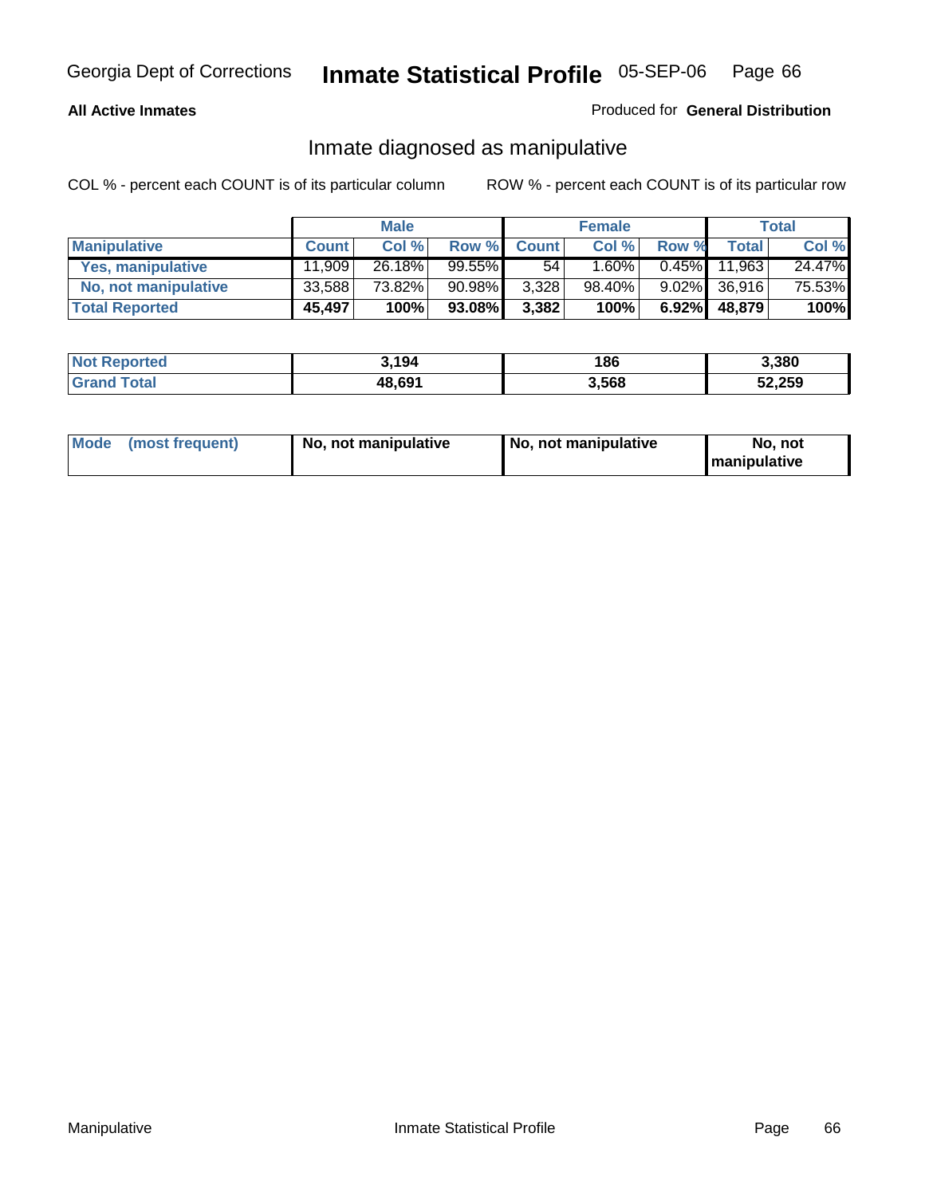**All Active Inmates**

Produced for **General Distribution**

## Inmate diagnosed as manipulative

COL % - percent each COUNT is of its particular column

ROW % - percent each COUNT is of its particular row

| | Male | | | Female | | | Total | |
|---|---|---|---|---|---|---|---|---|
| **Manipulative** | **Count** | **Col %** | **Row %** | **Count** | **Col %** | **Row %** | **Total** | **Col %** |
| **Yes, manipulative** | 11,909 | 26.18% | 99.55% | 54 | 1.60% | 0.45% | 11,963 | 24.47% |
| **No, not manipulative** | 33,588 | 73.82% | 90.98% | 3,328 | 98.40% | 9.02% | 36,916 | 75.53% |
| **Total Reported** | **45,497** | **100%** | **93.08%** | **3,382** | **100%** | **6.92%** | **48,879** | **100%** |

| | Male | Female | Total |
|---|---|---|---|
| **Not Reported** | **3,194** | **186** | **3,380** |
| **Grand Total** | **48,691** | **3,568** | **52,259** |

| | Male | Female | Total |
|---|---|---|---|
| **Mode (most frequent)** | **No, not manipulative** | **No, not manipulative** | **No, not manipulative** |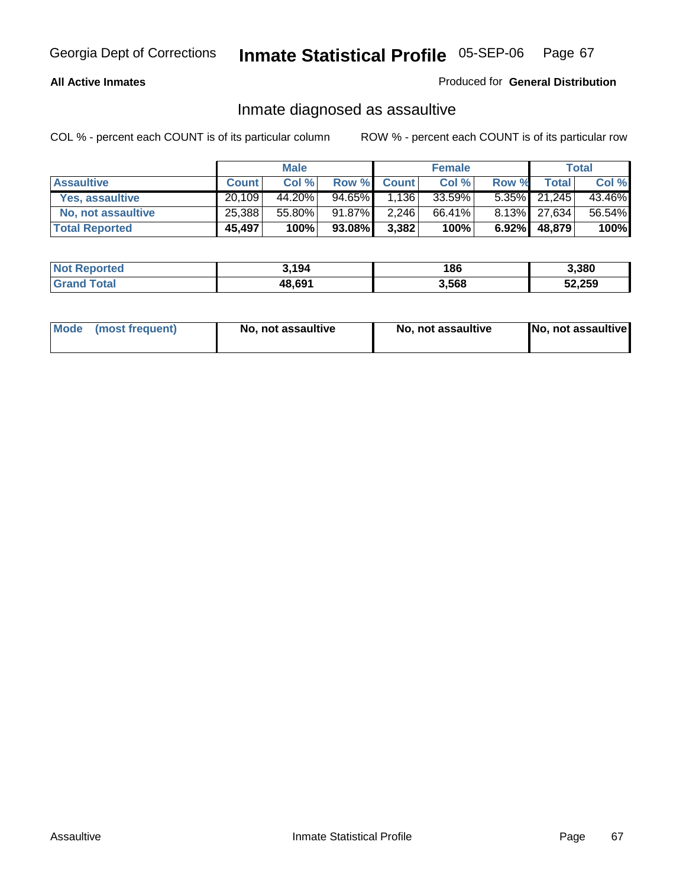Georgia Dept of Corrections **Inmate Statistical Profile** 05-SEP-06

**All Active Inmates** Produced for **General Distribution**

## Inmate diagnosed as assaultive

COL % - percent each COUNT is of its particular column     ROW % - percent each COUNT is of its particular row

| | Male | | | Female | | | Total | |
|---|---|---|---|---|---|---|---|---|
| **Assaultive** | **Count** | **Col %** | **Row %** | **Count** | **Col %** | **Row %** | **Total** | **Col %** |
| **Yes, assaultive** | 20,109 | 44.20% | 94.65% | 1,136 | 33.59% | 5.35% | 21,245 | 43.46% |
| **No, not assaultive** | 25,388 | 55.80% | 91.87% | 2,246 | 66.41% | 8.13% | 27,634 | 56.54% |
| **Total Reported** | **45,497** | **100%** | **93.08%** | **3,382** | **100%** | **6.92%** | **48,879** | **100%** |

| | Male | Female | Total |
|---|---|---|---|
| **Not Reported** | **3,194** | **186** | **3,380** |
| **Grand Total** | **48,691** | **3,568** | **52,259** |

| | Male | Female | Total |
|---|---|---|---|
| **Mode (most frequent)** | **No, not assaultive** | **No, not assaultive** | **No, not assaultive** |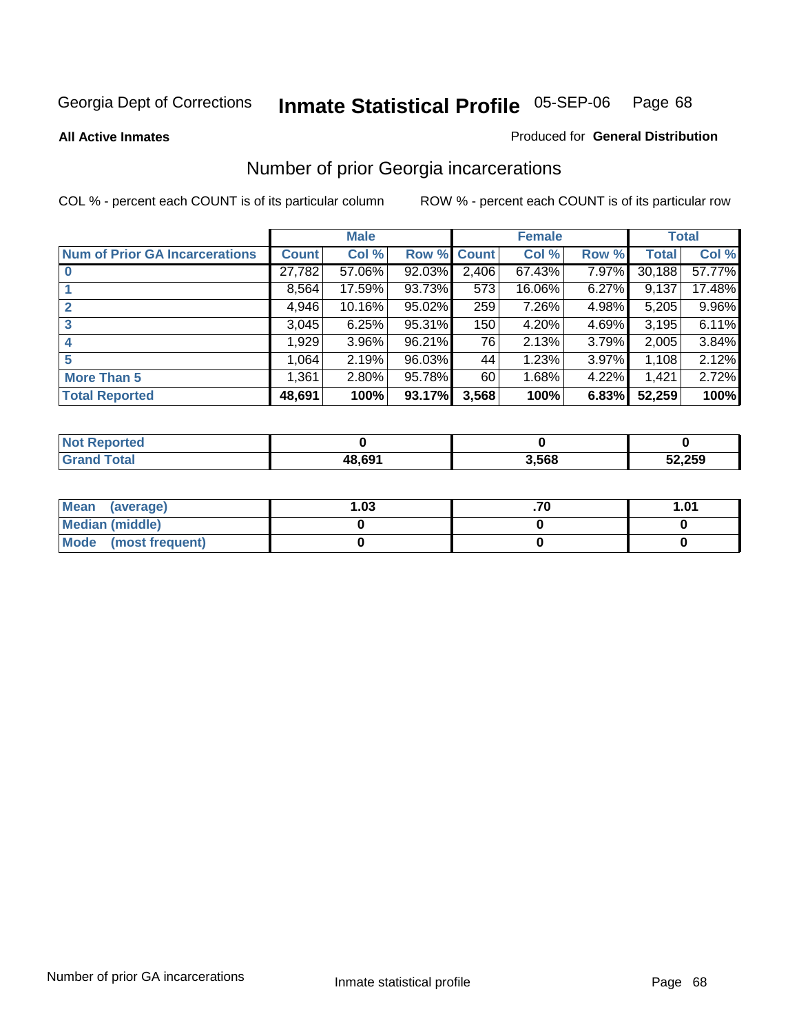Georgia Dept of Corrections **Inmate Statistical Profile** 05-SEP-06

**All Active Inmates**

Produced for **General Distribution**

## Number of prior Georgia incarcerations

COL % - percent each COUNT is of its particular column

ROW % - percent each COUNT is of its particular row

| | Male | | | Female | | | Total | |
|---|---|---|---|---|---|---|---|---|
| **Num of Prior GA Incarcerations** | **Count** | **Col %** | **Row %** | **Count** | **Col %** | **Row %** | **Total** | **Col %** |
| **0** | 27,782 | 57.06% | 92.03% | 2,406 | 67.43% | 7.97% | 30,188 | 57.77% |
| **1** | 8,564 | 17.59% | 93.73% | 573 | 16.06% | 6.27% | 9,137 | 17.48% |
| **2** | 4,946 | 10.16% | 95.02% | 259 | 7.26% | 4.98% | 5,205 | 9.96% |
| **3** | 3,045 | 6.25% | 95.31% | 150 | 4.20% | 4.69% | 3,195 | 6.11% |
| **4** | 1,929 | 3.96% | 96.21% | 76 | 2.13% | 3.79% | 2,005 | 3.84% |
| **5** | 1,064 | 2.19% | 96.03% | 44 | 1.23% | 3.97% | 1,108 | 2.12% |
| **More Than 5** | 1,361 | 2.80% | 95.78% | 60 | 1.68% | 4.22% | 1,421 | 2.72% |
| **Total Reported** | **48,691** | **100%** | **93.17%** | **3,568** | **100%** | **6.83%** | **52,259** | **100%** |

| | Male | Female | Total |
|---|---|---|---|
| **Not Reported** | **0** | **0** | **0** |
| **Grand Total** | **48,691** | **3,568** | **52,259** |

| | Male | Female | Total |
|---|---|---|---|
| **Mean (average)** | **1.03** | **.70** | **1.01** |
| **Median (middle)** | **0** | **0** | **0** |
| **Mode (most frequent)** | **0** | **0** | **0** |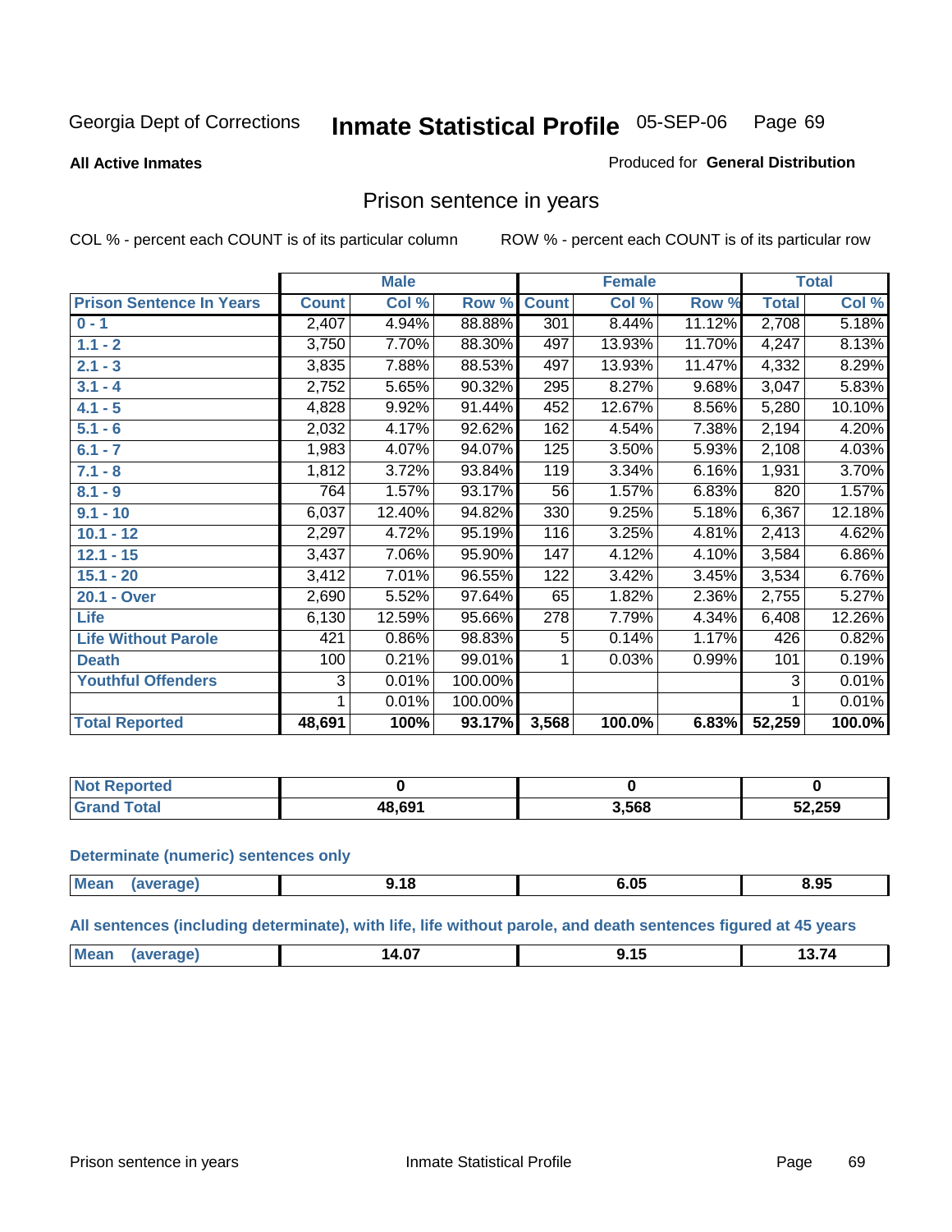Georgia Dept of Corrections **Inmate Statistical Profile** 05-SEP-06 Page 69

**All Active Inmates**

Produced for **General Distribution**

## Prison sentence in years

COL % - percent each COUNT is of its particular column ROW % - percent each COUNT is of its particular row

| | Male | | | Female | | | Total | |
|---|---|---|---|---|---|---|---|---|
| **Prison Sentence In Years** | **Count** | **Col %** | **Row %** | **Count** | **Col %** | **Row %** | **Total** | **Col %** |
| **0 - 1** | 2,407 | 4.94% | 88.88% | 301 | 8.44% | 11.12% | 2,708 | 5.18% |
| **1.1 - 2** | 3,750 | 7.70% | 88.30% | 497 | 13.93% | 11.70% | 4,247 | 8.13% |
| **2.1 - 3** | 3,835 | 7.88% | 88.53% | 497 | 13.93% | 11.47% | 4,332 | 8.29% |
| **3.1 - 4** | 2,752 | 5.65% | 90.32% | 295 | 8.27% | 9.68% | 3,047 | 5.83% |
| **4.1 - 5** | 4,828 | 9.92% | 91.44% | 452 | 12.67% | 8.56% | 5,280 | 10.10% |
| **5.1 - 6** | 2,032 | 4.17% | 92.62% | 162 | 4.54% | 7.38% | 2,194 | 4.20% |
| **6.1 - 7** | 1,983 | 4.07% | 94.07% | 125 | 3.50% | 5.93% | 2,108 | 4.03% |
| **7.1 - 8** | 1,812 | 3.72% | 93.84% | 119 | 3.34% | 6.16% | 1,931 | 3.70% |
| **8.1 - 9** | 764 | 1.57% | 93.17% | 56 | 1.57% | 6.83% | 820 | 1.57% |
| **9.1 - 10** | 6,037 | 12.40% | 94.82% | 330 | 9.25% | 5.18% | 6,367 | 12.18% |
| **10.1 - 12** | 2,297 | 4.72% | 95.19% | 116 | 3.25% | 4.81% | 2,413 | 4.62% |
| **12.1 - 15** | 3,437 | 7.06% | 95.90% | 147 | 4.12% | 4.10% | 3,584 | 6.86% |
| **15.1 - 20** | 3,412 | 7.01% | 96.55% | 122 | 3.42% | 3.45% | 3,534 | 6.76% |
| **20.1 - Over** | 2,690 | 5.52% | 97.64% | 65 | 1.82% | 2.36% | 2,755 | 5.27% |
| **Life** | 6,130 | 12.59% | 95.66% | 278 | 7.79% | 4.34% | 6,408 | 12.26% |
| **Life Without Parole** | 421 | 0.86% | 98.83% | 5 | 0.14% | 1.17% | 426 | 0.82% |
| **Death** | 100 | 0.21% | 99.01% | 1 | 0.03% | 0.99% | 101 | 0.19% |
| **Youthful Offenders** | 3 | 0.01% | 100.00% | | | | 3 | 0.01% |
| | 1 | 0.01% | 100.00% | | | | 1 | 0.01% |
| **Total Reported** | **48,691** | **100%** | **93.17%** | **3,568** | **100.0%** | **6.83%** | **52,259** | **100.0%** |

| | Male | Female | Total |
|---|---|---|---|
| **Not Reported** | **0** | **0** | **0** |
| **Grand Total** | **48,691** | **3,568** | **52,259** |

**Determinate (numeric) sentences only**

| | Male | Female | Total |
|---|---|---|---|
| **Mean (average)** | **9.18** | **6.05** | **8.95** |

**All sentences (including determinate), with life, life without parole, and death sentences figured at 45 years**

| | Male | Female | Total |
|---|---|---|---|
| **Mean (average)** | **14.07** | **9.15** | **13.74** |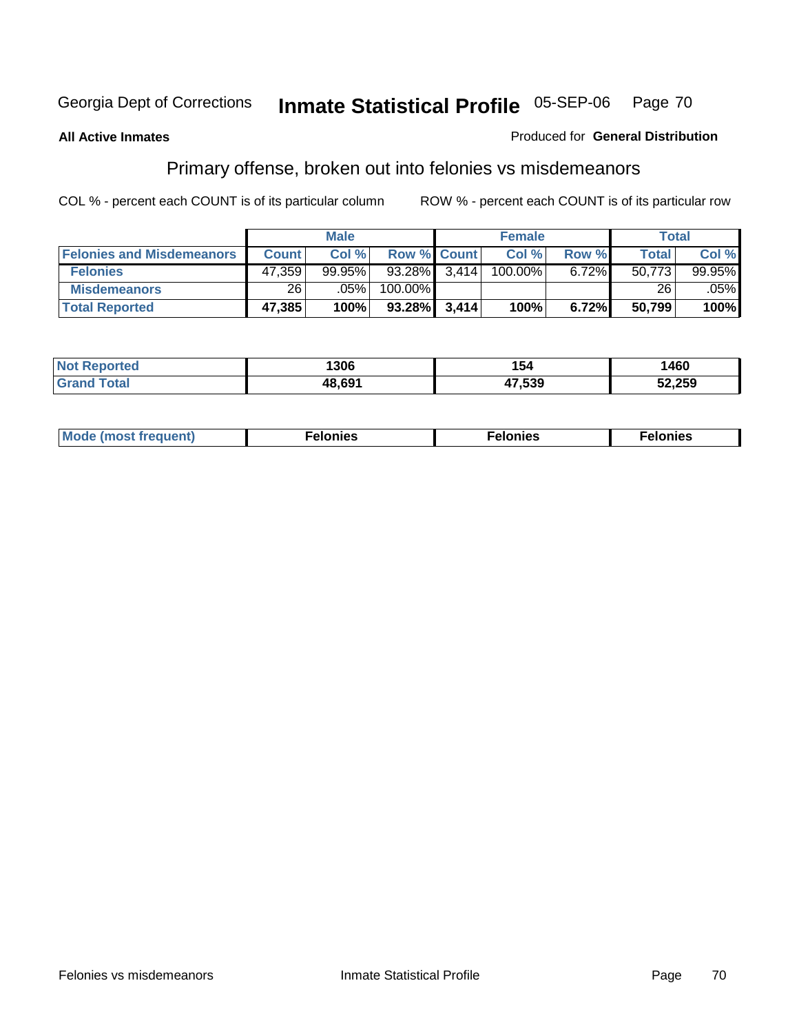Georgia Dept of Corrections **Inmate Statistical Profile** 05-SEP-06

**All Active Inmates**

Produced for **General Distribution**

## Primary offense, broken out into felonies vs misdemeanors

COL % - percent each COUNT is of its particular column    ROW % - percent each COUNT is of its particular row

| | Male | | | Female | | | Total | |
|---|---|---|---|---|---|---|---|---|
| **Felonies and Misdemeanors** | **Count** | **Col %** | **Row %** | **Count** | **Col %** | **Row %** | **Total** | **Col %** |
| **Felonies** | 47,359 | 99.95% | 93.28% | 3,414 | 100.00% | 6.72% | 50,773 | 99.95% |
| **Misdemeanors** | 26 | .05% | 100.00% | | | | 26 | .05% |
| **Total Reported** | **47,385** | **100%** | **93.28%** | **3,414** | **100%** | **6.72%** | **50,799** | **100%** |

| | Male | Female | Total |
|---|---|---|---|
| **Not Reported** | **1306** | **154** | **1460** |
| **Grand Total** | **48,691** | **47,539** | **52,259** |

| | Male | Female | Total |
|---|---|---|---|
| **Mode (most frequent)** | **Felonies** | **Felonies** | **Felonies** |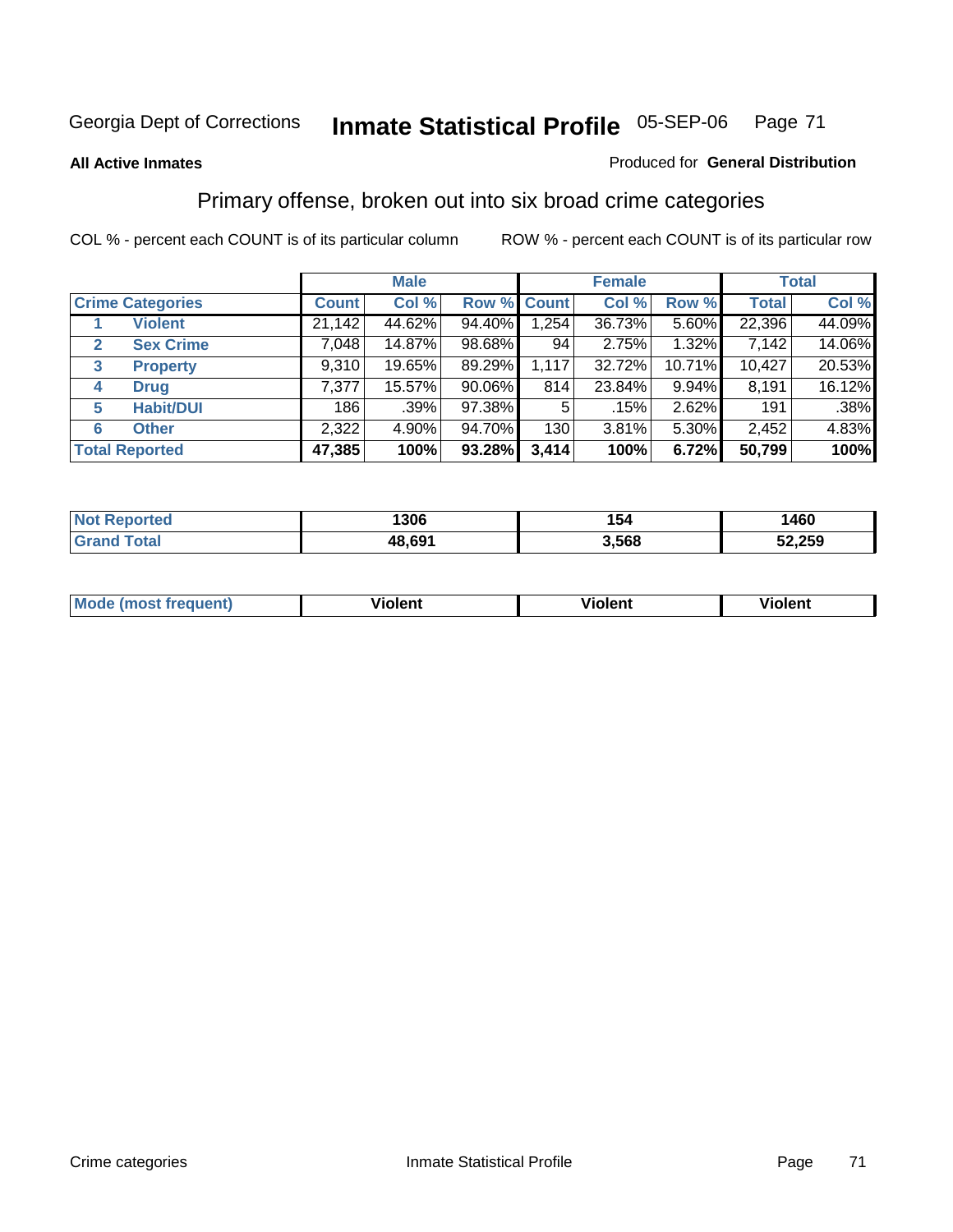Georgia Dept of Corrections **Inmate Statistical Profile** 05-SEP-06

**All Active Inmates**

Produced for **General Distribution**

## Primary offense, broken out into six broad crime categories

COL % - percent each COUNT is of its particular column

ROW % - percent each COUNT is of its particular row

| | | Male | | | Female | | | Total | |
|---|---|---|---|---|---|---|---|---|---|
| Crime Categories | | Count | Col % | Row % | Count | Col % | Row % | Total | Col % |
| 1 | Violent | 21,142 | 44.62% | 94.40% | 1,254 | 36.73% | 5.60% | 22,396 | 44.09% |
| 2 | Sex Crime | 7,048 | 14.87% | 98.68% | 94 | 2.75% | 1.32% | 7,142 | 14.06% |
| 3 | Property | 9,310 | 19.65% | 89.29% | 1,117 | 32.72% | 10.71% | 10,427 | 20.53% |
| 4 | Drug | 7,377 | 15.57% | 90.06% | 814 | 23.84% | 9.94% | 8,191 | 16.12% |
| 5 | Habit/DUI | 186 | .39% | 97.38% | 5 | .15% | 2.62% | 191 | .38% |
| 6 | Other | 2,322 | 4.90% | 94.70% | 130 | 3.81% | 5.30% | 2,452 | 4.83% |
| Total Reported | | **47,385** | **100%** | **93.28%** | **3,414** | **100%** | **6.72%** | **50,799** | **100%** |

| | Male | Female | Total |
|---|---|---|---|
| Not Reported | **1306** | **154** | **1460** |
| Grand Total | **48,691** | **3,568** | **52,259** |

| | Male | Female | Total |
|---|---|---|---|
| Mode (most frequent) | **Violent** | **Violent** | **Violent** |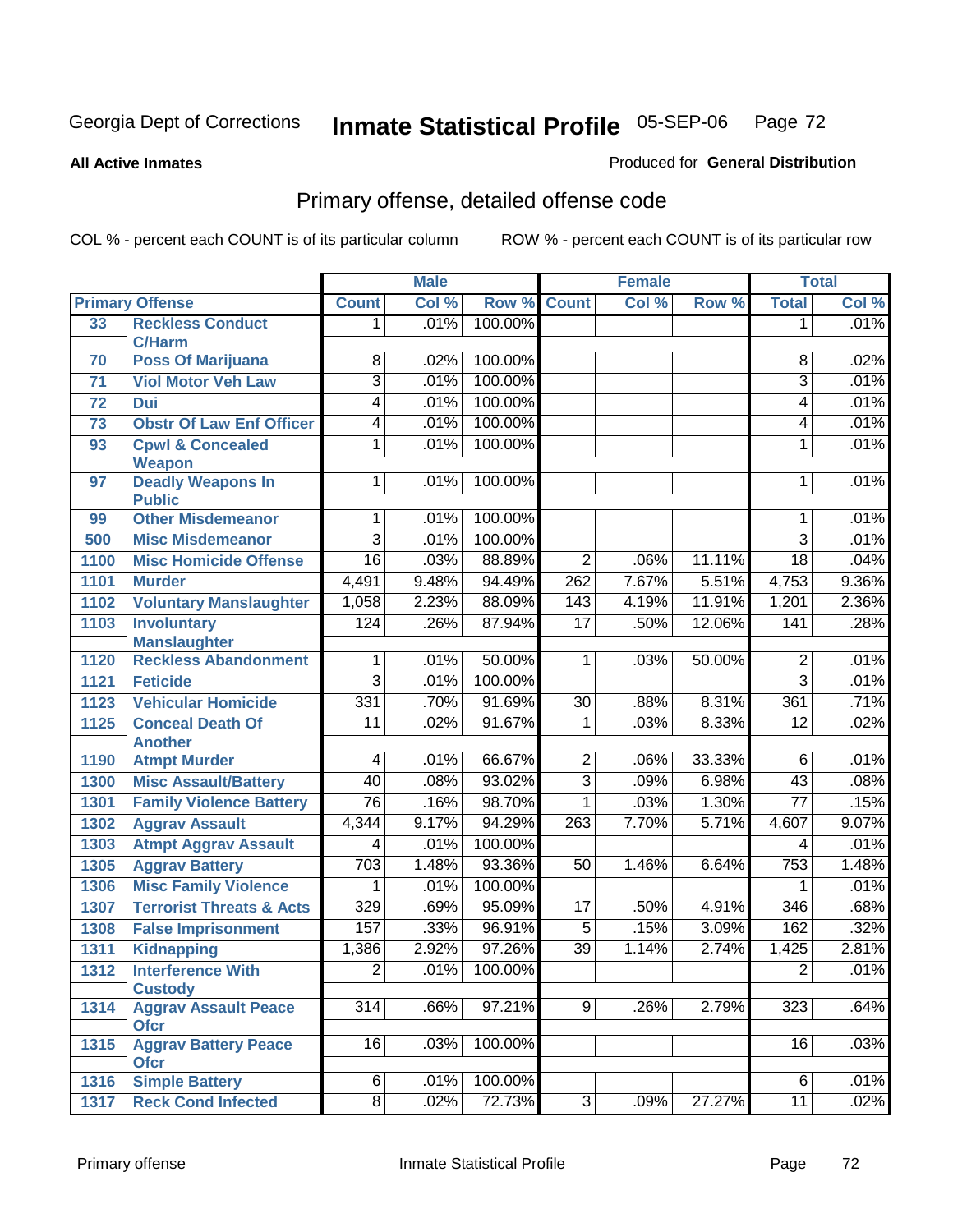Georgia Dept of Corrections **Inmate Statistical Profile** 05-SEP-06

**All Active Inmates**

Produced for **General Distribution**

## Primary offense, detailed offense code

COL % - percent each COUNT is of its particular column    ROW % - percent each COUNT is of its particular row

| Primary Offense | | Male | | | Female | | | Total | |
|---|---|---|---|---|---|---|---|---|---|
| | | Count | Col % | Row % | Count | Col % | Row % | Total | Col % |
| 33 | Reckless Conduct C/Harm | 1 | .01% | 100.00% | | | | 1 | .01% |
| 70 | Poss Of Marijuana | 8 | .02% | 100.00% | | | | 8 | .02% |
| 71 | Viol Motor Veh Law | 3 | .01% | 100.00% | | | | 3 | .01% |
| 72 | Dui | 4 | .01% | 100.00% | | | | 4 | .01% |
| 73 | Obstr Of Law Enf Officer | 4 | .01% | 100.00% | | | | 4 | .01% |
| 93 | Cpwl & Concealed Weapon | 1 | .01% | 100.00% | | | | 1 | .01% |
| 97 | Deadly Weapons In Public | 1 | .01% | 100.00% | | | | 1 | .01% |
| 99 | Other Misdemeanor | 1 | .01% | 100.00% | | | | 1 | .01% |
| 500 | Misc Misdemeanor | 3 | .01% | 100.00% | | | | 3 | .01% |
| 1100 | Misc Homicide Offense | 16 | .03% | 88.89% | 2 | .06% | 11.11% | 18 | .04% |
| 1101 | Murder | 4,491 | 9.48% | 94.49% | 262 | 7.67% | 5.51% | 4,753 | 9.36% |
| 1102 | Voluntary Manslaughter | 1,058 | 2.23% | 88.09% | 143 | 4.19% | 11.91% | 1,201 | 2.36% |
| 1103 | Involuntary Manslaughter | 124 | .26% | 87.94% | 17 | .50% | 12.06% | 141 | .28% |
| 1120 | Reckless Abandonment | 1 | .01% | 50.00% | 1 | .03% | 50.00% | 2 | .01% |
| 1121 | Feticide | 3 | .01% | 100.00% | | | | 3 | .01% |
| 1123 | Vehicular Homicide | 331 | .70% | 91.69% | 30 | .88% | 8.31% | 361 | .71% |
| 1125 | Conceal Death Of Another | 11 | .02% | 91.67% | 1 | .03% | 8.33% | 12 | .02% |
| 1190 | Atmpt Murder | 4 | .01% | 66.67% | 2 | .06% | 33.33% | 6 | .01% |
| 1300 | Misc Assault/Battery | 40 | .08% | 93.02% | 3 | .09% | 6.98% | 43 | .08% |
| 1301 | Family Violence Battery | 76 | .16% | 98.70% | 1 | .03% | 1.30% | 77 | .15% |
| 1302 | Aggrav Assault | 4,344 | 9.17% | 94.29% | 263 | 7.70% | 5.71% | 4,607 | 9.07% |
| 1303 | Atmpt Aggrav Assault | 4 | .01% | 100.00% | | | | 4 | .01% |
| 1305 | Aggrav Battery | 703 | 1.48% | 93.36% | 50 | 1.46% | 6.64% | 753 | 1.48% |
| 1306 | Misc Family Violence | 1 | .01% | 100.00% | | | | 1 | .01% |
| 1307 | Terrorist Threats & Acts | 329 | .69% | 95.09% | 17 | .50% | 4.91% | 346 | .68% |
| 1308 | False Imprisonment | 157 | .33% | 96.91% | 5 | .15% | 3.09% | 162 | .32% |
| 1311 | Kidnapping | 1,386 | 2.92% | 97.26% | 39 | 1.14% | 2.74% | 1,425 | 2.81% |
| 1312 | Interference With Custody | 2 | .01% | 100.00% | | | | 2 | .01% |
| 1314 | Aggrav Assault Peace Ofcr | 314 | .66% | 97.21% | 9 | .26% | 2.79% | 323 | .64% |
| 1315 | Aggrav Battery Peace Ofcr | 16 | .03% | 100.00% | | | | 16 | .03% |
| 1316 | Simple Battery | 6 | .01% | 100.00% | | | | 6 | .01% |
| 1317 | Reck Cond Infected | 8 | .02% | 72.73% | 3 | .09% | 27.27% | 11 | .02% |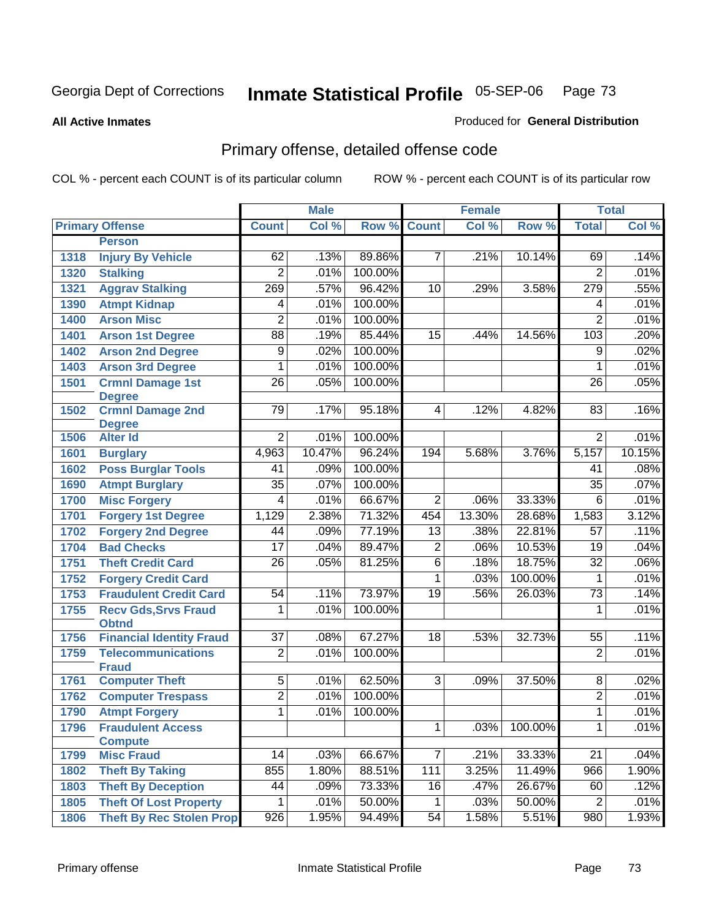Georgia Dept of Corrections **Inmate Statistical Profile** 05-SEP-06

**All Active Inmates**

Produced for **General Distribution**

## Primary offense, detailed offense code

COL % - percent each COUNT is of its particular column ROW % - percent each COUNT is of its particular row

| Primary Offense | | Male | | | Female | | | Total | |
|---|---|---|---|---|---|---|---|---|---|
| | | Count | Col % | Row % | Count | Col % | Row % | Total | Col % |
| | Person | | | | | | | | |
| 1318 | Injury By Vehicle | 62 | .13% | 89.86% | 7 | .21% | 10.14% | 69 | .14% |
| 1320 | Stalking | 2 | .01% | 100.00% | | | | 2 | .01% |
| 1321 | Aggrav Stalking | 269 | .57% | 96.42% | 10 | .29% | 3.58% | 279 | .55% |
| 1390 | Atmpt Kidnap | 4 | .01% | 100.00% | | | | 4 | .01% |
| 1400 | Arson Misc | 2 | .01% | 100.00% | | | | 2 | .01% |
| 1401 | Arson 1st Degree | 88 | .19% | 85.44% | 15 | .44% | 14.56% | 103 | .20% |
| 1402 | Arson 2nd Degree | 9 | .02% | 100.00% | | | | 9 | .02% |
| 1403 | Arson 3rd Degree | 1 | .01% | 100.00% | | | | 1 | .01% |
| 1501 | Crmnl Damage 1st Degree | 26 | .05% | 100.00% | | | | 26 | .05% |
| 1502 | Crmnl Damage 2nd Degree | 79 | .17% | 95.18% | 4 | .12% | 4.82% | 83 | .16% |
| 1506 | Alter Id | 2 | .01% | 100.00% | | | | 2 | .01% |
| 1601 | Burglary | 4,963 | 10.47% | 96.24% | 194 | 5.68% | 3.76% | 5,157 | 10.15% |
| 1602 | Poss Burglar Tools | 41 | .09% | 100.00% | | | | 41 | .08% |
| 1690 | Atmpt Burglary | 35 | .07% | 100.00% | | | | 35 | .07% |
| 1700 | Misc Forgery | 4 | .01% | 66.67% | 2 | .06% | 33.33% | 6 | .01% |
| 1701 | Forgery 1st Degree | 1,129 | 2.38% | 71.32% | 454 | 13.30% | 28.68% | 1,583 | 3.12% |
| 1702 | Forgery 2nd Degree | 44 | .09% | 77.19% | 13 | .38% | 22.81% | 57 | .11% |
| 1704 | Bad Checks | 17 | .04% | 89.47% | 2 | .06% | 10.53% | 19 | .04% |
| 1751 | Theft Credit Card | 26 | .05% | 81.25% | 6 | .18% | 18.75% | 32 | .06% |
| 1752 | Forgery Credit Card | | | | 1 | .03% | 100.00% | 1 | .01% |
| 1753 | Fraudulent Credit Card | 54 | .11% | 73.97% | 19 | .56% | 26.03% | 73 | .14% |
| 1755 | Recv Gds,Srvs Fraud Obtnd | 1 | .01% | 100.00% | | | | 1 | .01% |
| 1756 | Financial Identity Fraud | 37 | .08% | 67.27% | 18 | .53% | 32.73% | 55 | .11% |
| 1759 | Telecommunications Fraud | 2 | .01% | 100.00% | | | | 2 | .01% |
| 1761 | Computer Theft | 5 | .01% | 62.50% | 3 | .09% | 37.50% | 8 | .02% |
| 1762 | Computer Trespass | 2 | .01% | 100.00% | | | | 2 | .01% |
| 1790 | Atmpt Forgery | 1 | .01% | 100.00% | | | | 1 | .01% |
| 1796 | Fraudulent Access Compute | | | | 1 | .03% | 100.00% | 1 | .01% |
| 1799 | Misc Fraud | 14 | .03% | 66.67% | 7 | .21% | 33.33% | 21 | .04% |
| 1802 | Theft By Taking | 855 | 1.80% | 88.51% | 111 | 3.25% | 11.49% | 966 | 1.90% |
| 1803 | Theft By Deception | 44 | .09% | 73.33% | 16 | .47% | 26.67% | 60 | .12% |
| 1805 | Theft Of Lost Property | 1 | .01% | 50.00% | 1 | .03% | 50.00% | 2 | .01% |
| 1806 | Theft By Rec Stolen Prop | 926 | 1.95% | 94.49% | 54 | 1.58% | 5.51% | 980 | 1.93% |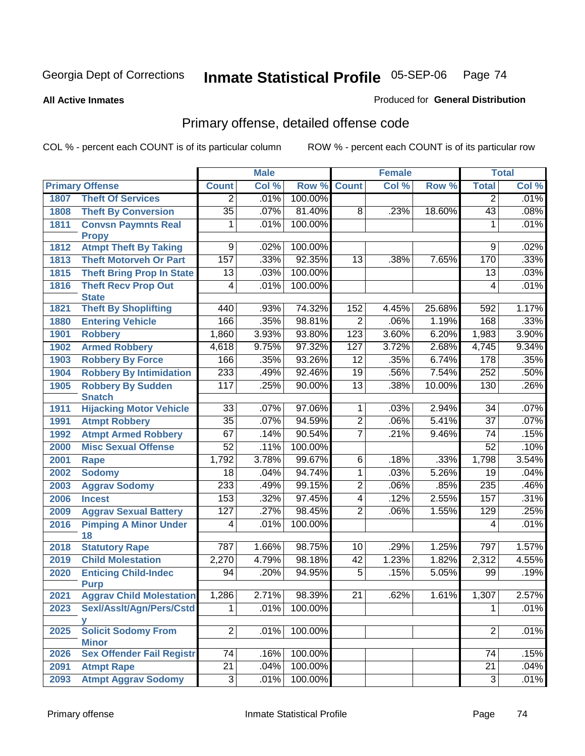Georgia Dept of Corrections **Inmate Statistical Profile** 05-SEP-06

**All Active Inmates**

Produced for **General Distribution**

## Primary offense, detailed offense code

COL % - percent each COUNT is of its particular column    ROW % - percent each COUNT is of its particular row

| Primary Offense | | Male | | | Female | | | Total | |
|---|---|---|---|---|---|---|---|---|---|
| | | Count | Col % | Row % | Count | Col % | Row % | Total | Col % |
| 1807 | Theft Of Services | 2 | .01% | 100.00% | | | | 2 | .01% |
| 1808 | Theft By Conversion | 35 | .07% | 81.40% | 8 | .23% | 18.60% | 43 | .08% |
| 1811 | Convsn Paymnts Real Propy | 1 | .01% | 100.00% | | | | 1 | .01% |
| 1812 | Atmpt Theft By Taking | 9 | .02% | 100.00% | | | | 9 | .02% |
| 1813 | Theft Motorveh Or Part | 157 | .33% | 92.35% | 13 | .38% | 7.65% | 170 | .33% |
| 1815 | Theft Bring Prop In State | 13 | .03% | 100.00% | | | | 13 | .03% |
| 1816 | Theft Recv Prop Out State | 4 | .01% | 100.00% | | | | 4 | .01% |
| 1821 | Theft By Shoplifting | 440 | .93% | 74.32% | 152 | 4.45% | 25.68% | 592 | 1.17% |
| 1880 | Entering Vehicle | 166 | .35% | 98.81% | 2 | .06% | 1.19% | 168 | .33% |
| 1901 | Robbery | 1,860 | 3.93% | 93.80% | 123 | 3.60% | 6.20% | 1,983 | 3.90% |
| 1902 | Armed Robbery | 4,618 | 9.75% | 97.32% | 127 | 3.72% | 2.68% | 4,745 | 9.34% |
| 1903 | Robbery By Force | 166 | .35% | 93.26% | 12 | .35% | 6.74% | 178 | .35% |
| 1904 | Robbery By Intimidation | 233 | .49% | 92.46% | 19 | .56% | 7.54% | 252 | .50% |
| 1905 | Robbery By Sudden Snatch | 117 | .25% | 90.00% | 13 | .38% | 10.00% | 130 | .26% |
| 1911 | Hijacking Motor Vehicle | 33 | .07% | 97.06% | 1 | .03% | 2.94% | 34 | .07% |
| 1991 | Atmpt Robbery | 35 | .07% | 94.59% | 2 | .06% | 5.41% | 37 | .07% |
| 1992 | Atmpt Armed Robbery | 67 | .14% | 90.54% | 7 | .21% | 9.46% | 74 | .15% |
| 2000 | Misc Sexual Offense | 52 | .11% | 100.00% | | | | 52 | .10% |
| 2001 | Rape | 1,792 | 3.78% | 99.67% | 6 | .18% | .33% | 1,798 | 3.54% |
| 2002 | Sodomy | 18 | .04% | 94.74% | 1 | .03% | 5.26% | 19 | .04% |
| 2003 | Aggrav Sodomy | 233 | .49% | 99.15% | 2 | .06% | .85% | 235 | .46% |
| 2006 | Incest | 153 | .32% | 97.45% | 4 | .12% | 2.55% | 157 | .31% |
| 2009 | Aggrav Sexual Battery | 127 | .27% | 98.45% | 2 | .06% | 1.55% | 129 | .25% |
| 2016 | Pimping A Minor Under 18 | 4 | .01% | 100.00% | | | | 4 | .01% |
| 2018 | Statutory Rape | 787 | 1.66% | 98.75% | 10 | .29% | 1.25% | 797 | 1.57% |
| 2019 | Child Molestation | 2,270 | 4.79% | 98.18% | 42 | 1.23% | 1.82% | 2,312 | 4.55% |
| 2020 | Enticing Child-Indec Purp | 94 | .20% | 94.95% | 5 | .15% | 5.05% | 99 | .19% |
| 2021 | Aggrav Child Molestation | 1,286 | 2.71% | 98.39% | 21 | .62% | 1.61% | 1,307 | 2.57% |
| 2023 | Sexl/Asslt/Agn/Pers/Cstdy | 1 | .01% | 100.00% | | | | 1 | .01% |
| 2025 | Solicit Sodomy From Minor | 2 | .01% | 100.00% | | | | 2 | .01% |
| 2026 | Sex Offender Fail Registr | 74 | .16% | 100.00% | | | | 74 | .15% |
| 2091 | Atmpt Rape | 21 | .04% | 100.00% | | | | 21 | .04% |
| 2093 | Atmpt Aggrav Sodomy | 3 | .01% | 100.00% | | | | 3 | .01% |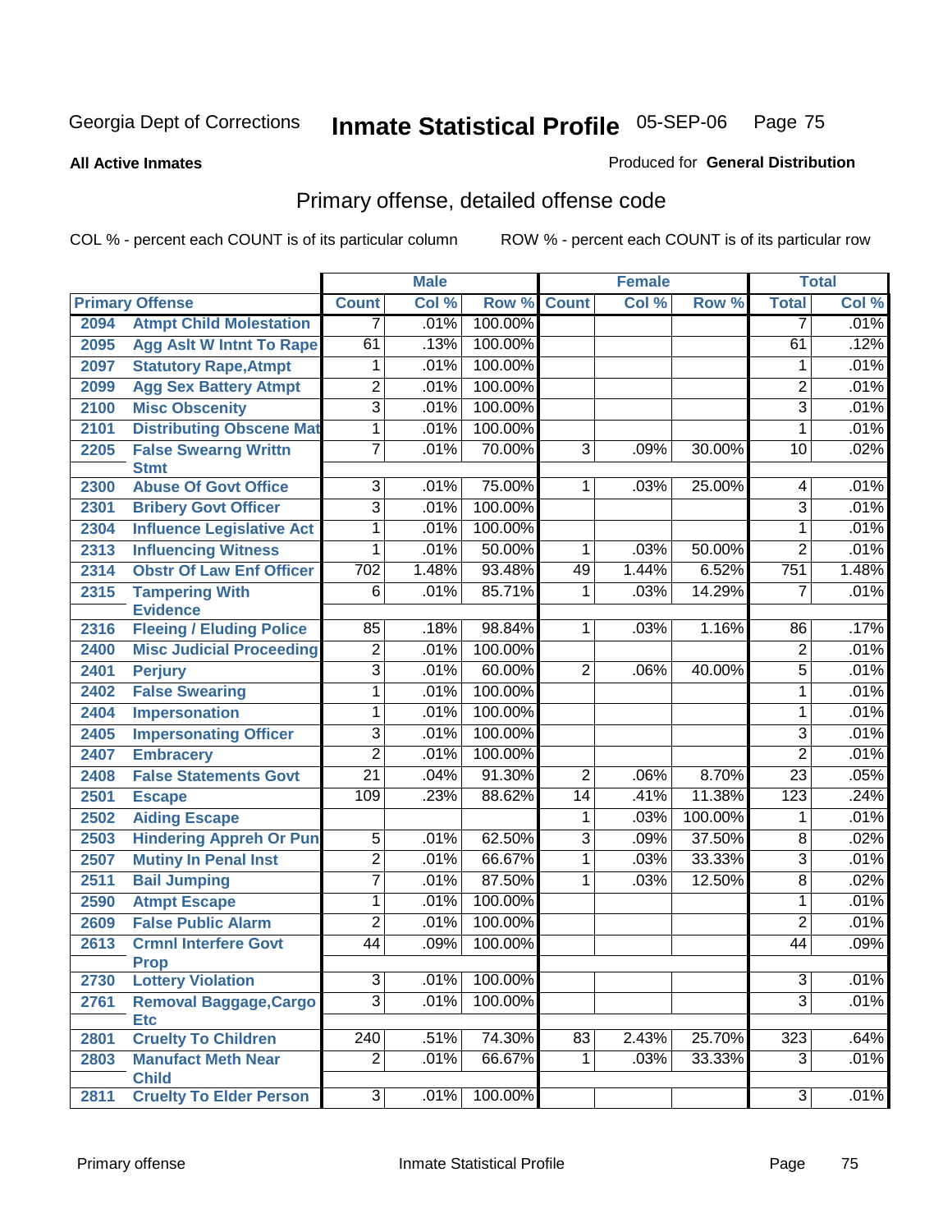Georgia Dept of Corrections

# Inmate Statistical Profile 05-SEP-06

**All Active Inmates**

Produced for **General Distribution**

## Primary offense, detailed offense code

COL % - percent each COUNT is of its particular column    ROW % - percent each COUNT is of its particular row

| Primary Offense | | Male | | | Female | | | Total | |
|---|---|---|---|---|---|---|---|---|---|
| | | Count | Col % | Row % | Count | Col % | Row % | Total | Col % |
| 2094 | Atmpt Child Molestation | 7 | .01% | 100.00% | | | | 7 | .01% |
| 2095 | Agg Aslt W Intnt To Rape | 61 | .13% | 100.00% | | | | 61 | .12% |
| 2097 | Statutory Rape,Atmpt | 1 | .01% | 100.00% | | | | 1 | .01% |
| 2099 | Agg Sex Battery Atmpt | 2 | .01% | 100.00% | | | | 2 | .01% |
| 2100 | Misc Obscenity | 3 | .01% | 100.00% | | | | 3 | .01% |
| 2101 | Distributing Obscene Mat | 1 | .01% | 100.00% | | | | 1 | .01% |
| 2205 | False Swearng Writtn Stmt | 7 | .01% | 70.00% | 3 | .09% | 30.00% | 10 | .02% |
| 2300 | Abuse Of Govt Office | 3 | .01% | 75.00% | 1 | .03% | 25.00% | 4 | .01% |
| 2301 | Bribery Govt Officer | 3 | .01% | 100.00% | | | | 3 | .01% |
| 2304 | Influence Legislative Act | 1 | .01% | 100.00% | | | | 1 | .01% |
| 2313 | Influencing Witness | 1 | .01% | 50.00% | 1 | .03% | 50.00% | 2 | .01% |
| 2314 | Obstr Of Law Enf Officer | 702 | 1.48% | 93.48% | 49 | 1.44% | 6.52% | 751 | 1.48% |
| 2315 | Tampering With Evidence | 6 | .01% | 85.71% | 1 | .03% | 14.29% | 7 | .01% |
| 2316 | Fleeing / Eluding Police | 85 | .18% | 98.84% | 1 | .03% | 1.16% | 86 | .17% |
| 2400 | Misc Judicial Proceeding | 2 | .01% | 100.00% | | | | 2 | .01% |
| 2401 | Perjury | 3 | .01% | 60.00% | 2 | .06% | 40.00% | 5 | .01% |
| 2402 | False Swearing | 1 | .01% | 100.00% | | | | 1 | .01% |
| 2404 | Impersonation | 1 | .01% | 100.00% | | | | 1 | .01% |
| 2405 | Impersonating Officer | 3 | .01% | 100.00% | | | | 3 | .01% |
| 2407 | Embracery | 2 | .01% | 100.00% | | | | 2 | .01% |
| 2408 | False Statements Govt | 21 | .04% | 91.30% | 2 | .06% | 8.70% | 23 | .05% |
| 2501 | Escape | 109 | .23% | 88.62% | 14 | .41% | 11.38% | 123 | .24% |
| 2502 | Aiding Escape | | | | 1 | .03% | 100.00% | 1 | .01% |
| 2503 | Hindering Appreh Or Pun | 5 | .01% | 62.50% | 3 | .09% | 37.50% | 8 | .02% |
| 2507 | Mutiny In Penal Inst | 2 | .01% | 66.67% | 1 | .03% | 33.33% | 3 | .01% |
| 2511 | Bail Jumping | 7 | .01% | 87.50% | 1 | .03% | 12.50% | 8 | .02% |
| 2590 | Atmpt Escape | 1 | .01% | 100.00% | | | | 1 | .01% |
| 2609 | False Public Alarm | 2 | .01% | 100.00% | | | | 2 | .01% |
| 2613 | Crmnl Interfere Govt Prop | 44 | .09% | 100.00% | | | | 44 | .09% |
| 2730 | Lottery Violation | 3 | .01% | 100.00% | | | | 3 | .01% |
| 2761 | Removal Baggage,Cargo Etc | 3 | .01% | 100.00% | | | | 3 | .01% |
| 2801 | Cruelty To Children | 240 | .51% | 74.30% | 83 | 2.43% | 25.70% | 323 | .64% |
| 2803 | Manufact Meth Near Child | 2 | .01% | 66.67% | 1 | .03% | 33.33% | 3 | .01% |
| 2811 | Cruelty To Elder Person | 3 | .01% | 100.00% | | | | 3 | .01% |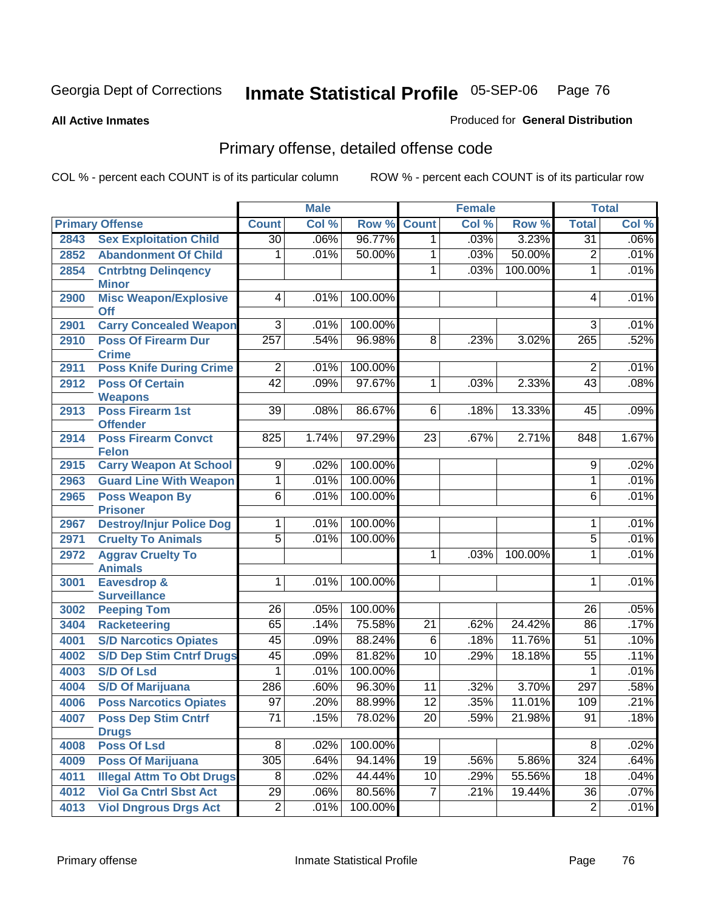Georgia Dept of Corrections **Inmate Statistical Profile** 05-SEP-06

**All Active Inmates**

Produced for **General Distribution**

## Primary offense, detailed offense code

COL % - percent each COUNT is of its particular column

ROW % - percent each COUNT is of its particular row

| Primary Offense | | Male | | | Female | | | Total | |
|---|---|---|---|---|---|---|---|---|---|
| | | Count | Col % | Row % | Count | Col % | Row % | Total | Col % |
| 2843 | Sex Exploitation Child | 30 | .06% | 96.77% | 1 | .03% | 3.23% | 31 | .06% |
| 2852 | Abandonment Of Child | 1 | .01% | 50.00% | 1 | .03% | 50.00% | 2 | .01% |
| 2854 | Cntrbtng Delinqency Minor | | | | 1 | .03% | 100.00% | 1 | .01% |
| 2900 | Misc Weapon/Explosive Off | 4 | .01% | 100.00% | | | | 4 | .01% |
| 2901 | Carry Concealed Weapon | 3 | .01% | 100.00% | | | | 3 | .01% |
| 2910 | Poss Of Firearm Dur Crime | 257 | .54% | 96.98% | 8 | .23% | 3.02% | 265 | .52% |
| 2911 | Poss Knife During Crime | 2 | .01% | 100.00% | | | | 2 | .01% |
| 2912 | Poss Of Certain Weapons | 42 | .09% | 97.67% | 1 | .03% | 2.33% | 43 | .08% |
| 2913 | Poss Firearm 1st Offender | 39 | .08% | 86.67% | 6 | .18% | 13.33% | 45 | .09% |
| 2914 | Poss Firearm Convct Felon | 825 | 1.74% | 97.29% | 23 | .67% | 2.71% | 848 | 1.67% |
| 2915 | Carry Weapon At School | 9 | .02% | 100.00% | | | | 9 | .02% |
| 2963 | Guard Line With Weapon | 1 | .01% | 100.00% | | | | 1 | .01% |
| 2965 | Poss Weapon By Prisoner | 6 | .01% | 100.00% | | | | 6 | .01% |
| 2967 | Destroy/Injur Police Dog | 1 | .01% | 100.00% | | | | 1 | .01% |
| 2971 | Cruelty To Animals | 5 | .01% | 100.00% | | | | 5 | .01% |
| 2972 | Aggrav Cruelty To Animals | | | | 1 | .03% | 100.00% | 1 | .01% |
| 3001 | Eavesdrop & Surveillance | 1 | .01% | 100.00% | | | | 1 | .01% |
| 3002 | Peeping Tom | 26 | .05% | 100.00% | | | | 26 | .05% |
| 3404 | Racketeering | 65 | .14% | 75.58% | 21 | .62% | 24.42% | 86 | .17% |
| 4001 | S/D Narcotics Opiates | 45 | .09% | 88.24% | 6 | .18% | 11.76% | 51 | .10% |
| 4002 | S/D Dep Stim Cntrf Drugs | 45 | .09% | 81.82% | 10 | .29% | 18.18% | 55 | .11% |
| 4003 | S/D Of Lsd | 1 | .01% | 100.00% | | | | 1 | .01% |
| 4004 | S/D Of Marijuana | 286 | .60% | 96.30% | 11 | .32% | 3.70% | 297 | .58% |
| 4006 | Poss Narcotics Opiates | 97 | .20% | 88.99% | 12 | .35% | 11.01% | 109 | .21% |
| 4007 | Poss Dep Stim Cntrf Drugs | 71 | .15% | 78.02% | 20 | .59% | 21.98% | 91 | .18% |
| 4008 | Poss Of Lsd | 8 | .02% | 100.00% | | | | 8 | .02% |
| 4009 | Poss Of Marijuana | 305 | .64% | 94.14% | 19 | .56% | 5.86% | 324 | .64% |
| 4011 | Illegal Attm To Obt Drugs | 8 | .02% | 44.44% | 10 | .29% | 55.56% | 18 | .04% |
| 4012 | Viol Ga Cntrl Sbst Act | 29 | .06% | 80.56% | 7 | .21% | 19.44% | 36 | .07% |
| 4013 | Viol Dngrous Drgs Act | 2 | .01% | 100.00% | | | | 2 | .01% |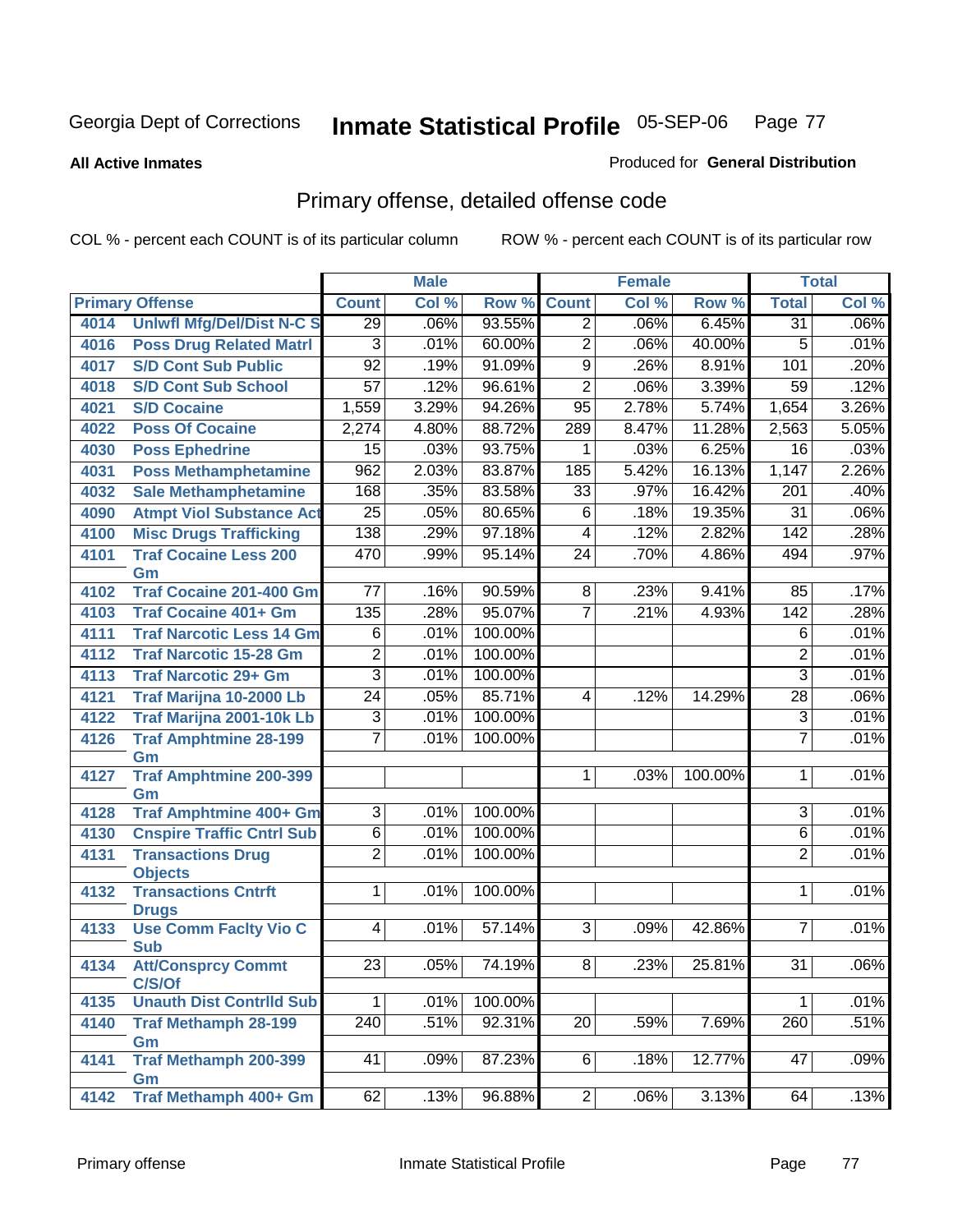Georgia Dept of Corrections **Inmate Statistical Profile** 05-SEP-06

**All Active Inmates** Produced for **General Distribution**

## Primary offense, detailed offense code

COL % - percent each COUNT is of its particular column ROW % - percent each COUNT is of its particular row

| Primary Offense | | Male | | | Female | | | Total | |
|---|---|---|---|---|---|---|---|---|---|
| | | Count | Col % | Row % | Count | Col % | Row % | Total | Col % |
| 4014 | Unlwfl Mfg/Del/Dist N-C S | 29 | .06% | 93.55% | 2 | .06% | 6.45% | 31 | .06% |
| 4016 | Poss Drug Related Matrl | 3 | .01% | 60.00% | 2 | .06% | 40.00% | 5 | .01% |
| 4017 | S/D Cont Sub Public | 92 | .19% | 91.09% | 9 | .26% | 8.91% | 101 | .20% |
| 4018 | S/D Cont Sub School | 57 | .12% | 96.61% | 2 | .06% | 3.39% | 59 | .12% |
| 4021 | S/D Cocaine | 1,559 | 3.29% | 94.26% | 95 | 2.78% | 5.74% | 1,654 | 3.26% |
| 4022 | Poss Of Cocaine | 2,274 | 4.80% | 88.72% | 289 | 8.47% | 11.28% | 2,563 | 5.05% |
| 4030 | Poss Ephedrine | 15 | .03% | 93.75% | 1 | .03% | 6.25% | 16 | .03% |
| 4031 | Poss Methamphetamine | 962 | 2.03% | 83.87% | 185 | 5.42% | 16.13% | 1,147 | 2.26% |
| 4032 | Sale Methamphetamine | 168 | .35% | 83.58% | 33 | .97% | 16.42% | 201 | .40% |
| 4090 | Atmpt Viol Substance Act | 25 | .05% | 80.65% | 6 | .18% | 19.35% | 31 | .06% |
| 4100 | Misc Drugs Trafficking | 138 | .29% | 97.18% | 4 | .12% | 2.82% | 142 | .28% |
| 4101 | Traf Cocaine Less 200 Gm | 470 | .99% | 95.14% | 24 | .70% | 4.86% | 494 | .97% |
| 4102 | Traf Cocaine 201-400 Gm | 77 | .16% | 90.59% | 8 | .23% | 9.41% | 85 | .17% |
| 4103 | Traf Cocaine 401+ Gm | 135 | .28% | 95.07% | 7 | .21% | 4.93% | 142 | .28% |
| 4111 | Traf Narcotic Less 14 Gm | 6 | .01% | 100.00% | | | | 6 | .01% |
| 4112 | Traf Narcotic 15-28 Gm | 2 | .01% | 100.00% | | | | 2 | .01% |
| 4113 | Traf Narcotic 29+ Gm | 3 | .01% | 100.00% | | | | 3 | .01% |
| 4121 | Traf Marijna 10-2000 Lb | 24 | .05% | 85.71% | 4 | .12% | 14.29% | 28 | .06% |
| 4122 | Traf Marijna 2001-10k Lb | 3 | .01% | 100.00% | | | | 3 | .01% |
| 4126 | Traf Amphtmine 28-199 Gm | 7 | .01% | 100.00% | | | | 7 | .01% |
| 4127 | Traf Amphtmine 200-399 Gm | | | | 1 | .03% | 100.00% | 1 | .01% |
| 4128 | Traf Amphtmine 400+ Gm | 3 | .01% | 100.00% | | | | 3 | .01% |
| 4130 | Cnspire Traffic Cntrl Sub | 6 | .01% | 100.00% | | | | 6 | .01% |
| 4131 | Transactions Drug Objects | 2 | .01% | 100.00% | | | | 2 | .01% |
| 4132 | Transactions Cntrft Drugs | 1 | .01% | 100.00% | | | | 1 | .01% |
| 4133 | Use Comm Faclty Vio C Sub | 4 | .01% | 57.14% | 3 | .09% | 42.86% | 7 | .01% |
| 4134 | Att/Consprcy Commt C/S/Of | 23 | .05% | 74.19% | 8 | .23% | 25.81% | 31 | .06% |
| 4135 | Unauth Dist Contrlld Sub | 1 | .01% | 100.00% | | | | 1 | .01% |
| 4140 | Traf Methamph 28-199 Gm | 240 | .51% | 92.31% | 20 | .59% | 7.69% | 260 | .51% |
| 4141 | Traf Methamph 200-399 Gm | 41 | .09% | 87.23% | 6 | .18% | 12.77% | 47 | .09% |
| 4142 | Traf Methamph 400+ Gm | 62 | .13% | 96.88% | 2 | .06% | 3.13% | 64 | .13% |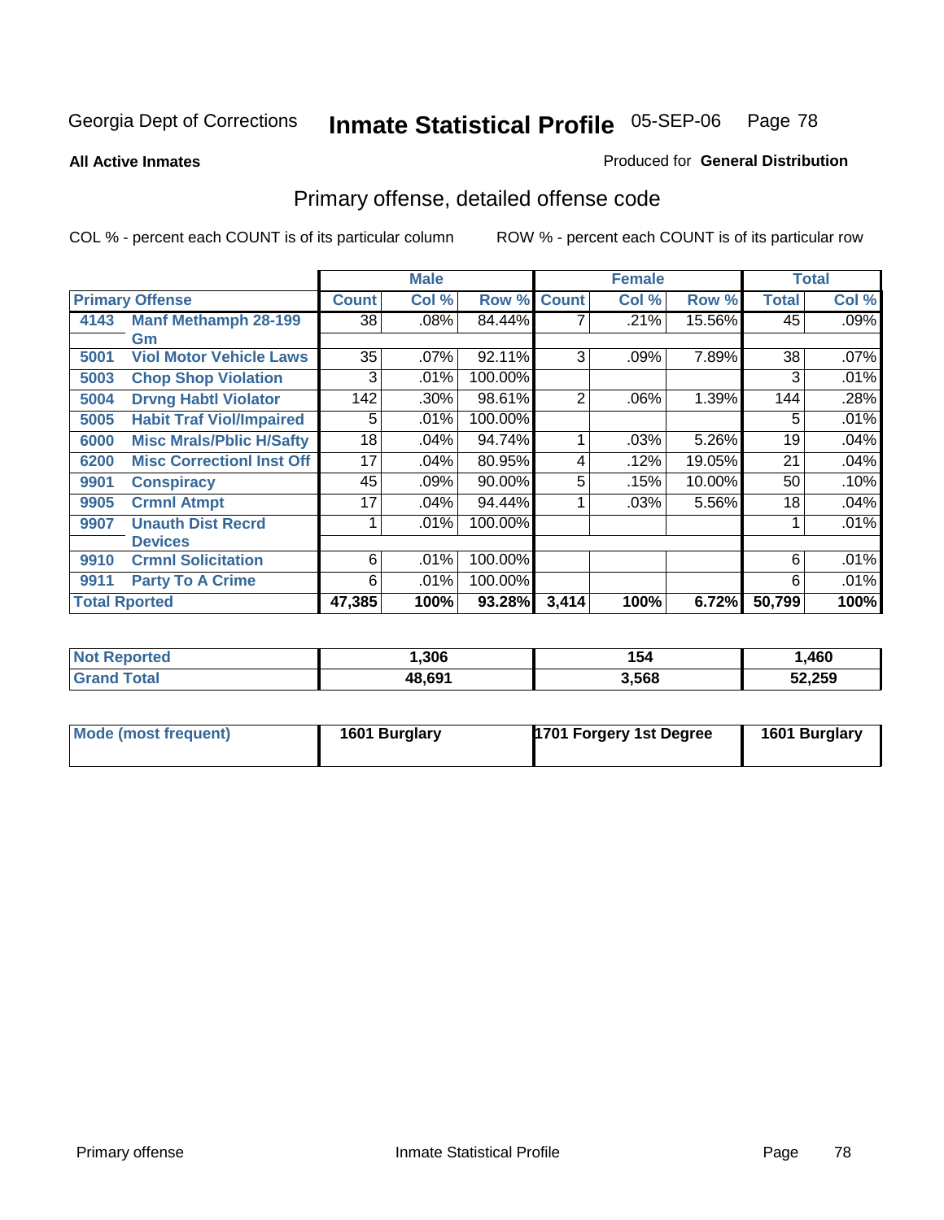Georgia Dept of Corrections **Inmate Statistical Profile** 05-SEP-06

**All Active Inmates**

Produced for **General Distribution**

## Primary offense, detailed offense code

COL % - percent each COUNT is of its particular column

ROW % - percent each COUNT is of its particular row

| Primary Offense | | Male | | | Female | | | Total | |
|---|---|---|---|---|---|---|---|---|---|
| | | Count | Col % | Row % | Count | Col % | Row % | Total | Col % |
| 4143 | Manf Methamph 28-199 Gm | 38 | .08% | 84.44% | 7 | .21% | 15.56% | 45 | .09% |
| 5001 | Viol Motor Vehicle Laws | 35 | .07% | 92.11% | 3 | .09% | 7.89% | 38 | .07% |
| 5003 | Chop Shop Violation | 3 | .01% | 100.00% | | | | 3 | .01% |
| 5004 | Drvng Habtl Violator | 142 | .30% | 98.61% | 2 | .06% | 1.39% | 144 | .28% |
| 5005 | Habit Traf Viol/Impaired | 5 | .01% | 100.00% | | | | 5 | .01% |
| 6000 | Misc Mrals/Pblic H/Safty | 18 | .04% | 94.74% | 1 | .03% | 5.26% | 19 | .04% |
| 6200 | Misc Correctionl Inst Off | 17 | .04% | 80.95% | 4 | .12% | 19.05% | 21 | .04% |
| 9901 | Conspiracy | 45 | .09% | 90.00% | 5 | .15% | 10.00% | 50 | .10% |
| 9905 | Crmnl Atmpt | 17 | .04% | 94.44% | 1 | .03% | 5.56% | 18 | .04% |
| 9907 | Unauth Dist Recrd Devices | 1 | .01% | 100.00% | | | | 1 | .01% |
| 9910 | Crmnl Solicitation | 6 | .01% | 100.00% | | | | 6 | .01% |
| 9911 | Party To A Crime | 6 | .01% | 100.00% | | | | 6 | .01% |
| **Total Rported** | | **47,385** | **100%** | **93.28%** | **3,414** | **100%** | **6.72%** | **50,799** | **100%** |

| | Male | Female | Total |
|---|---|---|---|
| Not Reported | 1,306 | 154 | 1,460 |
| Grand Total | 48,691 | 3,568 | 52,259 |

| | Male | Female | Total |
|---|---|---|---|
| Mode (most frequent) | 1601 Burglary | 1701 Forgery 1st Degree | 1601 Burglary |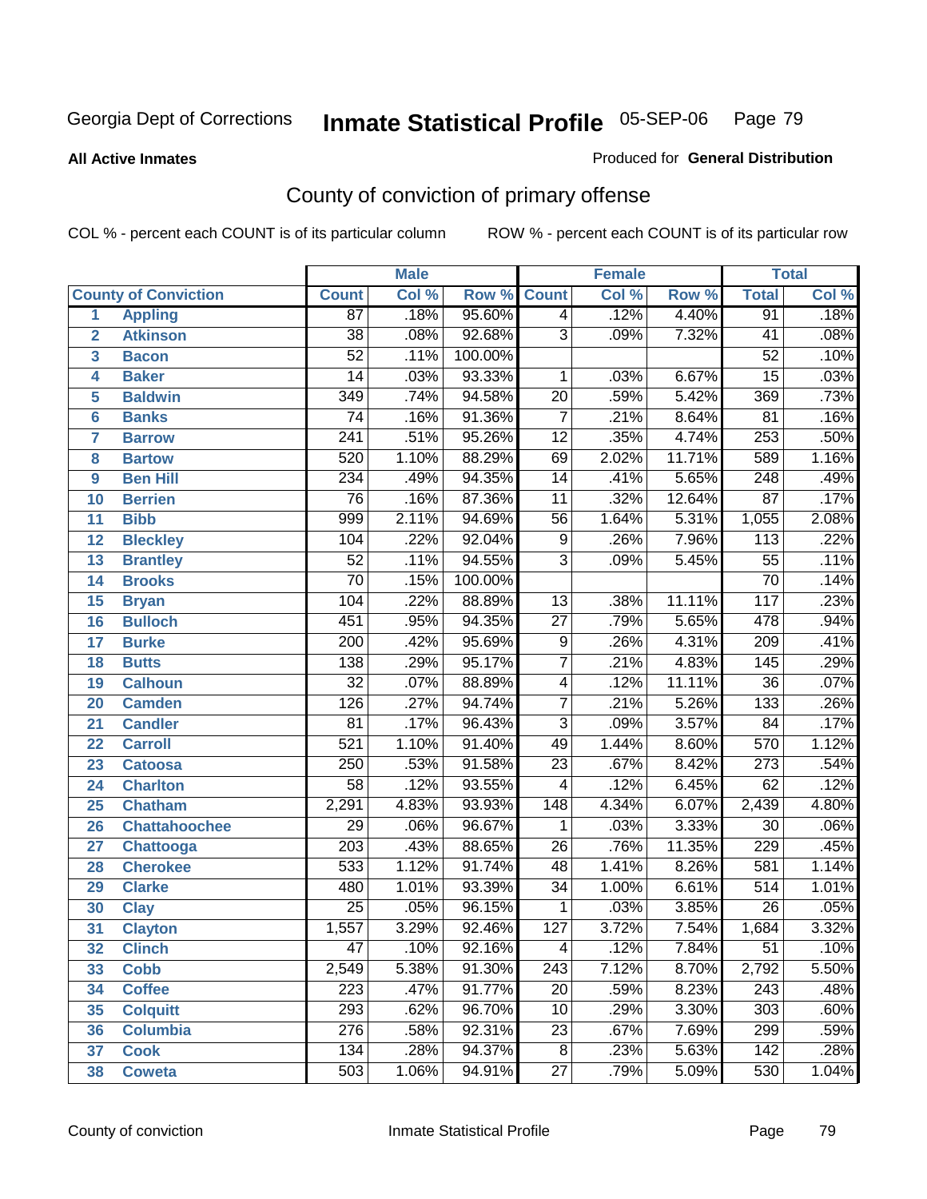Georgia Dept of Corrections

# Inmate Statistical Profile 05-SEP-06

**All Active Inmates**

Produced for **General Distribution**

## County of conviction of primary offense

COL % - percent each COUNT is of its particular column

ROW % - percent each COUNT is of its particular row

| | | Male | | | Female | | | Total | |
|---|---|---|---|---|---|---|---|---|---|
| **County of Conviction** | | **Count** | **Col %** | **Row %** | **Count** | **Col %** | **Row %** | **Total** | **Col %** |
| 1 | **Appling** | 87 | .18% | 95.60% | 4 | .12% | 4.40% | 91 | .18% |
| 2 | **Atkinson** | 38 | .08% | 92.68% | 3 | .09% | 7.32% | 41 | .08% |
| 3 | **Bacon** | 52 | .11% | 100.00% | | | | 52 | .10% |
| 4 | **Baker** | 14 | .03% | 93.33% | 1 | .03% | 6.67% | 15 | .03% |
| 5 | **Baldwin** | 349 | .74% | 94.58% | 20 | .59% | 5.42% | 369 | .73% |
| 6 | **Banks** | 74 | .16% | 91.36% | 7 | .21% | 8.64% | 81 | .16% |
| 7 | **Barrow** | 241 | .51% | 95.26% | 12 | .35% | 4.74% | 253 | .50% |
| 8 | **Bartow** | 520 | 1.10% | 88.29% | 69 | 2.02% | 11.71% | 589 | 1.16% |
| 9 | **Ben Hill** | 234 | .49% | 94.35% | 14 | .41% | 5.65% | 248 | .49% |
| 10 | **Berrien** | 76 | .16% | 87.36% | 11 | .32% | 12.64% | 87 | .17% |
| 11 | **Bibb** | 999 | 2.11% | 94.69% | 56 | 1.64% | 5.31% | 1,055 | 2.08% |
| 12 | **Bleckley** | 104 | .22% | 92.04% | 9 | .26% | 7.96% | 113 | .22% |
| 13 | **Brantley** | 52 | .11% | 94.55% | 3 | .09% | 5.45% | 55 | .11% |
| 14 | **Brooks** | 70 | .15% | 100.00% | | | | 70 | .14% |
| 15 | **Bryan** | 104 | .22% | 88.89% | 13 | .38% | 11.11% | 117 | .23% |
| 16 | **Bulloch** | 451 | .95% | 94.35% | 27 | .79% | 5.65% | 478 | .94% |
| 17 | **Burke** | 200 | .42% | 95.69% | 9 | .26% | 4.31% | 209 | .41% |
| 18 | **Butts** | 138 | .29% | 95.17% | 7 | .21% | 4.83% | 145 | .29% |
| 19 | **Calhoun** | 32 | .07% | 88.89% | 4 | .12% | 11.11% | 36 | .07% |
| 20 | **Camden** | 126 | .27% | 94.74% | 7 | .21% | 5.26% | 133 | .26% |
| 21 | **Candler** | 81 | .17% | 96.43% | 3 | .09% | 3.57% | 84 | .17% |
| 22 | **Carroll** | 521 | 1.10% | 91.40% | 49 | 1.44% | 8.60% | 570 | 1.12% |
| 23 | **Catoosa** | 250 | .53% | 91.58% | 23 | .67% | 8.42% | 273 | .54% |
| 24 | **Charlton** | 58 | .12% | 93.55% | 4 | .12% | 6.45% | 62 | .12% |
| 25 | **Chatham** | 2,291 | 4.83% | 93.93% | 148 | 4.34% | 6.07% | 2,439 | 4.80% |
| 26 | **Chattahoochee** | 29 | .06% | 96.67% | 1 | .03% | 3.33% | 30 | .06% |
| 27 | **Chattooga** | 203 | .43% | 88.65% | 26 | .76% | 11.35% | 229 | .45% |
| 28 | **Cherokee** | 533 | 1.12% | 91.74% | 48 | 1.41% | 8.26% | 581 | 1.14% |
| 29 | **Clarke** | 480 | 1.01% | 93.39% | 34 | 1.00% | 6.61% | 514 | 1.01% |
| 30 | **Clay** | 25 | .05% | 96.15% | 1 | .03% | 3.85% | 26 | .05% |
| 31 | **Clayton** | 1,557 | 3.29% | 92.46% | 127 | 3.72% | 7.54% | 1,684 | 3.32% |
| 32 | **Clinch** | 47 | .10% | 92.16% | 4 | .12% | 7.84% | 51 | .10% |
| 33 | **Cobb** | 2,549 | 5.38% | 91.30% | 243 | 7.12% | 8.70% | 2,792 | 5.50% |
| 34 | **Coffee** | 223 | .47% | 91.77% | 20 | .59% | 8.23% | 243 | .48% |
| 35 | **Colquitt** | 293 | .62% | 96.70% | 10 | .29% | 3.30% | 303 | .60% |
| 36 | **Columbia** | 276 | .58% | 92.31% | 23 | .67% | 7.69% | 299 | .59% |
| 37 | **Cook** | 134 | .28% | 94.37% | 8 | .23% | 5.63% | 142 | .28% |
| 38 | **Coweta** | 503 | 1.06% | 94.91% | 27 | .79% | 5.09% | 530 | 1.04% |

County of conviction — Inmate Statistical Profile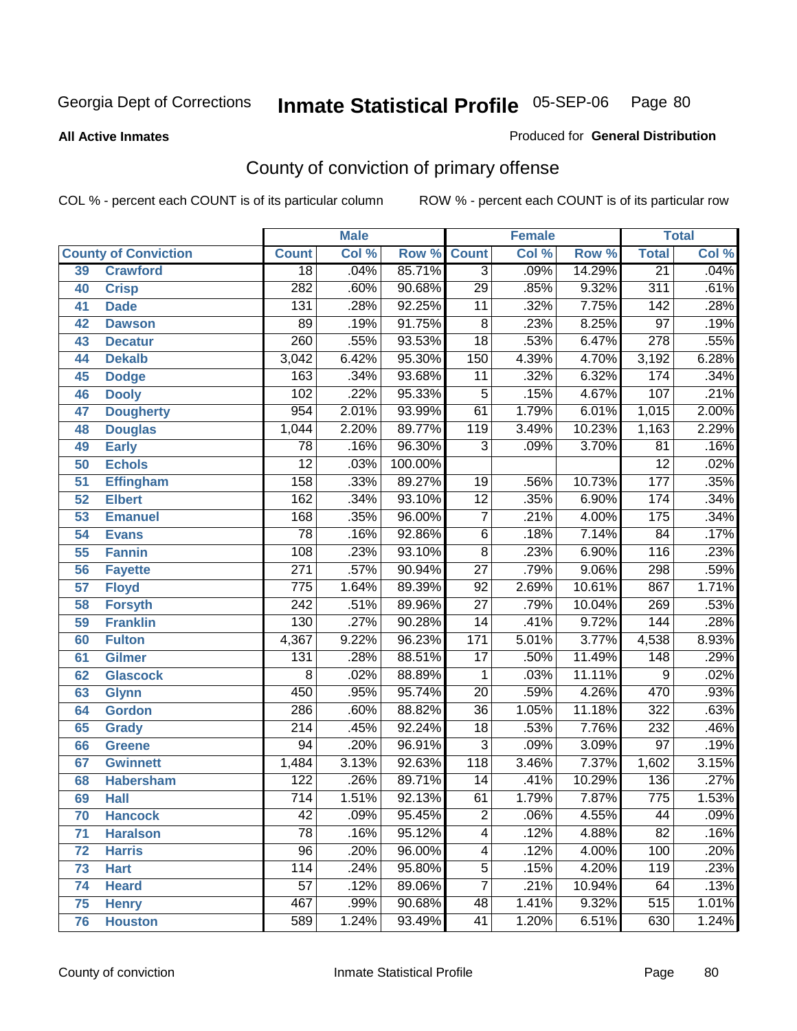Georgia Dept of Corrections **Inmate Statistical Profile** 05-SEP-06

**All Active Inmates**

Produced for **General Distribution**

## County of conviction of primary offense

COL % - percent each COUNT is of its particular column ROW % - percent each COUNT is of its particular row

| | | Male | | | Female | | | Total | |
|---|---|---|---|---|---|---|---|---|---|
| **County of Conviction** | | **Count** | **Col %** | **Row %** | **Count** | **Col %** | **Row %** | **Total** | **Col %** |
| 39 | Crawford | 18 | .04% | 85.71% | 3 | .09% | 14.29% | 21 | .04% |
| 40 | Crisp | 282 | .60% | 90.68% | 29 | .85% | 9.32% | 311 | .61% |
| 41 | Dade | 131 | .28% | 92.25% | 11 | .32% | 7.75% | 142 | .28% |
| 42 | Dawson | 89 | .19% | 91.75% | 8 | .23% | 8.25% | 97 | .19% |
| 43 | Decatur | 260 | .55% | 93.53% | 18 | .53% | 6.47% | 278 | .55% |
| 44 | Dekalb | 3,042 | 6.42% | 95.30% | 150 | 4.39% | 4.70% | 3,192 | 6.28% |
| 45 | Dodge | 163 | .34% | 93.68% | 11 | .32% | 6.32% | 174 | .34% |
| 46 | Dooly | 102 | .22% | 95.33% | 5 | .15% | 4.67% | 107 | .21% |
| 47 | Dougherty | 954 | 2.01% | 93.99% | 61 | 1.79% | 6.01% | 1,015 | 2.00% |
| 48 | Douglas | 1,044 | 2.20% | 89.77% | 119 | 3.49% | 10.23% | 1,163 | 2.29% |
| 49 | Early | 78 | .16% | 96.30% | 3 | .09% | 3.70% | 81 | .16% |
| 50 | Echols | 12 | .03% | 100.00% | | | | 12 | .02% |
| 51 | Effingham | 158 | .33% | 89.27% | 19 | .56% | 10.73% | 177 | .35% |
| 52 | Elbert | 162 | .34% | 93.10% | 12 | .35% | 6.90% | 174 | .34% |
| 53 | Emanuel | 168 | .35% | 96.00% | 7 | .21% | 4.00% | 175 | .34% |
| 54 | Evans | 78 | .16% | 92.86% | 6 | .18% | 7.14% | 84 | .17% |
| 55 | Fannin | 108 | .23% | 93.10% | 8 | .23% | 6.90% | 116 | .23% |
| 56 | Fayette | 271 | .57% | 90.94% | 27 | .79% | 9.06% | 298 | .59% |
| 57 | Floyd | 775 | 1.64% | 89.39% | 92 | 2.69% | 10.61% | 867 | 1.71% |
| 58 | Forsyth | 242 | .51% | 89.96% | 27 | .79% | 10.04% | 269 | .53% |
| 59 | Franklin | 130 | .27% | 90.28% | 14 | .41% | 9.72% | 144 | .28% |
| 60 | Fulton | 4,367 | 9.22% | 96.23% | 171 | 5.01% | 3.77% | 4,538 | 8.93% |
| 61 | Gilmer | 131 | .28% | 88.51% | 17 | .50% | 11.49% | 148 | .29% |
| 62 | Glascock | 8 | .02% | 88.89% | 1 | .03% | 11.11% | 9 | .02% |
| 63 | Glynn | 450 | .95% | 95.74% | 20 | .59% | 4.26% | 470 | .93% |
| 64 | Gordon | 286 | .60% | 88.82% | 36 | 1.05% | 11.18% | 322 | .63% |
| 65 | Grady | 214 | .45% | 92.24% | 18 | .53% | 7.76% | 232 | .46% |
| 66 | Greene | 94 | .20% | 96.91% | 3 | .09% | 3.09% | 97 | .19% |
| 67 | Gwinnett | 1,484 | 3.13% | 92.63% | 118 | 3.46% | 7.37% | 1,602 | 3.15% |
| 68 | Habersham | 122 | .26% | 89.71% | 14 | .41% | 10.29% | 136 | .27% |
| 69 | Hall | 714 | 1.51% | 92.13% | 61 | 1.79% | 7.87% | 775 | 1.53% |
| 70 | Hancock | 42 | .09% | 95.45% | 2 | .06% | 4.55% | 44 | .09% |
| 71 | Haralson | 78 | .16% | 95.12% | 4 | .12% | 4.88% | 82 | .16% |
| 72 | Harris | 96 | .20% | 96.00% | 4 | .12% | 4.00% | 100 | .20% |
| 73 | Hart | 114 | .24% | 95.80% | 5 | .15% | 4.20% | 119 | .23% |
| 74 | Heard | 57 | .12% | 89.06% | 7 | .21% | 10.94% | 64 | .13% |
| 75 | Henry | 467 | .99% | 90.68% | 48 | 1.41% | 9.32% | 515 | 1.01% |
| 76 | Houston | 589 | 1.24% | 93.49% | 41 | 1.20% | 6.51% | 630 | 1.24% |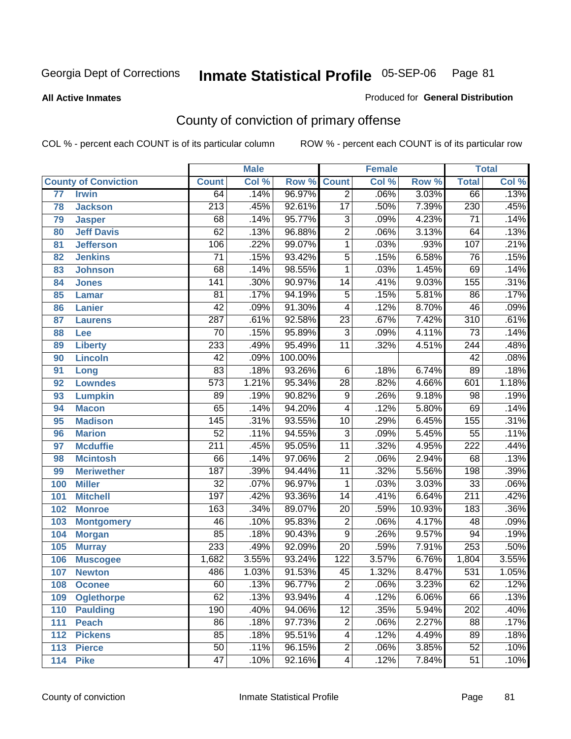Georgia Dept of Corrections **Inmate Statistical Profile** 05-SEP-06

**All Active Inmates** Produced for **General Distribution**

## County of conviction of primary offense

COL % - percent each COUNT is of its particular column     ROW % - percent each COUNT is of its particular row

| County of Conviction | | Male | | | Female | | | Total | |
|---|---|---|---|---|---|---|---|---|---|
| | | Count | Col % | Row % | Count | Col % | Row % | Total | Col % |
| 77 | Irwin | 64 | .14% | 96.97% | 2 | .06% | 3.03% | 66 | .13% |
| 78 | Jackson | 213 | .45% | 92.61% | 17 | .50% | 7.39% | 230 | .45% |
| 79 | Jasper | 68 | .14% | 95.77% | 3 | .09% | 4.23% | 71 | .14% |
| 80 | Jeff Davis | 62 | .13% | 96.88% | 2 | .06% | 3.13% | 64 | .13% |
| 81 | Jefferson | 106 | .22% | 99.07% | 1 | .03% | .93% | 107 | .21% |
| 82 | Jenkins | 71 | .15% | 93.42% | 5 | .15% | 6.58% | 76 | .15% |
| 83 | Johnson | 68 | .14% | 98.55% | 1 | .03% | 1.45% | 69 | .14% |
| 84 | Jones | 141 | .30% | 90.97% | 14 | .41% | 9.03% | 155 | .31% |
| 85 | Lamar | 81 | .17% | 94.19% | 5 | .15% | 5.81% | 86 | .17% |
| 86 | Lanier | 42 | .09% | 91.30% | 4 | .12% | 8.70% | 46 | .09% |
| 87 | Laurens | 287 | .61% | 92.58% | 23 | .67% | 7.42% | 310 | .61% |
| 88 | Lee | 70 | .15% | 95.89% | 3 | .09% | 4.11% | 73 | .14% |
| 89 | Liberty | 233 | .49% | 95.49% | 11 | .32% | 4.51% | 244 | .48% |
| 90 | Lincoln | 42 | .09% | 100.00% | | | | 42 | .08% |
| 91 | Long | 83 | .18% | 93.26% | 6 | .18% | 6.74% | 89 | .18% |
| 92 | Lowndes | 573 | 1.21% | 95.34% | 28 | .82% | 4.66% | 601 | 1.18% |
| 93 | Lumpkin | 89 | .19% | 90.82% | 9 | .26% | 9.18% | 98 | .19% |
| 94 | Macon | 65 | .14% | 94.20% | 4 | .12% | 5.80% | 69 | .14% |
| 95 | Madison | 145 | .31% | 93.55% | 10 | .29% | 6.45% | 155 | .31% |
| 96 | Marion | 52 | .11% | 94.55% | 3 | .09% | 5.45% | 55 | .11% |
| 97 | Mcduffie | 211 | .45% | 95.05% | 11 | .32% | 4.95% | 222 | .44% |
| 98 | Mcintosh | 66 | .14% | 97.06% | 2 | .06% | 2.94% | 68 | .13% |
| 99 | Meriwether | 187 | .39% | 94.44% | 11 | .32% | 5.56% | 198 | .39% |
| 100 | Miller | 32 | .07% | 96.97% | 1 | .03% | 3.03% | 33 | .06% |
| 101 | Mitchell | 197 | .42% | 93.36% | 14 | .41% | 6.64% | 211 | .42% |
| 102 | Monroe | 163 | .34% | 89.07% | 20 | .59% | 10.93% | 183 | .36% |
| 103 | Montgomery | 46 | .10% | 95.83% | 2 | .06% | 4.17% | 48 | .09% |
| 104 | Morgan | 85 | .18% | 90.43% | 9 | .26% | 9.57% | 94 | .19% |
| 105 | Murray | 233 | .49% | 92.09% | 20 | .59% | 7.91% | 253 | .50% |
| 106 | Muscogee | 1,682 | 3.55% | 93.24% | 122 | 3.57% | 6.76% | 1,804 | 3.55% |
| 107 | Newton | 486 | 1.03% | 91.53% | 45 | 1.32% | 8.47% | 531 | 1.05% |
| 108 | Oconee | 60 | .13% | 96.77% | 2 | .06% | 3.23% | 62 | .12% |
| 109 | Oglethorpe | 62 | .13% | 93.94% | 4 | .12% | 6.06% | 66 | .13% |
| 110 | Paulding | 190 | .40% | 94.06% | 12 | .35% | 5.94% | 202 | .40% |
| 111 | Peach | 86 | .18% | 97.73% | 2 | .06% | 2.27% | 88 | .17% |
| 112 | Pickens | 85 | .18% | 95.51% | 4 | .12% | 4.49% | 89 | .18% |
| 113 | Pierce | 50 | .11% | 96.15% | 2 | .06% | 3.85% | 52 | .10% |
| 114 | Pike | 47 | .10% | 92.16% | 4 | .12% | 7.84% | 51 | .10% |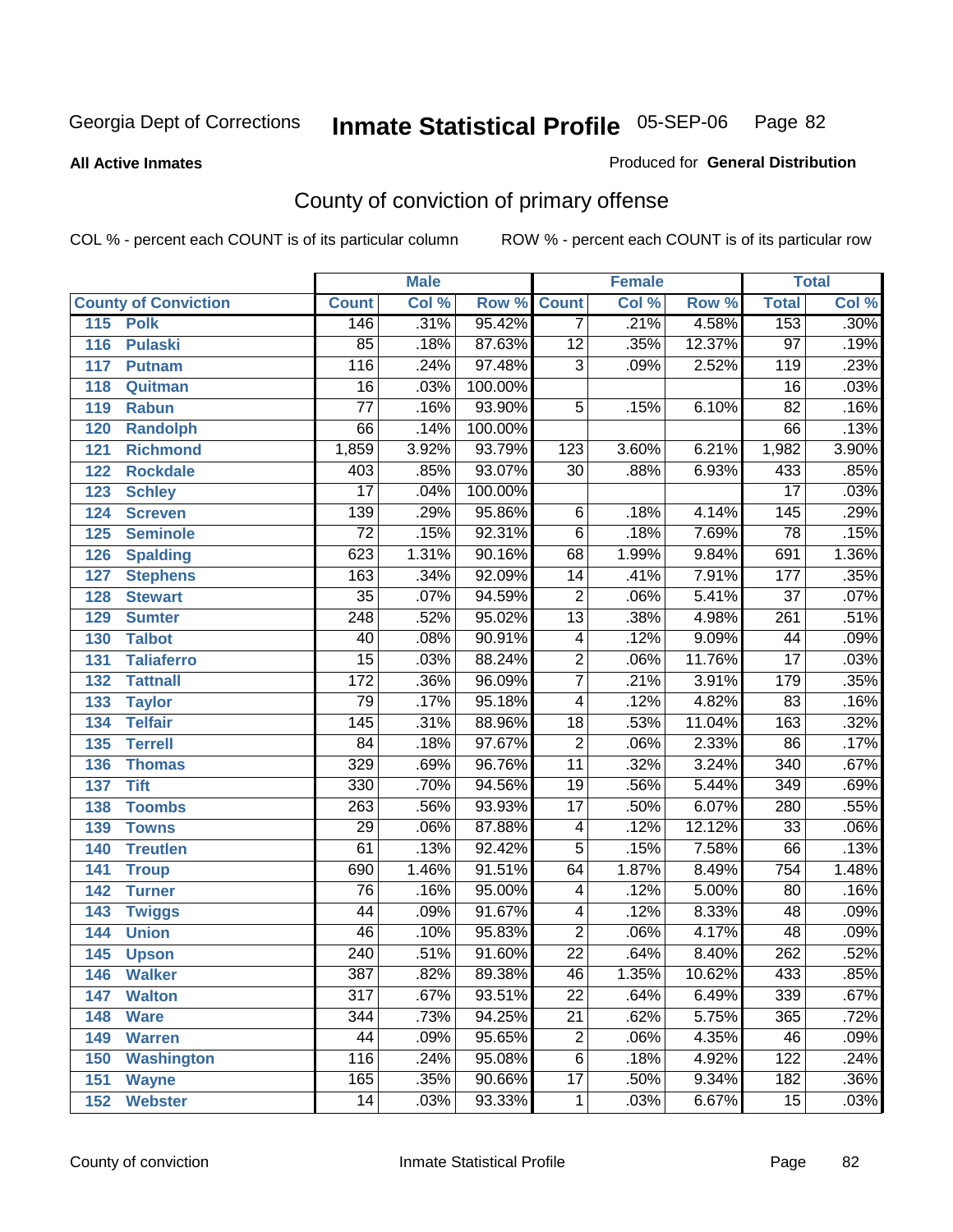Georgia Dept of Corrections **Inmate Statistical Profile** 05-SEP-06

**All Active Inmates** Produced for **General Distribution**

## County of conviction of primary offense

COL % - percent each COUNT is of its particular column ROW % - percent each COUNT is of its particular row

| County of Conviction | Male | | | Female | | | Total | |
|---|---|---|---|---|---|---|---|---|
| | Count | Col % | Row % | Count | Col % | Row % | Total | Col % |
| 115 Polk | 146 | .31% | 95.42% | 7 | .21% | 4.58% | 153 | .30% |
| 116 Pulaski | 85 | .18% | 87.63% | 12 | .35% | 12.37% | 97 | .19% |
| 117 Putnam | 116 | .24% | 97.48% | 3 | .09% | 2.52% | 119 | .23% |
| 118 Quitman | 16 | .03% | 100.00% | | | | 16 | .03% |
| 119 Rabun | 77 | .16% | 93.90% | 5 | .15% | 6.10% | 82 | .16% |
| 120 Randolph | 66 | .14% | 100.00% | | | | 66 | .13% |
| 121 Richmond | 1,859 | 3.92% | 93.79% | 123 | 3.60% | 6.21% | 1,982 | 3.90% |
| 122 Rockdale | 403 | .85% | 93.07% | 30 | .88% | 6.93% | 433 | .85% |
| 123 Schley | 17 | .04% | 100.00% | | | | 17 | .03% |
| 124 Screven | 139 | .29% | 95.86% | 6 | .18% | 4.14% | 145 | .29% |
| 125 Seminole | 72 | .15% | 92.31% | 6 | .18% | 7.69% | 78 | .15% |
| 126 Spalding | 623 | 1.31% | 90.16% | 68 | 1.99% | 9.84% | 691 | 1.36% |
| 127 Stephens | 163 | .34% | 92.09% | 14 | .41% | 7.91% | 177 | .35% |
| 128 Stewart | 35 | .07% | 94.59% | 2 | .06% | 5.41% | 37 | .07% |
| 129 Sumter | 248 | .52% | 95.02% | 13 | .38% | 4.98% | 261 | .51% |
| 130 Talbot | 40 | .08% | 90.91% | 4 | .12% | 9.09% | 44 | .09% |
| 131 Taliaferro | 15 | .03% | 88.24% | 2 | .06% | 11.76% | 17 | .03% |
| 132 Tattnall | 172 | .36% | 96.09% | 7 | .21% | 3.91% | 179 | .35% |
| 133 Taylor | 79 | .17% | 95.18% | 4 | .12% | 4.82% | 83 | .16% |
| 134 Telfair | 145 | .31% | 88.96% | 18 | .53% | 11.04% | 163 | .32% |
| 135 Terrell | 84 | .18% | 97.67% | 2 | .06% | 2.33% | 86 | .17% |
| 136 Thomas | 329 | .69% | 96.76% | 11 | .32% | 3.24% | 340 | .67% |
| 137 Tift | 330 | .70% | 94.56% | 19 | .56% | 5.44% | 349 | .69% |
| 138 Toombs | 263 | .56% | 93.93% | 17 | .50% | 6.07% | 280 | .55% |
| 139 Towns | 29 | .06% | 87.88% | 4 | .12% | 12.12% | 33 | .06% |
| 140 Treutlen | 61 | .13% | 92.42% | 5 | .15% | 7.58% | 66 | .13% |
| 141 Troup | 690 | 1.46% | 91.51% | 64 | 1.87% | 8.49% | 754 | 1.48% |
| 142 Turner | 76 | .16% | 95.00% | 4 | .12% | 5.00% | 80 | .16% |
| 143 Twiggs | 44 | .09% | 91.67% | 4 | .12% | 8.33% | 48 | .09% |
| 144 Union | 46 | .10% | 95.83% | 2 | .06% | 4.17% | 48 | .09% |
| 145 Upson | 240 | .51% | 91.60% | 22 | .64% | 8.40% | 262 | .52% |
| 146 Walker | 387 | .82% | 89.38% | 46 | 1.35% | 10.62% | 433 | .85% |
| 147 Walton | 317 | .67% | 93.51% | 22 | .64% | 6.49% | 339 | .67% |
| 148 Ware | 344 | .73% | 94.25% | 21 | .62% | 5.75% | 365 | .72% |
| 149 Warren | 44 | .09% | 95.65% | 2 | .06% | 4.35% | 46 | .09% |
| 150 Washington | 116 | .24% | 95.08% | 6 | .18% | 4.92% | 122 | .24% |
| 151 Wayne | 165 | .35% | 90.66% | 17 | .50% | 9.34% | 182 | .36% |
| 152 Webster | 14 | .03% | 93.33% | 1 | .03% | 6.67% | 15 | .03% |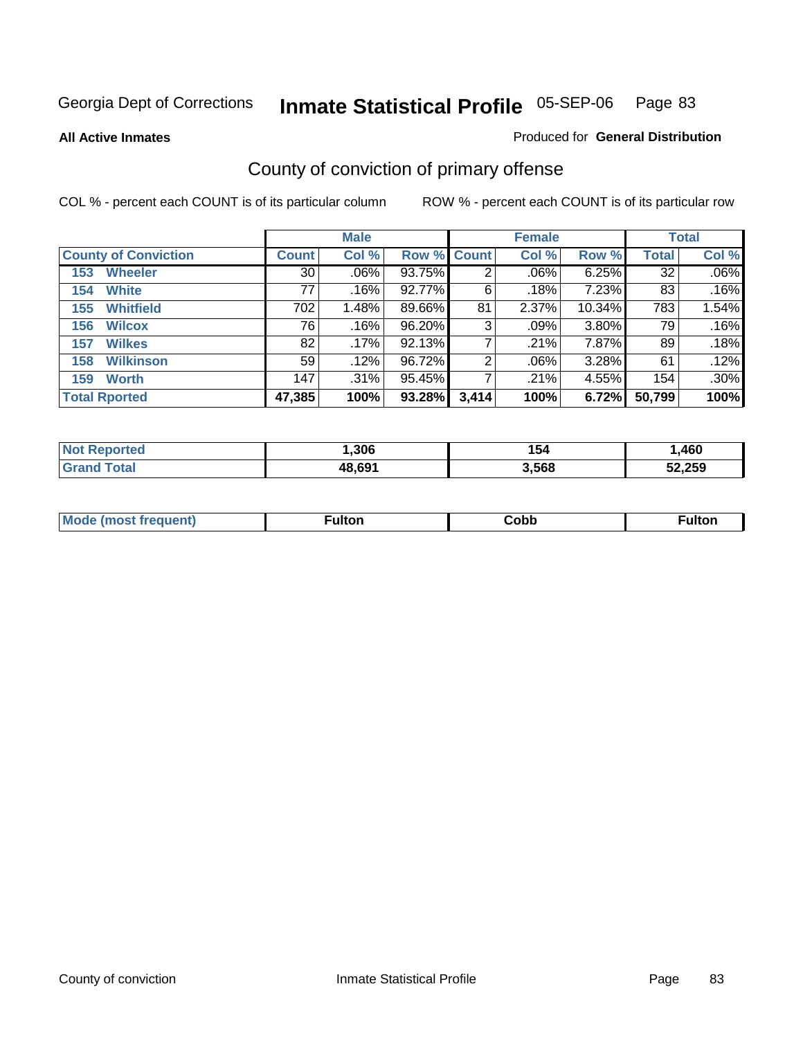Georgia Dept of Corrections **Inmate Statistical Profile** 05-SEP-06

**All Active Inmates**

Produced for **General Distribution**

## County of conviction of primary offense

COL % - percent each COUNT is of its particular column

ROW % - percent each COUNT is of its particular row

| | Male | | | Female | | | Total | |
|---|---|---|---|---|---|---|---|---|
| **County of Conviction** | **Count** | **Col %** | **Row %** | **Count** | **Col %** | **Row %** | **Total** | **Col %** |
| 153 Wheeler | 30 | .06% | 93.75% | 2 | .06% | 6.25% | 32 | .06% |
| 154 White | 77 | .16% | 92.77% | 6 | .18% | 7.23% | 83 | .16% |
| 155 Whitfield | 702 | 1.48% | 89.66% | 81 | 2.37% | 10.34% | 783 | 1.54% |
| 156 Wilcox | 76 | .16% | 96.20% | 3 | .09% | 3.80% | 79 | .16% |
| 157 Wilkes | 82 | .17% | 92.13% | 7 | .21% | 7.87% | 89 | .18% |
| 158 Wilkinson | 59 | .12% | 96.72% | 2 | .06% | 3.28% | 61 | .12% |
| 159 Worth | 147 | .31% | 95.45% | 7 | .21% | 4.55% | 154 | .30% |
| **Total Rported** | **47,385** | **100%** | **93.28%** | **3,414** | **100%** | **6.72%** | **50,799** | **100%** |

| | Male | Female | Total |
|---|---|---|---|
| **Not Reported** | **1,306** | **154** | **1,460** |
| **Grand Total** | **48,691** | **3,568** | **52,259** |

| | Male | Female | Total |
|---|---|---|---|
| **Mode (most frequent)** | **Fulton** | **Cobb** | **Fulton** |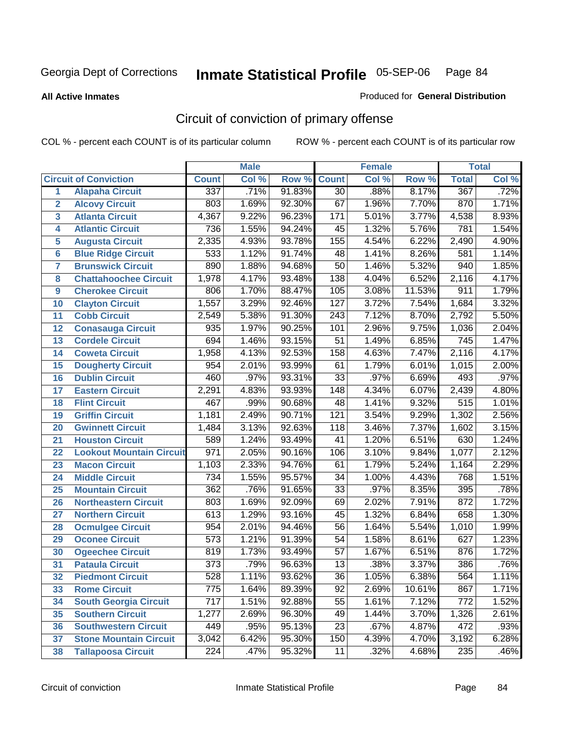Georgia Dept of Corrections **Inmate Statistical Profile** 05-SEP-06

**All Active Inmates**

Produced for **General Distribution**

## Circuit of conviction of primary offense

COL % - percent each COUNT is of its particular column ROW % - percent each COUNT is of its particular row

| | | Male | | | Female | | | Total | |
|---|---|---|---|---|---|---|---|---|---|
| **Circuit of Conviction** | | **Count** | **Col %** | **Row %** | **Count** | **Col %** | **Row %** | **Total** | **Col %** |
| 1 | Alapaha Circuit | 337 | .71% | 91.83% | 30 | .88% | 8.17% | 367 | .72% |
| 2 | Alcovy Circuit | 803 | 1.69% | 92.30% | 67 | 1.96% | 7.70% | 870 | 1.71% |
| 3 | Atlanta Circuit | 4,367 | 9.22% | 96.23% | 171 | 5.01% | 3.77% | 4,538 | 8.93% |
| 4 | Atlantic Circuit | 736 | 1.55% | 94.24% | 45 | 1.32% | 5.76% | 781 | 1.54% |
| 5 | Augusta Circuit | 2,335 | 4.93% | 93.78% | 155 | 4.54% | 6.22% | 2,490 | 4.90% |
| 6 | Blue Ridge Circuit | 533 | 1.12% | 91.74% | 48 | 1.41% | 8.26% | 581 | 1.14% |
| 7 | Brunswick Circuit | 890 | 1.88% | 94.68% | 50 | 1.46% | 5.32% | 940 | 1.85% |
| 8 | Chattahoochee Circuit | 1,978 | 4.17% | 93.48% | 138 | 4.04% | 6.52% | 2,116 | 4.17% |
| 9 | Cherokee Circuit | 806 | 1.70% | 88.47% | 105 | 3.08% | 11.53% | 911 | 1.79% |
| 10 | Clayton Circuit | 1,557 | 3.29% | 92.46% | 127 | 3.72% | 7.54% | 1,684 | 3.32% |
| 11 | Cobb Circuit | 2,549 | 5.38% | 91.30% | 243 | 7.12% | 8.70% | 2,792 | 5.50% |
| 12 | Conasauga Circuit | 935 | 1.97% | 90.25% | 101 | 2.96% | 9.75% | 1,036 | 2.04% |
| 13 | Cordele Circuit | 694 | 1.46% | 93.15% | 51 | 1.49% | 6.85% | 745 | 1.47% |
| 14 | Coweta Circuit | 1,958 | 4.13% | 92.53% | 158 | 4.63% | 7.47% | 2,116 | 4.17% |
| 15 | Dougherty Circuit | 954 | 2.01% | 93.99% | 61 | 1.79% | 6.01% | 1,015 | 2.00% |
| 16 | Dublin Circuit | 460 | .97% | 93.31% | 33 | .97% | 6.69% | 493 | .97% |
| 17 | Eastern Circuit | 2,291 | 4.83% | 93.93% | 148 | 4.34% | 6.07% | 2,439 | 4.80% |
| 18 | Flint Circuit | 467 | .99% | 90.68% | 48 | 1.41% | 9.32% | 515 | 1.01% |
| 19 | Griffin Circuit | 1,181 | 2.49% | 90.71% | 121 | 3.54% | 9.29% | 1,302 | 2.56% |
| 20 | Gwinnett Circuit | 1,484 | 3.13% | 92.63% | 118 | 3.46% | 7.37% | 1,602 | 3.15% |
| 21 | Houston Circuit | 589 | 1.24% | 93.49% | 41 | 1.20% | 6.51% | 630 | 1.24% |
| 22 | Lookout Mountain Circuit | 971 | 2.05% | 90.16% | 106 | 3.10% | 9.84% | 1,077 | 2.12% |
| 23 | Macon Circuit | 1,103 | 2.33% | 94.76% | 61 | 1.79% | 5.24% | 1,164 | 2.29% |
| 24 | Middle Circuit | 734 | 1.55% | 95.57% | 34 | 1.00% | 4.43% | 768 | 1.51% |
| 25 | Mountain Circuit | 362 | .76% | 91.65% | 33 | .97% | 8.35% | 395 | .78% |
| 26 | Northeastern Circuit | 803 | 1.69% | 92.09% | 69 | 2.02% | 7.91% | 872 | 1.72% |
| 27 | Northern Circuit | 613 | 1.29% | 93.16% | 45 | 1.32% | 6.84% | 658 | 1.30% |
| 28 | Ocmulgee Circuit | 954 | 2.01% | 94.46% | 56 | 1.64% | 5.54% | 1,010 | 1.99% |
| 29 | Oconee Circuit | 573 | 1.21% | 91.39% | 54 | 1.58% | 8.61% | 627 | 1.23% |
| 30 | Ogeechee Circuit | 819 | 1.73% | 93.49% | 57 | 1.67% | 6.51% | 876 | 1.72% |
| 31 | Pataula Circuit | 373 | .79% | 96.63% | 13 | .38% | 3.37% | 386 | .76% |
| 32 | Piedmont Circuit | 528 | 1.11% | 93.62% | 36 | 1.05% | 6.38% | 564 | 1.11% |
| 33 | Rome Circuit | 775 | 1.64% | 89.39% | 92 | 2.69% | 10.61% | 867 | 1.71% |
| 34 | South Georgia Circuit | 717 | 1.51% | 92.88% | 55 | 1.61% | 7.12% | 772 | 1.52% |
| 35 | Southern Circuit | 1,277 | 2.69% | 96.30% | 49 | 1.44% | 3.70% | 1,326 | 2.61% |
| 36 | Southwestern Circuit | 449 | .95% | 95.13% | 23 | .67% | 4.87% | 472 | .93% |
| 37 | Stone Mountain Circuit | 3,042 | 6.42% | 95.30% | 150 | 4.39% | 4.70% | 3,192 | 6.28% |
| 38 | Tallapoosa Circuit | 224 | .47% | 95.32% | 11 | .32% | 4.68% | 235 | .46% |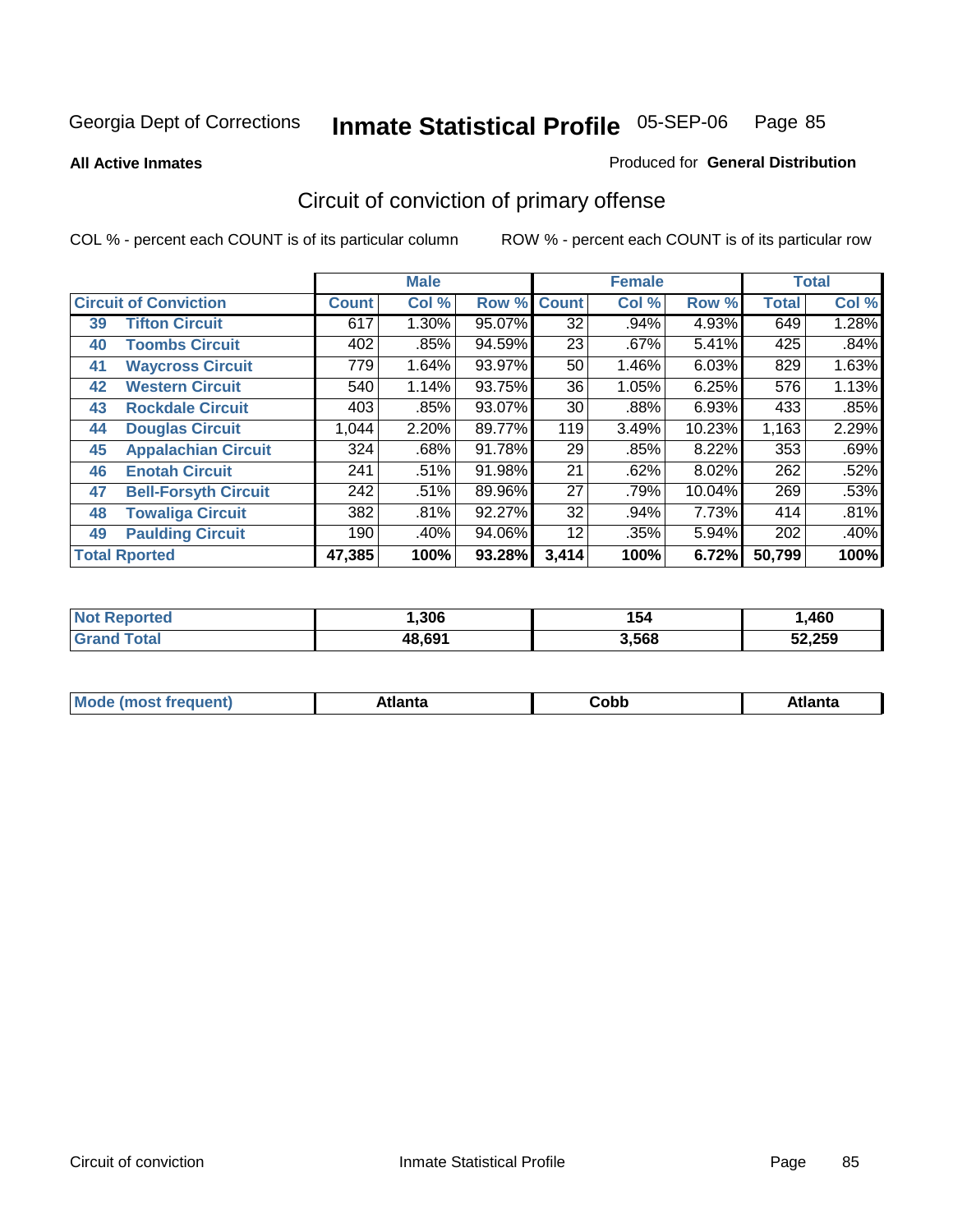Georgia Dept of Corrections **Inmate Statistical Profile** 05-SEP-06

**All Active Inmates**

Produced for **General Distribution**

## Circuit of conviction of primary offense

COL % - percent each COUNT is of its particular column    ROW % - percent each COUNT is of its particular row

| Circuit of Conviction | | Male | | | Female | | | Total | |
|---|---|---|---|---|---|---|---|---|---|
| | | Count | Col % | Row % | Count | Col % | Row % | Total | Col % |
| 39 | Tifton Circuit | 617 | 1.30% | 95.07% | 32 | .94% | 4.93% | 649 | 1.28% |
| 40 | Toombs Circuit | 402 | .85% | 94.59% | 23 | .67% | 5.41% | 425 | .84% |
| 41 | Waycross Circuit | 779 | 1.64% | 93.97% | 50 | 1.46% | 6.03% | 829 | 1.63% |
| 42 | Western Circuit | 540 | 1.14% | 93.75% | 36 | 1.05% | 6.25% | 576 | 1.13% |
| 43 | Rockdale Circuit | 403 | .85% | 93.07% | 30 | .88% | 6.93% | 433 | .85% |
| 44 | Douglas Circuit | 1,044 | 2.20% | 89.77% | 119 | 3.49% | 10.23% | 1,163 | 2.29% |
| 45 | Appalachian Circuit | 324 | .68% | 91.78% | 29 | .85% | 8.22% | 353 | .69% |
| 46 | Enotah Circuit | 241 | .51% | 91.98% | 21 | .62% | 8.02% | 262 | .52% |
| 47 | Bell-Forsyth Circuit | 242 | .51% | 89.96% | 27 | .79% | 10.04% | 269 | .53% |
| 48 | Towaliga Circuit | 382 | .81% | 92.27% | 32 | .94% | 7.73% | 414 | .81% |
| 49 | Paulding Circuit | 190 | .40% | 94.06% | 12 | .35% | 5.94% | 202 | .40% |
| **Total Rported** | | **47,385** | **100%** | **93.28%** | **3,414** | **100%** | **6.72%** | **50,799** | **100%** |

| | Male | Female | Total |
|---|---|---|---|
| **Not Reported** | **1,306** | **154** | **1,460** |
| **Grand Total** | **48,691** | **3,568** | **52,259** |

| | Male | Female | Total |
|---|---|---|---|
| **Mode (most frequent)** | **Atlanta** | **Cobb** | **Atlanta** |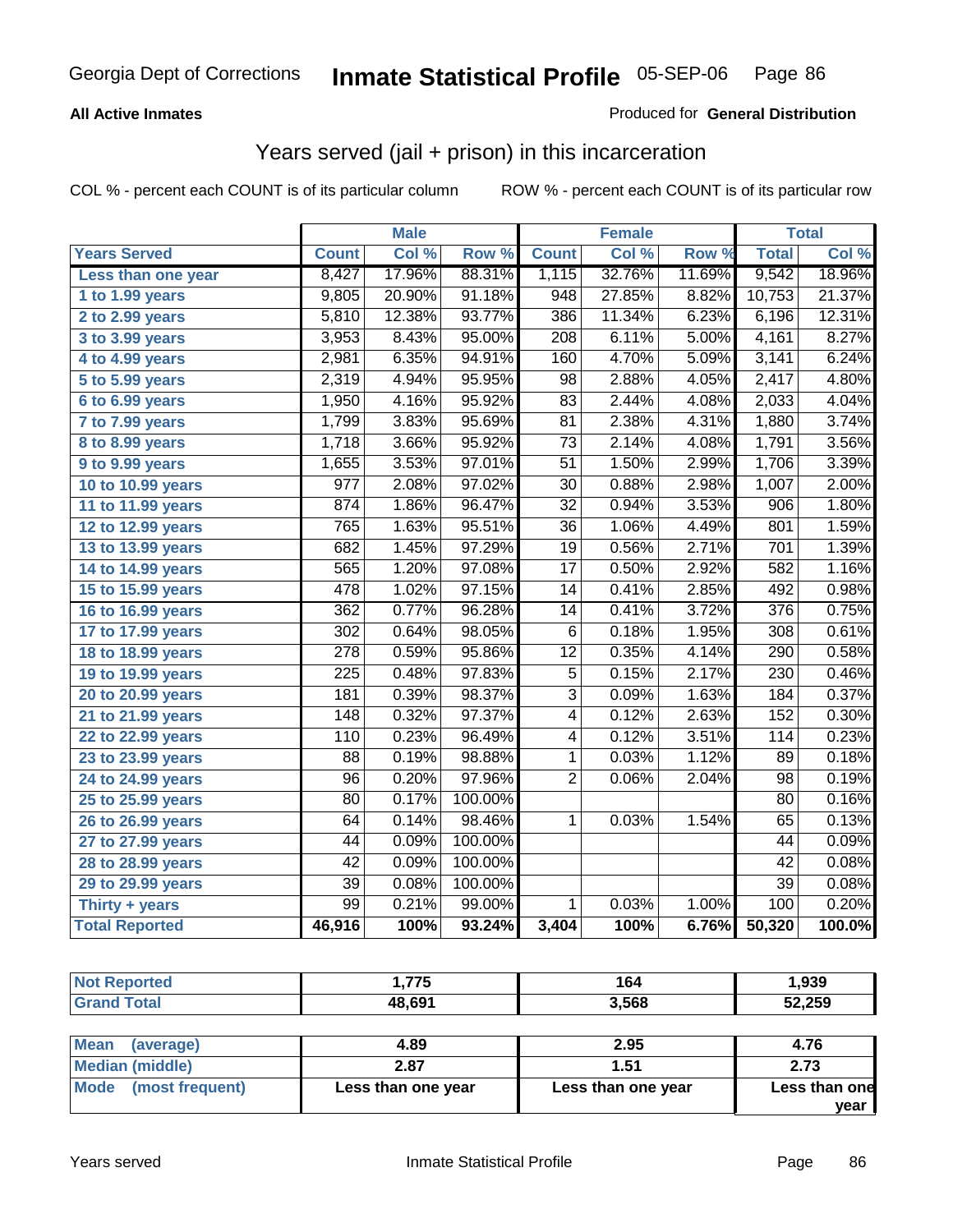Georgia Dept of Corrections **Inmate Statistical Profile** 05-SEP-06

**All Active Inmates**

Produced for **General Distribution**

## Years served (jail + prison) in this incarceration

COL % - percent each COUNT is of its particular column

ROW % - percent each COUNT is of its particular row

| | Male | | | Female | | | Total | |
|---|---|---|---|---|---|---|---|---|
| Years Served | Count | Col % | Row % | Count | Col % | Row % | Total | Col % |
| Less than one year | 8,427 | 17.96% | 88.31% | 1,115 | 32.76% | 11.69% | 9,542 | 18.96% |
| 1 to 1.99 years | 9,805 | 20.90% | 91.18% | 948 | 27.85% | 8.82% | 10,753 | 21.37% |
| 2 to 2.99 years | 5,810 | 12.38% | 93.77% | 386 | 11.34% | 6.23% | 6,196 | 12.31% |
| 3 to 3.99 years | 3,953 | 8.43% | 95.00% | 208 | 6.11% | 5.00% | 4,161 | 8.27% |
| 4 to 4.99 years | 2,981 | 6.35% | 94.91% | 160 | 4.70% | 5.09% | 3,141 | 6.24% |
| 5 to 5.99 years | 2,319 | 4.94% | 95.95% | 98 | 2.88% | 4.05% | 2,417 | 4.80% |
| 6 to 6.99 years | 1,950 | 4.16% | 95.92% | 83 | 2.44% | 4.08% | 2,033 | 4.04% |
| 7 to 7.99 years | 1,799 | 3.83% | 95.69% | 81 | 2.38% | 4.31% | 1,880 | 3.74% |
| 8 to 8.99 years | 1,718 | 3.66% | 95.92% | 73 | 2.14% | 4.08% | 1,791 | 3.56% |
| 9 to 9.99 years | 1,655 | 3.53% | 97.01% | 51 | 1.50% | 2.99% | 1,706 | 3.39% |
| 10 to 10.99 years | 977 | 2.08% | 97.02% | 30 | 0.88% | 2.98% | 1,007 | 2.00% |
| 11 to 11.99 years | 874 | 1.86% | 96.47% | 32 | 0.94% | 3.53% | 906 | 1.80% |
| 12 to 12.99 years | 765 | 1.63% | 95.51% | 36 | 1.06% | 4.49% | 801 | 1.59% |
| 13 to 13.99 years | 682 | 1.45% | 97.29% | 19 | 0.56% | 2.71% | 701 | 1.39% |
| 14 to 14.99 years | 565 | 1.20% | 97.08% | 17 | 0.50% | 2.92% | 582 | 1.16% |
| 15 to 15.99 years | 478 | 1.02% | 97.15% | 14 | 0.41% | 2.85% | 492 | 0.98% |
| 16 to 16.99 years | 362 | 0.77% | 96.28% | 14 | 0.41% | 3.72% | 376 | 0.75% |
| 17 to 17.99 years | 302 | 0.64% | 98.05% | 6 | 0.18% | 1.95% | 308 | 0.61% |
| 18 to 18.99 years | 278 | 0.59% | 95.86% | 12 | 0.35% | 4.14% | 290 | 0.58% |
| 19 to 19.99 years | 225 | 0.48% | 97.83% | 5 | 0.15% | 2.17% | 230 | 0.46% |
| 20 to 20.99 years | 181 | 0.39% | 98.37% | 3 | 0.09% | 1.63% | 184 | 0.37% |
| 21 to 21.99 years | 148 | 0.32% | 97.37% | 4 | 0.12% | 2.63% | 152 | 0.30% |
| 22 to 22.99 years | 110 | 0.23% | 96.49% | 4 | 0.12% | 3.51% | 114 | 0.23% |
| 23 to 23.99 years | 88 | 0.19% | 98.88% | 1 | 0.03% | 1.12% | 89 | 0.18% |
| 24 to 24.99 years | 96 | 0.20% | 97.96% | 2 | 0.06% | 2.04% | 98 | 0.19% |
| 25 to 25.99 years | 80 | 0.17% | 100.00% | | | | 80 | 0.16% |
| 26 to 26.99 years | 64 | 0.14% | 98.46% | 1 | 0.03% | 1.54% | 65 | 0.13% |
| 27 to 27.99 years | 44 | 0.09% | 100.00% | | | | 44 | 0.09% |
| 28 to 28.99 years | 42 | 0.09% | 100.00% | | | | 42 | 0.08% |
| 29 to 29.99 years | 39 | 0.08% | 100.00% | | | | 39 | 0.08% |
| Thirty + years | 99 | 0.21% | 99.00% | 1 | 0.03% | 1.00% | 100 | 0.20% |
| **Total Reported** | **46,916** | **100%** | **93.24%** | **3,404** | **100%** | **6.76%** | **50,320** | **100.0%** |

| | Male | Female | Total |
|---|---|---|---|
| Not Reported | 1,775 | 164 | 1,939 |
| Grand Total | 48,691 | 3,568 | 52,259 |

| | Male | Female | Total |
|---|---|---|---|
| Mean (average) | 4.89 | 2.95 | 4.76 |
| Median (middle) | 2.87 | 1.51 | 2.73 |
| Mode (most frequent) | Less than one year | Less than one year | Less than one year |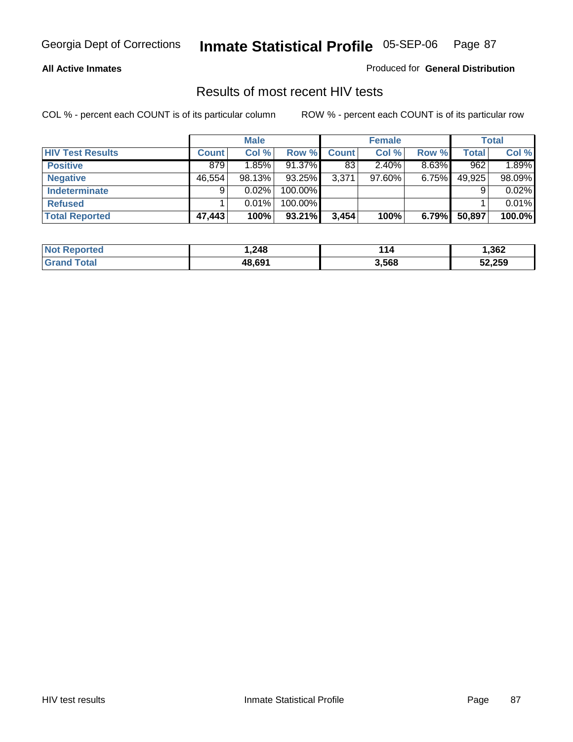**All Active Inmates**

Produced for **General Distribution**

## Results of most recent HIV tests

COL % - percent each COUNT is of its particular column

ROW % - percent each COUNT is of its particular row

| | Male | | | Female | | | Total | |
|---|---|---|---|---|---|---|---|---|
| **HIV Test Results** | **Count** | **Col %** | **Row %** | **Count** | **Col %** | **Row %** | **Total** | **Col %** |
| **Positive** | 879 | 1.85% | 91.37% | 83 | 2.40% | 8.63% | 962 | 1.89% |
| **Negative** | 46,554 | 98.13% | 93.25% | 3,371 | 97.60% | 6.75% | 49,925 | 98.09% |
| **Indeterminate** | 9 | 0.02% | 100.00% | | | | 9 | 0.02% |
| **Refused** | 1 | 0.01% | 100.00% | | | | 1 | 0.01% |
| **Total Reported** | **47,443** | **100%** | **93.21%** | **3,454** | **100%** | **6.79%** | **50,897** | **100.0%** |

| | Male | Female | Total |
|---|---|---|---|
| **Not Reported** | **1,248** | **114** | **1,362** |
| **Grand Total** | **48,691** | **3,568** | **52,259** |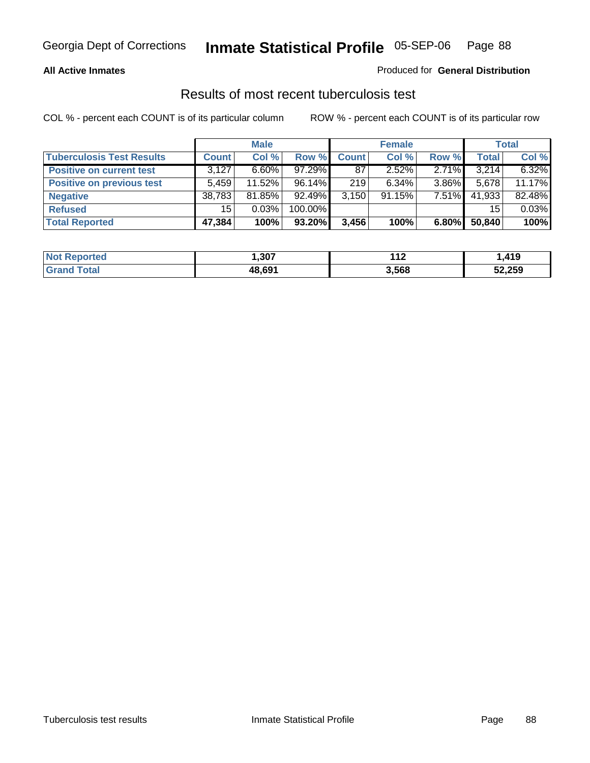Georgia Dept of Corrections **Inmate Statistical Profile** 05-SEP-06

**All Active Inmates**

Produced for **General Distribution**

## Results of most recent tuberculosis test

COL % - percent each COUNT is of its particular column ROW % - percent each COUNT is of its particular row

| | Male | | | Female | | | Total | |
|---|---|---|---|---|---|---|---|---|
| **Tuberculosis Test Results** | **Count** | **Col %** | **Row %** | **Count** | **Col %** | **Row %** | **Total** | **Col %** |
| **Positive on current test** | 3,127 | 6.60% | 97.29% | 87 | 2.52% | 2.71% | 3,214 | 6.32% |
| **Positive on previous test** | 5,459 | 11.52% | 96.14% | 219 | 6.34% | 3.86% | 5,678 | 11.17% |
| **Negative** | 38,783 | 81.85% | 92.49% | 3,150 | 91.15% | 7.51% | 41,933 | 82.48% |
| **Refused** | 15 | 0.03% | 100.00% | | | | 15 | 0.03% |
| **Total Reported** | **47,384** | **100%** | **93.20%** | **3,456** | **100%** | **6.80%** | **50,840** | **100%** |

| | Male | Female | Total |
|---|---|---|---|
| **Not Reported** | **1,307** | **112** | **1,419** |
| **Grand Total** | **48,691** | **3,568** | **52,259** |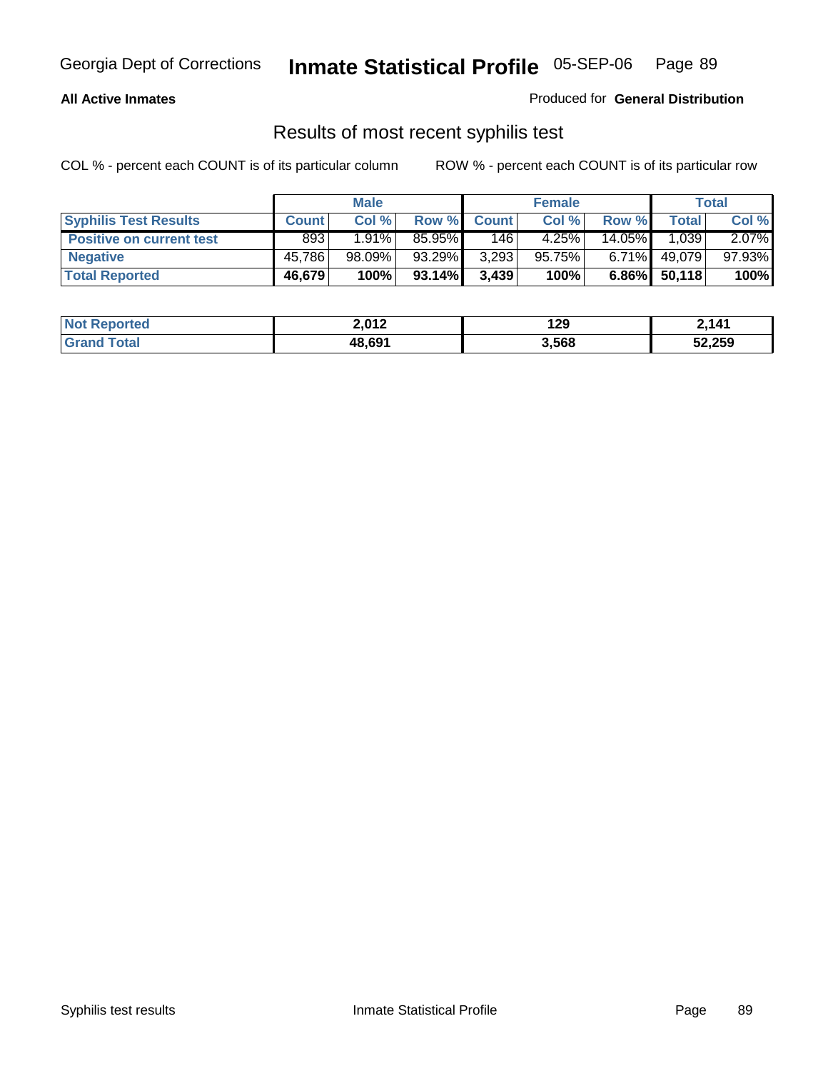All Active Inmates

Produced for **General Distribution**

## Results of most recent syphilis test

COL % - percent each COUNT is of its particular column

ROW % - percent each COUNT is of its particular row

| | Male | | | Female | | | Total | |
|---|---|---|---|---|---|---|---|---|
| **Syphilis Test Results** | **Count** | **Col %** | **Row %** | **Count** | **Col %** | **Row %** | **Total** | **Col %** |
| **Positive on current test** | 893 | 1.91% | 85.95% | 146 | 4.25% | 14.05% | 1,039 | 2.07% |
| **Negative** | 45,786 | 98.09% | 93.29% | 3,293 | 95.75% | 6.71% | 49,079 | 97.93% |
| **Total Reported** | **46,679** | **100%** | **93.14%** | **3,439** | **100%** | **6.86%** | **50,118** | **100%** |

| | Male | Female | Total |
|---|---|---|---|
| **Not Reported** | **2,012** | **129** | **2,141** |
| **Grand Total** | **48,691** | **3,568** | **52,259** |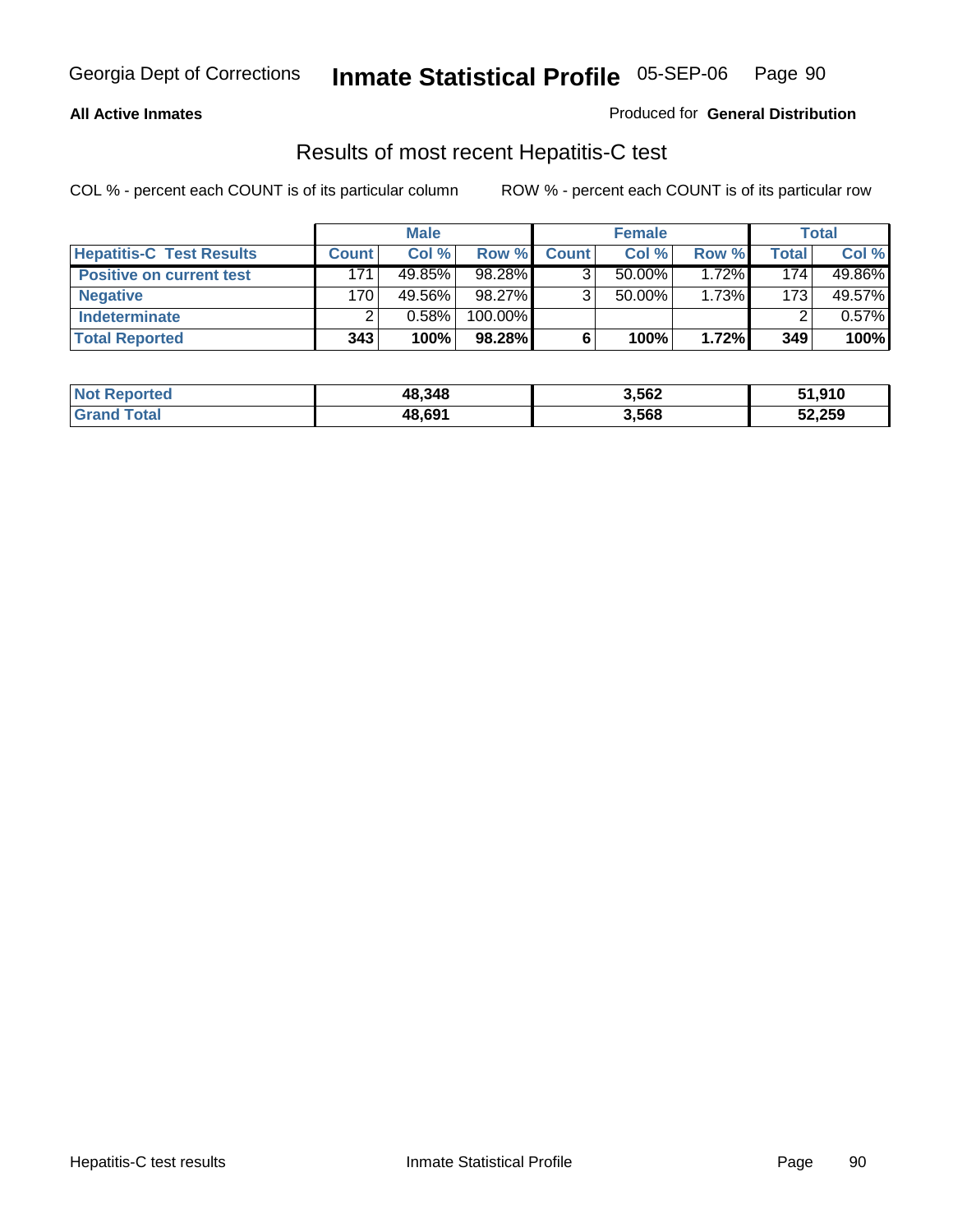**All Active Inmates** — Produced for **General Distribution**

## Results of most recent Hepatitis-C test

COL % - percent each COUNT is of its particular column    ROW % - percent each COUNT is of its particular row

| | Male | | | Female | | | Total | |
|---|---|---|---|---|---|---|---|---|
| **Hepatitis-C Test Results** | **Count** | **Col %** | **Row %** | **Count** | **Col %** | **Row %** | **Total** | **Col %** |
| **Positive on current test** | 171 | 49.85% | 98.28% | 3 | 50.00% | 1.72% | 174 | 49.86% |
| **Negative** | 170 | 49.56% | 98.27% | 3 | 50.00% | 1.73% | 173 | 49.57% |
| **Indeterminate** | 2 | 0.58% | 100.00% | | | | 2 | 0.57% |
| **Total Reported** | **343** | **100%** | **98.28%** | **6** | **100%** | **1.72%** | **349** | **100%** |

| | Male | Female | Total |
|---|---|---|---|
| **Not Reported** | **48,348** | **3,562** | **51,910** |
| **Grand Total** | **48,691** | **3,568** | **52,259** |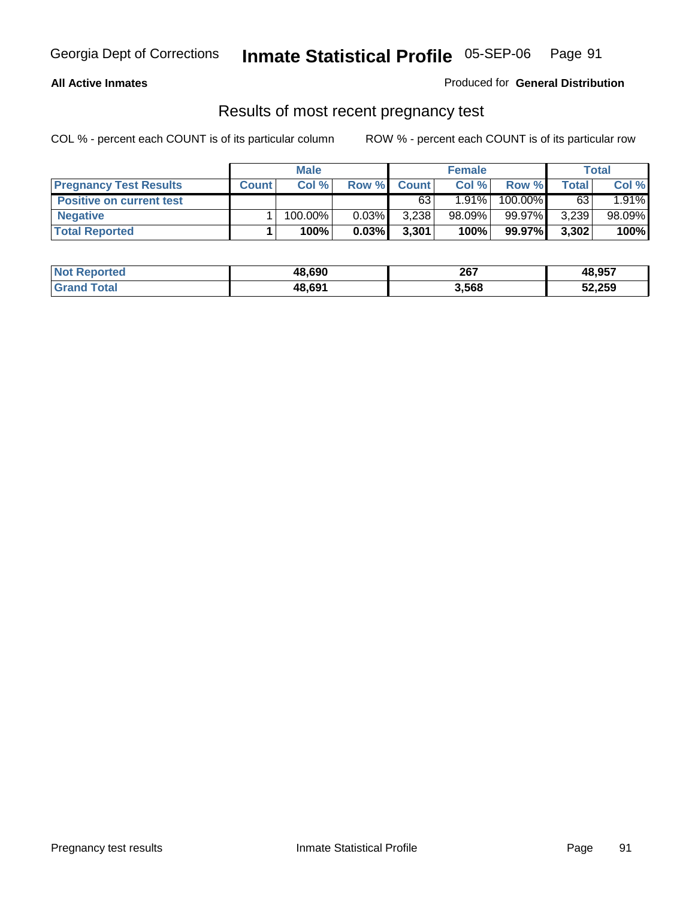**All Active Inmates**

Produced for **General Distribution**

## Results of most recent pregnancy test

COL % - percent each COUNT is of its particular column

ROW % - percent each COUNT is of its particular row

| | Male | | | Female | | | Total | |
|---|---|---|---|---|---|---|---|---|
| **Pregnancy Test Results** | **Count** | **Col %** | **Row %** | **Count** | **Col %** | **Row %** | **Total** | **Col %** |
| **Positive on current test** | | | | 63 | 1.91% | 100.00% | 63 | 1.91% |
| **Negative** | 1 | 100.00% | 0.03% | 3,238 | 98.09% | 99.97% | 3,239 | 98.09% |
| **Total Reported** | **1** | **100%** | **0.03%** | **3,301** | **100%** | **99.97%** | **3,302** | **100%** |

| | Male | Female | Total |
|---|---|---|---|
| **Not Reported** | **48,690** | **267** | **48,957** |
| **Grand Total** | **48,691** | **3,568** | **52,259** |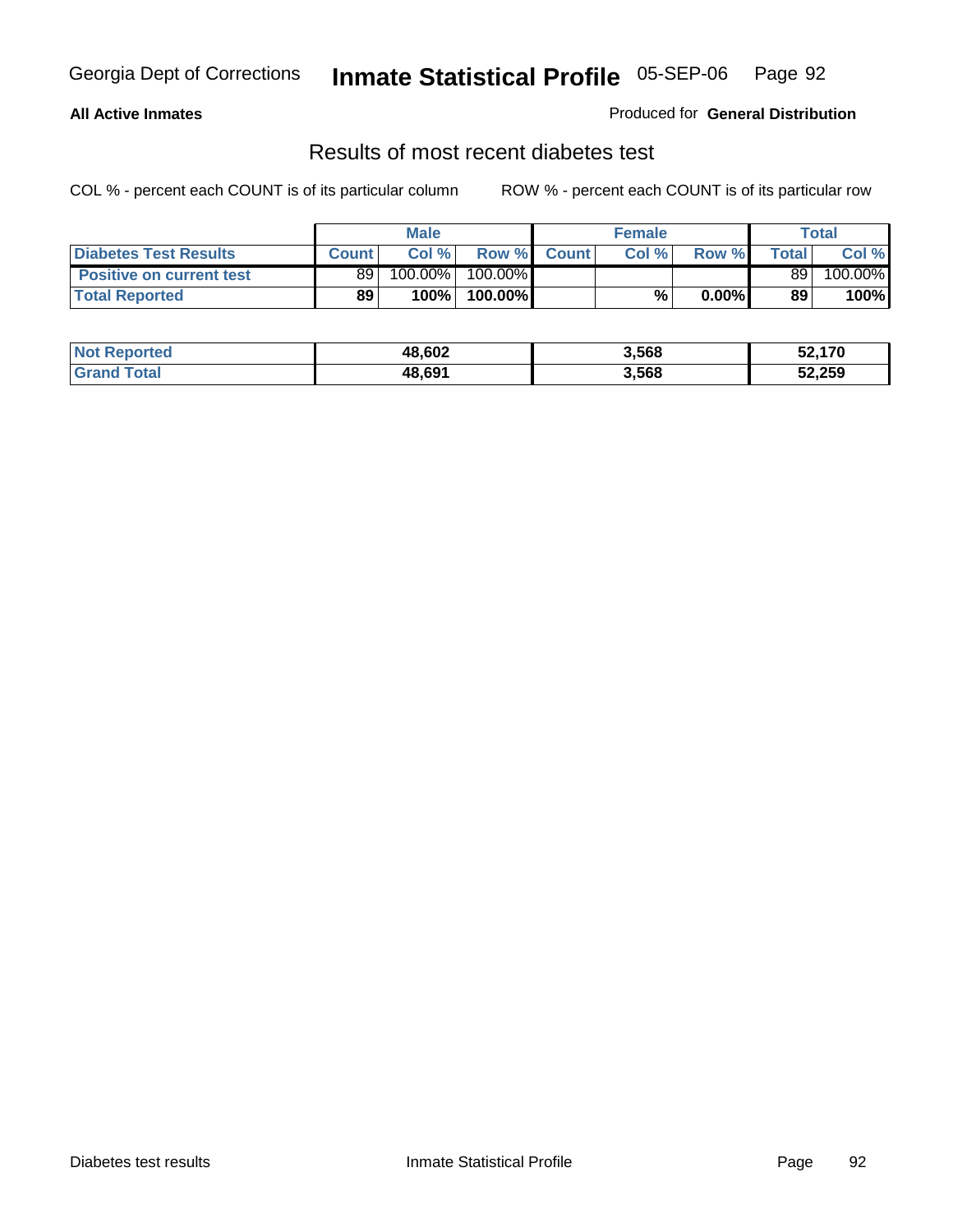**All Active Inmates**

Produced for **General Distribution**

## Results of most recent diabetes test

COL % - percent each COUNT is of its particular column

ROW % - percent each COUNT is of its particular row

| | Male | | | Female | | | Total | |
|---|---|---|---|---|---|---|---|---|
| **Diabetes Test Results** | **Count** | **Col %** | **Row %** | **Count** | **Col %** | **Row %** | **Total** | **Col %** |
| **Positive on current test** | 89 | 100.00% | 100.00% | | | | 89 | 100.00% |
| **Total Reported** | **89** | **100%** | **100.00%** | | **%** | **0.00%** | **89** | **100%** |

| | Male | Female | Total |
|---|---|---|---|
| **Not Reported** | **48,602** | **3,568** | **52,170** |
| **Grand Total** | **48,691** | **3,568** | **52,259** |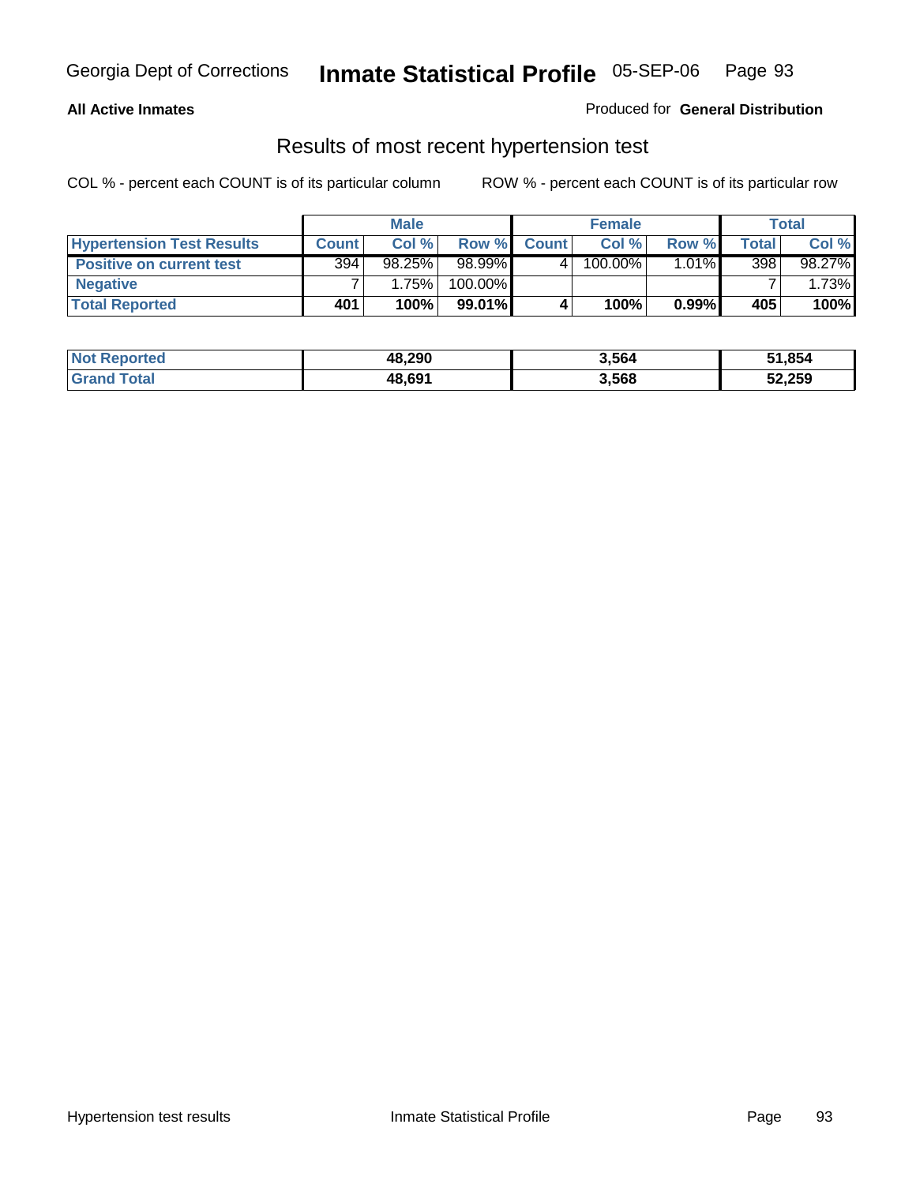**All Active Inmates**

Produced for **General Distribution**

## Results of most recent hypertension test

COL % - percent each COUNT is of its particular column

ROW % - percent each COUNT is of its particular row

| | Male | | | Female | | | Total | |
|---|---|---|---|---|---|---|---|---|
| **Hypertension Test Results** | **Count** | **Col %** | **Row %** | **Count** | **Col %** | **Row %** | **Total** | **Col %** |
| **Positive on current test** | 394 | 98.25% | 98.99% | 4 | 100.00% | 1.01% | 398 | 98.27% |
| **Negative** | 7 | 1.75% | 100.00% | | | | 7 | 1.73% |
| **Total Reported** | **401** | **100%** | **99.01%** | **4** | **100%** | **0.99%** | **405** | **100%** |

| | Male | Female | Total |
|---|---|---|---|
| **Not Reported** | **48,290** | **3,564** | **51,854** |
| **Grand Total** | **48,691** | **3,568** | **52,259** |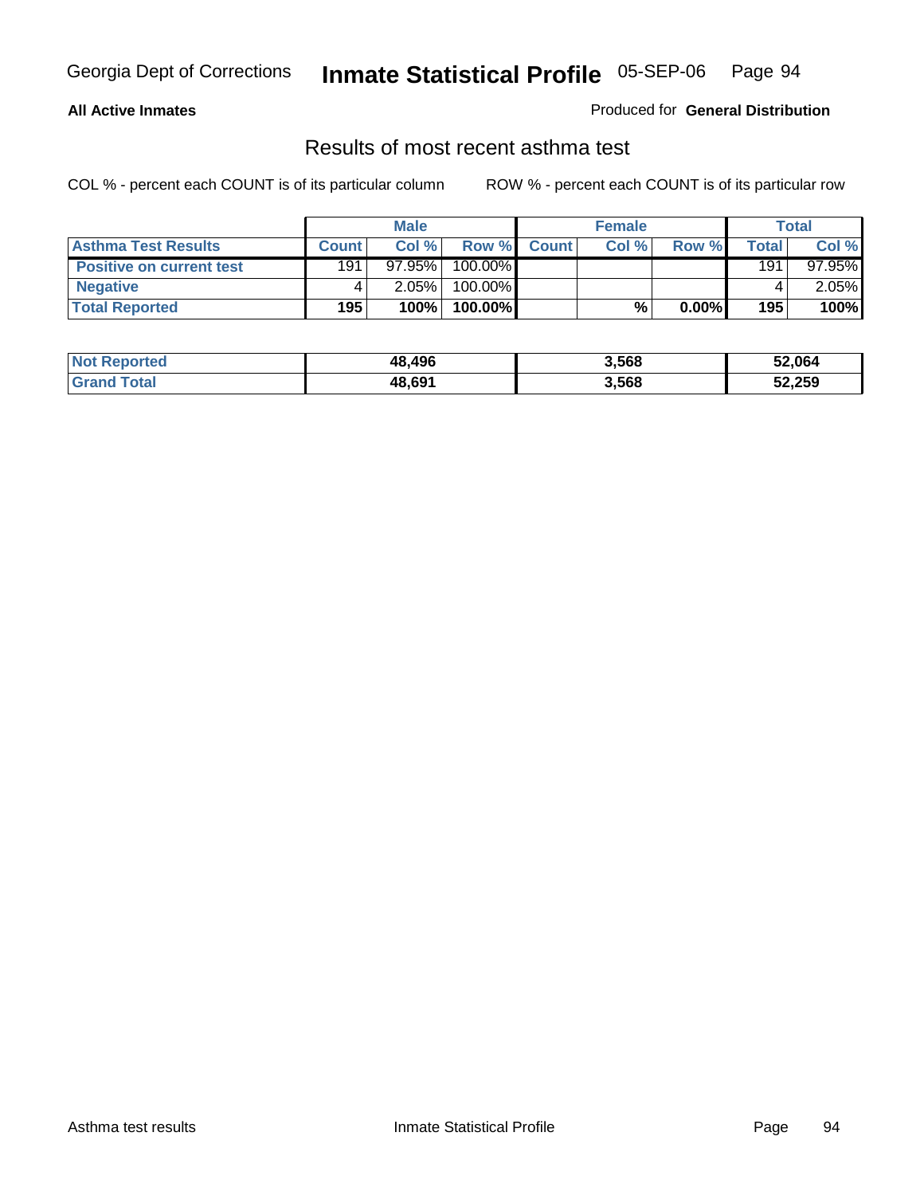**All Active Inmates**

Produced for **General Distribution**

## Results of most recent asthma test

COL % - percent each COUNT is of its particular column

ROW % - percent each COUNT is of its particular row

| | Male | | | Female | | | Total | |
|---|---|---|---|---|---|---|---|---|
| **Asthma Test Results** | **Count** | **Col %** | **Row %** | **Count** | **Col %** | **Row %** | **Total** | **Col %** |
| **Positive on current test** | 191 | 97.95% | 100.00% | | | | 191 | 97.95% |
| **Negative** | 4 | 2.05% | 100.00% | | | | 4 | 2.05% |
| **Total Reported** | **195** | **100%** | **100.00%** | | **%** | **0.00%** | **195** | **100%** |

| | Male | Female | Total |
|---|---|---|---|
| **Not Reported** | **48,496** | **3,568** | **52,064** |
| **Grand Total** | **48,691** | **3,568** | **52,259** |